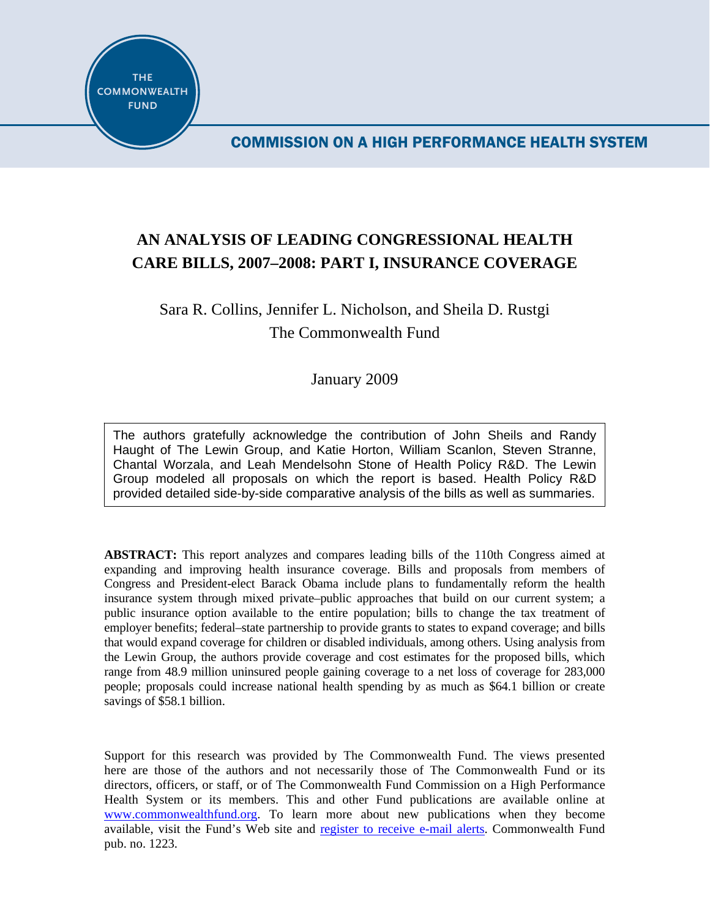THE COMMONWEALTH FUND

COMMISSION ON A HIGH PERFORMANCE HEALTH SYSTEM

# AN ANALYSIS OF LEADING CONGRESSIONAL HEALTH CARE BILLS, 2007–2008: PART I, INSURANCE COVERAGE

Sara R. Collins, Jennifer L. Nicholson, and Sheila D. Rustgi
The Commonwealth Fund

January 2009

The authors gratefully acknowledge the contribution of John Sheils and Randy Haught of The Lewin Group, and Katie Horton, William Scanlon, Steven Stranne, Chantal Worzala, and Leah Mendelsohn Stone of Health Policy R&D. The Lewin Group modeled all proposals on which the report is based. Health Policy R&D provided detailed side-by-side comparative analysis of the bills as well as summaries.

**ABSTRACT:** This report analyzes and compares leading bills of the 110th Congress aimed at expanding and improving health insurance coverage. Bills and proposals from members of Congress and President-elect Barack Obama include plans to fundamentally reform the health insurance system through mixed private–public approaches that build on our current system; a public insurance option available to the entire population; bills to change the tax treatment of employer benefits; federal–state partnership to provide grants to states to expand coverage; and bills that would expand coverage for children or disabled individuals, among others. Using analysis from the Lewin Group, the authors provide coverage and cost estimates for the proposed bills, which range from 48.9 million uninsured people gaining coverage to a net loss of coverage for 283,000 people; proposals could increase national health spending by as much as $64.1 billion or create savings of $58.1 billion.

Support for this research was provided by The Commonwealth Fund. The views presented here are those of the authors and not necessarily those of The Commonwealth Fund or its directors, officers, or staff, or of The Commonwealth Fund Commission on a High Performance Health System or its members. This and other Fund publications are available online at www.commonwealthfund.org. To learn more about new publications when they become available, visit the Fund's Web site and register to receive e-mail alerts. Commonwealth Fund pub. no. 1223.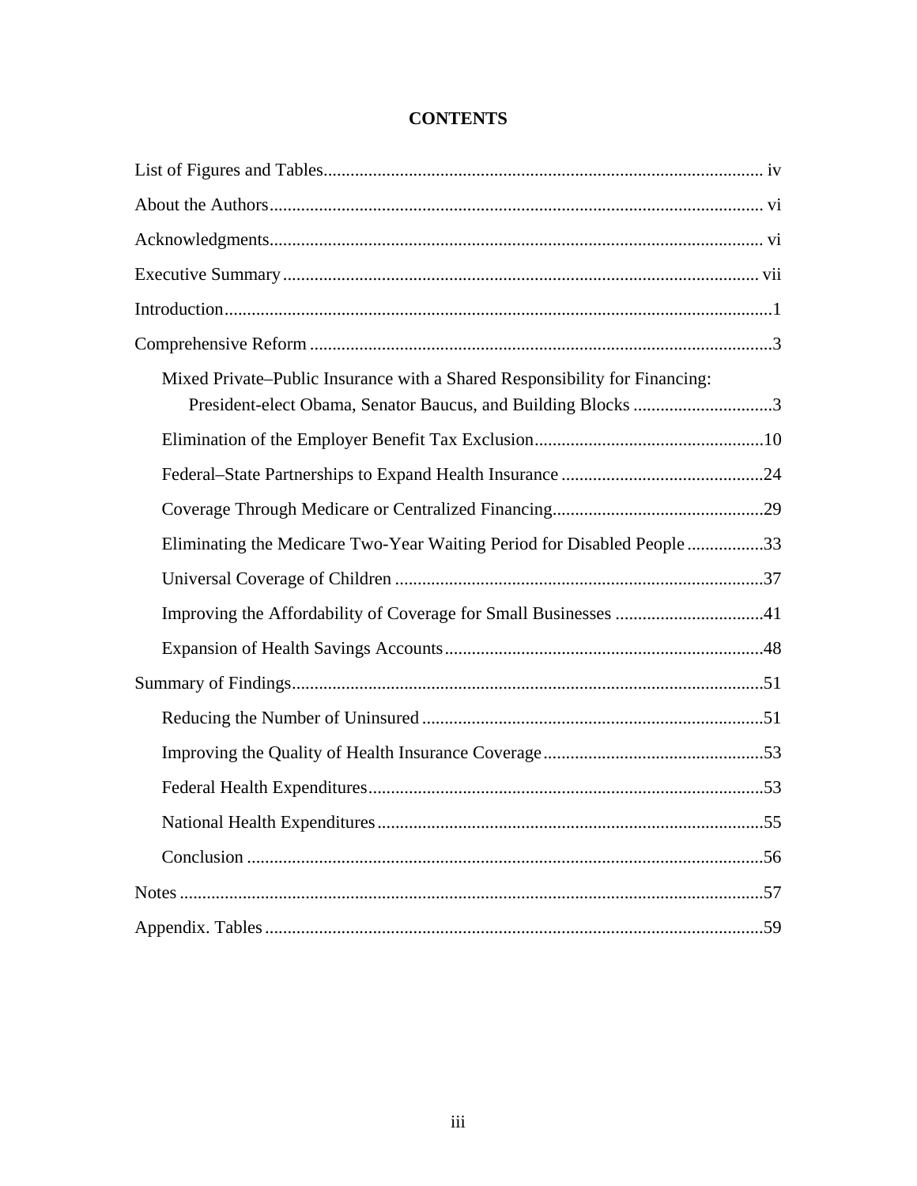# CONTENTS

List of Figures and Tables ..... iv

About the Authors ..... vi

Acknowledgments ..... vi

Executive Summary ..... vii

Introduction ..... 1

Comprehensive Reform ..... 3

- Mixed Private–Public Insurance with a Shared Responsibility for Financing: President-elect Obama, Senator Baucus, and Building Blocks ..... 3
- Elimination of the Employer Benefit Tax Exclusion ..... 10
- Federal–State Partnerships to Expand Health Insurance ..... 24
- Coverage Through Medicare or Centralized Financing ..... 29
- Eliminating the Medicare Two-Year Waiting Period for Disabled People ..... 33
- Universal Coverage of Children ..... 37
- Improving the Affordability of Coverage for Small Businesses ..... 41
- Expansion of Health Savings Accounts ..... 48

Summary of Findings ..... 51

- Reducing the Number of Uninsured ..... 51
- Improving the Quality of Health Insurance Coverage ..... 53
- Federal Health Expenditures ..... 53
- National Health Expenditures ..... 55
- Conclusion ..... 56

Notes ..... 57

Appendix. Tables ..... 59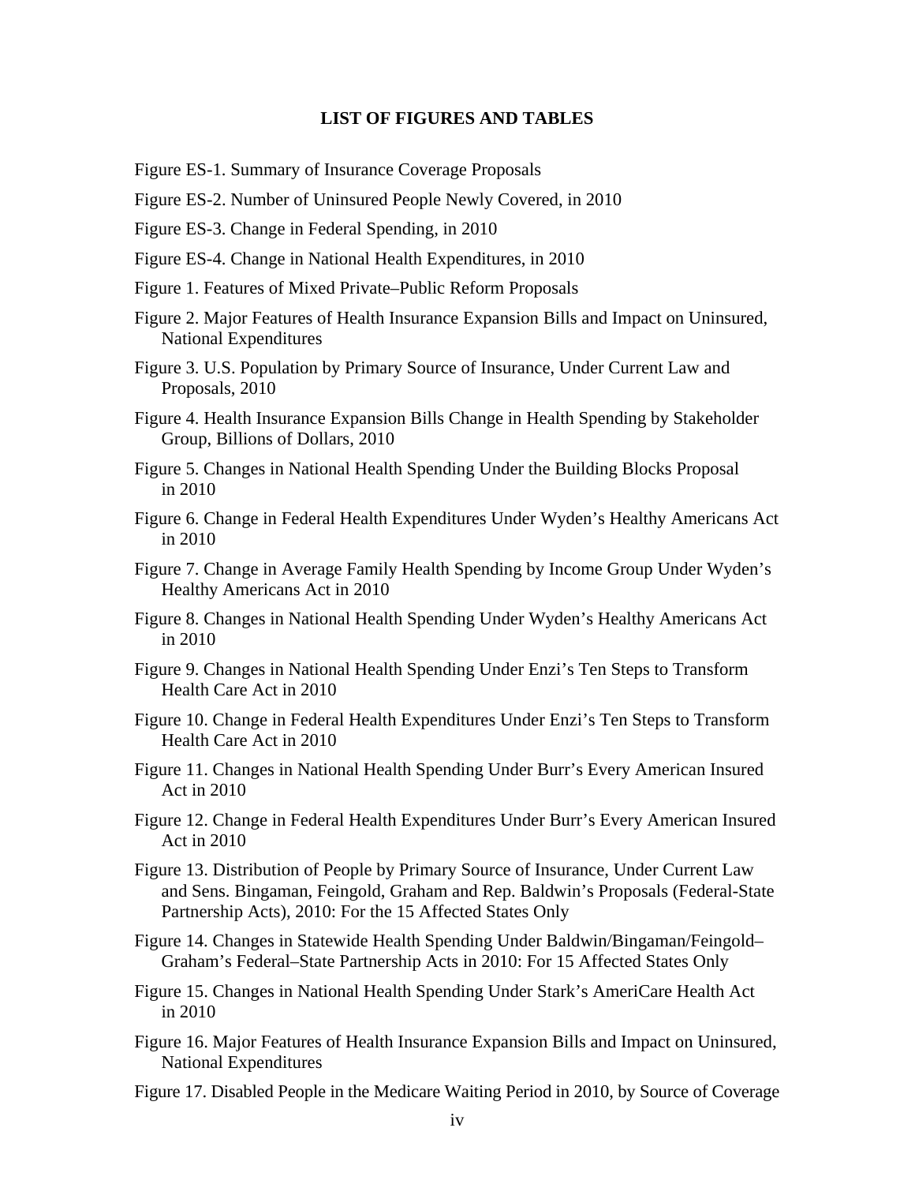## LIST OF FIGURES AND TABLES

Figure ES-1. Summary of Insurance Coverage Proposals

Figure ES-2. Number of Uninsured People Newly Covered, in 2010

Figure ES-3. Change in Federal Spending, in 2010

Figure ES-4. Change in National Health Expenditures, in 2010

Figure 1. Features of Mixed Private–Public Reform Proposals

Figure 2. Major Features of Health Insurance Expansion Bills and Impact on Uninsured, National Expenditures

Figure 3. U.S. Population by Primary Source of Insurance, Under Current Law and Proposals, 2010

Figure 4. Health Insurance Expansion Bills Change in Health Spending by Stakeholder Group, Billions of Dollars, 2010

Figure 5. Changes in National Health Spending Under the Building Blocks Proposal in 2010

Figure 6. Change in Federal Health Expenditures Under Wyden's Healthy Americans Act in 2010

Figure 7. Change in Average Family Health Spending by Income Group Under Wyden's Healthy Americans Act in 2010

Figure 8. Changes in National Health Spending Under Wyden's Healthy Americans Act in 2010

Figure 9. Changes in National Health Spending Under Enzi's Ten Steps to Transform Health Care Act in 2010

Figure 10. Change in Federal Health Expenditures Under Enzi's Ten Steps to Transform Health Care Act in 2010

Figure 11. Changes in National Health Spending Under Burr's Every American Insured Act in 2010

Figure 12. Change in Federal Health Expenditures Under Burr's Every American Insured Act in 2010

Figure 13. Distribution of People by Primary Source of Insurance, Under Current Law and Sens. Bingaman, Feingold, Graham and Rep. Baldwin's Proposals (Federal-State Partnership Acts), 2010: For the 15 Affected States Only

Figure 14. Changes in Statewide Health Spending Under Baldwin/Bingaman/Feingold–Graham's Federal–State Partnership Acts in 2010: For 15 Affected States Only

Figure 15. Changes in National Health Spending Under Stark's AmeriCare Health Act in 2010

Figure 16. Major Features of Health Insurance Expansion Bills and Impact on Uninsured, National Expenditures

Figure 17. Disabled People in the Medicare Waiting Period in 2010, by Source of Coverage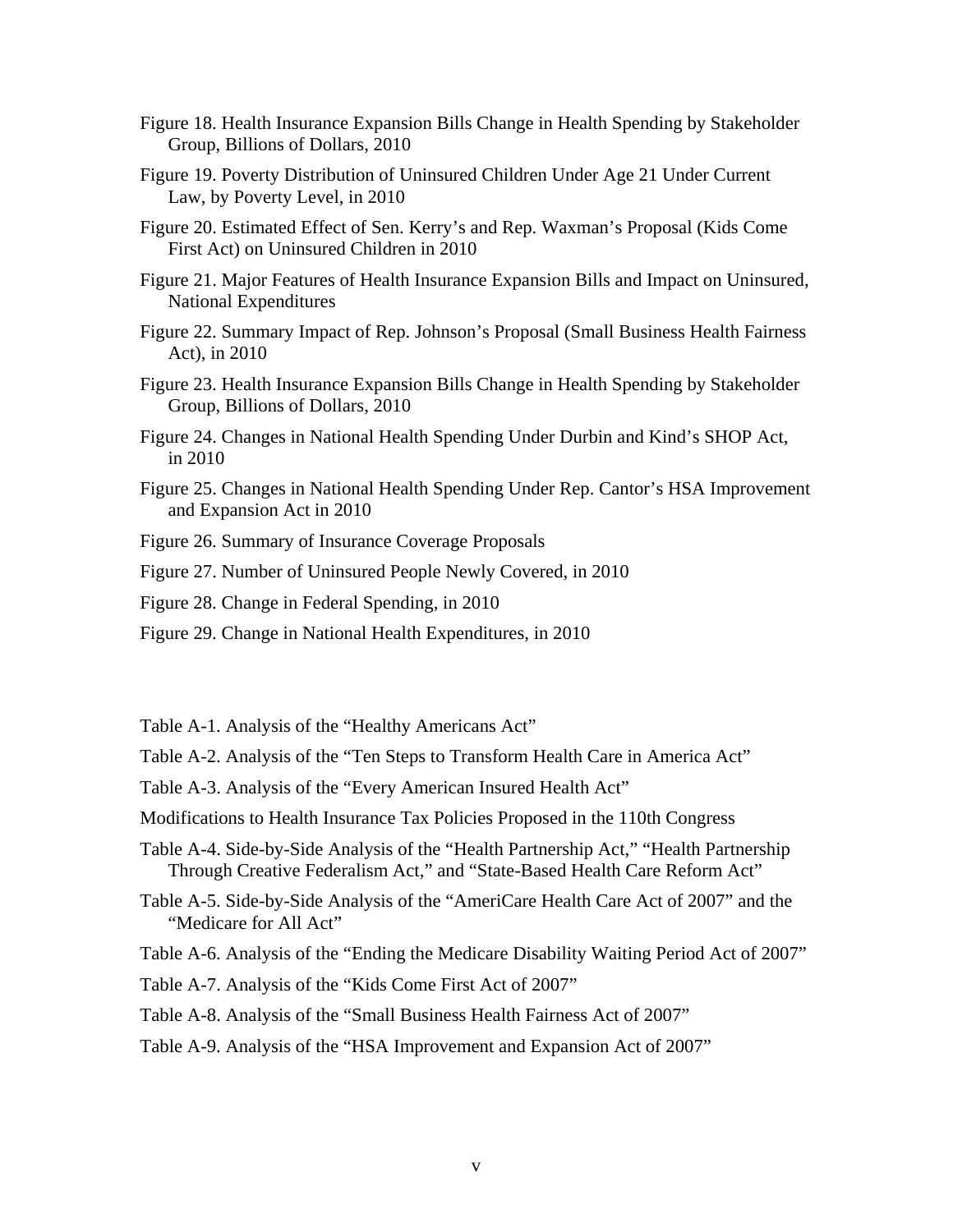Figure 18. Health Insurance Expansion Bills Change in Health Spending by Stakeholder Group, Billions of Dollars, 2010

Figure 19. Poverty Distribution of Uninsured Children Under Age 21 Under Current Law, by Poverty Level, in 2010

Figure 20. Estimated Effect of Sen. Kerry's and Rep. Waxman's Proposal (Kids Come First Act) on Uninsured Children in 2010

Figure 21. Major Features of Health Insurance Expansion Bills and Impact on Uninsured, National Expenditures

Figure 22. Summary Impact of Rep. Johnson's Proposal (Small Business Health Fairness Act), in 2010

Figure 23. Health Insurance Expansion Bills Change in Health Spending by Stakeholder Group, Billions of Dollars, 2010

Figure 24. Changes in National Health Spending Under Durbin and Kind's SHOP Act, in 2010

Figure 25. Changes in National Health Spending Under Rep. Cantor's HSA Improvement and Expansion Act in 2010

Figure 26. Summary of Insurance Coverage Proposals

Figure 27. Number of Uninsured People Newly Covered, in 2010

Figure 28. Change in Federal Spending, in 2010

Figure 29. Change in National Health Expenditures, in 2010

Table A-1. Analysis of the "Healthy Americans Act"

Table A-2. Analysis of the "Ten Steps to Transform Health Care in America Act"

Table A-3. Analysis of the "Every American Insured Health Act"

Modifications to Health Insurance Tax Policies Proposed in the 110th Congress

Table A-4. Side-by-Side Analysis of the "Health Partnership Act," "Health Partnership Through Creative Federalism Act," and "State-Based Health Care Reform Act"

Table A-5. Side-by-Side Analysis of the "AmeriCare Health Care Act of 2007" and the "Medicare for All Act"

Table A-6. Analysis of the "Ending the Medicare Disability Waiting Period Act of 2007"

Table A-7. Analysis of the "Kids Come First Act of 2007"

Table A-8. Analysis of the "Small Business Health Fairness Act of 2007"

Table A-9. Analysis of the "HSA Improvement and Expansion Act of 2007"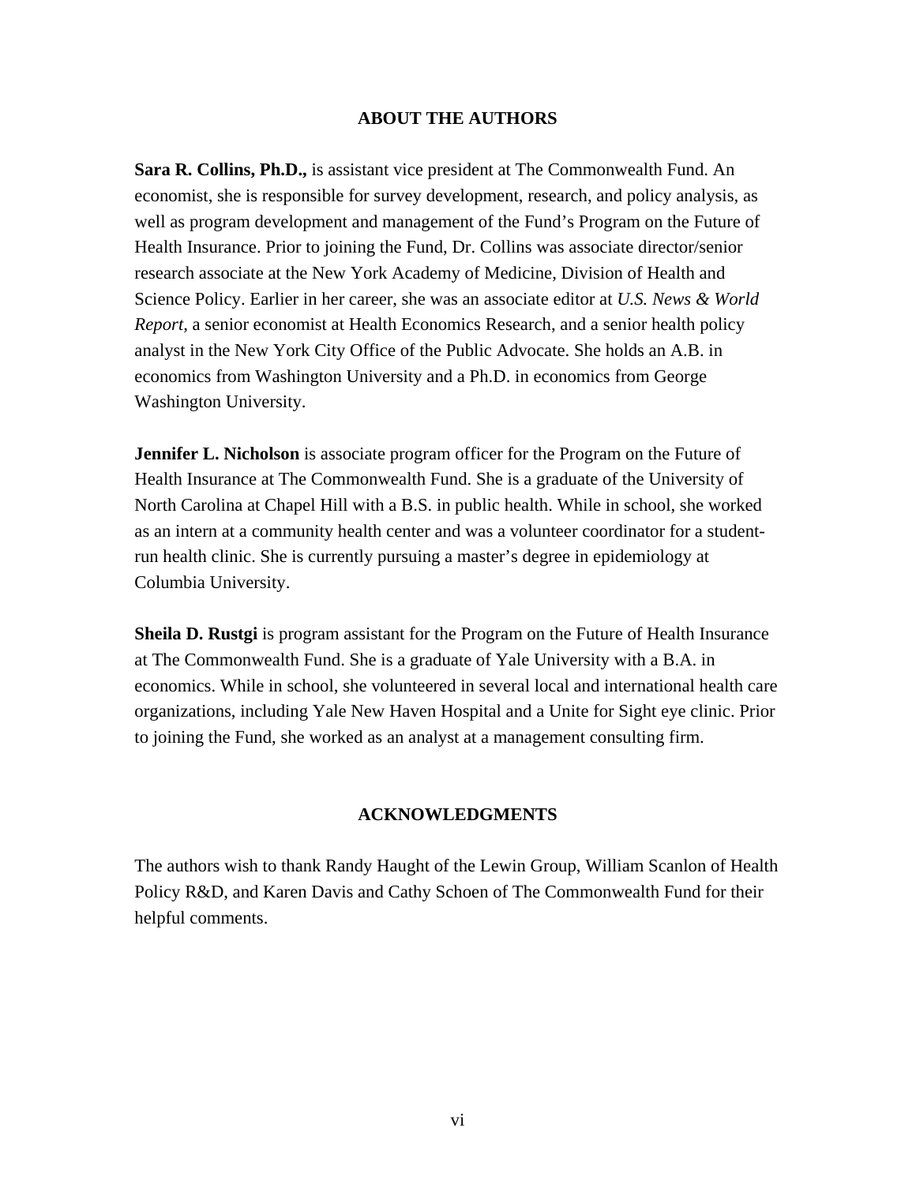## ABOUT THE AUTHORS

**Sara R. Collins, Ph.D.,** is assistant vice president at The Commonwealth Fund. An economist, she is responsible for survey development, research, and policy analysis, as well as program development and management of the Fund's Program on the Future of Health Insurance. Prior to joining the Fund, Dr. Collins was associate director/senior research associate at the New York Academy of Medicine, Division of Health and Science Policy. Earlier in her career, she was an associate editor at *U.S. News & World Report,* a senior economist at Health Economics Research, and a senior health policy analyst in the New York City Office of the Public Advocate. She holds an A.B. in economics from Washington University and a Ph.D. in economics from George Washington University.

**Jennifer L. Nicholson** is associate program officer for the Program on the Future of Health Insurance at The Commonwealth Fund. She is a graduate of the University of North Carolina at Chapel Hill with a B.S. in public health. While in school, she worked as an intern at a community health center and was a volunteer coordinator for a student-run health clinic. She is currently pursuing a master's degree in epidemiology at Columbia University.

**Sheila D. Rustgi** is program assistant for the Program on the Future of Health Insurance at The Commonwealth Fund. She is a graduate of Yale University with a B.A. in economics. While in school, she volunteered in several local and international health care organizations, including Yale New Haven Hospital and a Unite for Sight eye clinic. Prior to joining the Fund, she worked as an analyst at a management consulting firm.

## ACKNOWLEDGMENTS

The authors wish to thank Randy Haught of the Lewin Group, William Scanlon of Health Policy R&D, and Karen Davis and Cathy Schoen of The Commonwealth Fund for their helpful comments.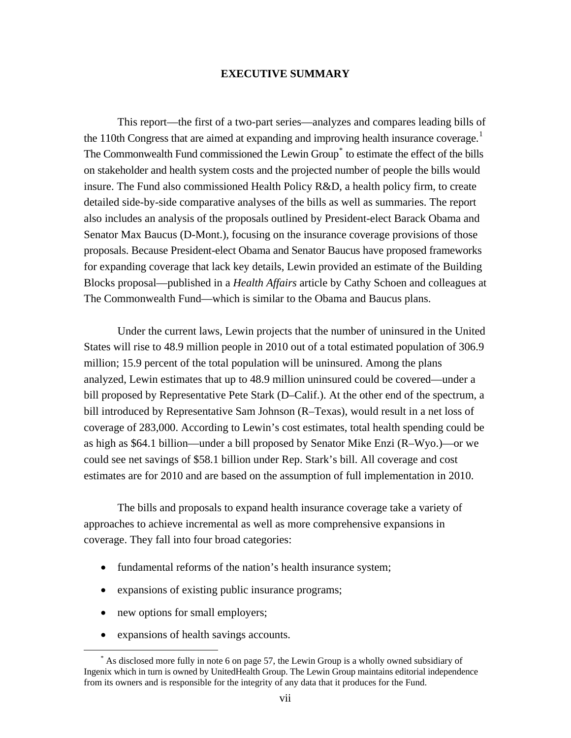## EXECUTIVE SUMMARY

This report—the first of a two-part series—analyzes and compares leading bills of the 110th Congress that are aimed at expanding and improving health insurance coverage.[1] The Commonwealth Fund commissioned the Lewin Group[*] to estimate the effect of the bills on stakeholder and health system costs and the projected number of people the bills would insure. The Fund also commissioned Health Policy R&D, a health policy firm, to create detailed side-by-side comparative analyses of the bills as well as summaries. The report also includes an analysis of the proposals outlined by President-elect Barack Obama and Senator Max Baucus (D-Mont.), focusing on the insurance coverage provisions of those proposals. Because President-elect Obama and Senator Baucus have proposed frameworks for expanding coverage that lack key details, Lewin provided an estimate of the Building Blocks proposal—published in a *Health Affairs* article by Cathy Schoen and colleagues at The Commonwealth Fund—which is similar to the Obama and Baucus plans.

Under the current laws, Lewin projects that the number of uninsured in the United States will rise to 48.9 million people in 2010 out of a total estimated population of 306.9 million; 15.9 percent of the total population will be uninsured. Among the plans analyzed, Lewin estimates that up to 48.9 million uninsured could be covered—under a bill proposed by Representative Pete Stark (D–Calif.). At the other end of the spectrum, a bill introduced by Representative Sam Johnson (R–Texas), would result in a net loss of coverage of 283,000. According to Lewin's cost estimates, total health spending could be as high as $64.1 billion—under a bill proposed by Senator Mike Enzi (R–Wyo.)—or we could see net savings of $58.1 billion under Rep. Stark's bill. All coverage and cost estimates are for 2010 and are based on the assumption of full implementation in 2010.

The bills and proposals to expand health insurance coverage take a variety of approaches to achieve incremental as well as more comprehensive expansions in coverage. They fall into four broad categories:

- fundamental reforms of the nation's health insurance system;
- expansions of existing public insurance programs;
- new options for small employers;
- expansions of health savings accounts.

[*] As disclosed more fully in note 6 on page 57, the Lewin Group is a wholly owned subsidiary of Ingenix which in turn is owned by UnitedHealth Group. The Lewin Group maintains editorial independence from its owners and is responsible for the integrity of any data that it produces for the Fund.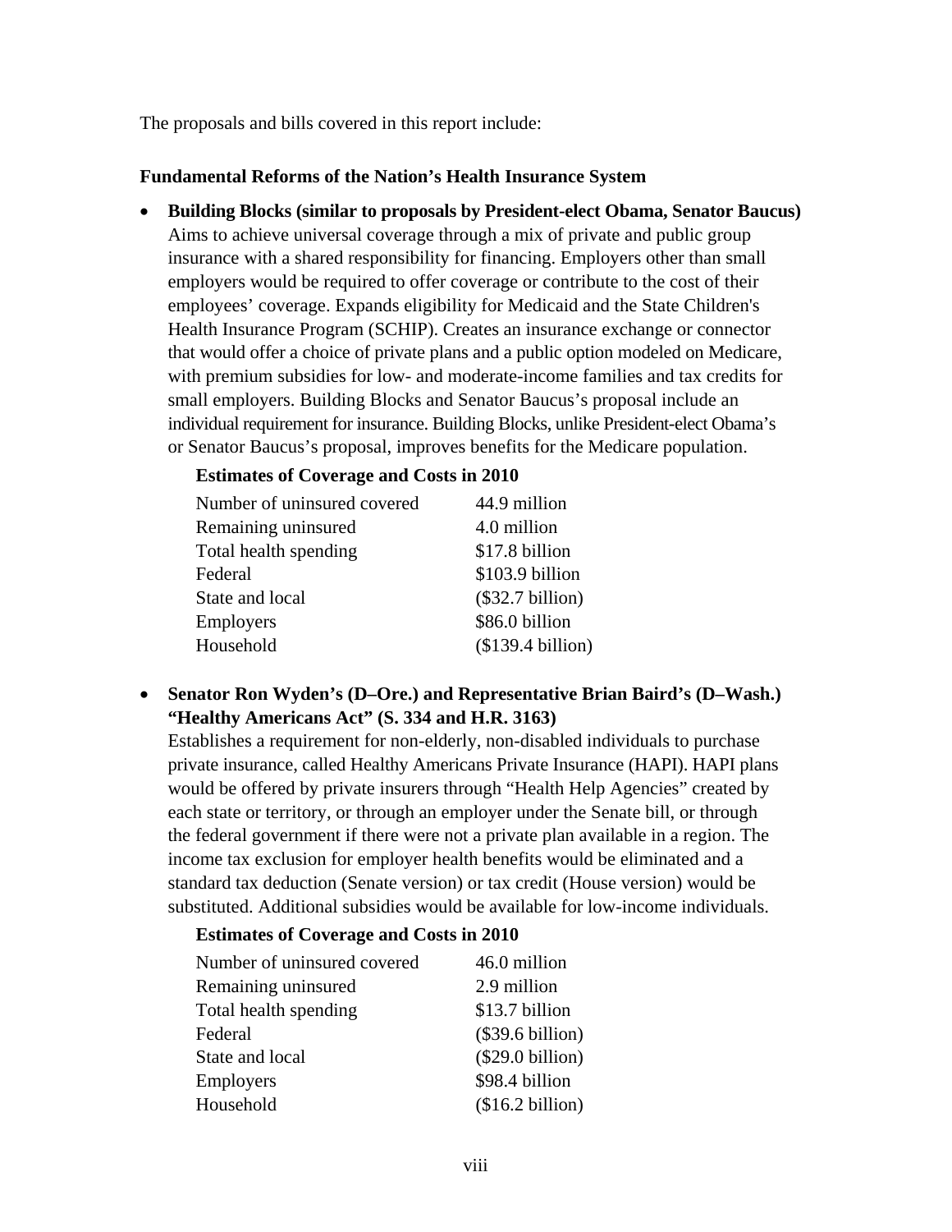The proposals and bills covered in this report include:

**Fundamental Reforms of the Nation's Health Insurance System**

- **Building Blocks (similar to proposals by President-elect Obama, Senator Baucus)** Aims to achieve universal coverage through a mix of private and public group insurance with a shared responsibility for financing. Employers other than small employers would be required to offer coverage or contribute to the cost of their employees' coverage. Expands eligibility for Medicaid and the State Children's Health Insurance Program (SCHIP). Creates an insurance exchange or connector that would offer a choice of private plans and a public option modeled on Medicare, with premium subsidies for low- and moderate-income families and tax credits for small employers. Building Blocks and Senator Baucus's proposal include an individual requirement for insurance. Building Blocks, unlike President-elect Obama's or Senator Baucus's proposal, improves benefits for the Medicare population.

**Estimates of Coverage and Costs in 2010**

| | |
|---|---|
| Number of uninsured covered | 44.9 million |
| Remaining uninsured | 4.0 million |
| Total health spending | $17.8 billion |
| Federal | $103.9 billion |
| State and local | ($32.7 billion) |
| Employers | $86.0 billion |
| Household | ($139.4 billion) |

- **Senator Ron Wyden's (D–Ore.) and Representative Brian Baird's (D–Wash.) "Healthy Americans Act" (S. 334 and H.R. 3163)** Establishes a requirement for non-elderly, non-disabled individuals to purchase private insurance, called Healthy Americans Private Insurance (HAPI). HAPI plans would be offered by private insurers through "Health Help Agencies" created by each state or territory, or through an employer under the Senate bill, or through the federal government if there were not a private plan available in a region. The income tax exclusion for employer health benefits would be eliminated and a standard tax deduction (Senate version) or tax credit (House version) would be substituted. Additional subsidies would be available for low-income individuals.

**Estimates of Coverage and Costs in 2010**

| | |
|---|---|
| Number of uninsured covered | 46.0 million |
| Remaining uninsured | 2.9 million |
| Total health spending | $13.7 billion |
| Federal | ($39.6 billion) |
| State and local | ($29.0 billion) |
| Employers | $98.4 billion |
| Household | ($16.2 billion) |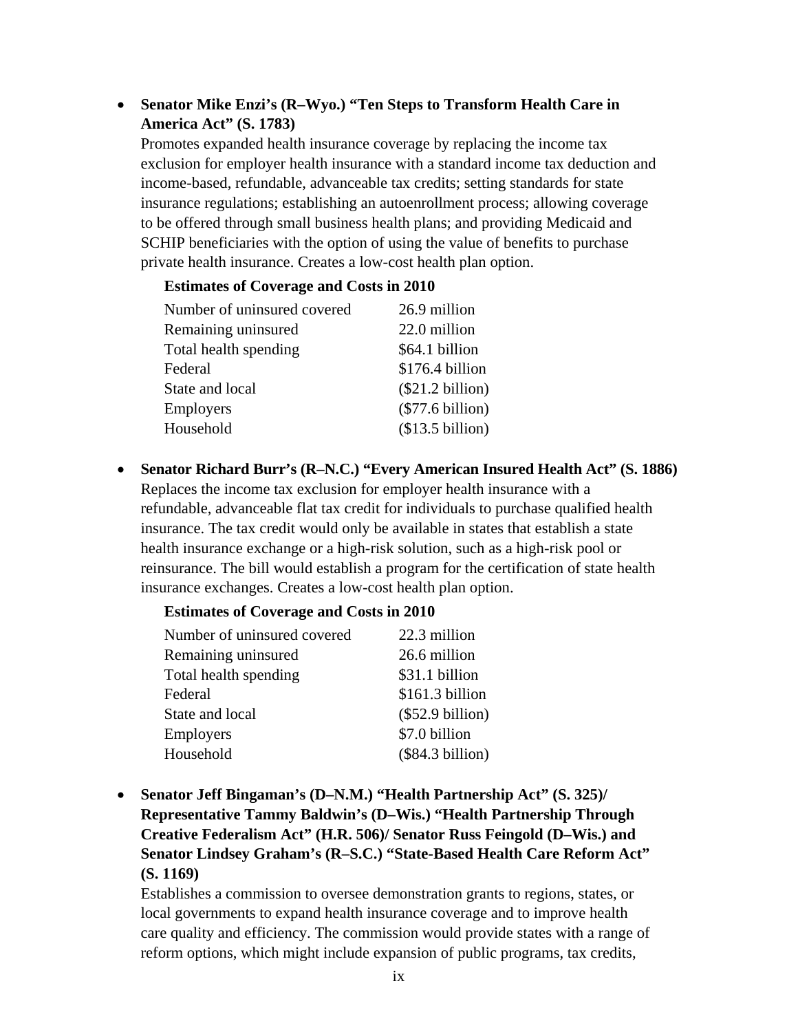- **Senator Mike Enzi's (R–Wyo.) "Ten Steps to Transform Health Care in America Act" (S. 1783)**
  Promotes expanded health insurance coverage by replacing the income tax exclusion for employer health insurance with a standard income tax deduction and income-based, refundable, advanceable tax credits; setting standards for state insurance regulations; establishing an autoenrollment process; allowing coverage to be offered through small business health plans; and providing Medicaid and SCHIP beneficiaries with the option of using the value of benefits to purchase private health insurance. Creates a low-cost health plan option.

  **Estimates of Coverage and Costs in 2010**

  | | |
  |---|---|
  | Number of uninsured covered | 26.9 million |
  | Remaining uninsured | 22.0 million |
  | Total health spending | $64.1 billion |
  | Federal | $176.4 billion |
  | State and local | ($21.2 billion) |
  | Employers | ($77.6 billion) |
  | Household | ($13.5 billion) |

- **Senator Richard Burr's (R–N.C.) "Every American Insured Health Act" (S. 1886)**
  Replaces the income tax exclusion for employer health insurance with a refundable, advanceable flat tax credit for individuals to purchase qualified health insurance. The tax credit would only be available in states that establish a state health insurance exchange or a high-risk solution, such as a high-risk pool or reinsurance. The bill would establish a program for the certification of state health insurance exchanges. Creates a low-cost health plan option.

  **Estimates of Coverage and Costs in 2010**

  | | |
  |---|---|
  | Number of uninsured covered | 22.3 million |
  | Remaining uninsured | 26.6 million |
  | Total health spending | $31.1 billion |
  | Federal | $161.3 billion |
  | State and local | ($52.9 billion) |
  | Employers | $7.0 billion |
  | Household | ($84.3 billion) |

- **Senator Jeff Bingaman's (D–N.M.) "Health Partnership Act" (S. 325)/ Representative Tammy Baldwin's (D–Wis.) "Health Partnership Through Creative Federalism Act" (H.R. 506)/ Senator Russ Feingold (D–Wis.) and Senator Lindsey Graham's (R–S.C.) "State-Based Health Care Reform Act" (S. 1169)**
  Establishes a commission to oversee demonstration grants to regions, states, or local governments to expand health insurance coverage and to improve health care quality and efficiency. The commission would provide states with a range of reform options, which might include expansion of public programs, tax credits,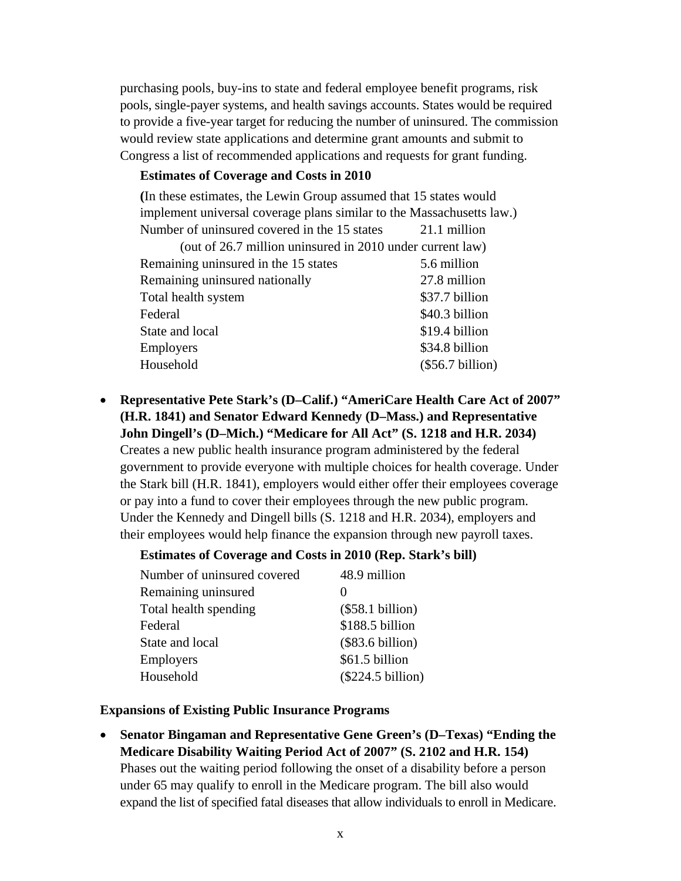purchasing pools, buy-ins to state and federal employee benefit programs, risk pools, single-payer systems, and health savings accounts. States would be required to provide a five-year target for reducing the number of uninsured. The commission would review state applications and determine grant amounts and submit to Congress a list of recommended applications and requests for grant funding.

**Estimates of Coverage and Costs in 2010**

**(**In these estimates, the Lewin Group assumed that 15 states would implement universal coverage plans similar to the Massachusetts law.)

| | |
|---|---|
| Number of uninsured covered in the 15 states (out of 26.7 million uninsured in 2010 under current law) | 21.1 million |
| Remaining uninsured in the 15 states | 5.6 million |
| Remaining uninsured nationally | 27.8 million |
| Total health system | $37.7 billion |
| Federal | $40.3 billion |
| State and local | $19.4 billion |
| Employers | $34.8 billion |
| Household | ($56.7 billion) |

- **Representative Pete Stark's (D–Calif.) "AmeriCare Health Care Act of 2007" (H.R. 1841) and Senator Edward Kennedy (D–Mass.) and Representative John Dingell's (D–Mich.) "Medicare for All Act" (S. 1218 and H.R. 2034)** Creates a new public health insurance program administered by the federal government to provide everyone with multiple choices for health coverage. Under the Stark bill (H.R. 1841), employers would either offer their employees coverage or pay into a fund to cover their employees through the new public program. Under the Kennedy and Dingell bills (S. 1218 and H.R. 2034), employers and their employees would help finance the expansion through new payroll taxes.

**Estimates of Coverage and Costs in 2010 (Rep. Stark's bill)**

| | |
|---|---|
| Number of uninsured covered | 48.9 million |
| Remaining uninsured | 0 |
| Total health spending | ($58.1 billion) |
| Federal | $188.5 billion |
| State and local | ($83.6 billion) |
| Employers | $61.5 billion |
| Household | ($224.5 billion) |

**Expansions of Existing Public Insurance Programs**

- **Senator Bingaman and Representative Gene Green's (D–Texas) "Ending the Medicare Disability Waiting Period Act of 2007" (S. 2102 and H.R. 154)** Phases out the waiting period following the onset of a disability before a person under 65 may qualify to enroll in the Medicare program. The bill also would expand the list of specified fatal diseases that allow individuals to enroll in Medicare.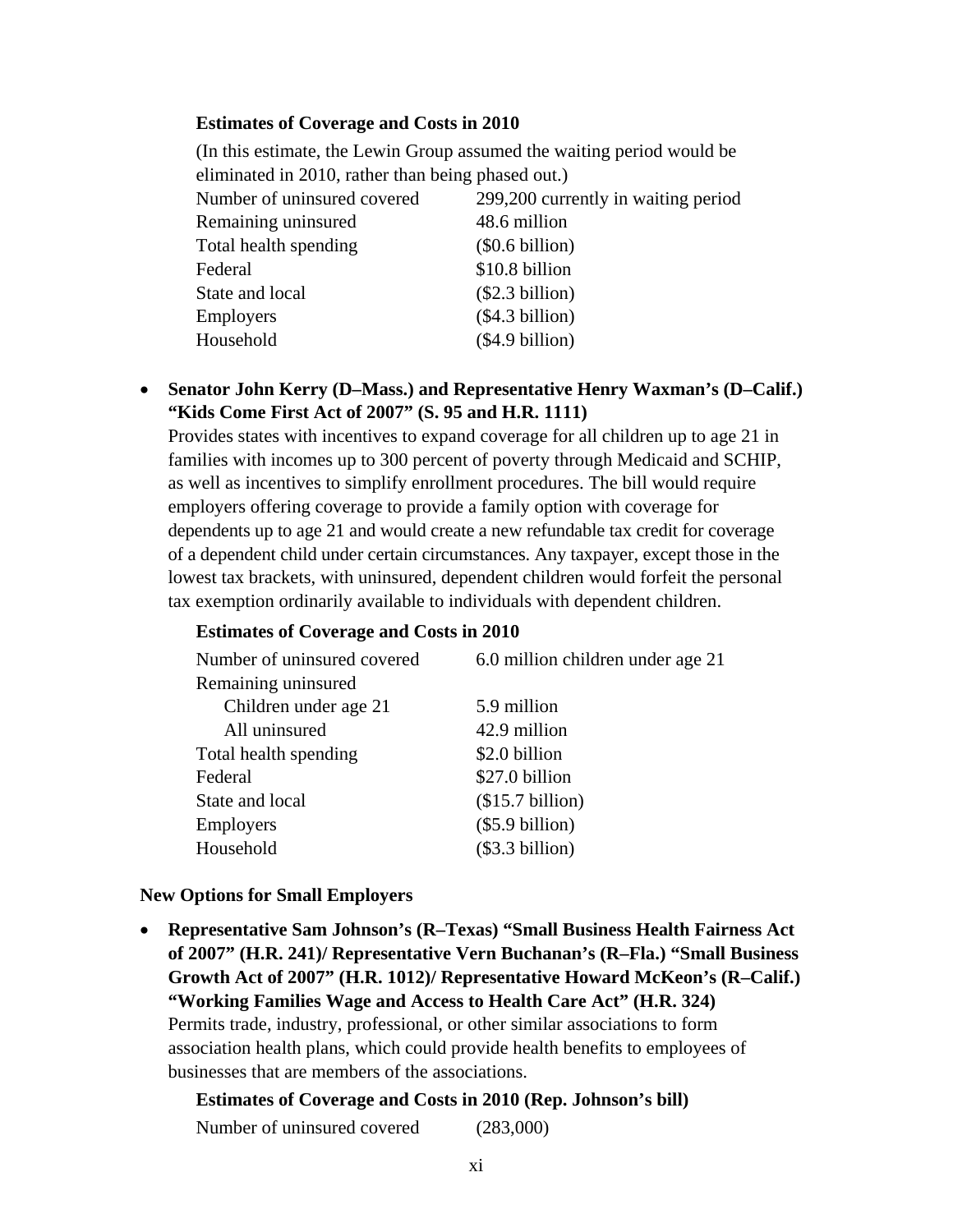**Estimates of Coverage and Costs in 2010**

(In this estimate, the Lewin Group assumed the waiting period would be eliminated in 2010, rather than being phased out.)

| | |
|---|---|
| Number of uninsured covered | 299,200 currently in waiting period |
| Remaining uninsured | 48.6 million |
| Total health spending | ($0.6 billion) |
| Federal | $10.8 billion |
| State and local | ($2.3 billion) |
| Employers | ($4.3 billion) |
| Household | ($4.9 billion) |

- **Senator John Kerry (D–Mass.) and Representative Henry Waxman's (D–Calif.) "Kids Come First Act of 2007" (S. 95 and H.R. 1111)**
  Provides states with incentives to expand coverage for all children up to age 21 in families with incomes up to 300 percent of poverty through Medicaid and SCHIP, as well as incentives to simplify enrollment procedures. The bill would require employers offering coverage to provide a family option with coverage for dependents up to age 21 and would create a new refundable tax credit for coverage of a dependent child under certain circumstances. Any taxpayer, except those in the lowest tax brackets, with uninsured, dependent children would forfeit the personal tax exemption ordinarily available to individuals with dependent children.

**Estimates of Coverage and Costs in 2010**

| | |
|---|---|
| Number of uninsured covered | 6.0 million children under age 21 |
| Remaining uninsured | |
| Children under age 21 | 5.9 million |
| All uninsured | 42.9 million |
| Total health spending | $2.0 billion |
| Federal | $27.0 billion |
| State and local | ($15.7 billion) |
| Employers | ($5.9 billion) |
| Household | ($3.3 billion) |

**New Options for Small Employers**

- **Representative Sam Johnson's (R–Texas) "Small Business Health Fairness Act of 2007" (H.R. 241)/ Representative Vern Buchanan's (R–Fla.) "Small Business Growth Act of 2007" (H.R. 1012)/ Representative Howard McKeon's (R–Calif.) "Working Families Wage and Access to Health Care Act" (H.R. 324)**
  Permits trade, industry, professional, or other similar associations to form association health plans, which could provide health benefits to employees of businesses that are members of the associations.

**Estimates of Coverage and Costs in 2010 (Rep. Johnson's bill)**

| | |
|---|---|
| Number of uninsured covered | (283,000) |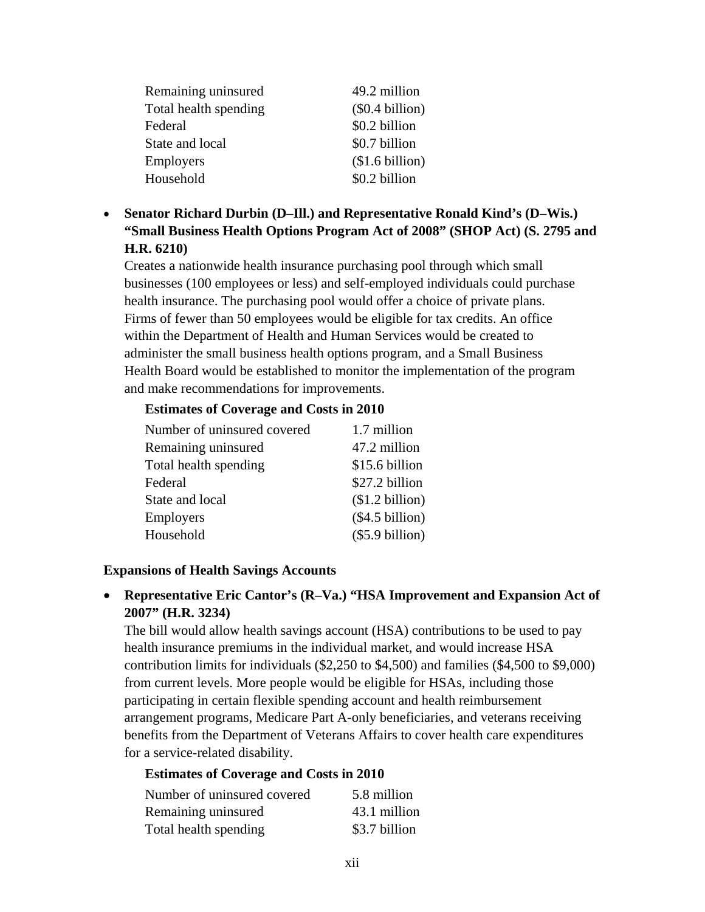| | |
|---|---|
| Remaining uninsured | 49.2 million |
| Total health spending | ($0.4 billion) |
| Federal | $0.2 billion |
| State and local | $0.7 billion |
| Employers | ($1.6 billion) |
| Household | $0.2 billion |

- **Senator Richard Durbin (D–Ill.) and Representative Ronald Kind's (D–Wis.) "Small Business Health Options Program Act of 2008" (SHOP Act) (S. 2795 and H.R. 6210)**
  Creates a nationwide health insurance purchasing pool through which small businesses (100 employees or less) and self-employed individuals could purchase health insurance. The purchasing pool would offer a choice of private plans. Firms of fewer than 50 employees would be eligible for tax credits. An office within the Department of Health and Human Services would be created to administer the small business health options program, and a Small Business Health Board would be established to monitor the implementation of the program and make recommendations for improvements.

  **Estimates of Coverage and Costs in 2010**

| | |
|---|---|
| Number of uninsured covered | 1.7 million |
| Remaining uninsured | 47.2 million |
| Total health spending | $15.6 billion |
| Federal | $27.2 billion |
| State and local | ($1.2 billion) |
| Employers | ($4.5 billion) |
| Household | ($5.9 billion) |

**Expansions of Health Savings Accounts**

- **Representative Eric Cantor's (R–Va.) "HSA Improvement and Expansion Act of 2007" (H.R. 3234)**
  The bill would allow health savings account (HSA) contributions to be used to pay health insurance premiums in the individual market, and would increase HSA contribution limits for individuals ($2,250 to $4,500) and families ($4,500 to $9,000) from current levels. More people would be eligible for HSAs, including those participating in certain flexible spending account and health reimbursement arrangement programs, Medicare Part A-only beneficiaries, and veterans receiving benefits from the Department of Veterans Affairs to cover health care expenditures for a service-related disability.

  **Estimates of Coverage and Costs in 2010**

| | |
|---|---|
| Number of uninsured covered | 5.8 million |
| Remaining uninsured | 43.1 million |
| Total health spending | $3.7 billion |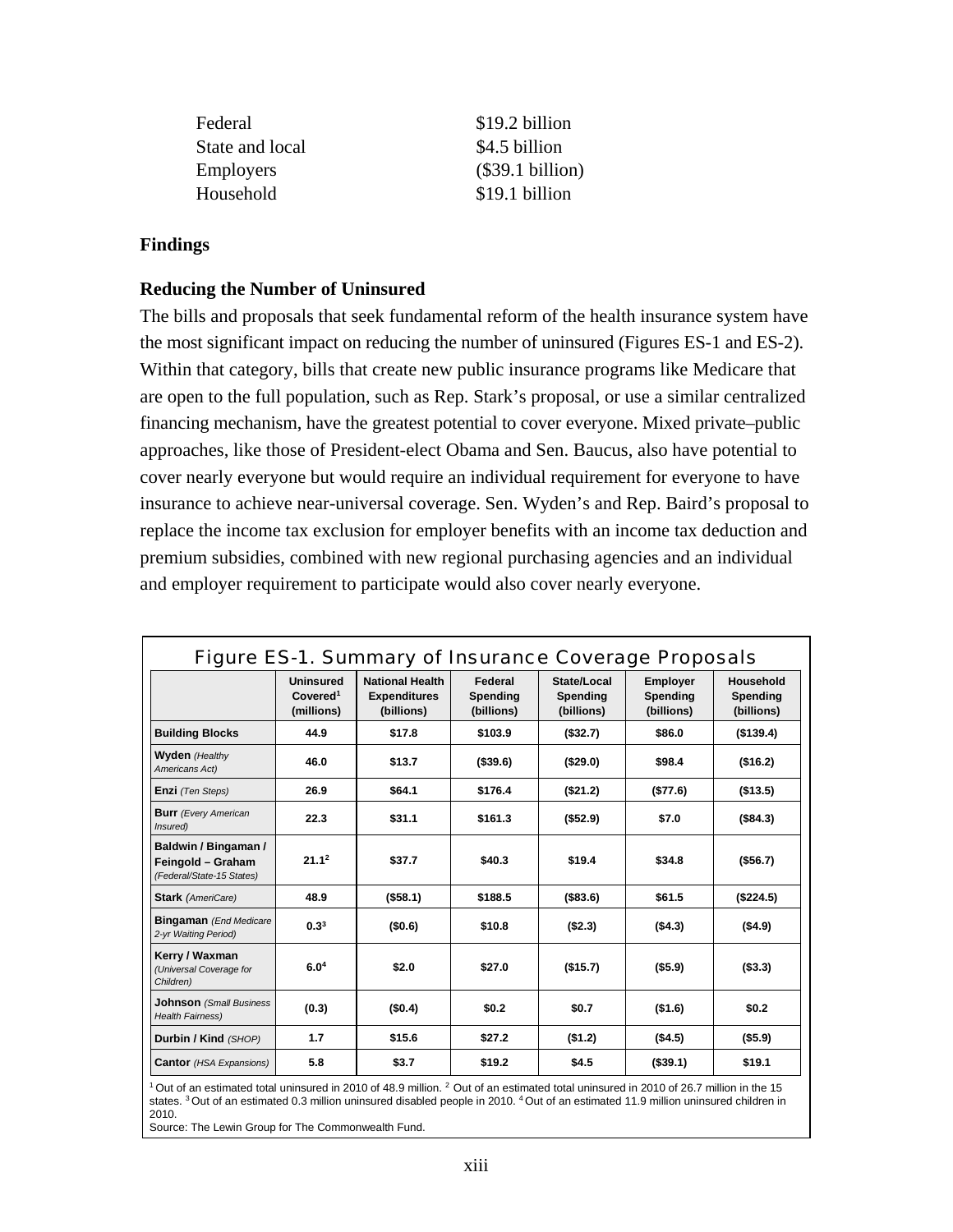| | |
|---|---|
| Federal | $19.2 billion |
| State and local | $4.5 billion |
| Employers | ($39.1 billion) |
| Household | $19.1 billion |

## Findings

### Reducing the Number of Uninsured

The bills and proposals that seek fundamental reform of the health insurance system have the most significant impact on reducing the number of uninsured (Figures ES-1 and ES-2). Within that category, bills that create new public insurance programs like Medicare that are open to the full population, such as Rep. Stark's proposal, or use a similar centralized financing mechanism, have the greatest potential to cover everyone. Mixed private–public approaches, like those of President-elect Obama and Sen. Baucus, also have potential to cover nearly everyone but would require an individual requirement for everyone to have insurance to achieve near-universal coverage. Sen. Wyden's and Rep. Baird's proposal to replace the income tax exclusion for employer benefits with an income tax deduction and premium subsidies, combined with new regional purchasing agencies and an individual and employer requirement to participate would also cover nearly everyone.

**Figure ES-1. Summary of Insurance Coverage Proposals**

| | Uninsured Covered[1] (millions) | National Health Expenditures (billions) | Federal Spending (billions) | State/Local Spending (billions) | Employer Spending (billions) | Household Spending (billions) |
|---|---|---|---|---|---|---|
| **Building Blocks** | 44.9 | $17.8 | $103.9 | ($32.7) | $86.0 | ($139.4) |
| **Wyden** *(Healthy Americans Act)* | 46.0 | $13.7 | ($39.6) | ($29.0) | $98.4 | ($16.2) |
| **Enzi** *(Ten Steps)* | 26.9 | $64.1 | $176.4 | ($21.2) | ($77.6) | ($13.5) |
| **Burr** *(Every American Insured)* | 22.3 | $31.1 | $161.3 | ($52.9) | $7.0 | ($84.3) |
| **Baldwin / Bingaman / Feingold – Graham** *(Federal/State-15 States)* | 21.1[2] | $37.7 | $40.3 | $19.4 | $34.8 | ($56.7) |
| **Stark** *(AmeriCare)* | 48.9 | ($58.1) | $188.5 | ($83.6) | $61.5 | ($224.5) |
| **Bingaman** *(End Medicare 2-yr Waiting Period)* | 0.3[3] | ($0.6) | $10.8 | ($2.3) | ($4.3) | ($4.9) |
| **Kerry / Waxman** *(Universal Coverage for Children)* | 6.0[4] | $2.0 | $27.0 | ($15.7) | ($5.9) | ($3.3) |
| **Johnson** *(Small Business Health Fairness)* | (0.3) | ($0.4) | $0.2 | $0.7 | ($1.6) | $0.2 |
| **Durbin / Kind** *(SHOP)* | 1.7 | $15.6 | $27.2 | ($1.2) | ($4.5) | ($5.9) |
| **Cantor** *(HSA Expansions)* | 5.8 | $3.7 | $19.2 | $4.5 | ($39.1) | $19.1 |

[1] Out of an estimated total uninsured in 2010 of 48.9 million. [2] Out of an estimated total uninsured in 2010 of 26.7 million in the 15 states. [3] Out of an estimated 0.3 million uninsured disabled people in 2010. [4] Out of an estimated 11.9 million uninsured children in 2010.

Source: The Lewin Group for The Commonwealth Fund.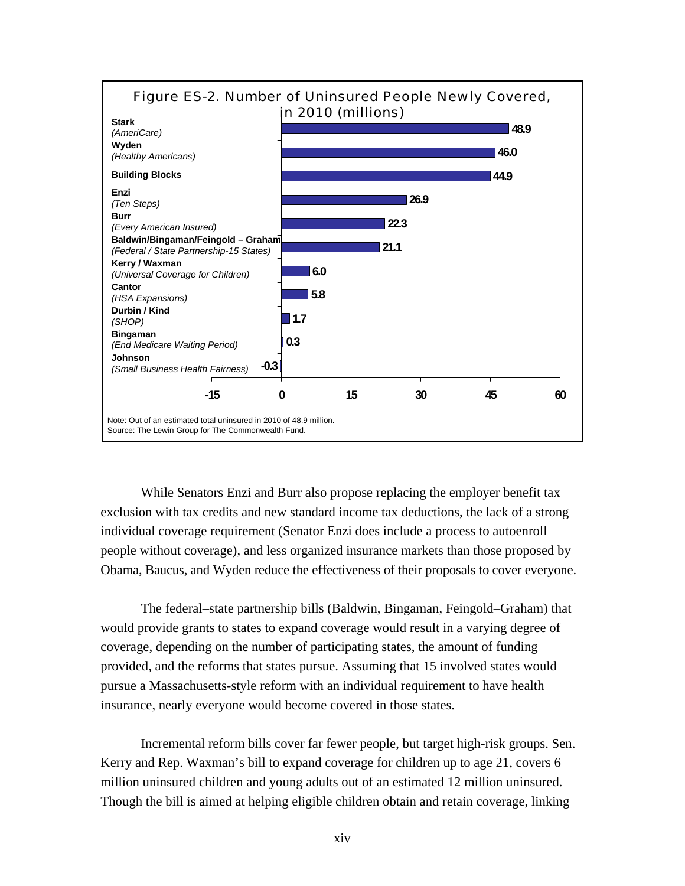**Figure ES-2. Number of Uninsured People Newly Covered, in 2010 (millions)**

| Proposal | Millions |
|---|---|
| **Stark** *(AmeriCare)* | 48.9 |
| **Wyden** *(Healthy Americans)* | 46.0 |
| **Building Blocks** | 44.9 |
| **Enzi** *(Ten Steps)* | 26.9 |
| **Burr** *(Every American Insured)* | 22.3 |
| **Baldwin/Bingaman/Feingold – Graham** *(Federal / State Partnership-15 States)* | 21.1 |
| **Kerry / Waxman** *(Universal Coverage for Children)* | 6.0 |
| **Cantor** *(HSA Expansions)* | 5.8 |
| **Durbin / Kind** *(SHOP)* | 1.7 |
| **Bingaman** *(End Medicare Waiting Period)* | 0.3 |
| **Johnson** *(Small Business Health Fairness)* | -0.3 |

Note: Out of an estimated total uninsured in 2010 of 48.9 million.
Source: The Lewin Group for The Commonwealth Fund.

While Senators Enzi and Burr also propose replacing the employer benefit tax exclusion with tax credits and new standard income tax deductions, the lack of a strong individual coverage requirement (Senator Enzi does include a process to autoenroll people without coverage), and less organized insurance markets than those proposed by Obama, Baucus, and Wyden reduce the effectiveness of their proposals to cover everyone.

The federal–state partnership bills (Baldwin, Bingaman, Feingold–Graham) that would provide grants to states to expand coverage would result in a varying degree of coverage, depending on the number of participating states, the amount of funding provided, and the reforms that states pursue. Assuming that 15 involved states would pursue a Massachusetts-style reform with an individual requirement to have health insurance, nearly everyone would become covered in those states.

Incremental reform bills cover far fewer people, but target high-risk groups. Sen. Kerry and Rep. Waxman's bill to expand coverage for children up to age 21, covers 6 million uninsured children and young adults out of an estimated 12 million uninsured. Though the bill is aimed at helping eligible children obtain and retain coverage, linking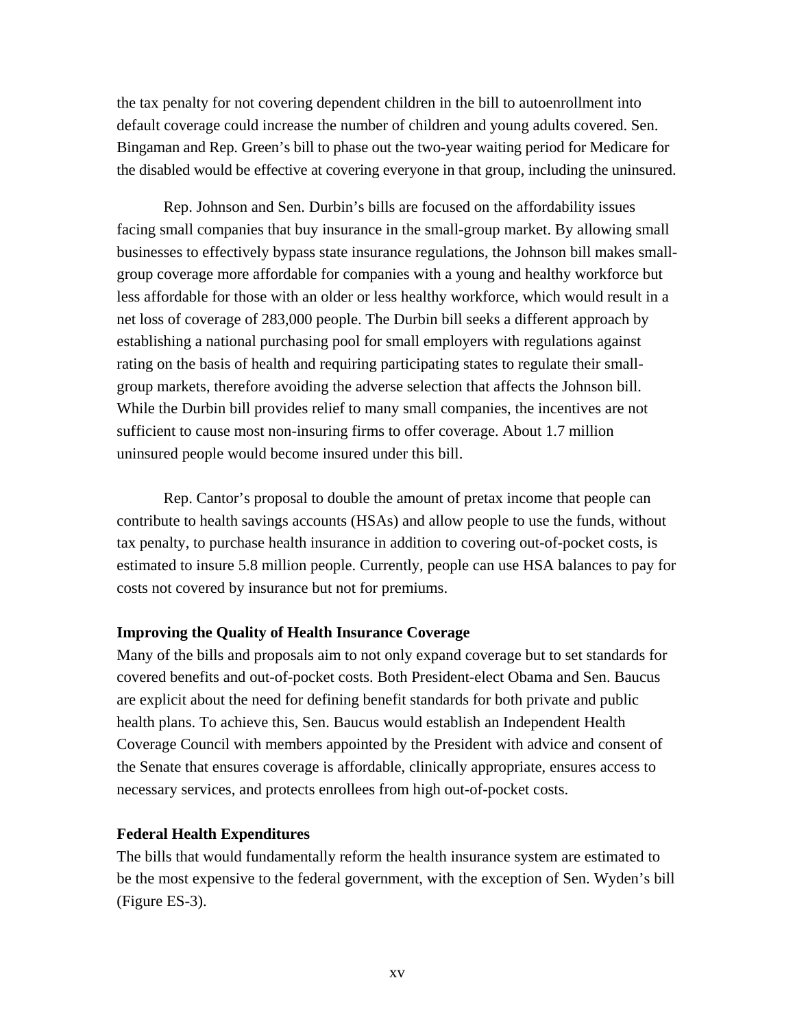the tax penalty for not covering dependent children in the bill to autoenrollment into default coverage could increase the number of children and young adults covered. Sen. Bingaman and Rep. Green's bill to phase out the two-year waiting period for Medicare for the disabled would be effective at covering everyone in that group, including the uninsured.

Rep. Johnson and Sen. Durbin's bills are focused on the affordability issues facing small companies that buy insurance in the small-group market. By allowing small businesses to effectively bypass state insurance regulations, the Johnson bill makes small-group coverage more affordable for companies with a young and healthy workforce but less affordable for those with an older or less healthy workforce, which would result in a net loss of coverage of 283,000 people. The Durbin bill seeks a different approach by establishing a national purchasing pool for small employers with regulations against rating on the basis of health and requiring participating states to regulate their small-group markets, therefore avoiding the adverse selection that affects the Johnson bill. While the Durbin bill provides relief to many small companies, the incentives are not sufficient to cause most non-insuring firms to offer coverage. About 1.7 million uninsured people would become insured under this bill.

Rep. Cantor's proposal to double the amount of pretax income that people can contribute to health savings accounts (HSAs) and allow people to use the funds, without tax penalty, to purchase health insurance in addition to covering out-of-pocket costs, is estimated to insure 5.8 million people. Currently, people can use HSA balances to pay for costs not covered by insurance but not for premiums.

**Improving the Quality of Health Insurance Coverage**

Many of the bills and proposals aim to not only expand coverage but to set standards for covered benefits and out-of-pocket costs. Both President-elect Obama and Sen. Baucus are explicit about the need for defining benefit standards for both private and public health plans. To achieve this, Sen. Baucus would establish an Independent Health Coverage Council with members appointed by the President with advice and consent of the Senate that ensures coverage is affordable, clinically appropriate, ensures access to necessary services, and protects enrollees from high out-of-pocket costs.

**Federal Health Expenditures**

The bills that would fundamentally reform the health insurance system are estimated to be the most expensive to the federal government, with the exception of Sen. Wyden's bill (Figure ES-3).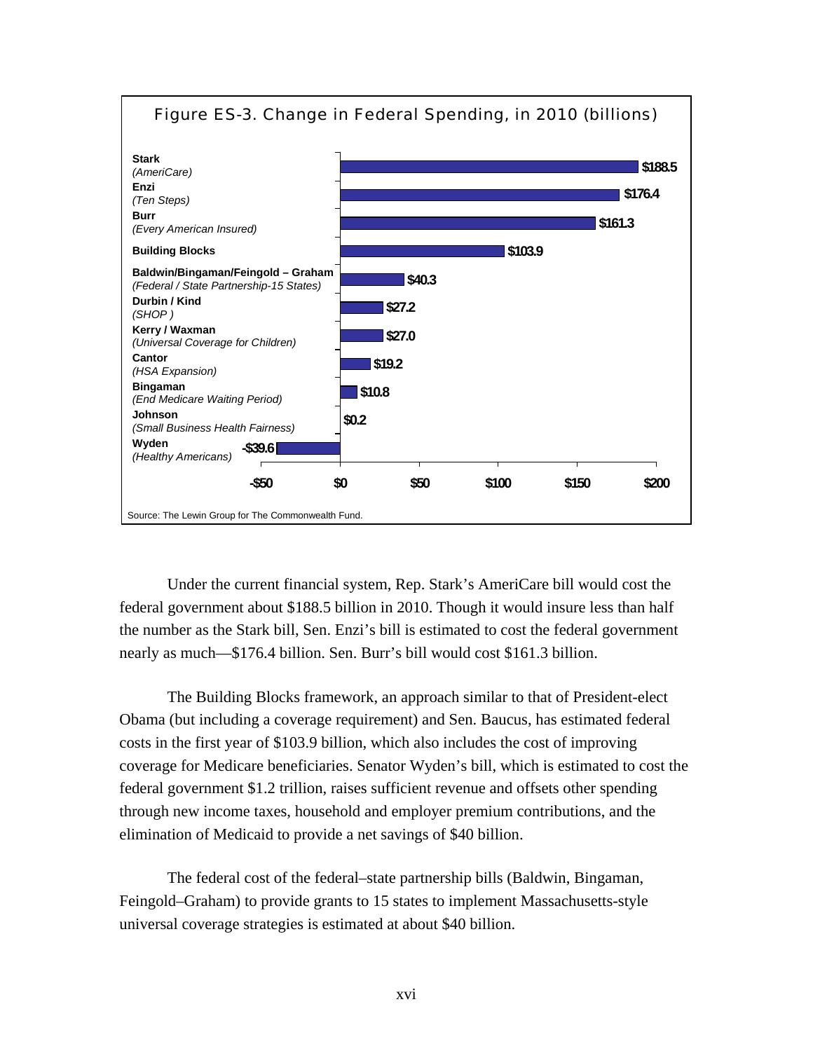Figure ES-3. Change in Federal Spending, in 2010 (billions)

| Bill | Change in Federal Spending |
|---|---|
| **Stark** *(AmeriCare)* | $188.5 |
| **Enzi** *(Ten Steps)* | $176.4 |
| **Burr** *(Every American Insured)* | $161.3 |
| **Building Blocks** | $103.9 |
| **Baldwin/Bingaman/Feingold – Graham** *(Federal / State Partnership-15 States)* | $40.3 |
| **Durbin / Kind** *(SHOP )* | $27.2 |
| **Kerry / Waxman** *(Universal Coverage for Children)* | $27.0 |
| **Cantor** *(HSA Expansion)* | $19.2 |
| **Bingaman** *(End Medicare Waiting Period)* | $10.8 |
| **Johnson** *(Small Business Health Fairness)* | $0.2 |
| **Wyden** *(Healthy Americans)* | -$39.6 |

Source: The Lewin Group for The Commonwealth Fund.

Under the current financial system, Rep. Stark's AmeriCare bill would cost the federal government about $188.5 billion in 2010. Though it would insure less than half the number as the Stark bill, Sen. Enzi's bill is estimated to cost the federal government nearly as much—$176.4 billion. Sen. Burr's bill would cost $161.3 billion.

The Building Blocks framework, an approach similar to that of President-elect Obama (but including a coverage requirement) and Sen. Baucus, has estimated federal costs in the first year of $103.9 billion, which also includes the cost of improving coverage for Medicare beneficiaries. Senator Wyden's bill, which is estimated to cost the federal government $1.2 trillion, raises sufficient revenue and offsets other spending through new income taxes, household and employer premium contributions, and the elimination of Medicaid to provide a net savings of $40 billion.

The federal cost of the federal–state partnership bills (Baldwin, Bingaman, Feingold–Graham) to provide grants to 15 states to implement Massachusetts-style universal coverage strategies is estimated at about $40 billion.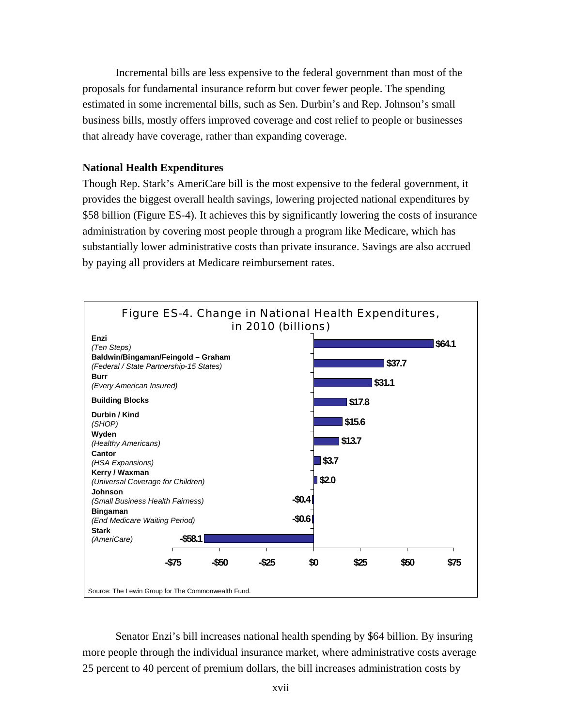Incremental bills are less expensive to the federal government than most of the proposals for fundamental insurance reform but cover fewer people. The spending estimated in some incremental bills, such as Sen. Durbin's and Rep. Johnson's small business bills, mostly offers improved coverage and cost relief to people or businesses that already have coverage, rather than expanding coverage.

**National Health Expenditures**

Though Rep. Stark's AmeriCare bill is the most expensive to the federal government, it provides the biggest overall health savings, lowering projected national expenditures by $58 billion (Figure ES-4). It achieves this by significantly lowering the costs of insurance administration by covering most people through a program like Medicare, which has substantially lower administrative costs than private insurance. Savings are also accrued by paying all providers at Medicare reimbursement rates.

Figure ES-4. Change in National Health Expenditures, in 2010 (billions)

| Proposal | Change |
| --- | --- |
| **Enzi** *(Ten Steps)* | $64.1 |
| **Baldwin/Bingaman/Feingold – Graham** *(Federal / State Partnership-15 States)* | $37.7 |
| **Burr** *(Every American Insured)* | $31.1 |
| **Building Blocks** | $17.8 |
| **Durbin / Kind** *(SHOP)* | $15.6 |
| **Wyden** *(Healthy Americans)* | $13.7 |
| **Cantor** *(HSA Expansions)* | $3.7 |
| **Kerry / Waxman** *(Universal Coverage for Children)* | $2.0 |
| **Johnson** *(Small Business Health Fairness)* | -$0.4 |
| **Bingaman** *(End Medicare Waiting Period)* | -$0.6 |
| **Stark** *(AmeriCare)* | -$58.1 |

Source: The Lewin Group for The Commonwealth Fund.

Senator Enzi's bill increases national health spending by $64 billion. By insuring more people through the individual insurance market, where administrative costs average 25 percent to 40 percent of premium dollars, the bill increases administration costs by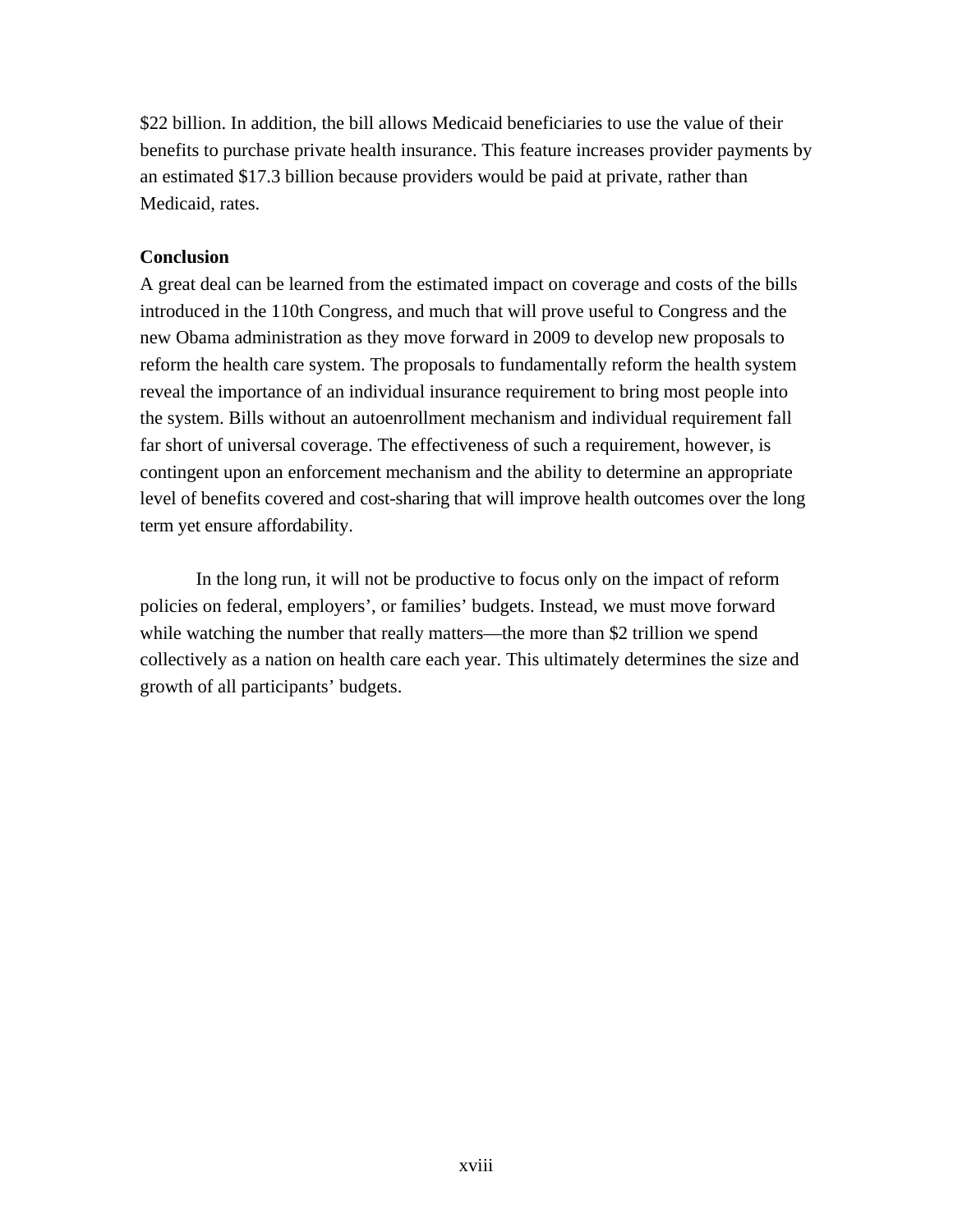$22 billion. In addition, the bill allows Medicaid beneficiaries to use the value of their benefits to purchase private health insurance. This feature increases provider payments by an estimated $17.3 billion because providers would be paid at private, rather than Medicaid, rates.

**Conclusion**

A great deal can be learned from the estimated impact on coverage and costs of the bills introduced in the 110th Congress, and much that will prove useful to Congress and the new Obama administration as they move forward in 2009 to develop new proposals to reform the health care system. The proposals to fundamentally reform the health system reveal the importance of an individual insurance requirement to bring most people into the system. Bills without an autoenrollment mechanism and individual requirement fall far short of universal coverage. The effectiveness of such a requirement, however, is contingent upon an enforcement mechanism and the ability to determine an appropriate level of benefits covered and cost-sharing that will improve health outcomes over the long term yet ensure affordability.

In the long run, it will not be productive to focus only on the impact of reform policies on federal, employers', or families' budgets. Instead, we must move forward while watching the number that really matters—the more than $2 trillion we spend collectively as a nation on health care each year. This ultimately determines the size and growth of all participants' budgets.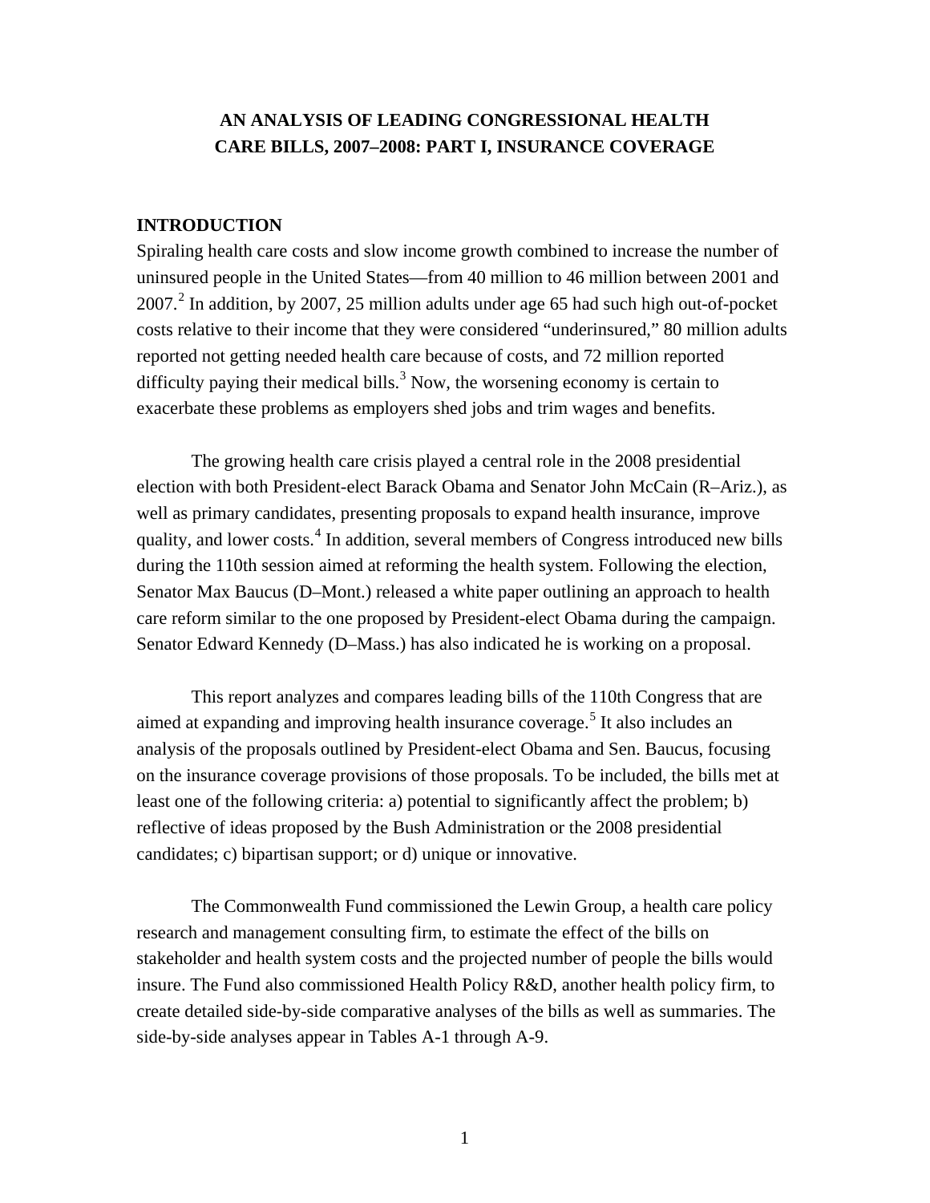# AN ANALYSIS OF LEADING CONGRESSIONAL HEALTH CARE BILLS, 2007–2008: PART I, INSURANCE COVERAGE

## INTRODUCTION

Spiraling health care costs and slow income growth combined to increase the number of uninsured people in the United States—from 40 million to 46 million between 2001 and 2007.[2] In addition, by 2007, 25 million adults under age 65 had such high out-of-pocket costs relative to their income that they were considered "underinsured," 80 million adults reported not getting needed health care because of costs, and 72 million reported difficulty paying their medical bills.[3] Now, the worsening economy is certain to exacerbate these problems as employers shed jobs and trim wages and benefits.

The growing health care crisis played a central role in the 2008 presidential election with both President-elect Barack Obama and Senator John McCain (R–Ariz.), as well as primary candidates, presenting proposals to expand health insurance, improve quality, and lower costs.[4] In addition, several members of Congress introduced new bills during the 110th session aimed at reforming the health system. Following the election, Senator Max Baucus (D–Mont.) released a white paper outlining an approach to health care reform similar to the one proposed by President-elect Obama during the campaign. Senator Edward Kennedy (D–Mass.) has also indicated he is working on a proposal.

This report analyzes and compares leading bills of the 110th Congress that are aimed at expanding and improving health insurance coverage.[5] It also includes an analysis of the proposals outlined by President-elect Obama and Sen. Baucus, focusing on the insurance coverage provisions of those proposals. To be included, the bills met at least one of the following criteria: a) potential to significantly affect the problem; b) reflective of ideas proposed by the Bush Administration or the 2008 presidential candidates; c) bipartisan support; or d) unique or innovative.

The Commonwealth Fund commissioned the Lewin Group, a health care policy research and management consulting firm, to estimate the effect of the bills on stakeholder and health system costs and the projected number of people the bills would insure. The Fund also commissioned Health Policy R&D, another health policy firm, to create detailed side-by-side comparative analyses of the bills as well as summaries. The side-by-side analyses appear in Tables A-1 through A-9.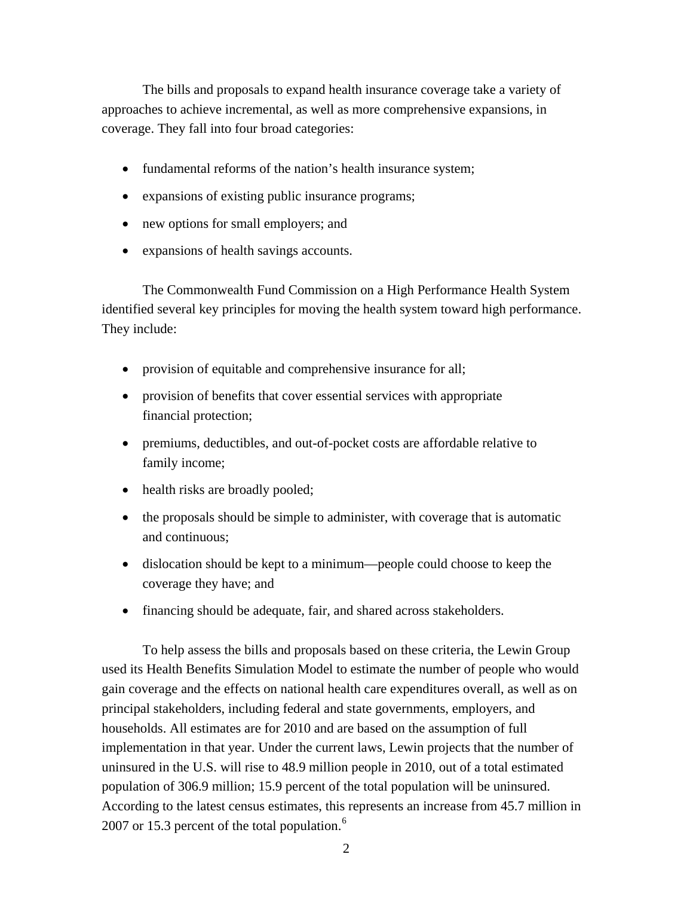The bills and proposals to expand health insurance coverage take a variety of approaches to achieve incremental, as well as more comprehensive expansions, in coverage. They fall into four broad categories:

- fundamental reforms of the nation's health insurance system;
- expansions of existing public insurance programs;
- new options for small employers; and
- expansions of health savings accounts.

The Commonwealth Fund Commission on a High Performance Health System identified several key principles for moving the health system toward high performance. They include:

- provision of equitable and comprehensive insurance for all;
- provision of benefits that cover essential services with appropriate financial protection;
- premiums, deductibles, and out-of-pocket costs are affordable relative to family income;
- health risks are broadly pooled;
- the proposals should be simple to administer, with coverage that is automatic and continuous;
- dislocation should be kept to a minimum—people could choose to keep the coverage they have; and
- financing should be adequate, fair, and shared across stakeholders.

To help assess the bills and proposals based on these criteria, the Lewin Group used its Health Benefits Simulation Model to estimate the number of people who would gain coverage and the effects on national health care expenditures overall, as well as on principal stakeholders, including federal and state governments, employers, and households. All estimates are for 2010 and are based on the assumption of full implementation in that year. Under the current laws, Lewin projects that the number of uninsured in the U.S. will rise to 48.9 million people in 2010, out of a total estimated population of 306.9 million; 15.9 percent of the total population will be uninsured. According to the latest census estimates, this represents an increase from 45.7 million in 2007 or 15.3 percent of the total population.[6]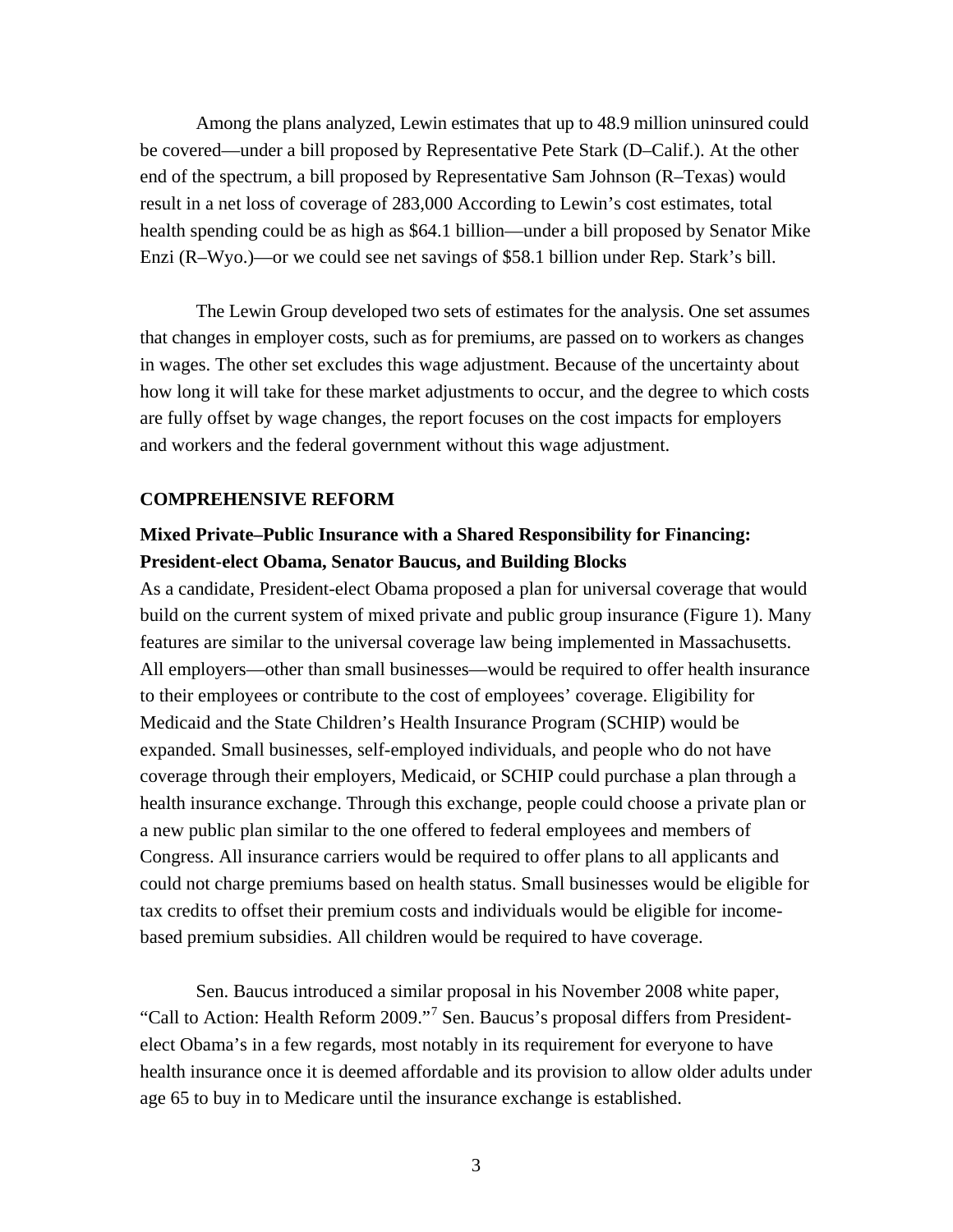Among the plans analyzed, Lewin estimates that up to 48.9 million uninsured could be covered—under a bill proposed by Representative Pete Stark (D–Calif.). At the other end of the spectrum, a bill proposed by Representative Sam Johnson (R–Texas) would result in a net loss of coverage of 283,000 According to Lewin's cost estimates, total health spending could be as high as $64.1 billion—under a bill proposed by Senator Mike Enzi (R–Wyo.)—or we could see net savings of $58.1 billion under Rep. Stark's bill.

The Lewin Group developed two sets of estimates for the analysis. One set assumes that changes in employer costs, such as for premiums, are passed on to workers as changes in wages. The other set excludes this wage adjustment. Because of the uncertainty about how long it will take for these market adjustments to occur, and the degree to which costs are fully offset by wage changes, the report focuses on the cost impacts for employers and workers and the federal government without this wage adjustment.

## COMPREHENSIVE REFORM

### Mixed Private–Public Insurance with a Shared Responsibility for Financing: President-elect Obama, Senator Baucus, and Building Blocks

As a candidate, President-elect Obama proposed a plan for universal coverage that would build on the current system of mixed private and public group insurance (Figure 1). Many features are similar to the universal coverage law being implemented in Massachusetts. All employers—other than small businesses—would be required to offer health insurance to their employees or contribute to the cost of employees' coverage. Eligibility for Medicaid and the State Children's Health Insurance Program (SCHIP) would be expanded. Small businesses, self-employed individuals, and people who do not have coverage through their employers, Medicaid, or SCHIP could purchase a plan through a health insurance exchange. Through this exchange, people could choose a private plan or a new public plan similar to the one offered to federal employees and members of Congress. All insurance carriers would be required to offer plans to all applicants and could not charge premiums based on health status. Small businesses would be eligible for tax credits to offset their premium costs and individuals would be eligible for income-based premium subsidies. All children would be required to have coverage.

Sen. Baucus introduced a similar proposal in his November 2008 white paper, "Call to Action: Health Reform 2009."[7] Sen. Baucus's proposal differs from President-elect Obama's in a few regards, most notably in its requirement for everyone to have health insurance once it is deemed affordable and its provision to allow older adults under age 65 to buy in to Medicare until the insurance exchange is established.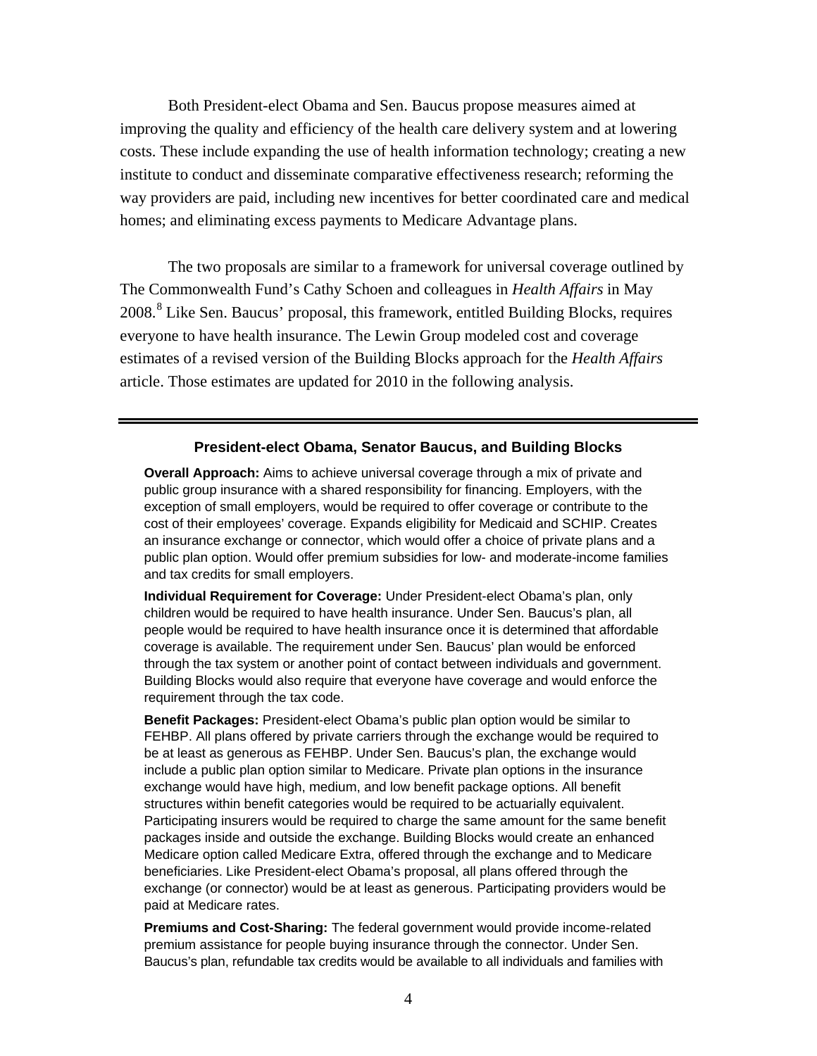Both President-elect Obama and Sen. Baucus propose measures aimed at improving the quality and efficiency of the health care delivery system and at lowering costs. These include expanding the use of health information technology; creating a new institute to conduct and disseminate comparative effectiveness research; reforming the way providers are paid, including new incentives for better coordinated care and medical homes; and eliminating excess payments to Medicare Advantage plans.

The two proposals are similar to a framework for universal coverage outlined by The Commonwealth Fund's Cathy Schoen and colleagues in *Health Affairs* in May 2008.[8] Like Sen. Baucus' proposal, this framework, entitled Building Blocks, requires everyone to have health insurance. The Lewin Group modeled cost and coverage estimates of a revised version of the Building Blocks approach for the *Health Affairs* article. Those estimates are updated for 2010 in the following analysis.

---

### President-elect Obama, Senator Baucus, and Building Blocks

**Overall Approach:** Aims to achieve universal coverage through a mix of private and public group insurance with a shared responsibility for financing. Employers, with the exception of small employers, would be required to offer coverage or contribute to the cost of their employees' coverage. Expands eligibility for Medicaid and SCHIP. Creates an insurance exchange or connector, which would offer a choice of private plans and a public plan option. Would offer premium subsidies for low- and moderate-income families and tax credits for small employers.

**Individual Requirement for Coverage:** Under President-elect Obama's plan, only children would be required to have health insurance. Under Sen. Baucus's plan, all people would be required to have health insurance once it is determined that affordable coverage is available. The requirement under Sen. Baucus' plan would be enforced through the tax system or another point of contact between individuals and government. Building Blocks would also require that everyone have coverage and would enforce the requirement through the tax code.

**Benefit Packages:** President-elect Obama's public plan option would be similar to FEHBP. All plans offered by private carriers through the exchange would be required to be at least as generous as FEHBP. Under Sen. Baucus's plan, the exchange would include a public plan option similar to Medicare. Private plan options in the insurance exchange would have high, medium, and low benefit package options. All benefit structures within benefit categories would be required to be actuarially equivalent. Participating insurers would be required to charge the same amount for the same benefit packages inside and outside the exchange. Building Blocks would create an enhanced Medicare option called Medicare Extra, offered through the exchange and to Medicare beneficiaries. Like President-elect Obama's proposal, all plans offered through the exchange (or connector) would be at least as generous. Participating providers would be paid at Medicare rates.

**Premiums and Cost-Sharing:** The federal government would provide income-related premium assistance for people buying insurance through the connector. Under Sen. Baucus's plan, refundable tax credits would be available to all individuals and families with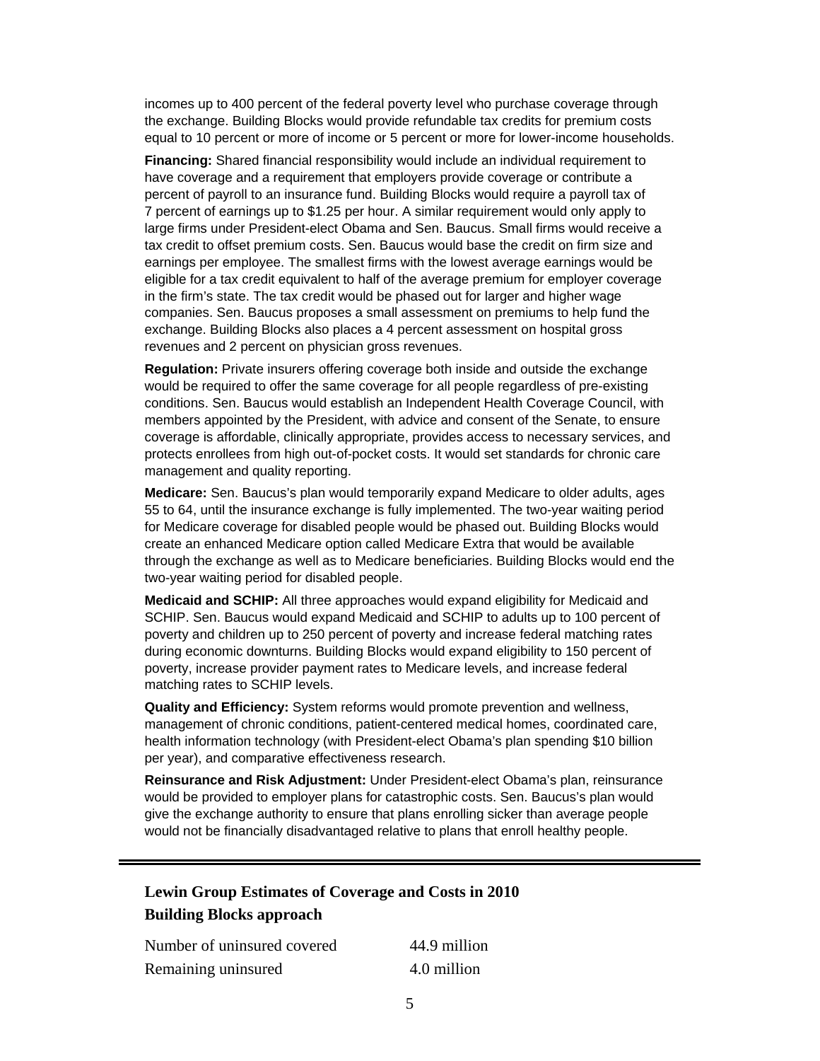incomes up to 400 percent of the federal poverty level who purchase coverage through the exchange. Building Blocks would provide refundable tax credits for premium costs equal to 10 percent or more of income or 5 percent or more for lower-income households.

**Financing:** Shared financial responsibility would include an individual requirement to have coverage and a requirement that employers provide coverage or contribute a percent of payroll to an insurance fund. Building Blocks would require a payroll tax of 7 percent of earnings up to $1.25 per hour. A similar requirement would only apply to large firms under President-elect Obama and Sen. Baucus. Small firms would receive a tax credit to offset premium costs. Sen. Baucus would base the credit on firm size and earnings per employee. The smallest firms with the lowest average earnings would be eligible for a tax credit equivalent to half of the average premium for employer coverage in the firm's state. The tax credit would be phased out for larger and higher wage companies. Sen. Baucus proposes a small assessment on premiums to help fund the exchange. Building Blocks also places a 4 percent assessment on hospital gross revenues and 2 percent on physician gross revenues.

**Regulation:** Private insurers offering coverage both inside and outside the exchange would be required to offer the same coverage for all people regardless of pre-existing conditions. Sen. Baucus would establish an Independent Health Coverage Council, with members appointed by the President, with advice and consent of the Senate, to ensure coverage is affordable, clinically appropriate, provides access to necessary services, and protects enrollees from high out-of-pocket costs. It would set standards for chronic care management and quality reporting.

**Medicare:** Sen. Baucus's plan would temporarily expand Medicare to older adults, ages 55 to 64, until the insurance exchange is fully implemented. The two-year waiting period for Medicare coverage for disabled people would be phased out. Building Blocks would create an enhanced Medicare option called Medicare Extra that would be available through the exchange as well as to Medicare beneficiaries. Building Blocks would end the two-year waiting period for disabled people.

**Medicaid and SCHIP:** All three approaches would expand eligibility for Medicaid and SCHIP. Sen. Baucus would expand Medicaid and SCHIP to adults up to 100 percent of poverty and children up to 250 percent of poverty and increase federal matching rates during economic downturns. Building Blocks would expand eligibility to 150 percent of poverty, increase provider payment rates to Medicare levels, and increase federal matching rates to SCHIP levels.

**Quality and Efficiency:** System reforms would promote prevention and wellness, management of chronic conditions, patient-centered medical homes, coordinated care, health information technology (with President-elect Obama's plan spending $10 billion per year), and comparative effectiveness research.

**Reinsurance and Risk Adjustment:** Under President-elect Obama's plan, reinsurance would be provided to employer plans for catastrophic costs. Sen. Baucus's plan would give the exchange authority to ensure that plans enrolling sicker than average people would not be financially disadvantaged relative to plans that enroll healthy people.

---

**Lewin Group Estimates of Coverage and Costs in 2010**
**Building Blocks approach**

| | |
|---|---|
| Number of uninsured covered | 44.9 million |
| Remaining uninsured | 4.0 million |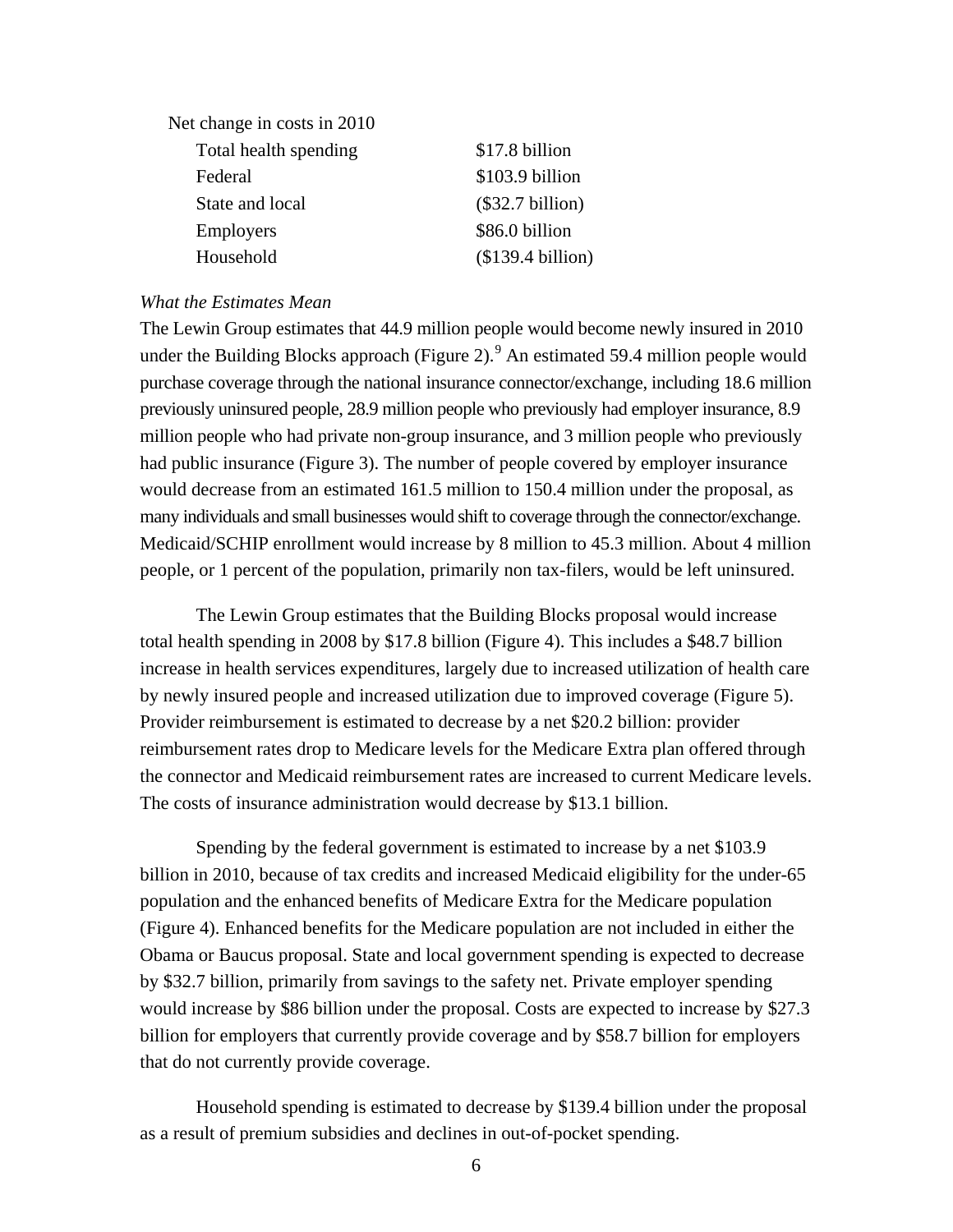| Net change in costs in 2010 | |
|---|---|
| Total health spending | $17.8 billion |
| Federal | $103.9 billion |
| State and local | ($32.7 billion) |
| Employers | $86.0 billion |
| Household | ($139.4 billion) |

*What the Estimates Mean*

The Lewin Group estimates that 44.9 million people would become newly insured in 2010 under the Building Blocks approach (Figure 2).[9] An estimated 59.4 million people would purchase coverage through the national insurance connector/exchange, including 18.6 million previously uninsured people, 28.9 million people who previously had employer insurance, 8.9 million people who had private non-group insurance, and 3 million people who previously had public insurance (Figure 3). The number of people covered by employer insurance would decrease from an estimated 161.5 million to 150.4 million under the proposal, as many individuals and small businesses would shift to coverage through the connector/exchange. Medicaid/SCHIP enrollment would increase by 8 million to 45.3 million. About 4 million people, or 1 percent of the population, primarily non tax-filers, would be left uninsured.

The Lewin Group estimates that the Building Blocks proposal would increase total health spending in 2008 by $17.8 billion (Figure 4). This includes a $48.7 billion increase in health services expenditures, largely due to increased utilization of health care by newly insured people and increased utilization due to improved coverage (Figure 5). Provider reimbursement is estimated to decrease by a net $20.2 billion: provider reimbursement rates drop to Medicare levels for the Medicare Extra plan offered through the connector and Medicaid reimbursement rates are increased to current Medicare levels. The costs of insurance administration would decrease by $13.1 billion.

Spending by the federal government is estimated to increase by a net $103.9 billion in 2010, because of tax credits and increased Medicaid eligibility for the under-65 population and the enhanced benefits of Medicare Extra for the Medicare population (Figure 4). Enhanced benefits for the Medicare population are not included in either the Obama or Baucus proposal. State and local government spending is expected to decrease by $32.7 billion, primarily from savings to the safety net. Private employer spending would increase by $86 billion under the proposal. Costs are expected to increase by $27.3 billion for employers that currently provide coverage and by $58.7 billion for employers that do not currently provide coverage.

Household spending is estimated to decrease by $139.4 billion under the proposal as a result of premium subsidies and declines in out-of-pocket spending.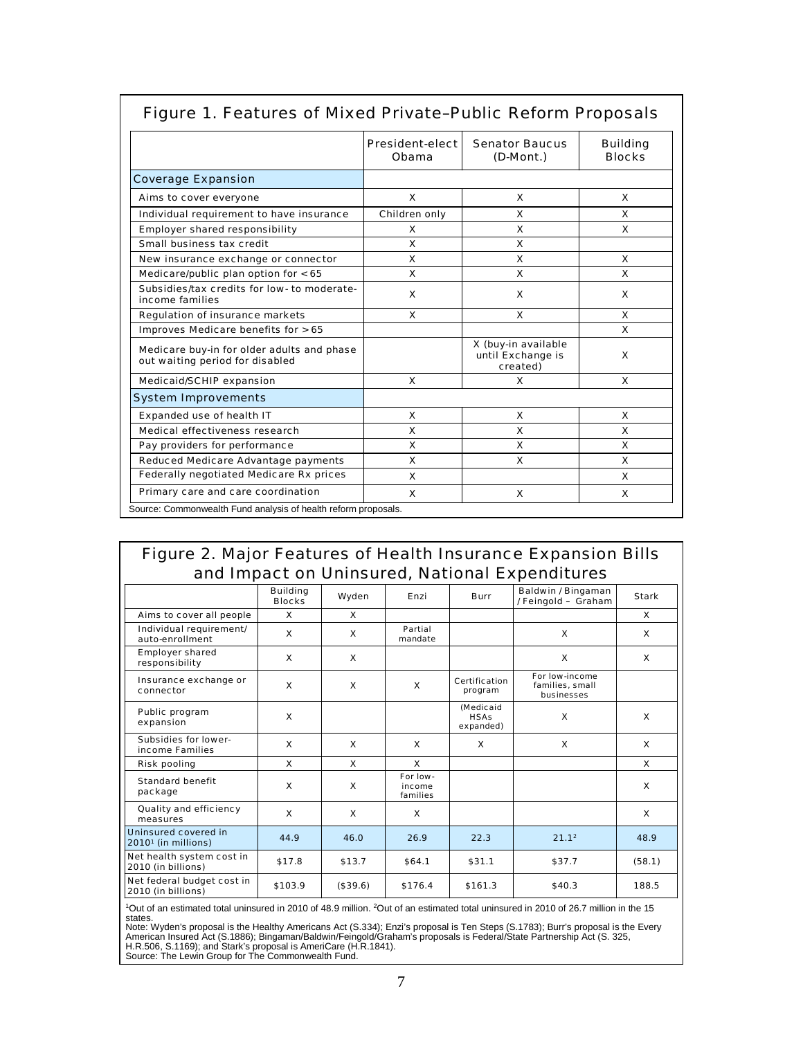## Figure 1. Features of Mixed Private–Public Reform Proposals

| | President-elect Obama | Senator Baucus (D-Mont.) | Building Blocks |
|---|---|---|---|
| **Coverage Expansion** | | | |
| Aims to cover everyone | X | X | X |
| Individual requirement to have insurance | Children only | X | X |
| Employer shared responsibility | X | X | X |
| Small business tax credit | X | X | |
| New insurance exchange or connector | X | X | X |
| Medicare/public plan option for <65 | X | X | X |
| Subsidies/tax credits for low- to moderate-income families | X | X | X |
| Regulation of insurance markets | X | X | X |
| Improves Medicare benefits for >65 | | | X |
| Medicare buy-in for older adults and phase out waiting period for disabled | | X (buy-in available until Exchange is created) | X |
| Medicaid/SCHIP expansion | X | X | X |
| **System Improvements** | | | |
| Expanded use of health IT | X | X | X |
| Medical effectiveness research | X | X | X |
| Pay providers for performance | X | X | X |
| Reduced Medicare Advantage payments | X | X | X |
| Federally negotiated Medicare Rx prices | X | | X |
| Primary care and care coordination | X | X | X |

Source: Commonwealth Fund analysis of health reform proposals.

## Figure 2. Major Features of Health Insurance Expansion Bills and Impact on Uninsured, National Expenditures

| | Building Blocks | Wyden | Enzi | Burr | Baldwin / Bingaman / Feingold – Graham | Stark |
|---|---|---|---|---|---|---|
| Aims to cover all people | X | X | | | | X |
| Individual requirement/ auto-enrollment | X | X | Partial mandate | | X | X |
| Employer shared responsibility | X | X | | | X | X |
| Insurance exchange or connector | X | X | X | Certification program | For low-income families, small businesses | |
| Public program expansion | X | | | (Medicaid HSAs expanded) | X | X |
| Subsidies for lower-income Families | X | X | X | X | X | X |
| Risk pooling | X | X | X | | | X |
| Standard benefit package | X | X | For low-income families | | | X |
| Quality and efficiency measures | X | X | X | | | X |
| Uninsured covered in 2010[1] (in millions) | 44.9 | 46.0 | 26.9 | 22.3 | 21.1[2] | 48.9 |
| Net health system cost in 2010 (in billions) | $17.8 | $13.7 | $64.1 | $31.1 | $37.7 | (58.1) |
| Net federal budget cost in 2010 (in billions) | $103.9 | ($39.6) | $176.4 | $161.3 | $40.3 | 188.5 |

[1]Out of an estimated total uninsured in 2010 of 48.9 million. [2]Out of an estimated total uninsured in 2010 of 26.7 million in the 15 states.
Note: Wyden's proposal is the Healthy Americans Act (S.334); Enzi's proposal is Ten Steps (S.1783); Burr's proposal is the Every American Insured Act (S.1886); Bingaman/Baldwin/Feingold/Graham's proposals is Federal/State Partnership Act (S. 325, H.R.506, S.1169); and Stark's proposal is AmeriCare (H.R.1841).
Source: The Lewin Group for The Commonwealth Fund.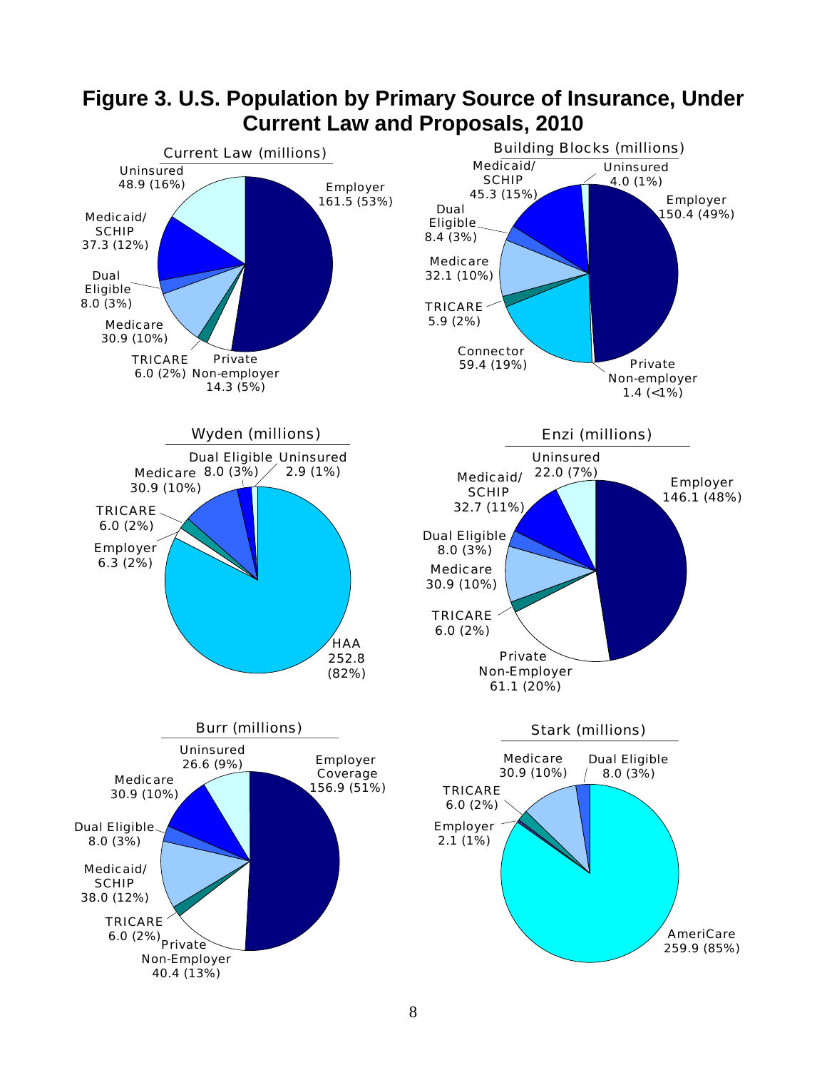# Figure 3. U.S. Population by Primary Source of Insurance, Under Current Law and Proposals, 2010

**Current Law (millions)**

- Employer 161.5 (53%)
- Uninsured 48.9 (16%)
- Medicaid/SCHIP 37.3 (12%)
- Dual Eligible 8.0 (3%)
- Medicare 30.9 (10%)
- TRICARE 6.0 (2%)
- Private Non-employer 14.3 (5%)

**Building Blocks (millions)**

- Medicaid/SCHIP 45.3 (15%)
- Uninsured 4.0 (1%)
- Employer 150.4 (49%)
- Dual Eligible 8.4 (3%)
- Medicare 32.1 (10%)
- TRICARE 5.9 (2%)
- Connector 59.4 (19%)
- Private Non-employer 1.4 (<1%)

**Wyden (millions)**

- Dual Eligible 8.0 (3%)
- Uninsured 2.9 (1%)
- Medicare 30.9 (10%)
- TRICARE 6.0 (2%)
- Employer 6.3 (2%)
- HAA 252.8 (82%)

**Enzi (millions)**

- Uninsured 22.0 (7%)
- Medicaid/SCHIP 32.7 (11%)
- Employer 146.1 (48%)
- Dual Eligible 8.0 (3%)
- Medicare 30.9 (10%)
- TRICARE 6.0 (2%)
- Private Non-Employer 61.1 (20%)

**Burr (millions)**

- Uninsured 26.6 (9%)
- Employer Coverage 156.9 (51%)
- Medicare 30.9 (10%)
- Dual Eligible 8.0 (3%)
- Medicaid/SCHIP 38.0 (12%)
- TRICARE 6.0 (2%)
- Private Non-Employer 40.4 (13%)

**Stark (millions)**

- Medicare 30.9 (10%)
- Dual Eligible 8.0 (3%)
- TRICARE 6.0 (2%)
- Employer 2.1 (1%)
- AmeriCare 259.9 (85%)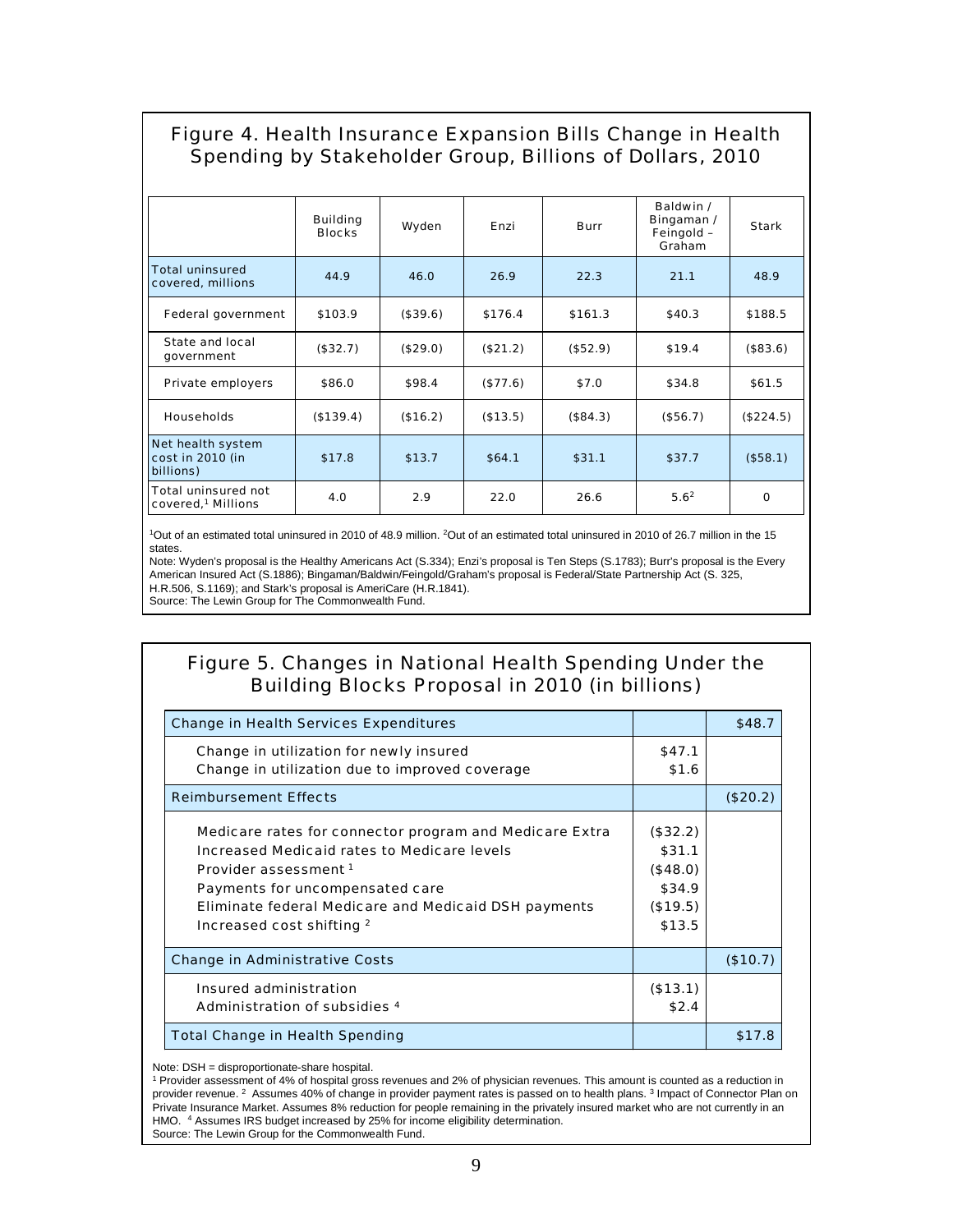## Figure 4. Health Insurance Expansion Bills Change in Health Spending by Stakeholder Group, Billions of Dollars, 2010

| | Building Blocks | Wyden | Enzi | Burr | Baldwin / Bingaman / Feingold – Graham | Stark |
|---|---|---|---|---|---|---|
| Total uninsured covered, millions | 44.9 | 46.0 | 26.9 | 22.3 | 21.1 | 48.9 |
| Federal government | $103.9 | ($39.6) | $176.4 | $161.3 | $40.3 | $188.5 |
| State and local government | ($32.7) | ($29.0) | ($21.2) | ($52.9) | $19.4 | ($83.6) |
| Private employers | $86.0 | $98.4 | ($77.6) | $7.0 | $34.8 | $61.5 |
| Households | ($139.4) | ($16.2) | ($13.5) | ($84.3) | ($56.7) | ($224.5) |
| Net health system cost in 2010 (in billions) | $17.8 | $13.7 | $64.1 | $31.1 | $37.7 | ($58.1) |
| Total uninsured not covered,[1] Millions | 4.0 | 2.9 | 22.0 | 26.6 | 5.6[2] | 0 |

[1]Out of an estimated total uninsured in 2010 of 48.9 million. [2]Out of an estimated total uninsured in 2010 of 26.7 million in the 15 states.
Note: Wyden's proposal is the Healthy Americans Act (S.334); Enzi's proposal is Ten Steps (S.1783); Burr's proposal is the Every American Insured Act (S.1886); Bingaman/Baldwin/Feingold/Graham's proposal is Federal/State Partnership Act (S. 325, H.R.506, S.1169); and Stark's proposal is AmeriCare (H.R.1841).
Source: The Lewin Group for The Commonwealth Fund.

## Figure 5. Changes in National Health Spending Under the Building Blocks Proposal in 2010 (in billions)

| | | |
|---|---|---|
| Change in Health Services Expenditures | | $48.7 |
| Change in utilization for newly insured | $47.1 | |
| Change in utilization due to improved coverage | $1.6 | |
| Reimbursement Effects | | ($20.2) |
| Medicare rates for connector program and Medicare Extra | ($32.2) | |
| Increased Medicaid rates to Medicare levels | $31.1 | |
| Provider assessment [1] | ($48.0) | |
| Payments for uncompensated care | $34.9 | |
| Eliminate federal Medicare and Medicaid DSH payments | ($19.5) | |
| Increased cost shifting [2] | $13.5 | |
| Change in Administrative Costs | | ($10.7) |
| Insured administration | ($13.1) | |
| Administration of subsidies [4] | $2.4 | |
| Total Change in Health Spending | | $17.8 |

Note: DSH = disproportionate-share hospital.
[1] Provider assessment of 4% of hospital gross revenues and 2% of physician revenues. This amount is counted as a reduction in provider revenue. [2] Assumes 40% of change in provider payment rates is passed on to health plans. [3] Impact of Connector Plan on Private Insurance Market. Assumes 8% reduction for people remaining in the privately insured market who are not currently in an HMO. [4] Assumes IRS budget increased by 25% for income eligibility determination.
Source: The Lewin Group for the Commonwealth Fund.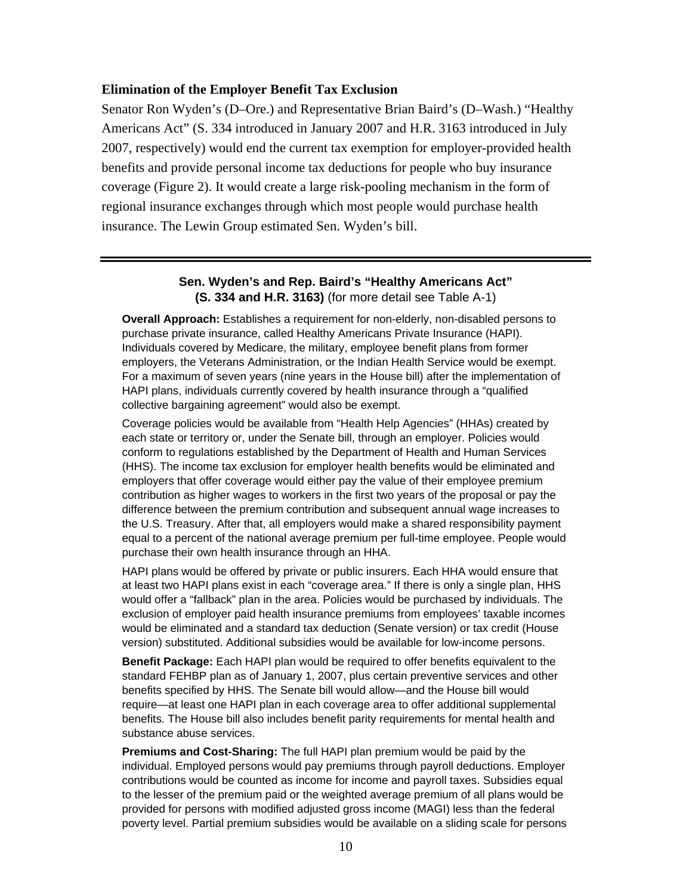### Elimination of the Employer Benefit Tax Exclusion

Senator Ron Wyden's (D–Ore.) and Representative Brian Baird's (D–Wash.) "Healthy Americans Act" (S. 334 introduced in January 2007 and H.R. 3163 introduced in July 2007, respectively) would end the current tax exemption for employer-provided health benefits and provide personal income tax deductions for people who buy insurance coverage (Figure 2). It would create a large risk-pooling mechanism in the form of regional insurance exchanges through which most people would purchase health insurance. The Lewin Group estimated Sen. Wyden's bill.

---

**Sen. Wyden's and Rep. Baird's "Healthy Americans Act" (S. 334 and H.R. 3163)** (for more detail see Table A-1)

**Overall Approach:** Establishes a requirement for non-elderly, non-disabled persons to purchase private insurance, called Healthy Americans Private Insurance (HAPI). Individuals covered by Medicare, the military, employee benefit plans from former employers, the Veterans Administration, or the Indian Health Service would be exempt. For a maximum of seven years (nine years in the House bill) after the implementation of HAPI plans, individuals currently covered by health insurance through a "qualified collective bargaining agreement" would also be exempt.

Coverage policies would be available from "Health Help Agencies" (HHAs) created by each state or territory or, under the Senate bill, through an employer. Policies would conform to regulations established by the Department of Health and Human Services (HHS). The income tax exclusion for employer health benefits would be eliminated and employers that offer coverage would either pay the value of their employee premium contribution as higher wages to workers in the first two years of the proposal or pay the difference between the premium contribution and subsequent annual wage increases to the U.S. Treasury. After that, all employers would make a shared responsibility payment equal to a percent of the national average premium per full-time employee. People would purchase their own health insurance through an HHA.

HAPI plans would be offered by private or public insurers. Each HHA would ensure that at least two HAPI plans exist in each "coverage area." If there is only a single plan, HHS would offer a "fallback" plan in the area. Policies would be purchased by individuals. The exclusion of employer paid health insurance premiums from employees' taxable incomes would be eliminated and a standard tax deduction (Senate version) or tax credit (House version) substituted. Additional subsidies would be available for low-income persons.

**Benefit Package:** Each HAPI plan would be required to offer benefits equivalent to the standard FEHBP plan as of January 1, 2007, plus certain preventive services and other benefits specified by HHS. The Senate bill would allow—and the House bill would require—at least one HAPI plan in each coverage area to offer additional supplemental benefits. The House bill also includes benefit parity requirements for mental health and substance abuse services.

**Premiums and Cost-Sharing:** The full HAPI plan premium would be paid by the individual. Employed persons would pay premiums through payroll deductions. Employer contributions would be counted as income for income and payroll taxes. Subsidies equal to the lesser of the premium paid or the weighted average premium of all plans would be provided for persons with modified adjusted gross income (MAGI) less than the federal poverty level. Partial premium subsidies would be available on a sliding scale for persons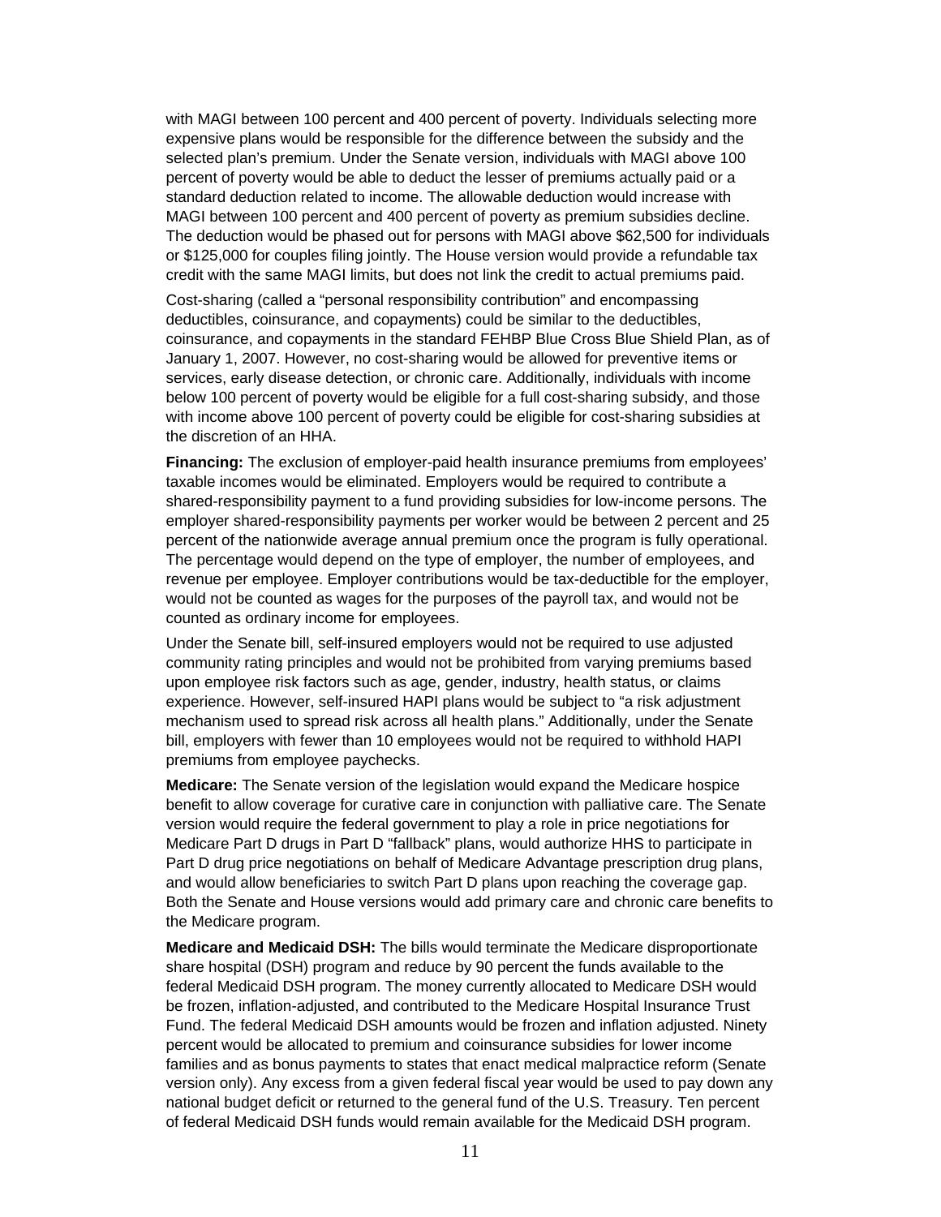with MAGI between 100 percent and 400 percent of poverty. Individuals selecting more expensive plans would be responsible for the difference between the subsidy and the selected plan's premium. Under the Senate version, individuals with MAGI above 100 percent of poverty would be able to deduct the lesser of premiums actually paid or a standard deduction related to income. The allowable deduction would increase with MAGI between 100 percent and 400 percent of poverty as premium subsidies decline. The deduction would be phased out for persons with MAGI above $62,500 for individuals or $125,000 for couples filing jointly. The House version would provide a refundable tax credit with the same MAGI limits, but does not link the credit to actual premiums paid.

Cost-sharing (called a "personal responsibility contribution" and encompassing deductibles, coinsurance, and copayments) could be similar to the deductibles, coinsurance, and copayments in the standard FEHBP Blue Cross Blue Shield Plan, as of January 1, 2007. However, no cost-sharing would be allowed for preventive items or services, early disease detection, or chronic care. Additionally, individuals with income below 100 percent of poverty would be eligible for a full cost-sharing subsidy, and those with income above 100 percent of poverty could be eligible for cost-sharing subsidies at the discretion of an HHA.

**Financing:** The exclusion of employer-paid health insurance premiums from employees' taxable incomes would be eliminated. Employers would be required to contribute a shared-responsibility payment to a fund providing subsidies for low-income persons. The employer shared-responsibility payments per worker would be between 2 percent and 25 percent of the nationwide average annual premium once the program is fully operational. The percentage would depend on the type of employer, the number of employees, and revenue per employee. Employer contributions would be tax-deductible for the employer, would not be counted as wages for the purposes of the payroll tax, and would not be counted as ordinary income for employees.

Under the Senate bill, self-insured employers would not be required to use adjusted community rating principles and would not be prohibited from varying premiums based upon employee risk factors such as age, gender, industry, health status, or claims experience. However, self-insured HAPI plans would be subject to "a risk adjustment mechanism used to spread risk across all health plans." Additionally, under the Senate bill, employers with fewer than 10 employees would not be required to withhold HAPI premiums from employee paychecks.

**Medicare:** The Senate version of the legislation would expand the Medicare hospice benefit to allow coverage for curative care in conjunction with palliative care. The Senate version would require the federal government to play a role in price negotiations for Medicare Part D drugs in Part D "fallback" plans, would authorize HHS to participate in Part D drug price negotiations on behalf of Medicare Advantage prescription drug plans, and would allow beneficiaries to switch Part D plans upon reaching the coverage gap. Both the Senate and House versions would add primary care and chronic care benefits to the Medicare program.

**Medicare and Medicaid DSH:** The bills would terminate the Medicare disproportionate share hospital (DSH) program and reduce by 90 percent the funds available to the federal Medicaid DSH program. The money currently allocated to Medicare DSH would be frozen, inflation-adjusted, and contributed to the Medicare Hospital Insurance Trust Fund. The federal Medicaid DSH amounts would be frozen and inflation adjusted. Ninety percent would be allocated to premium and coinsurance subsidies for lower income families and as bonus payments to states that enact medical malpractice reform (Senate version only). Any excess from a given federal fiscal year would be used to pay down any national budget deficit or returned to the general fund of the U.S. Treasury. Ten percent of federal Medicaid DSH funds would remain available for the Medicaid DSH program.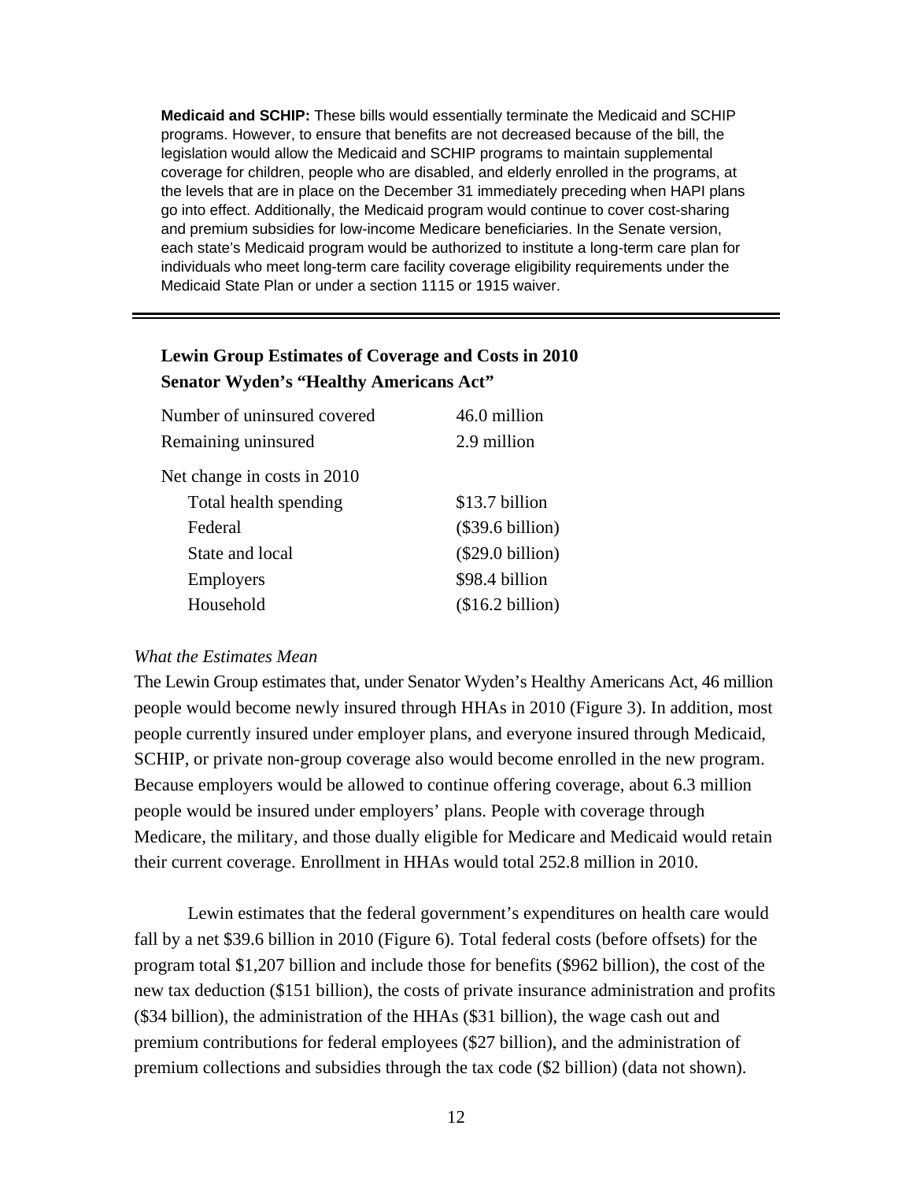**Medicaid and SCHIP:** These bills would essentially terminate the Medicaid and SCHIP programs. However, to ensure that benefits are not decreased because of the bill, the legislation would allow the Medicaid and SCHIP programs to maintain supplemental coverage for children, people who are disabled, and elderly enrolled in the programs, at the levels that are in place on the December 31 immediately preceding when HAPI plans go into effect. Additionally, the Medicaid program would continue to cover cost-sharing and premium subsidies for low-income Medicare beneficiaries. In the Senate version, each state's Medicaid program would be authorized to institute a long-term care plan for individuals who meet long-term care facility coverage eligibility requirements under the Medicaid State Plan or under a section 1115 or 1915 waiver.

---

**Lewin Group Estimates of Coverage and Costs in 2010**
**Senator Wyden's "Healthy Americans Act"**

| | |
|---|---|
| Number of uninsured covered | 46.0 million |
| Remaining uninsured | 2.9 million |
| Net change in costs in 2010 | |
| Total health spending | $13.7 billion |
| Federal | ($39.6 billion) |
| State and local | ($29.0 billion) |
| Employers | $98.4 billion |
| Household | ($16.2 billion) |

*What the Estimates Mean*

The Lewin Group estimates that, under Senator Wyden's Healthy Americans Act, 46 million people would become newly insured through HHAs in 2010 (Figure 3). In addition, most people currently insured under employer plans, and everyone insured through Medicaid, SCHIP, or private non-group coverage also would become enrolled in the new program. Because employers would be allowed to continue offering coverage, about 6.3 million people would be insured under employers' plans. People with coverage through Medicare, the military, and those dually eligible for Medicare and Medicaid would retain their current coverage. Enrollment in HHAs would total 252.8 million in 2010.

Lewin estimates that the federal government's expenditures on health care would fall by a net $39.6 billion in 2010 (Figure 6). Total federal costs (before offsets) for the program total $1,207 billion and include those for benefits ($962 billion), the cost of the new tax deduction ($151 billion), the costs of private insurance administration and profits ($34 billion), the administration of the HHAs ($31 billion), the wage cash out and premium contributions for federal employees ($27 billion), and the administration of premium collections and subsidies through the tax code ($2 billion) (data not shown).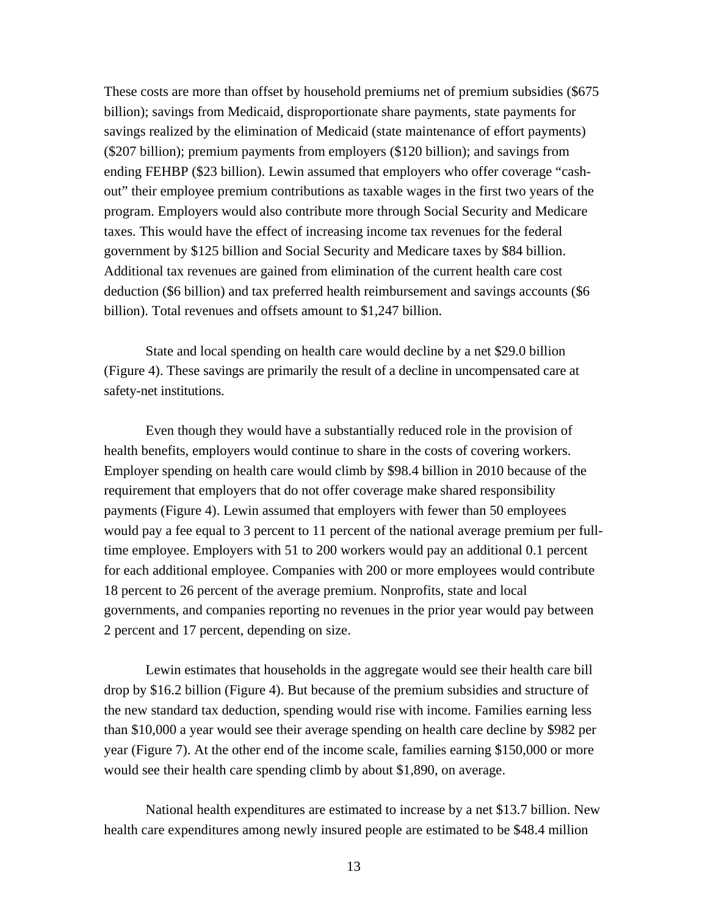These costs are more than offset by household premiums net of premium subsidies ($675 billion); savings from Medicaid, disproportionate share payments, state payments for savings realized by the elimination of Medicaid (state maintenance of effort payments) ($207 billion); premium payments from employers ($120 billion); and savings from ending FEHBP ($23 billion). Lewin assumed that employers who offer coverage "cash-out" their employee premium contributions as taxable wages in the first two years of the program. Employers would also contribute more through Social Security and Medicare taxes. This would have the effect of increasing income tax revenues for the federal government by $125 billion and Social Security and Medicare taxes by $84 billion. Additional tax revenues are gained from elimination of the current health care cost deduction ($6 billion) and tax preferred health reimbursement and savings accounts ($6 billion). Total revenues and offsets amount to $1,247 billion.

State and local spending on health care would decline by a net $29.0 billion (Figure 4). These savings are primarily the result of a decline in uncompensated care at safety-net institutions.

Even though they would have a substantially reduced role in the provision of health benefits, employers would continue to share in the costs of covering workers. Employer spending on health care would climb by $98.4 billion in 2010 because of the requirement that employers that do not offer coverage make shared responsibility payments (Figure 4). Lewin assumed that employers with fewer than 50 employees would pay a fee equal to 3 percent to 11 percent of the national average premium per full-time employee. Employers with 51 to 200 workers would pay an additional 0.1 percent for each additional employee. Companies with 200 or more employees would contribute 18 percent to 26 percent of the average premium. Nonprofits, state and local governments, and companies reporting no revenues in the prior year would pay between 2 percent and 17 percent, depending on size.

Lewin estimates that households in the aggregate would see their health care bill drop by $16.2 billion (Figure 4). But because of the premium subsidies and structure of the new standard tax deduction, spending would rise with income. Families earning less than $10,000 a year would see their average spending on health care decline by $982 per year (Figure 7). At the other end of the income scale, families earning $150,000 or more would see their health care spending climb by about $1,890, on average.

National health expenditures are estimated to increase by a net $13.7 billion. New health care expenditures among newly insured people are estimated to be $48.4 million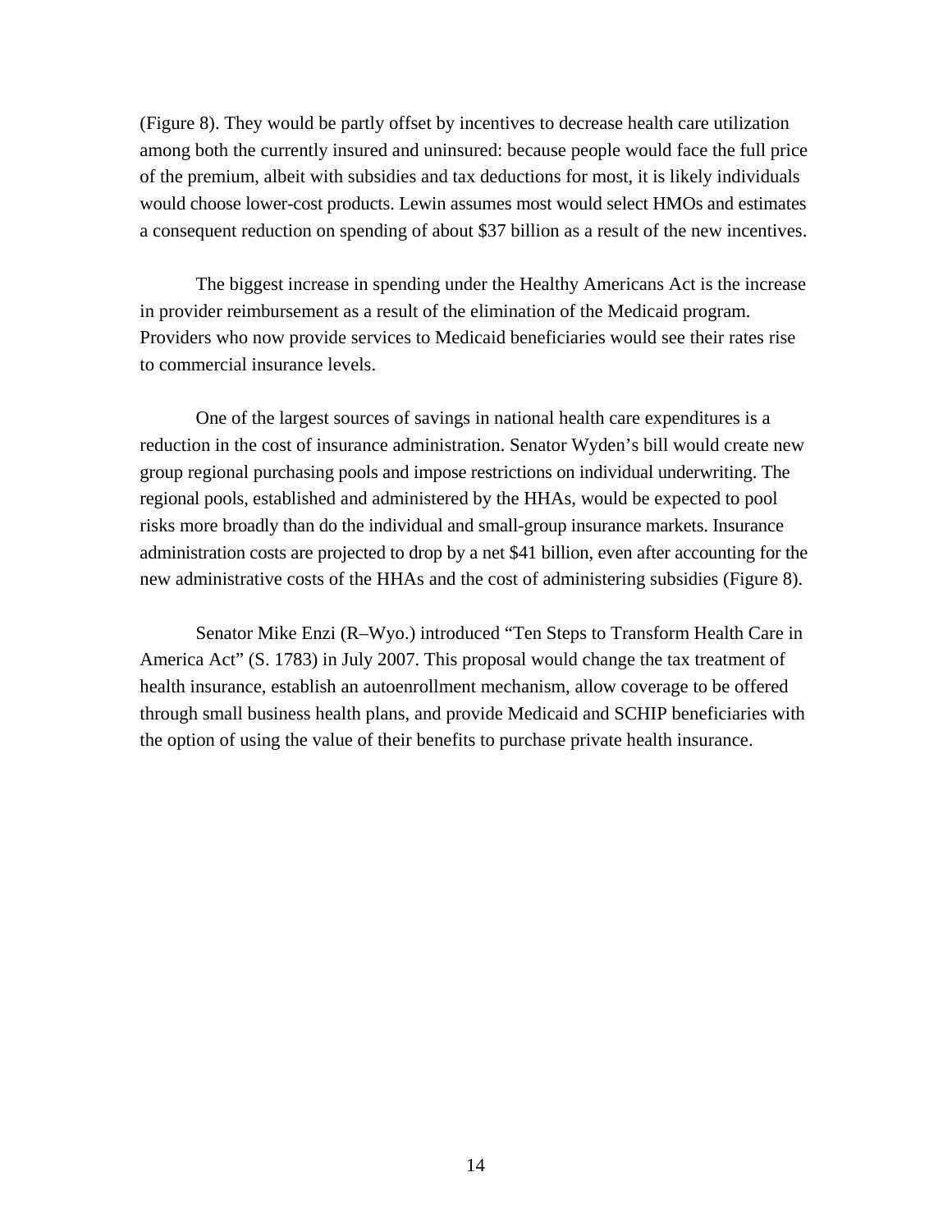(Figure 8). They would be partly offset by incentives to decrease health care utilization among both the currently insured and uninsured: because people would face the full price of the premium, albeit with subsidies and tax deductions for most, it is likely individuals would choose lower-cost products. Lewin assumes most would select HMOs and estimates a consequent reduction on spending of about $37 billion as a result of the new incentives.

The biggest increase in spending under the Healthy Americans Act is the increase in provider reimbursement as a result of the elimination of the Medicaid program. Providers who now provide services to Medicaid beneficiaries would see their rates rise to commercial insurance levels.

One of the largest sources of savings in national health care expenditures is a reduction in the cost of insurance administration. Senator Wyden's bill would create new group regional purchasing pools and impose restrictions on individual underwriting. The regional pools, established and administered by the HHAs, would be expected to pool risks more broadly than do the individual and small-group insurance markets. Insurance administration costs are projected to drop by a net $41 billion, even after accounting for the new administrative costs of the HHAs and the cost of administering subsidies (Figure 8).

Senator Mike Enzi (R–Wyo.) introduced "Ten Steps to Transform Health Care in America Act" (S. 1783) in July 2007. This proposal would change the tax treatment of health insurance, establish an autoenrollment mechanism, allow coverage to be offered through small business health plans, and provide Medicaid and SCHIP beneficiaries with the option of using the value of their benefits to purchase private health insurance.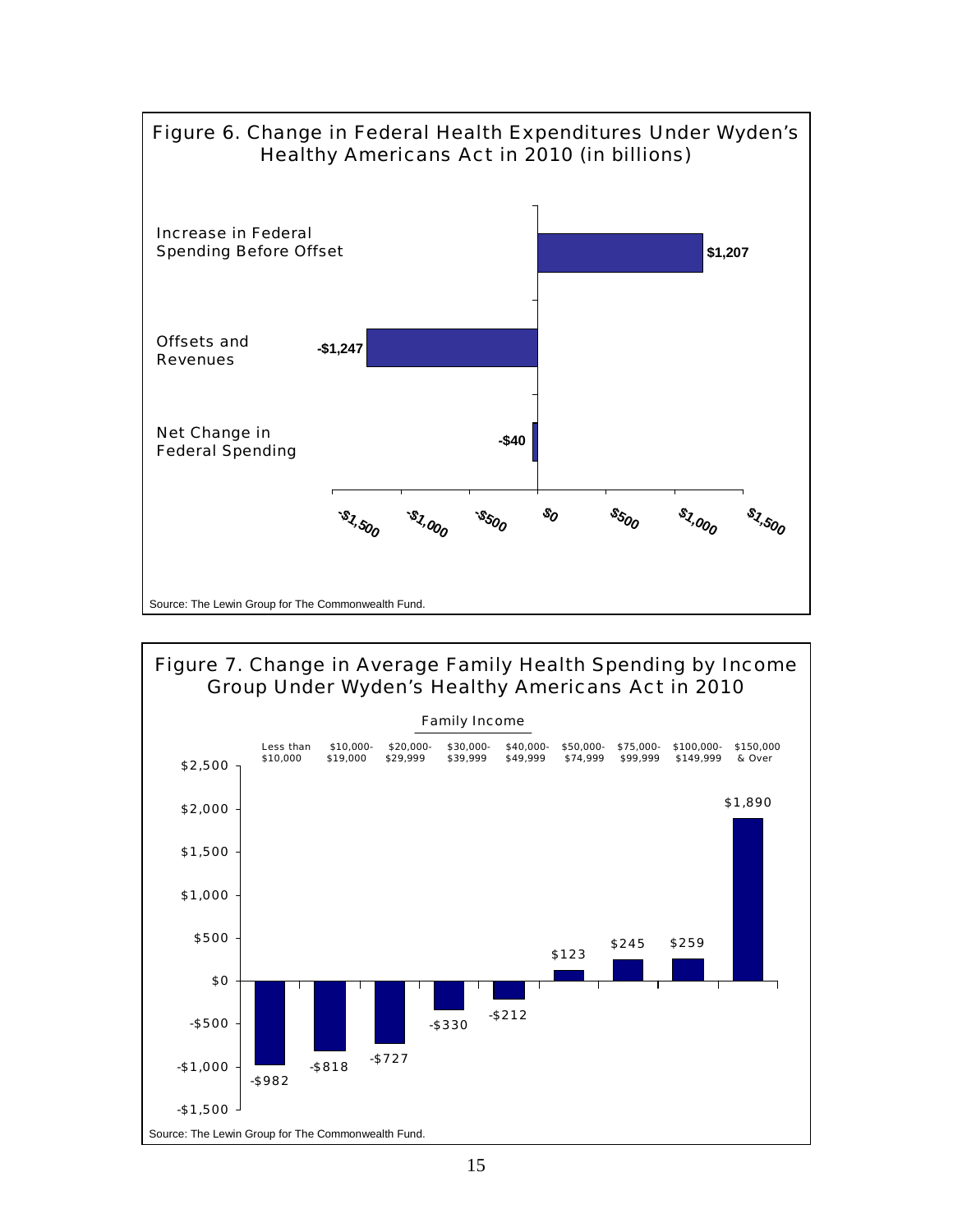**Figure 6. Change in Federal Health Expenditures Under Wyden's Healthy Americans Act in 2010 (in billions)**

| | |
|---|---|
| Increase in Federal Spending Before Offset | $1,207 |
| Offsets and Revenues | -$1,247 |
| Net Change in Federal Spending | -$40 |

Source: The Lewin Group for The Commonwealth Fund.

**Figure 7. Change in Average Family Health Spending by Income Group Under Wyden's Healthy Americans Act in 2010**

| Family Income | Change |
|---|---|
| Less than $10,000 | -$982 |
| $10,000-$19,000 | -$818 |
| $20,000-$29,999 | -$727 |
| $30,000-$39,999 | -$330 |
| $40,000-$49,999 | -$212 |
| $50,000-$74,999 | $123 |
| $75,000-$99,999 | $245 |
| $100,000-$149,999 | $259 |
| $150,000 & Over | $1,890 |

Source: The Lewin Group for The Commonwealth Fund.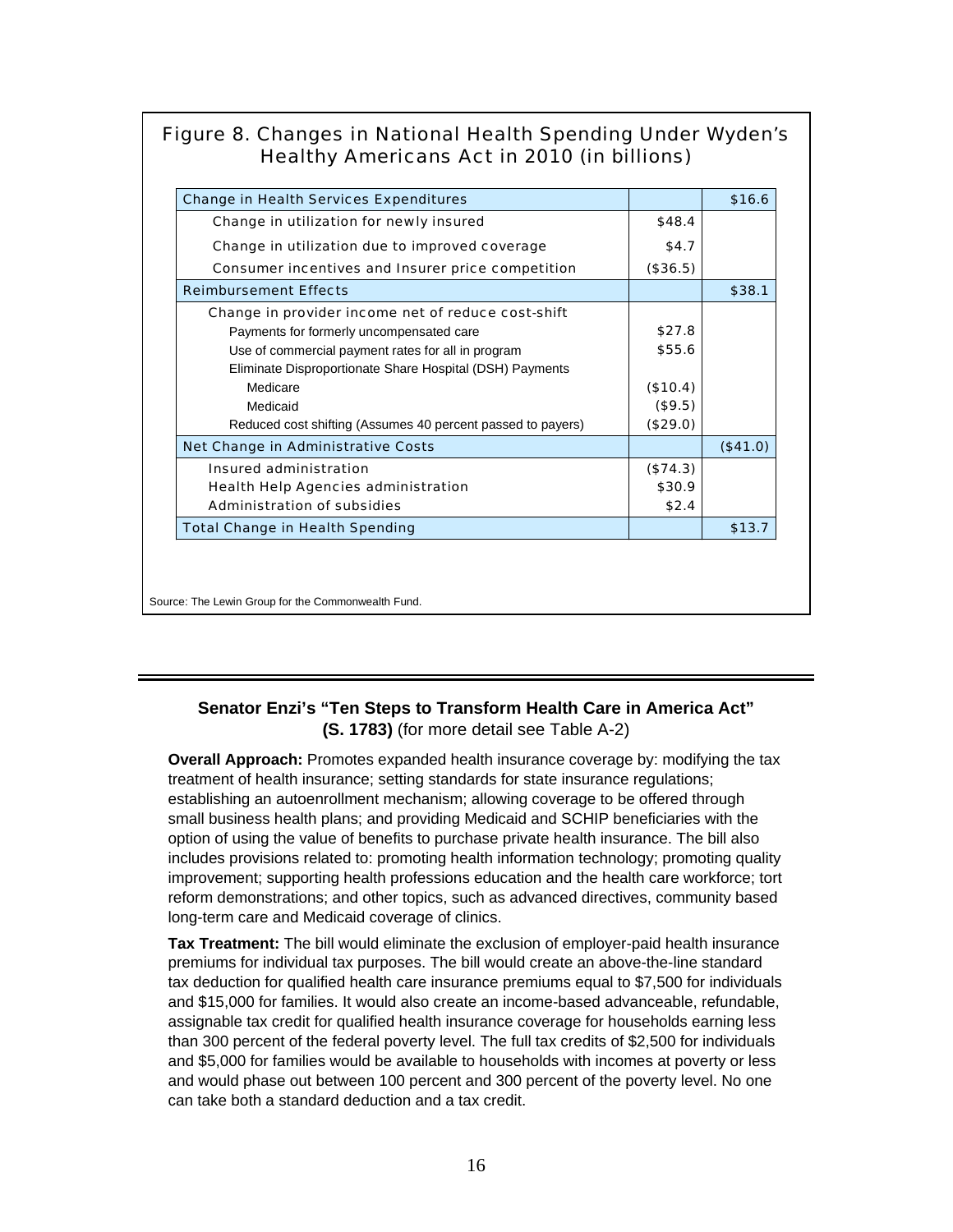Figure 8. Changes in National Health Spending Under Wyden's Healthy Americans Act in 2010 (in billions)

| | | |
|---|---|---|
| Change in Health Services Expenditures | | $16.6 |
| Change in utilization for newly insured | $48.4 | |
| Change in utilization due to improved coverage | $4.7 | |
| Consumer incentives and Insurer price competition | ($36.5) | |
| Reimbursement Effects | | $38.1 |
| Change in provider income net of reduce cost-shift | | |
| Payments for formerly uncompensated care | $27.8 | |
| Use of commercial payment rates for all in program | $55.6 | |
| Eliminate Disproportionate Share Hospital (DSH) Payments | | |
| Medicare | ($10.4) | |
| Medicaid | ($9.5) | |
| Reduced cost shifting (Assumes 40 percent passed to payers) | ($29.0) | |
| Net Change in Administrative Costs | | ($41.0) |
| Insured administration | ($74.3) | |
| Health Help Agencies administration | $30.9 | |
| Administration of subsidies | $2.4 | |
| Total Change in Health Spending | | $13.7 |

Source: The Lewin Group for the Commonwealth Fund.

## Senator Enzi's "Ten Steps to Transform Health Care in America Act" (S. 1783) (for more detail see Table A-2)

**Overall Approach:** Promotes expanded health insurance coverage by: modifying the tax treatment of health insurance; setting standards for state insurance regulations; establishing an autoenrollment mechanism; allowing coverage to be offered through small business health plans; and providing Medicaid and SCHIP beneficiaries with the option of using the value of benefits to purchase private health insurance. The bill also includes provisions related to: promoting health information technology; promoting quality improvement; supporting health professions education and the health care workforce; tort reform demonstrations; and other topics, such as advanced directives, community based long-term care and Medicaid coverage of clinics.

**Tax Treatment:** The bill would eliminate the exclusion of employer-paid health insurance premiums for individual tax purposes. The bill would create an above-the-line standard tax deduction for qualified health care insurance premiums equal to $7,500 for individuals and $15,000 for families. It would also create an income-based advanceable, refundable, assignable tax credit for qualified health insurance coverage for households earning less than 300 percent of the federal poverty level. The full tax credits of $2,500 for individuals and $5,000 for families would be available to households with incomes at poverty or less and would phase out between 100 percent and 300 percent of the poverty level. No one can take both a standard deduction and a tax credit.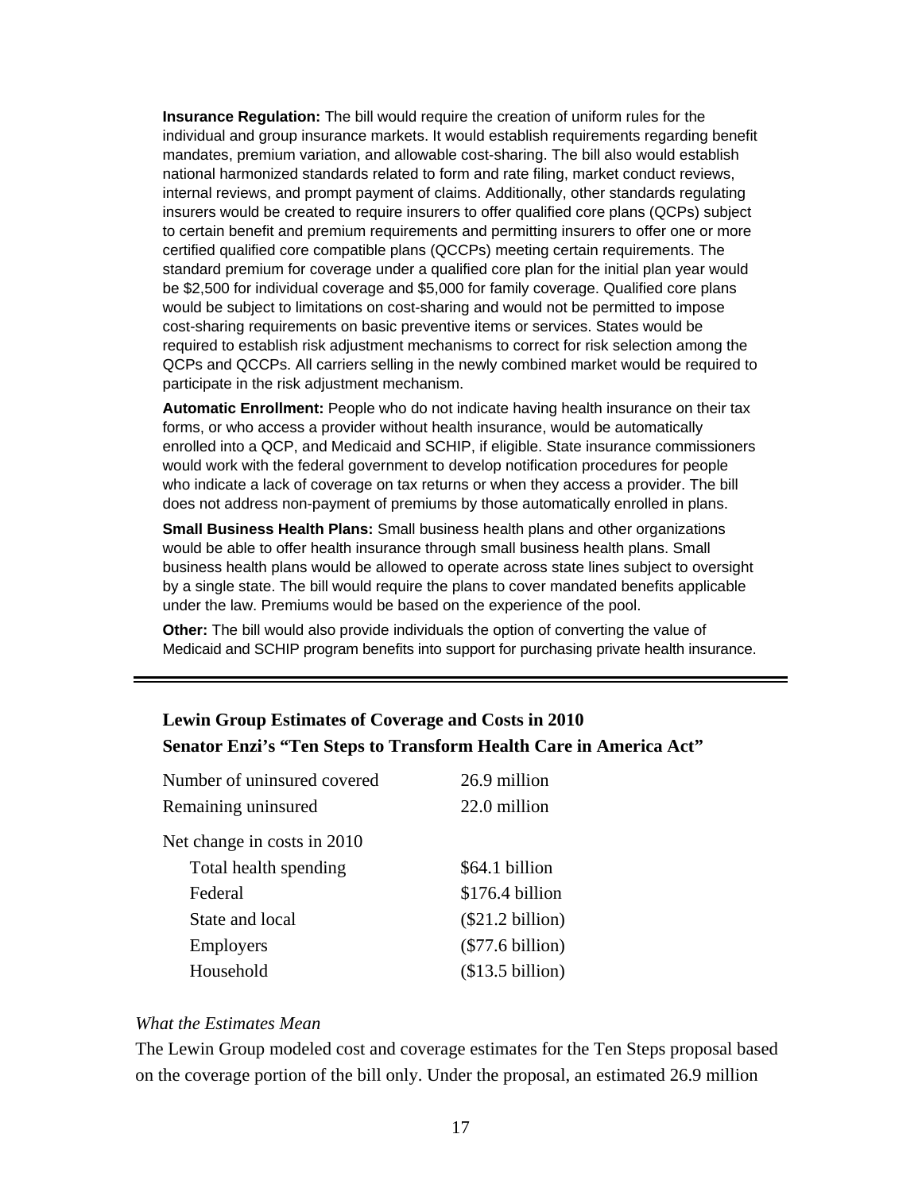**Insurance Regulation:** The bill would require the creation of uniform rules for the individual and group insurance markets. It would establish requirements regarding benefit mandates, premium variation, and allowable cost-sharing. The bill also would establish national harmonized standards related to form and rate filing, market conduct reviews, internal reviews, and prompt payment of claims. Additionally, other standards regulating insurers would be created to require insurers to offer qualified core plans (QCPs) subject to certain benefit and premium requirements and permitting insurers to offer one or more certified qualified core compatible plans (QCCPs) meeting certain requirements. The standard premium for coverage under a qualified core plan for the initial plan year would be $2,500 for individual coverage and $5,000 for family coverage. Qualified core plans would be subject to limitations on cost-sharing and would not be permitted to impose cost-sharing requirements on basic preventive items or services. States would be required to establish risk adjustment mechanisms to correct for risk selection among the QCPs and QCCPs. All carriers selling in the newly combined market would be required to participate in the risk adjustment mechanism.

**Automatic Enrollment:** People who do not indicate having health insurance on their tax forms, or who access a provider without health insurance, would be automatically enrolled into a QCP, and Medicaid and SCHIP, if eligible. State insurance commissioners would work with the federal government to develop notification procedures for people who indicate a lack of coverage on tax returns or when they access a provider. The bill does not address non-payment of premiums by those automatically enrolled in plans.

**Small Business Health Plans:** Small business health plans and other organizations would be able to offer health insurance through small business health plans. Small business health plans would be allowed to operate across state lines subject to oversight by a single state. The bill would require the plans to cover mandated benefits applicable under the law. Premiums would be based on the experience of the pool.

**Other:** The bill would also provide individuals the option of converting the value of Medicaid and SCHIP program benefits into support for purchasing private health insurance.

---

**Lewin Group Estimates of Coverage and Costs in 2010**
**Senator Enzi's "Ten Steps to Transform Health Care in America Act"**

| | |
|---|---|
| Number of uninsured covered | 26.9 million |
| Remaining uninsured | 22.0 million |
| Net change in costs in 2010 | |
| Total health spending | $64.1 billion |
| Federal | $176.4 billion |
| State and local | ($21.2 billion) |
| Employers | ($77.6 billion) |
| Household | ($13.5 billion) |

*What the Estimates Mean*

The Lewin Group modeled cost and coverage estimates for the Ten Steps proposal based on the coverage portion of the bill only. Under the proposal, an estimated 26.9 million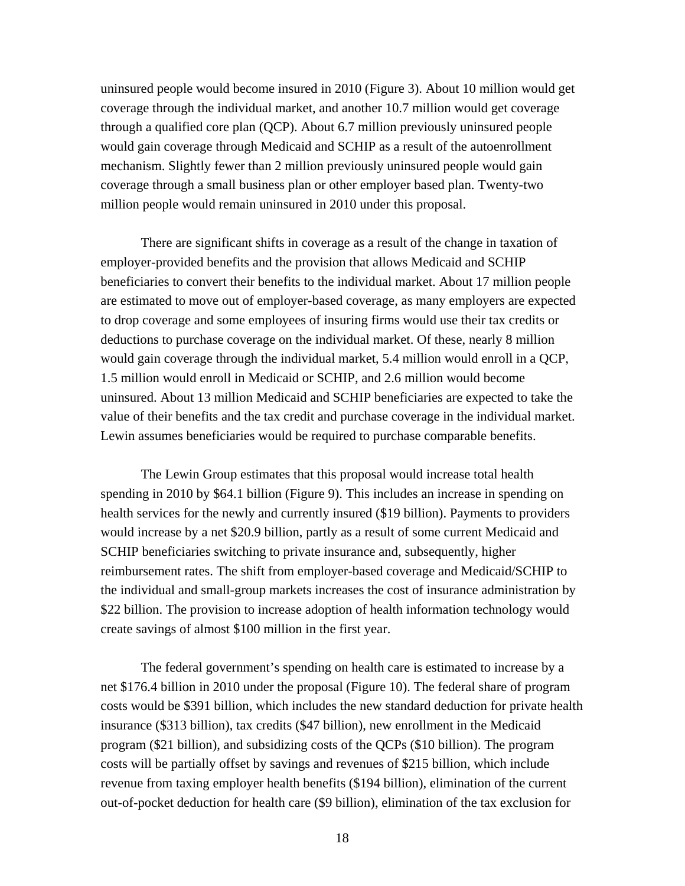uninsured people would become insured in 2010 (Figure 3). About 10 million would get coverage through the individual market, and another 10.7 million would get coverage through a qualified core plan (QCP). About 6.7 million previously uninsured people would gain coverage through Medicaid and SCHIP as a result of the autoenrollment mechanism. Slightly fewer than 2 million previously uninsured people would gain coverage through a small business plan or other employer based plan. Twenty-two million people would remain uninsured in 2010 under this proposal.

There are significant shifts in coverage as a result of the change in taxation of employer-provided benefits and the provision that allows Medicaid and SCHIP beneficiaries to convert their benefits to the individual market. About 17 million people are estimated to move out of employer-based coverage, as many employers are expected to drop coverage and some employees of insuring firms would use their tax credits or deductions to purchase coverage on the individual market. Of these, nearly 8 million would gain coverage through the individual market, 5.4 million would enroll in a QCP, 1.5 million would enroll in Medicaid or SCHIP, and 2.6 million would become uninsured. About 13 million Medicaid and SCHIP beneficiaries are expected to take the value of their benefits and the tax credit and purchase coverage in the individual market. Lewin assumes beneficiaries would be required to purchase comparable benefits.

The Lewin Group estimates that this proposal would increase total health spending in 2010 by $64.1 billion (Figure 9). This includes an increase in spending on health services for the newly and currently insured ($19 billion). Payments to providers would increase by a net $20.9 billion, partly as a result of some current Medicaid and SCHIP beneficiaries switching to private insurance and, subsequently, higher reimbursement rates. The shift from employer-based coverage and Medicaid/SCHIP to the individual and small-group markets increases the cost of insurance administration by $22 billion. The provision to increase adoption of health information technology would create savings of almost $100 million in the first year.

The federal government's spending on health care is estimated to increase by a net $176.4 billion in 2010 under the proposal (Figure 10). The federal share of program costs would be $391 billion, which includes the new standard deduction for private health insurance ($313 billion), tax credits ($47 billion), new enrollment in the Medicaid program ($21 billion), and subsidizing costs of the QCPs ($10 billion). The program costs will be partially offset by savings and revenues of $215 billion, which include revenue from taxing employer health benefits ($194 billion), elimination of the current out-of-pocket deduction for health care ($9 billion), elimination of the tax exclusion for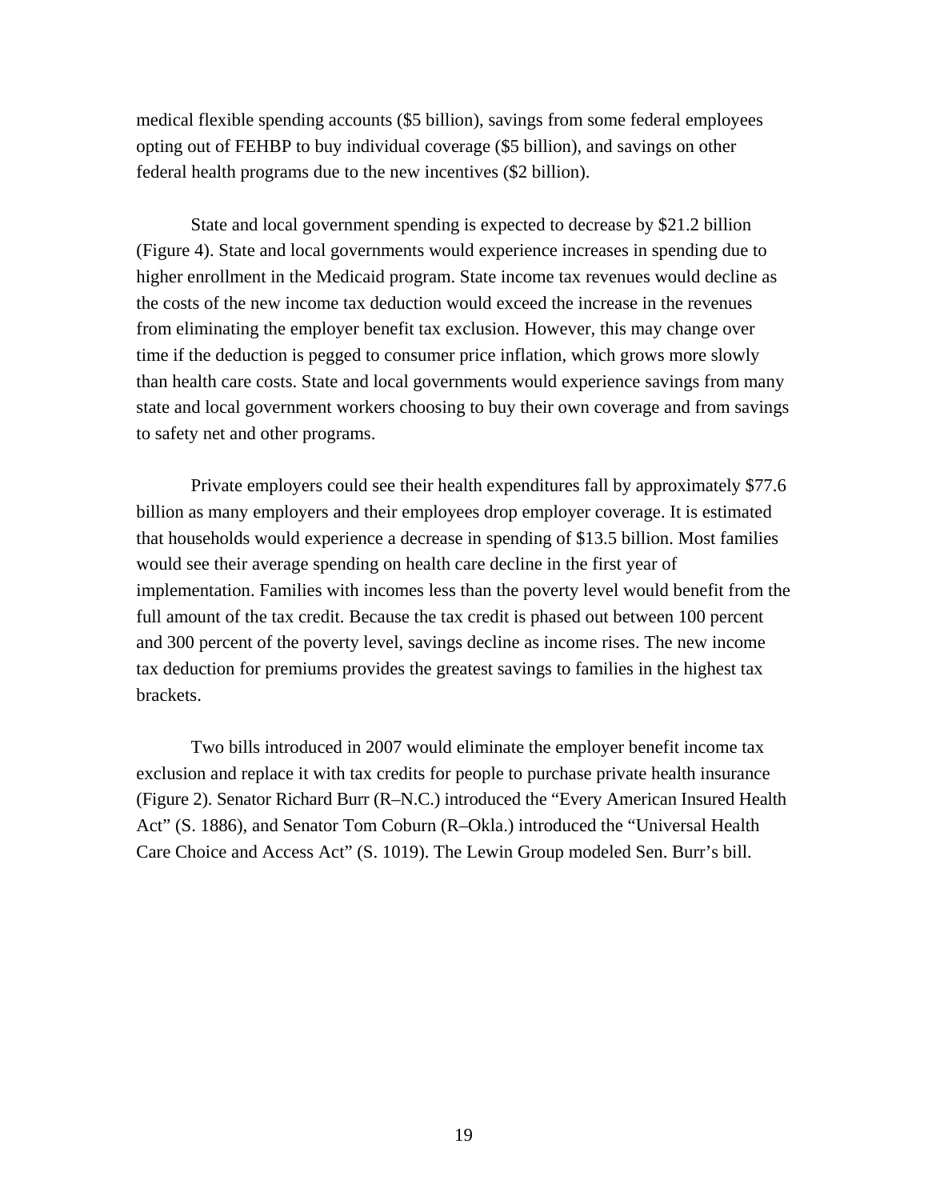medical flexible spending accounts ($5 billion), savings from some federal employees opting out of FEHBP to buy individual coverage ($5 billion), and savings on other federal health programs due to the new incentives ($2 billion).

State and local government spending is expected to decrease by $21.2 billion (Figure 4). State and local governments would experience increases in spending due to higher enrollment in the Medicaid program. State income tax revenues would decline as the costs of the new income tax deduction would exceed the increase in the revenues from eliminating the employer benefit tax exclusion. However, this may change over time if the deduction is pegged to consumer price inflation, which grows more slowly than health care costs. State and local governments would experience savings from many state and local government workers choosing to buy their own coverage and from savings to safety net and other programs.

Private employers could see their health expenditures fall by approximately $77.6 billion as many employers and their employees drop employer coverage. It is estimated that households would experience a decrease in spending of $13.5 billion. Most families would see their average spending on health care decline in the first year of implementation. Families with incomes less than the poverty level would benefit from the full amount of the tax credit. Because the tax credit is phased out between 100 percent and 300 percent of the poverty level, savings decline as income rises. The new income tax deduction for premiums provides the greatest savings to families in the highest tax brackets.

Two bills introduced in 2007 would eliminate the employer benefit income tax exclusion and replace it with tax credits for people to purchase private health insurance (Figure 2). Senator Richard Burr (R–N.C.) introduced the "Every American Insured Health Act" (S. 1886), and Senator Tom Coburn (R–Okla.) introduced the "Universal Health Care Choice and Access Act" (S. 1019). The Lewin Group modeled Sen. Burr's bill.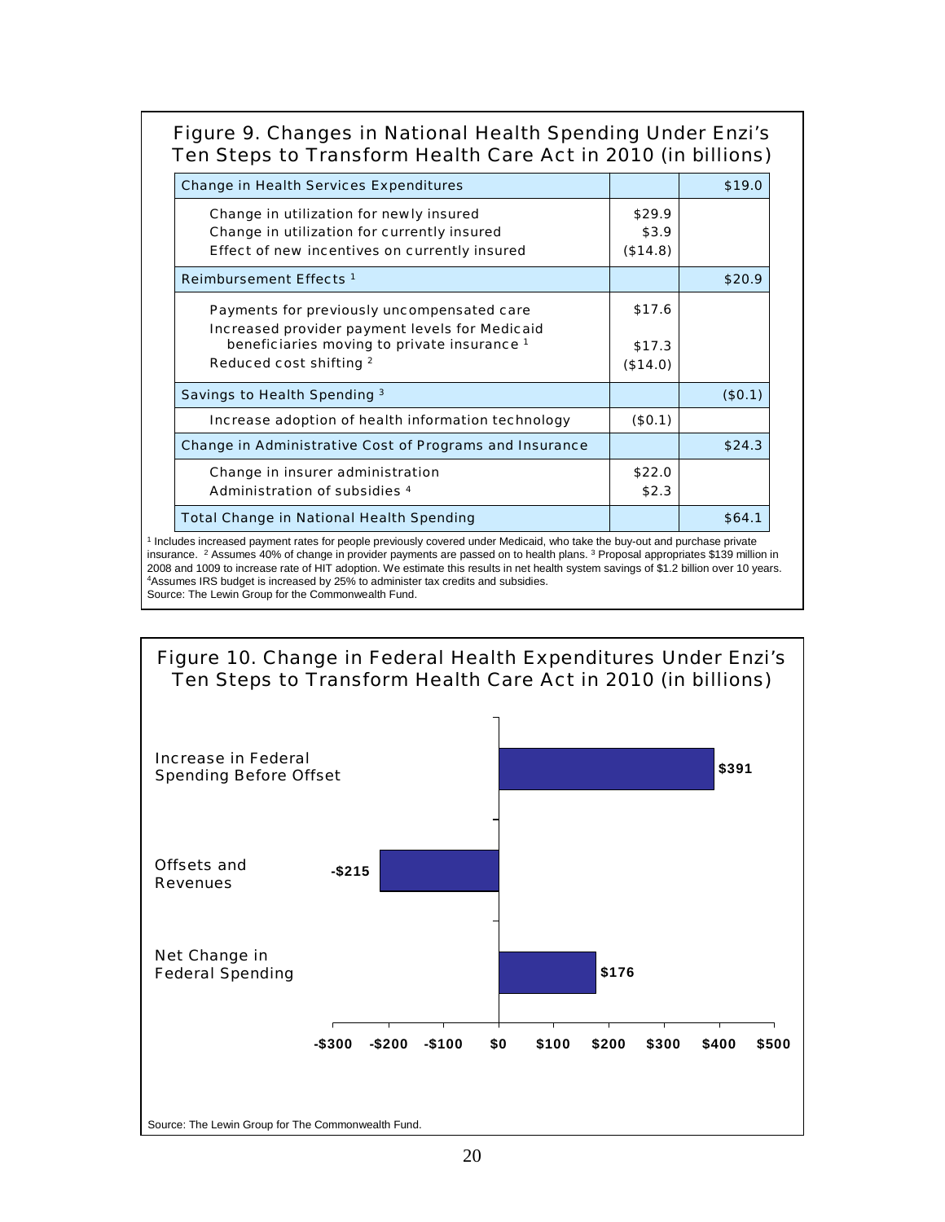**Figure 9. Changes in National Health Spending Under Enzi's Ten Steps to Transform Health Care Act in 2010 (in billions)**

| | | |
|---|---|---|
| Change in Health Services Expenditures | | $19.0 |
| Change in utilization for newly insured<br>Change in utilization for currently insured<br>Effect of new incentives on currently insured | $29.9<br>$3.9<br>($14.8) | |
| Reimbursement Effects [1] | | $20.9 |
| Payments for previously uncompensated care<br>Increased provider payment levels for Medicaid beneficiaries moving to private insurance [1]<br>Reduced cost shifting [2] | $17.6<br>$17.3<br>($14.0) | |
| Savings to Health Spending [3] | | ($0.1) |
| Increase adoption of health information technology | ($0.1) | |
| Change in Administrative Cost of Programs and Insurance | | $24.3 |
| Change in insurer administration<br>Administration of subsidies [4] | $22.0<br>$2.3 | |
| Total Change in National Health Spending | | $64.1 |

[1] Includes increased payment rates for people previously covered under Medicaid, who take the buy-out and purchase private insurance. [2] Assumes 40% of change in provider payments are passed on to health plans. [3] Proposal appropriates $139 million in 2008 and 1009 to increase rate of HIT adoption. We estimate this results in net health system savings of $1.2 billion over 10 years. [4]Assumes IRS budget is increased by 25% to administer tax credits and subsidies.
Source: The Lewin Group for the Commonwealth Fund.

**Figure 10. Change in Federal Health Expenditures Under Enzi's Ten Steps to Transform Health Care Act in 2010 (in billions)**

| Category | Amount |
|---|---|
| Increase in Federal Spending Before Offset | $391 |
| Offsets and Revenues | -$215 |
| Net Change in Federal Spending | $176 |

Source: The Lewin Group for The Commonwealth Fund.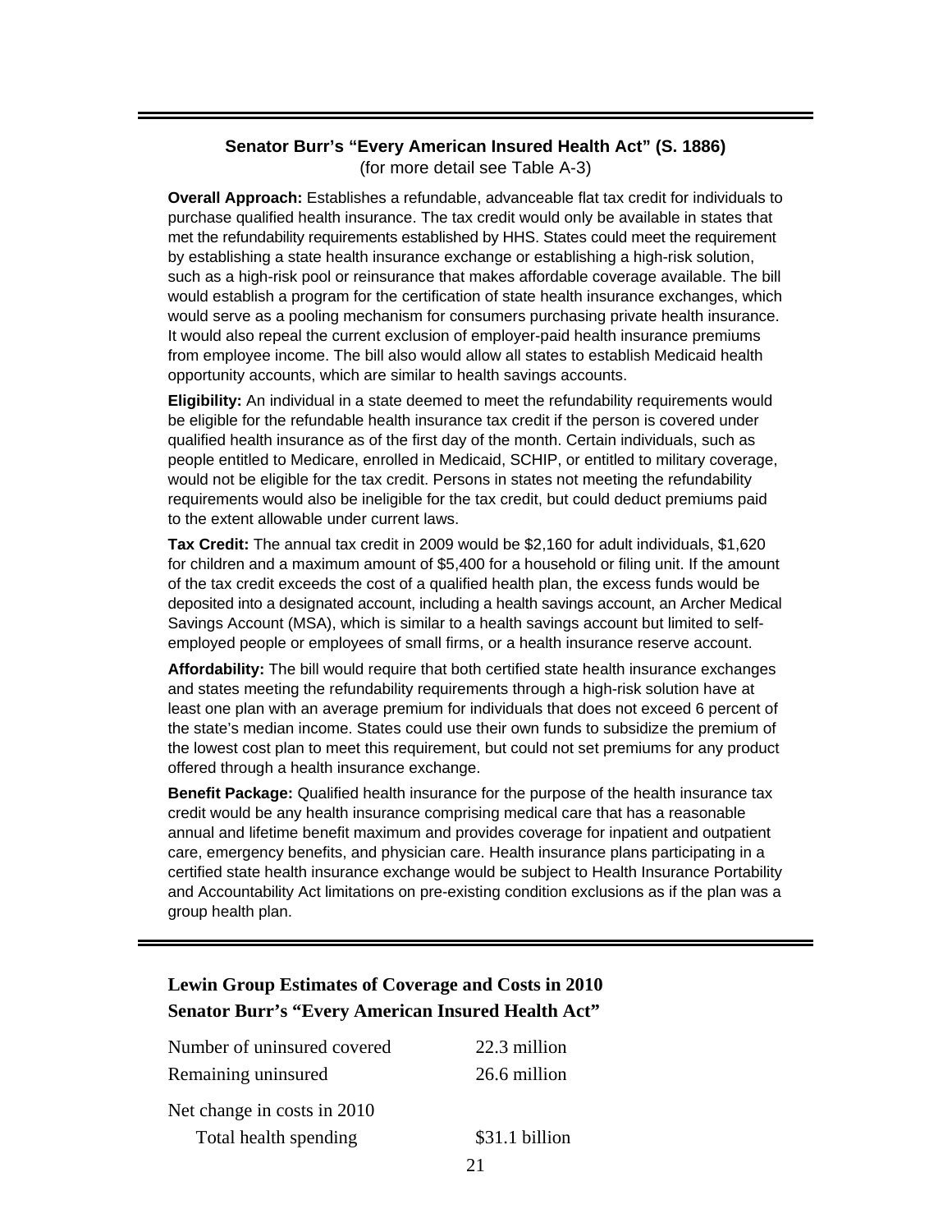### Senator Burr's "Every American Insured Health Act" (S. 1886)

(for more detail see Table A-3)

**Overall Approach:** Establishes a refundable, advanceable flat tax credit for individuals to purchase qualified health insurance. The tax credit would only be available in states that met the refundability requirements established by HHS. States could meet the requirement by establishing a state health insurance exchange or establishing a high-risk solution, such as a high-risk pool or reinsurance that makes affordable coverage available. The bill would establish a program for the certification of state health insurance exchanges, which would serve as a pooling mechanism for consumers purchasing private health insurance. It would also repeal the current exclusion of employer-paid health insurance premiums from employee income. The bill also would allow all states to establish Medicaid health opportunity accounts, which are similar to health savings accounts.

**Eligibility:** An individual in a state deemed to meet the refundability requirements would be eligible for the refundable health insurance tax credit if the person is covered under qualified health insurance as of the first day of the month. Certain individuals, such as people entitled to Medicare, enrolled in Medicaid, SCHIP, or entitled to military coverage, would not be eligible for the tax credit. Persons in states not meeting the refundability requirements would also be ineligible for the tax credit, but could deduct premiums paid to the extent allowable under current laws.

**Tax Credit:** The annual tax credit in 2009 would be $2,160 for adult individuals, $1,620 for children and a maximum amount of $5,400 for a household or filing unit. If the amount of the tax credit exceeds the cost of a qualified health plan, the excess funds would be deposited into a designated account, including a health savings account, an Archer Medical Savings Account (MSA), which is similar to a health savings account but limited to self-employed people or employees of small firms, or a health insurance reserve account.

**Affordability:** The bill would require that both certified state health insurance exchanges and states meeting the refundability requirements through a high-risk solution have at least one plan with an average premium for individuals that does not exceed 6 percent of the state's median income. States could use their own funds to subsidize the premium of the lowest cost plan to meet this requirement, but could not set premiums for any product offered through a health insurance exchange.

**Benefit Package:** Qualified health insurance for the purpose of the health insurance tax credit would be any health insurance comprising medical care that has a reasonable annual and lifetime benefit maximum and provides coverage for inpatient and outpatient care, emergency benefits, and physician care. Health insurance plans participating in a certified state health insurance exchange would be subject to Health Insurance Portability and Accountability Act limitations on pre-existing condition exclusions as if the plan was a group health plan.

**Lewin Group Estimates of Coverage and Costs in 2010**
**Senator Burr's "Every American Insured Health Act"**

| | |
|---|---|
| Number of uninsured covered | 22.3 million |
| Remaining uninsured | 26.6 million |
| Net change in costs in 2010 | |
| Total health spending | $31.1 billion |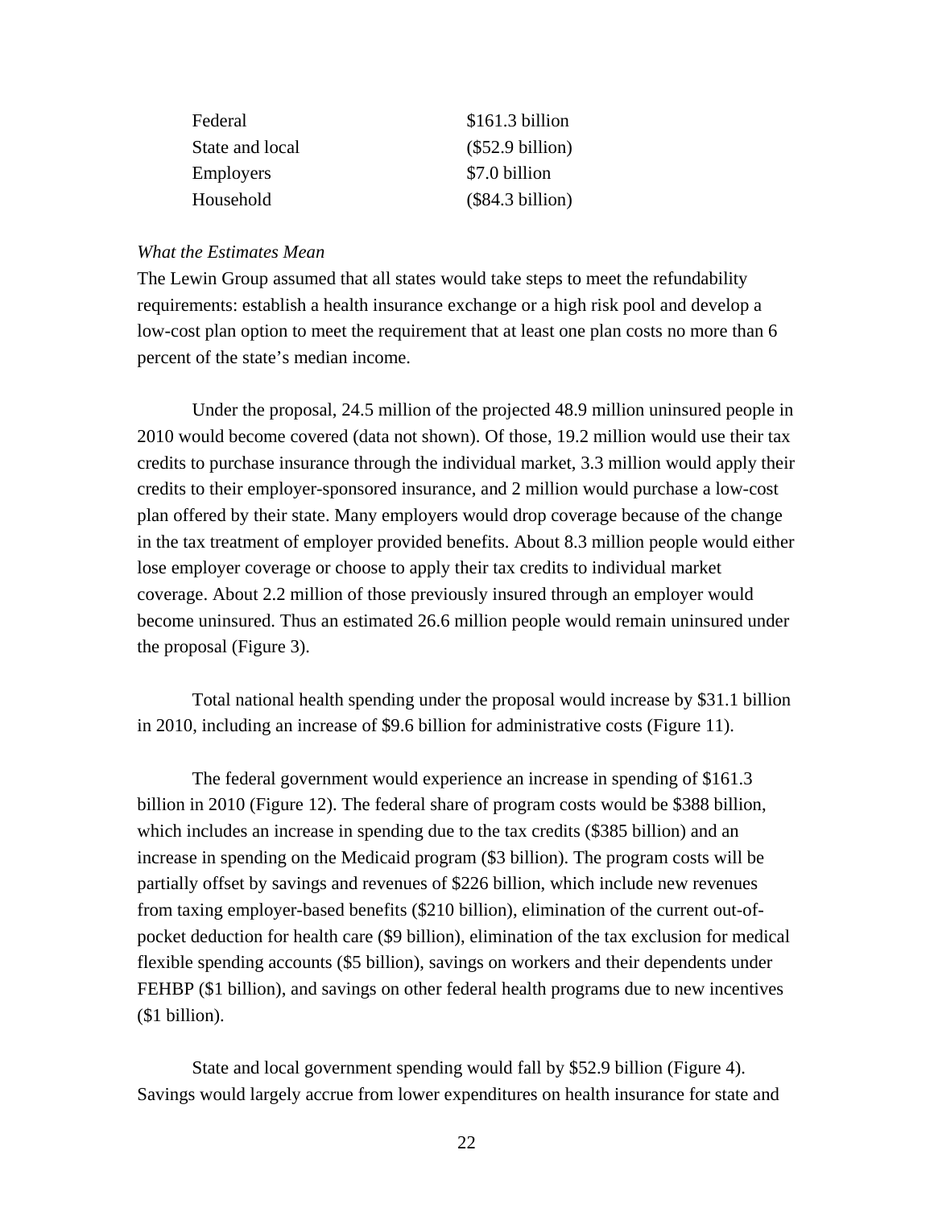| | |
|---|---|
| Federal | $161.3 billion |
| State and local | ($52.9 billion) |
| Employers | $7.0 billion |
| Household | ($84.3 billion) |

*What the Estimates Mean*

The Lewin Group assumed that all states would take steps to meet the refundability requirements: establish a health insurance exchange or a high risk pool and develop a low-cost plan option to meet the requirement that at least one plan costs no more than 6 percent of the state's median income.

Under the proposal, 24.5 million of the projected 48.9 million uninsured people in 2010 would become covered (data not shown). Of those, 19.2 million would use their tax credits to purchase insurance through the individual market, 3.3 million would apply their credits to their employer-sponsored insurance, and 2 million would purchase a low-cost plan offered by their state. Many employers would drop coverage because of the change in the tax treatment of employer provided benefits. About 8.3 million people would either lose employer coverage or choose to apply their tax credits to individual market coverage. About 2.2 million of those previously insured through an employer would become uninsured. Thus an estimated 26.6 million people would remain uninsured under the proposal (Figure 3).

Total national health spending under the proposal would increase by $31.1 billion in 2010, including an increase of $9.6 billion for administrative costs (Figure 11).

The federal government would experience an increase in spending of $161.3 billion in 2010 (Figure 12). The federal share of program costs would be $388 billion, which includes an increase in spending due to the tax credits ($385 billion) and an increase in spending on the Medicaid program ($3 billion). The program costs will be partially offset by savings and revenues of $226 billion, which include new revenues from taxing employer-based benefits ($210 billion), elimination of the current out-of-pocket deduction for health care ($9 billion), elimination of the tax exclusion for medical flexible spending accounts ($5 billion), savings on workers and their dependents under FEHBP ($1 billion), and savings on other federal health programs due to new incentives ($1 billion).

State and local government spending would fall by $52.9 billion (Figure 4). Savings would largely accrue from lower expenditures on health insurance for state and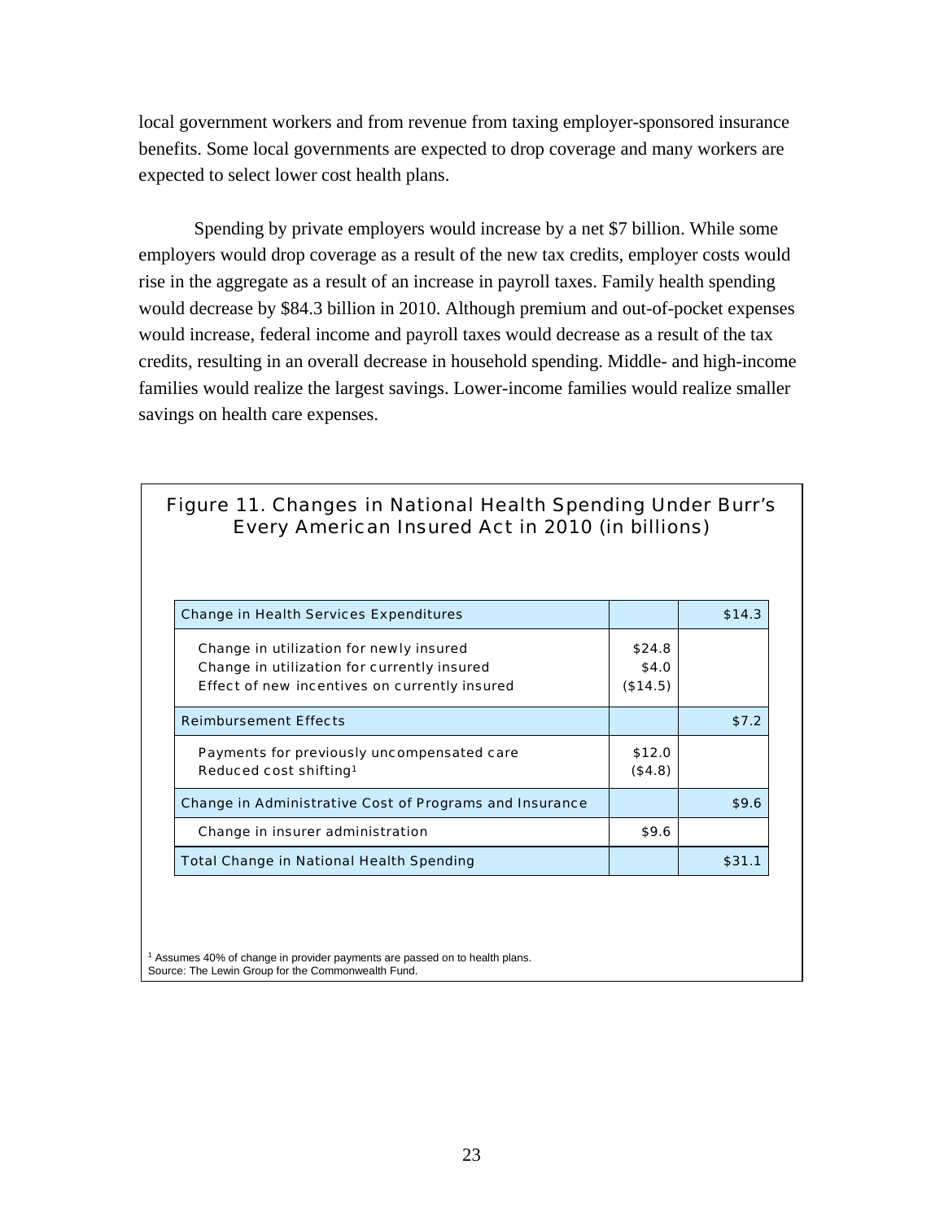local government workers and from revenue from taxing employer-sponsored insurance benefits. Some local governments are expected to drop coverage and many workers are expected to select lower cost health plans.

Spending by private employers would increase by a net $7 billion. While some employers would drop coverage as a result of the new tax credits, employer costs would rise in the aggregate as a result of an increase in payroll taxes. Family health spending would decrease by $84.3 billion in 2010. Although premium and out-of-pocket expenses would increase, federal income and payroll taxes would decrease as a result of the tax credits, resulting in an overall decrease in household spending. Middle- and high-income families would realize the largest savings. Lower-income families would realize smaller savings on health care expenses.

Figure 11. Changes in National Health Spending Under Burr's Every American Insured Act in 2010 (in billions)

| | | |
|---|---|---|
| Change in Health Services Expenditures | | $14.3 |
| Change in utilization for newly insured<br>Change in utilization for currently insured<br>Effect of new incentives on currently insured | $24.8<br>$4.0<br>($14.5) | |
| Reimbursement Effects | | $7.2 |
| Payments for previously uncompensated care<br>Reduced cost shifting[1] | $12.0<br>($4.8) | |
| Change in Administrative Cost of Programs and Insurance | | $9.6 |
| Change in insurer administration | $9.6 | |
| Total Change in National Health Spending | | $31.1 |

[1] Assumes 40% of change in provider payments are passed on to health plans.
Source: The Lewin Group for the Commonwealth Fund.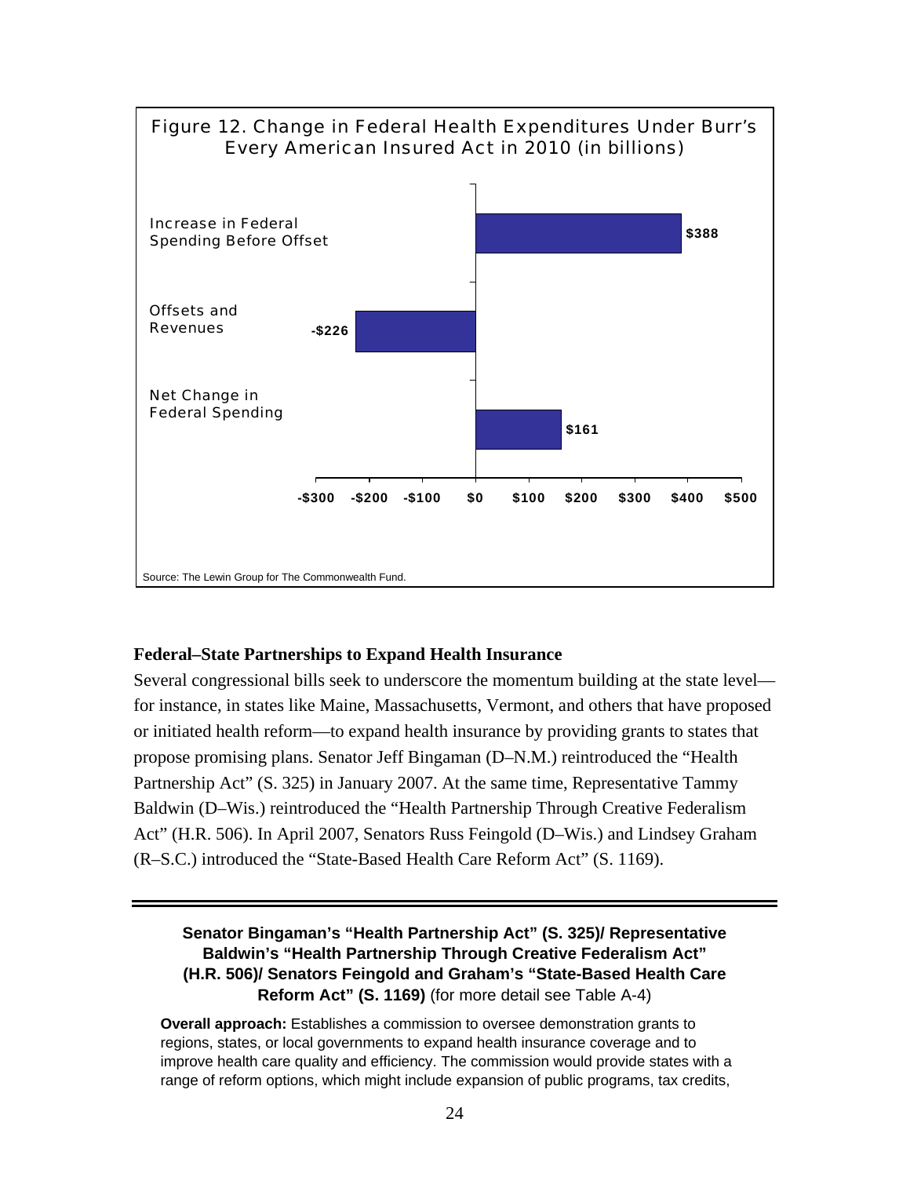Figure 12. Change in Federal Health Expenditures Under Burr's Every American Insured Act in 2010 (in billions)

| | Amount |
|---|---|
| Increase in Federal Spending Before Offset | $388 |
| Offsets and Revenues | -$226 |
| Net Change in Federal Spending | $161 |

Source: The Lewin Group for The Commonwealth Fund.

### Federal–State Partnerships to Expand Health Insurance

Several congressional bills seek to underscore the momentum building at the state level—for instance, in states like Maine, Massachusetts, Vermont, and others that have proposed or initiated health reform—to expand health insurance by providing grants to states that propose promising plans. Senator Jeff Bingaman (D–N.M.) reintroduced the "Health Partnership Act" (S. 325) in January 2007. At the same time, Representative Tammy Baldwin (D–Wis.) reintroduced the "Health Partnership Through Creative Federalism Act" (H.R. 506). In April 2007, Senators Russ Feingold (D–Wis.) and Lindsey Graham (R–S.C.) introduced the "State-Based Health Care Reform Act" (S. 1169).

---

**Senator Bingaman's "Health Partnership Act" (S. 325)/ Representative Baldwin's "Health Partnership Through Creative Federalism Act" (H.R. 506)/ Senators Feingold and Graham's "State-Based Health Care Reform Act" (S. 1169)** (for more detail see Table A-4)

**Overall approach:** Establishes a commission to oversee demonstration grants to regions, states, or local governments to expand health insurance coverage and to improve health care quality and efficiency. The commission would provide states with a range of reform options, which might include expansion of public programs, tax credits,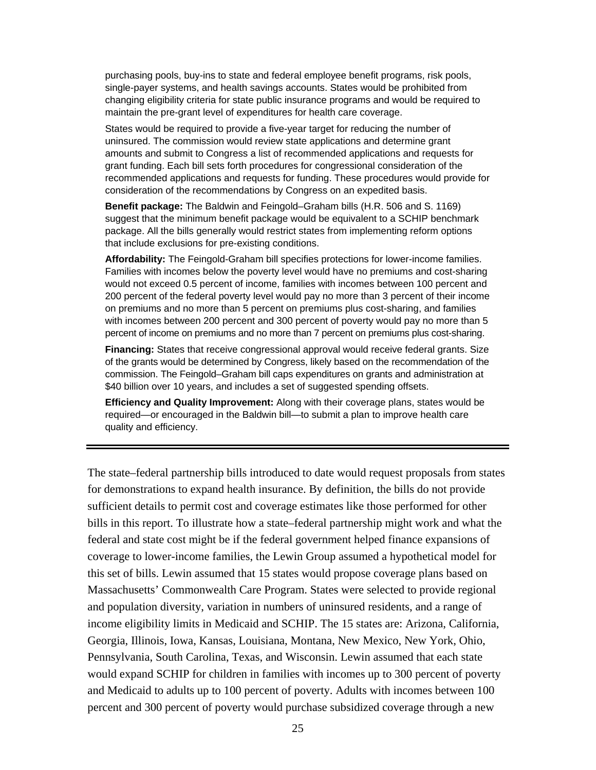purchasing pools, buy-ins to state and federal employee benefit programs, risk pools, single-payer systems, and health savings accounts. States would be prohibited from changing eligibility criteria for state public insurance programs and would be required to maintain the pre-grant level of expenditures for health care coverage.

States would be required to provide a five-year target for reducing the number of uninsured. The commission would review state applications and determine grant amounts and submit to Congress a list of recommended applications and requests for grant funding. Each bill sets forth procedures for congressional consideration of the recommended applications and requests for funding. These procedures would provide for consideration of the recommendations by Congress on an expedited basis.

**Benefit package:** The Baldwin and Feingold–Graham bills (H.R. 506 and S. 1169) suggest that the minimum benefit package would be equivalent to a SCHIP benchmark package. All the bills generally would restrict states from implementing reform options that include exclusions for pre-existing conditions.

**Affordability:** The Feingold-Graham bill specifies protections for lower-income families. Families with incomes below the poverty level would have no premiums and cost-sharing would not exceed 0.5 percent of income, families with incomes between 100 percent and 200 percent of the federal poverty level would pay no more than 3 percent of their income on premiums and no more than 5 percent on premiums plus cost-sharing, and families with incomes between 200 percent and 300 percent of poverty would pay no more than 5 percent of income on premiums and no more than 7 percent on premiums plus cost-sharing.

**Financing:** States that receive congressional approval would receive federal grants. Size of the grants would be determined by Congress, likely based on the recommendation of the commission. The Feingold–Graham bill caps expenditures on grants and administration at $40 billion over 10 years, and includes a set of suggested spending offsets.

**Efficiency and Quality Improvement:** Along with their coverage plans, states would be required—or encouraged in the Baldwin bill—to submit a plan to improve health care quality and efficiency.

---

The state–federal partnership bills introduced to date would request proposals from states for demonstrations to expand health insurance. By definition, the bills do not provide sufficient details to permit cost and coverage estimates like those performed for other bills in this report. To illustrate how a state–federal partnership might work and what the federal and state cost might be if the federal government helped finance expansions of coverage to lower-income families, the Lewin Group assumed a hypothetical model for this set of bills. Lewin assumed that 15 states would propose coverage plans based on Massachusetts' Commonwealth Care Program. States were selected to provide regional and population diversity, variation in numbers of uninsured residents, and a range of income eligibility limits in Medicaid and SCHIP. The 15 states are: Arizona, California, Georgia, Illinois, Iowa, Kansas, Louisiana, Montana, New Mexico, New York, Ohio, Pennsylvania, South Carolina, Texas, and Wisconsin. Lewin assumed that each state would expand SCHIP for children in families with incomes up to 300 percent of poverty and Medicaid to adults up to 100 percent of poverty. Adults with incomes between 100 percent and 300 percent of poverty would purchase subsidized coverage through a new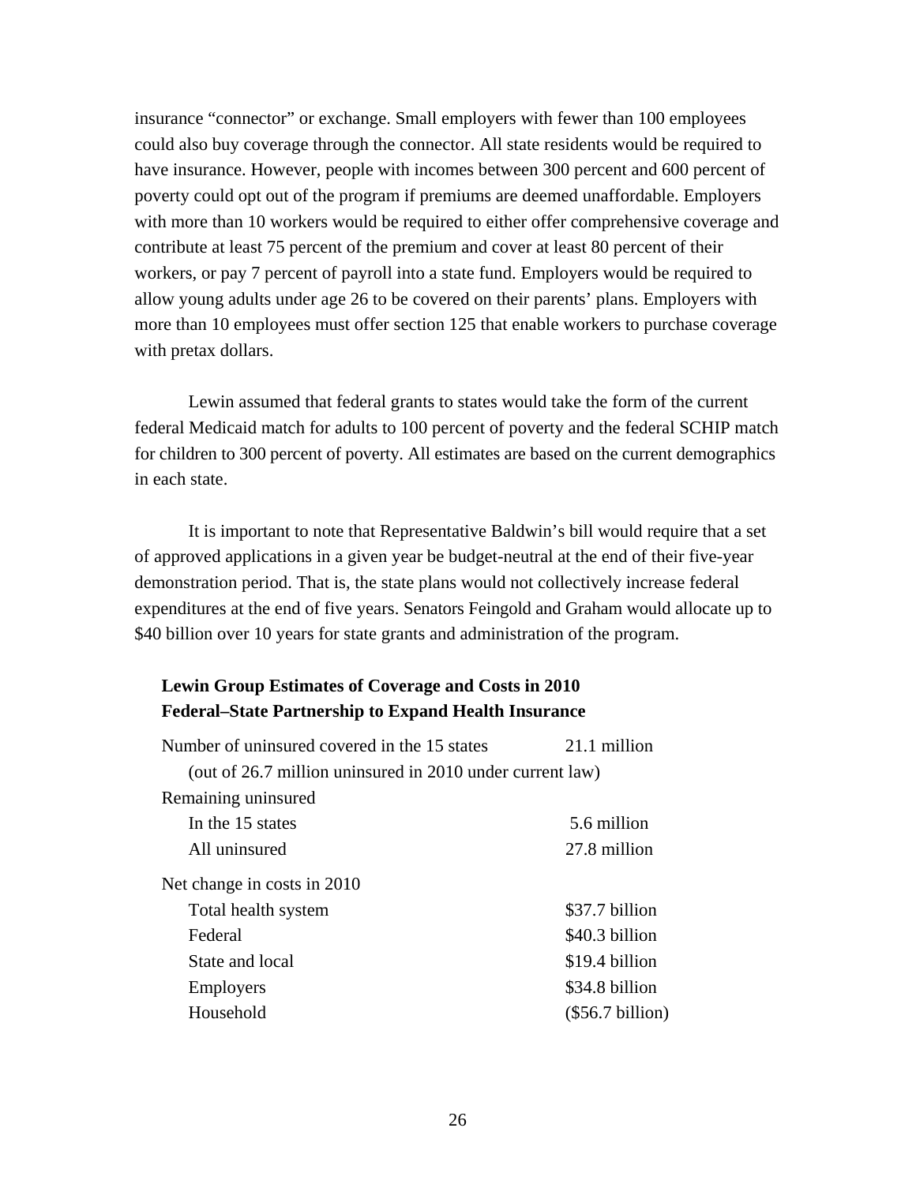insurance "connector" or exchange. Small employers with fewer than 100 employees could also buy coverage through the connector. All state residents would be required to have insurance. However, people with incomes between 300 percent and 600 percent of poverty could opt out of the program if premiums are deemed unaffordable. Employers with more than 10 workers would be required to either offer comprehensive coverage and contribute at least 75 percent of the premium and cover at least 80 percent of their workers, or pay 7 percent of payroll into a state fund. Employers would be required to allow young adults under age 26 to be covered on their parents' plans. Employers with more than 10 employees must offer section 125 that enable workers to purchase coverage with pretax dollars.

Lewin assumed that federal grants to states would take the form of the current federal Medicaid match for adults to 100 percent of poverty and the federal SCHIP match for children to 300 percent of poverty. All estimates are based on the current demographics in each state.

It is important to note that Representative Baldwin's bill would require that a set of approved applications in a given year be budget-neutral at the end of their five-year demonstration period. That is, the state plans would not collectively increase federal expenditures at the end of five years. Senators Feingold and Graham would allocate up to $40 billion over 10 years for state grants and administration of the program.

**Lewin Group Estimates of Coverage and Costs in 2010**
**Federal–State Partnership to Expand Health Insurance**

| | |
|---|---|
| Number of uninsured covered in the 15 states | 21.1 million |
| (out of 26.7 million uninsured in 2010 under current law) | |
| Remaining uninsured | |
| In the 15 states | 5.6 million |
| All uninsured | 27.8 million |
| Net change in costs in 2010 | |
| Total health system | $37.7 billion |
| Federal | $40.3 billion |
| State and local | $19.4 billion |
| Employers | $34.8 billion |
| Household | ($56.7 billion) |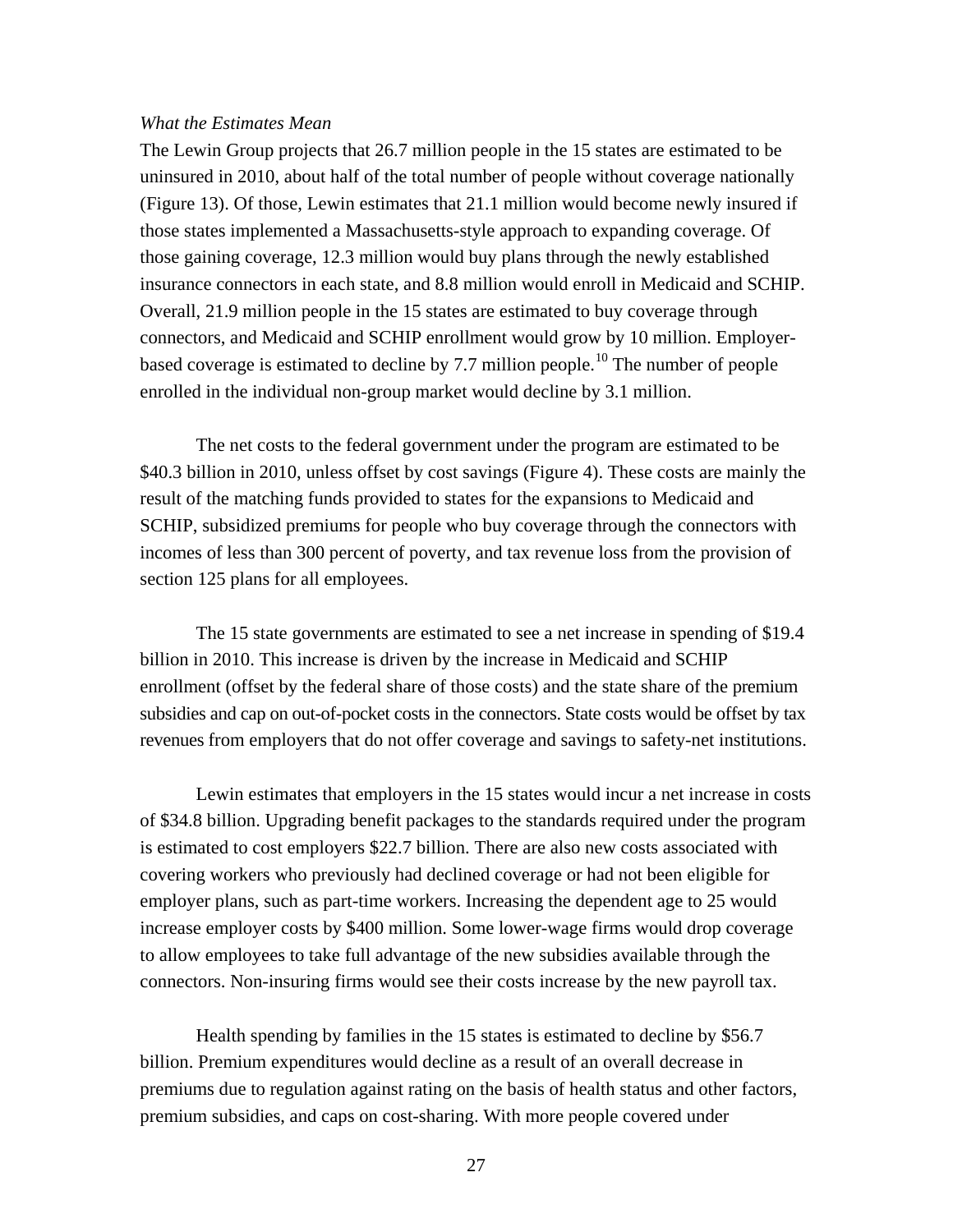*What the Estimates Mean*

The Lewin Group projects that 26.7 million people in the 15 states are estimated to be uninsured in 2010, about half of the total number of people without coverage nationally (Figure 13). Of those, Lewin estimates that 21.1 million would become newly insured if those states implemented a Massachusetts-style approach to expanding coverage. Of those gaining coverage, 12.3 million would buy plans through the newly established insurance connectors in each state, and 8.8 million would enroll in Medicaid and SCHIP. Overall, 21.9 million people in the 15 states are estimated to buy coverage through connectors, and Medicaid and SCHIP enrollment would grow by 10 million. Employer-based coverage is estimated to decline by 7.7 million people.[10] The number of people enrolled in the individual non-group market would decline by 3.1 million.

The net costs to the federal government under the program are estimated to be $40.3 billion in 2010, unless offset by cost savings (Figure 4). These costs are mainly the result of the matching funds provided to states for the expansions to Medicaid and SCHIP, subsidized premiums for people who buy coverage through the connectors with incomes of less than 300 percent of poverty, and tax revenue loss from the provision of section 125 plans for all employees.

The 15 state governments are estimated to see a net increase in spending of $19.4 billion in 2010. This increase is driven by the increase in Medicaid and SCHIP enrollment (offset by the federal share of those costs) and the state share of the premium subsidies and cap on out-of-pocket costs in the connectors. State costs would be offset by tax revenues from employers that do not offer coverage and savings to safety-net institutions.

Lewin estimates that employers in the 15 states would incur a net increase in costs of $34.8 billion. Upgrading benefit packages to the standards required under the program is estimated to cost employers $22.7 billion. There are also new costs associated with covering workers who previously had declined coverage or had not been eligible for employer plans, such as part-time workers. Increasing the dependent age to 25 would increase employer costs by $400 million. Some lower-wage firms would drop coverage to allow employees to take full advantage of the new subsidies available through the connectors. Non-insuring firms would see their costs increase by the new payroll tax.

Health spending by families in the 15 states is estimated to decline by $56.7 billion. Premium expenditures would decline as a result of an overall decrease in premiums due to regulation against rating on the basis of health status and other factors, premium subsidies, and caps on cost-sharing. With more people covered under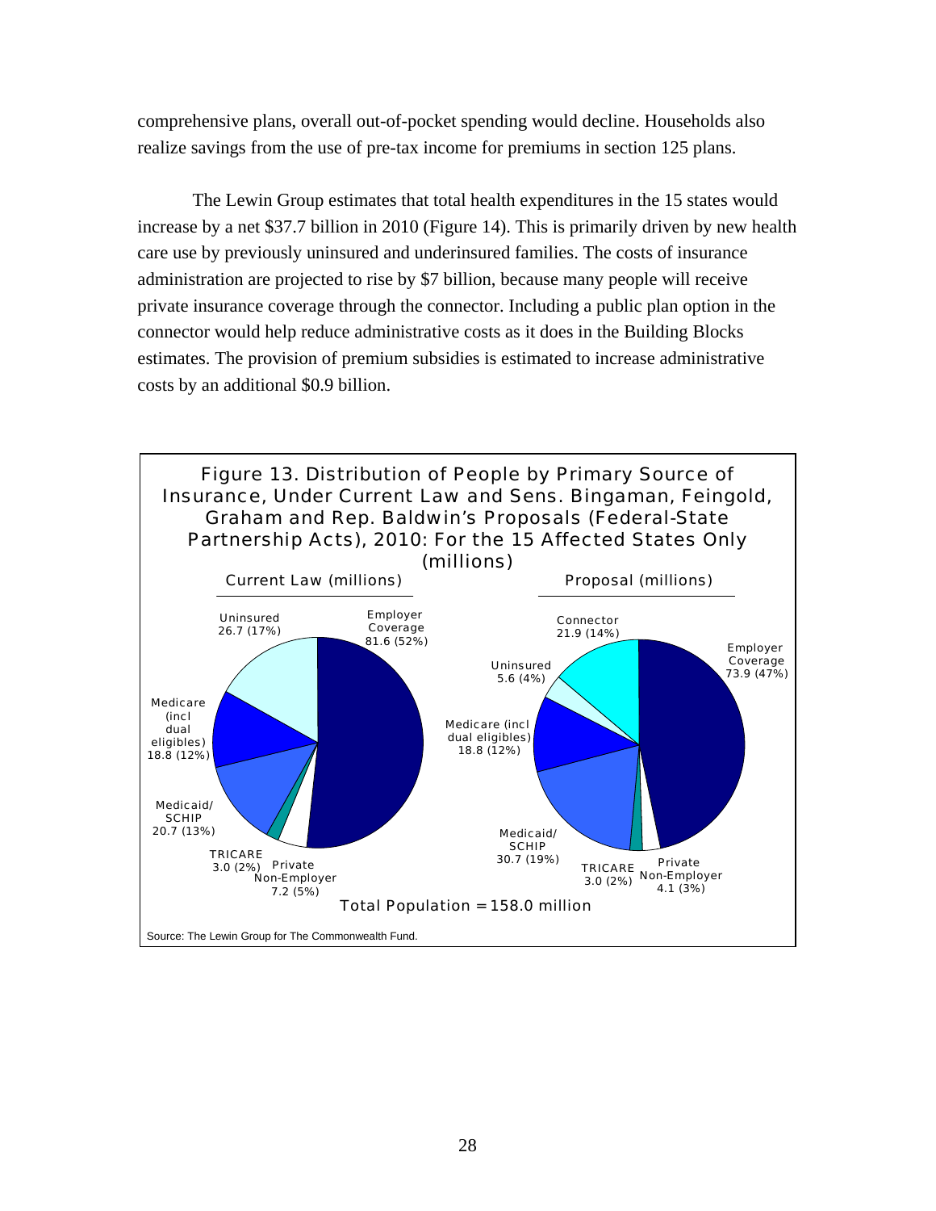comprehensive plans, overall out-of-pocket spending would decline. Households also realize savings from the use of pre-tax income for premiums in section 125 plans.

The Lewin Group estimates that total health expenditures in the 15 states would increase by a net $37.7 billion in 2010 (Figure 14). This is primarily driven by new health care use by previously uninsured and underinsured families. The costs of insurance administration are projected to rise by $7 billion, because many people will receive private insurance coverage through the connector. Including a public plan option in the connector would help reduce administrative costs as it does in the Building Blocks estimates. The provision of premium subsidies is estimated to increase administrative costs by an additional $0.9 billion.

Figure 13. Distribution of People by Primary Source of Insurance, Under Current Law and Sens. Bingaman, Feingold, Graham and Rep. Baldwin's Proposals (Federal-State Partnership Acts), 2010: For the 15 Affected States Only (millions)

| Source of Insurance | Current Law (millions) | Proposal (millions) |
| --- | --- | --- |
| Employer Coverage | 81.6 (52%) | 73.9 (47%) |
| Connector | | 21.9 (14%) |
| Uninsured | 26.7 (17%) | 5.6 (4%) |
| Medicare (incl dual eligibles) | 18.8 (12%) | 18.8 (12%) |
| Medicaid/SCHIP | 20.7 (13%) | 30.7 (19%) |
| TRICARE | 3.0 (2%) | 3.0 (2%) |
| Private Non-Employer | 7.2 (5%) | 4.1 (3%) |

Total Population = 158.0 million

Source: The Lewin Group for The Commonwealth Fund.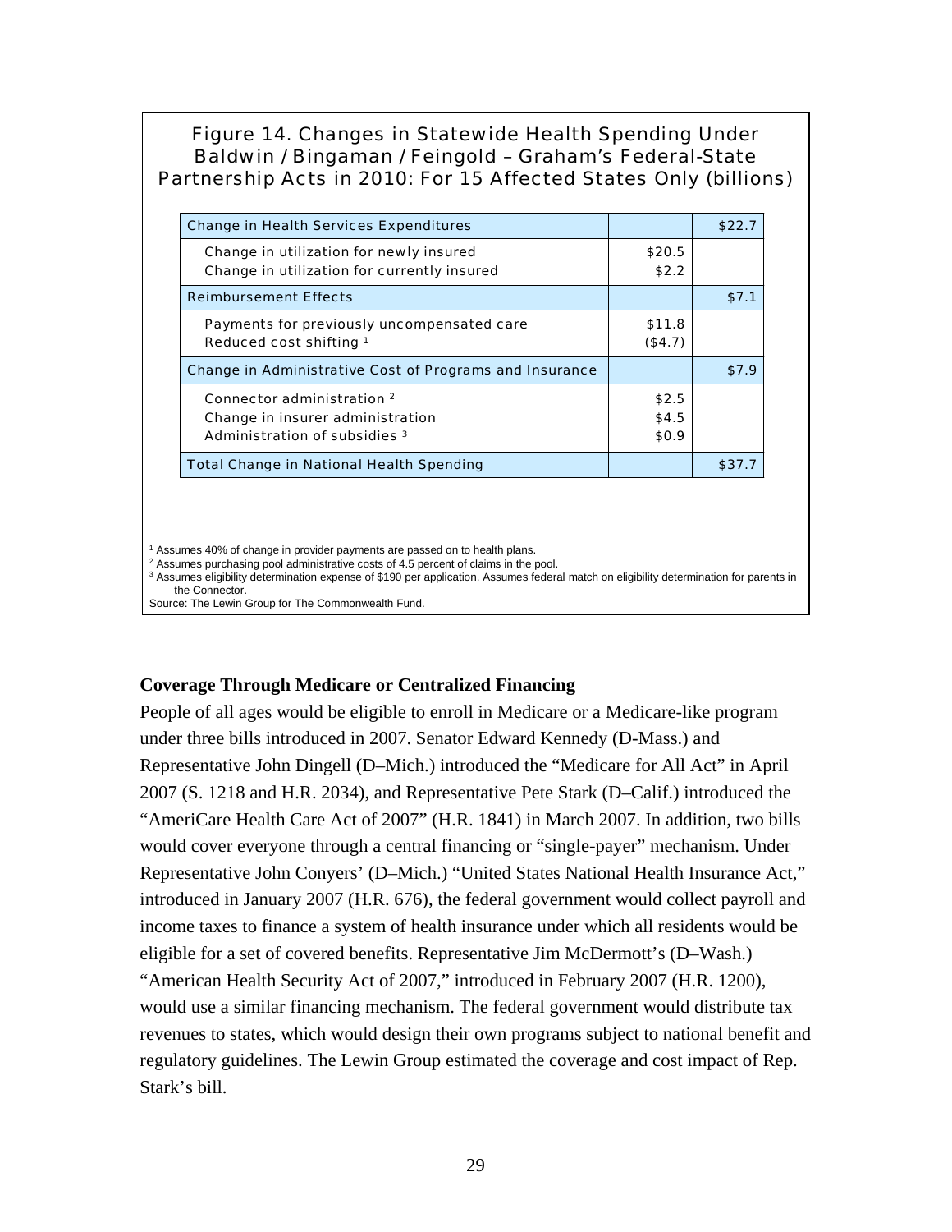Figure 14. Changes in Statewide Health Spending Under Baldwin / Bingaman / Feingold – Graham's Federal-State Partnership Acts in 2010: For 15 Affected States Only (billions)

| Change in Health Services Expenditures | | $22.7 |
|---|---|---|
| Change in utilization for newly insured | $20.5 | |
| Change in utilization for currently insured | $2.2 | |
| Reimbursement Effects | | $7.1 |
| Payments for previously uncompensated care | $11.8 | |
| Reduced cost shifting [1] | ($4.7) | |
| Change in Administrative Cost of Programs and Insurance | | $7.9 |
| Connector administration [2] | $2.5 | |
| Change in insurer administration | $4.5 | |
| Administration of subsidies [3] | $0.9 | |
| Total Change in National Health Spending | | $37.7 |

[1] Assumes 40% of change in provider payments are passed on to health plans.
[2] Assumes purchasing pool administrative costs of 4.5 percent of claims in the pool.
[3] Assumes eligibility determination expense of $190 per application. Assumes federal match on eligibility determination for parents in the Connector.
Source: The Lewin Group for The Commonwealth Fund.

**Coverage Through Medicare or Centralized Financing**

People of all ages would be eligible to enroll in Medicare or a Medicare-like program under three bills introduced in 2007. Senator Edward Kennedy (D-Mass.) and Representative John Dingell (D–Mich.) introduced the "Medicare for All Act" in April 2007 (S. 1218 and H.R. 2034), and Representative Pete Stark (D–Calif.) introduced the "AmeriCare Health Care Act of 2007" (H.R. 1841) in March 2007. In addition, two bills would cover everyone through a central financing or "single-payer" mechanism. Under Representative John Conyers' (D–Mich.) "United States National Health Insurance Act," introduced in January 2007 (H.R. 676), the federal government would collect payroll and income taxes to finance a system of health insurance under which all residents would be eligible for a set of covered benefits. Representative Jim McDermott's (D–Wash.) "American Health Security Act of 2007," introduced in February 2007 (H.R. 1200), would use a similar financing mechanism. The federal government would distribute tax revenues to states, which would design their own programs subject to national benefit and regulatory guidelines. The Lewin Group estimated the coverage and cost impact of Rep. Stark's bill.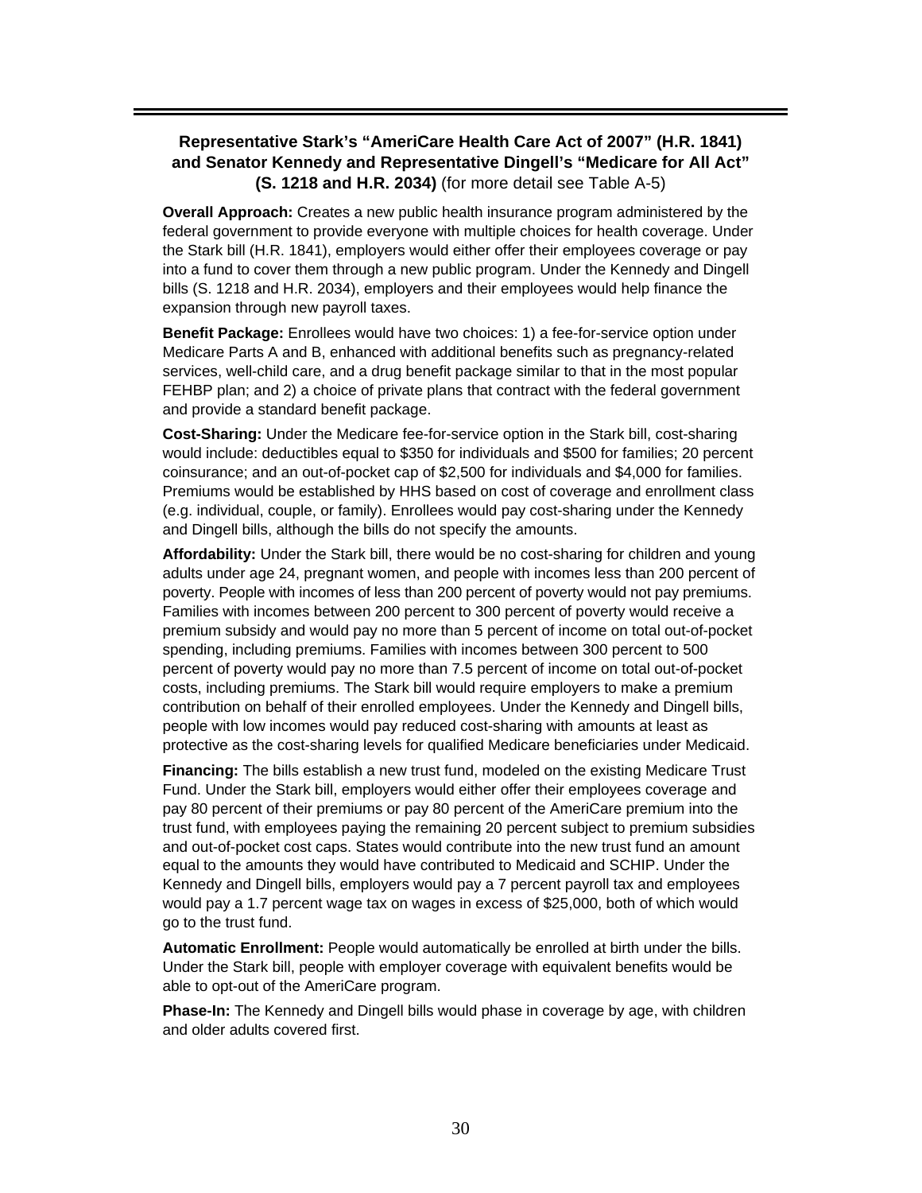### Representative Stark's "AmeriCare Health Care Act of 2007" (H.R. 1841) and Senator Kennedy and Representative Dingell's "Medicare for All Act" (S. 1218 and H.R. 2034) (for more detail see Table A-5)

**Overall Approach:** Creates a new public health insurance program administered by the federal government to provide everyone with multiple choices for health coverage. Under the Stark bill (H.R. 1841), employers would either offer their employees coverage or pay into a fund to cover them through a new public program. Under the Kennedy and Dingell bills (S. 1218 and H.R. 2034), employers and their employees would help finance the expansion through new payroll taxes.

**Benefit Package:** Enrollees would have two choices: 1) a fee-for-service option under Medicare Parts A and B, enhanced with additional benefits such as pregnancy-related services, well-child care, and a drug benefit package similar to that in the most popular FEHBP plan; and 2) a choice of private plans that contract with the federal government and provide a standard benefit package.

**Cost-Sharing:** Under the Medicare fee-for-service option in the Stark bill, cost-sharing would include: deductibles equal to $350 for individuals and $500 for families; 20 percent coinsurance; and an out-of-pocket cap of $2,500 for individuals and $4,000 for families. Premiums would be established by HHS based on cost of coverage and enrollment class (e.g. individual, couple, or family). Enrollees would pay cost-sharing under the Kennedy and Dingell bills, although the bills do not specify the amounts.

**Affordability:** Under the Stark bill, there would be no cost-sharing for children and young adults under age 24, pregnant women, and people with incomes less than 200 percent of poverty. People with incomes of less than 200 percent of poverty would not pay premiums. Families with incomes between 200 percent to 300 percent of poverty would receive a premium subsidy and would pay no more than 5 percent of income on total out-of-pocket spending, including premiums. Families with incomes between 300 percent to 500 percent of poverty would pay no more than 7.5 percent of income on total out-of-pocket costs, including premiums. The Stark bill would require employers to make a premium contribution on behalf of their enrolled employees. Under the Kennedy and Dingell bills, people with low incomes would pay reduced cost-sharing with amounts at least as protective as the cost-sharing levels for qualified Medicare beneficiaries under Medicaid.

**Financing:** The bills establish a new trust fund, modeled on the existing Medicare Trust Fund. Under the Stark bill, employers would either offer their employees coverage and pay 80 percent of their premiums or pay 80 percent of the AmeriCare premium into the trust fund, with employees paying the remaining 20 percent subject to premium subsidies and out-of-pocket cost caps. States would contribute into the new trust fund an amount equal to the amounts they would have contributed to Medicaid and SCHIP. Under the Kennedy and Dingell bills, employers would pay a 7 percent payroll tax and employees would pay a 1.7 percent wage tax on wages in excess of $25,000, both of which would go to the trust fund.

**Automatic Enrollment:** People would automatically be enrolled at birth under the bills. Under the Stark bill, people with employer coverage with equivalent benefits would be able to opt-out of the AmeriCare program.

**Phase-In:** The Kennedy and Dingell bills would phase in coverage by age, with children and older adults covered first.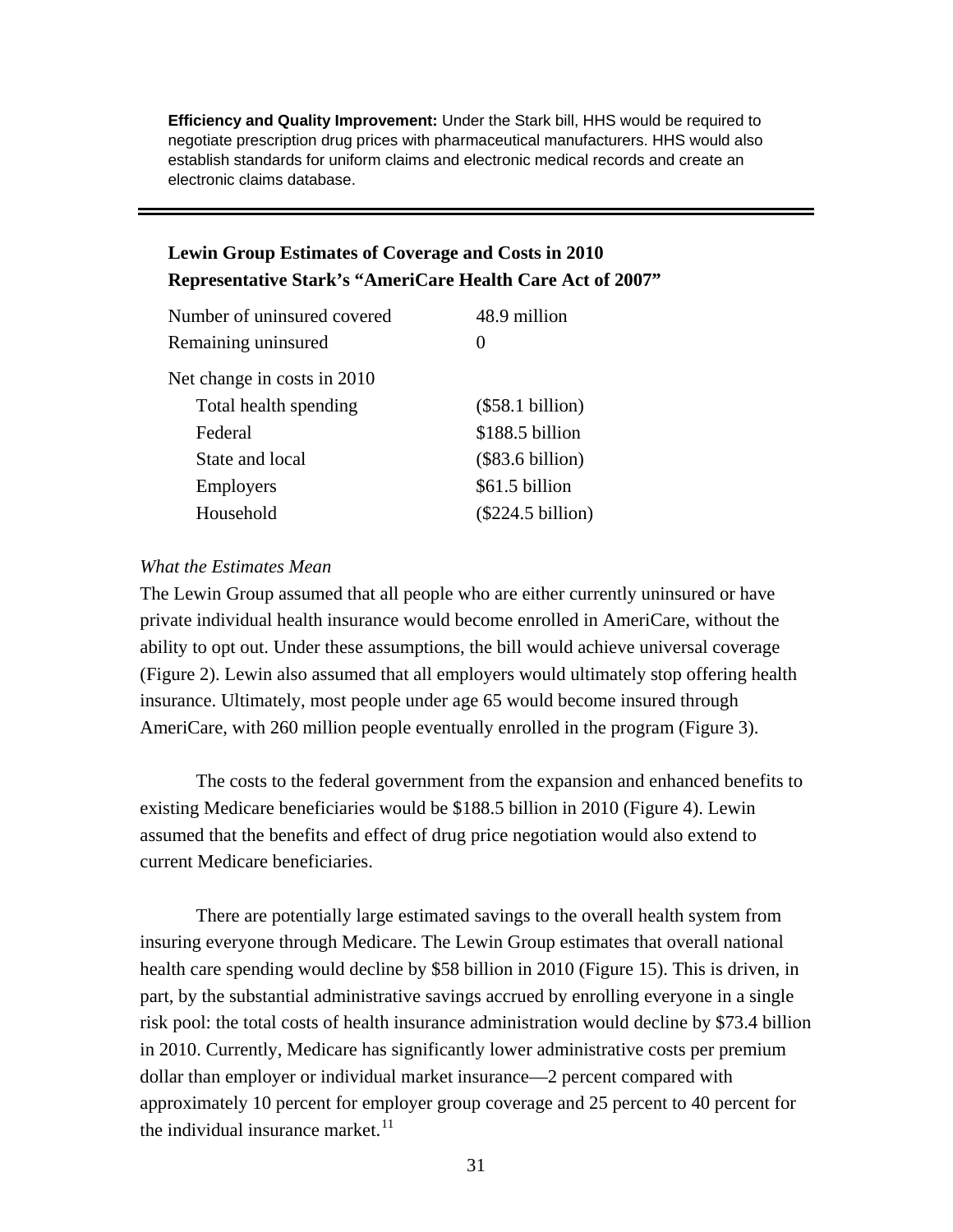**Efficiency and Quality Improvement:** Under the Stark bill, HHS would be required to negotiate prescription drug prices with pharmaceutical manufacturers. HHS would also establish standards for uniform claims and electronic medical records and create an electronic claims database.

---

**Lewin Group Estimates of Coverage and Costs in 2010**
**Representative Stark's "AmeriCare Health Care Act of 2007"**

| | |
|---|---|
| Number of uninsured covered | 48.9 million |
| Remaining uninsured | 0 |
| Net change in costs in 2010 | |
| Total health spending | ($58.1 billion) |
| Federal | $188.5 billion |
| State and local | ($83.6 billion) |
| Employers | $61.5 billion |
| Household | ($224.5 billion) |

*What the Estimates Mean*

The Lewin Group assumed that all people who are either currently uninsured or have private individual health insurance would become enrolled in AmeriCare, without the ability to opt out. Under these assumptions, the bill would achieve universal coverage (Figure 2). Lewin also assumed that all employers would ultimately stop offering health insurance. Ultimately, most people under age 65 would become insured through AmeriCare, with 260 million people eventually enrolled in the program (Figure 3).

The costs to the federal government from the expansion and enhanced benefits to existing Medicare beneficiaries would be $188.5 billion in 2010 (Figure 4). Lewin assumed that the benefits and effect of drug price negotiation would also extend to current Medicare beneficiaries.

There are potentially large estimated savings to the overall health system from insuring everyone through Medicare. The Lewin Group estimates that overall national health care spending would decline by $58 billion in 2010 (Figure 15). This is driven, in part, by the substantial administrative savings accrued by enrolling everyone in a single risk pool: the total costs of health insurance administration would decline by $73.4 billion in 2010. Currently, Medicare has significantly lower administrative costs per premium dollar than employer or individual market insurance—2 percent compared with approximately 10 percent for employer group coverage and 25 percent to 40 percent for the individual insurance market.[11]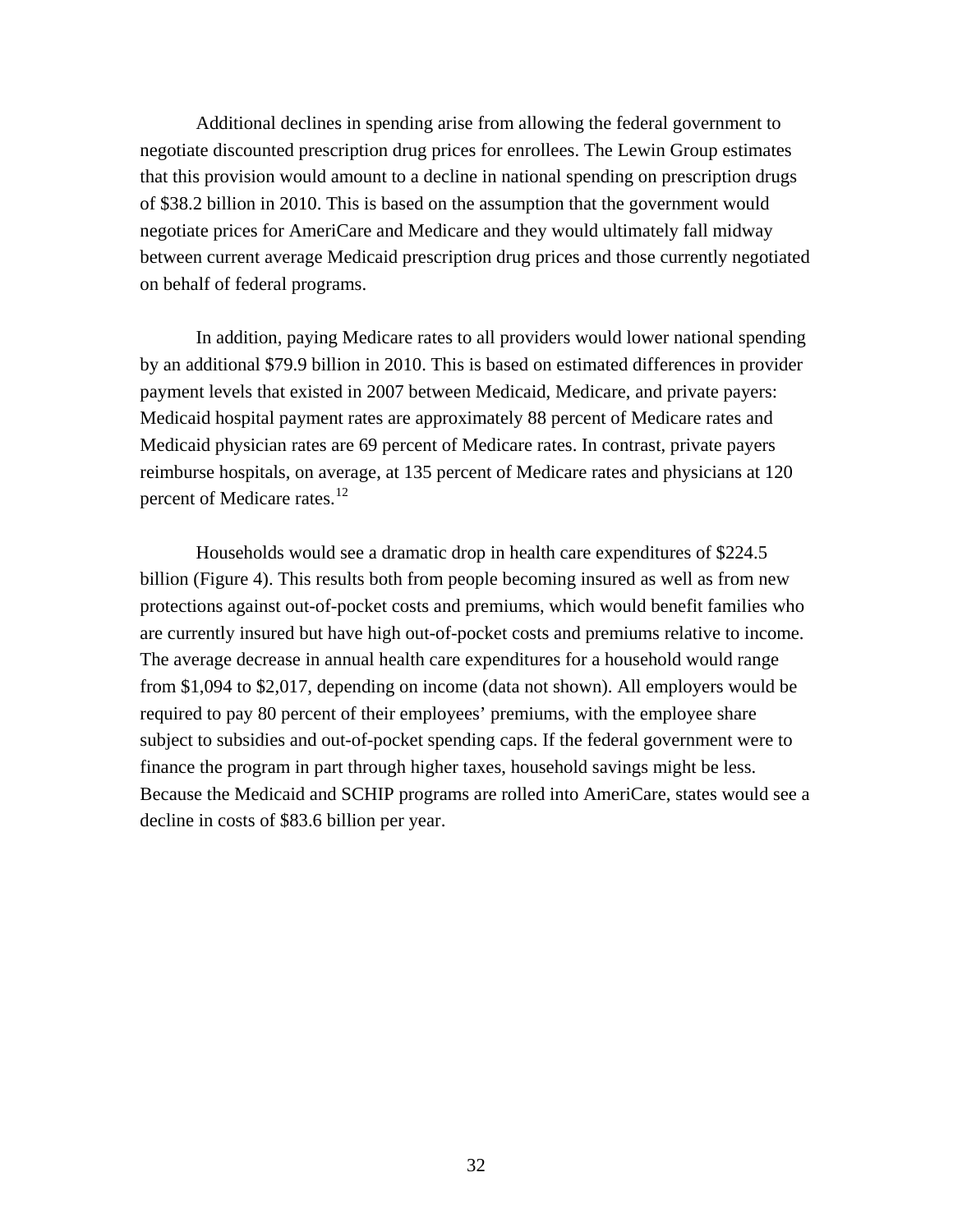Additional declines in spending arise from allowing the federal government to negotiate discounted prescription drug prices for enrollees. The Lewin Group estimates that this provision would amount to a decline in national spending on prescription drugs of $38.2 billion in 2010. This is based on the assumption that the government would negotiate prices for AmeriCare and Medicare and they would ultimately fall midway between current average Medicaid prescription drug prices and those currently negotiated on behalf of federal programs.

In addition, paying Medicare rates to all providers would lower national spending by an additional $79.9 billion in 2010. This is based on estimated differences in provider payment levels that existed in 2007 between Medicaid, Medicare, and private payers: Medicaid hospital payment rates are approximately 88 percent of Medicare rates and Medicaid physician rates are 69 percent of Medicare rates. In contrast, private payers reimburse hospitals, on average, at 135 percent of Medicare rates and physicians at 120 percent of Medicare rates.[12]

Households would see a dramatic drop in health care expenditures of $224.5 billion (Figure 4). This results both from people becoming insured as well as from new protections against out-of-pocket costs and premiums, which would benefit families who are currently insured but have high out-of-pocket costs and premiums relative to income. The average decrease in annual health care expenditures for a household would range from $1,094 to $2,017, depending on income (data not shown). All employers would be required to pay 80 percent of their employees' premiums, with the employee share subject to subsidies and out-of-pocket spending caps. If the federal government were to finance the program in part through higher taxes, household savings might be less. Because the Medicaid and SCHIP programs are rolled into AmeriCare, states would see a decline in costs of $83.6 billion per year.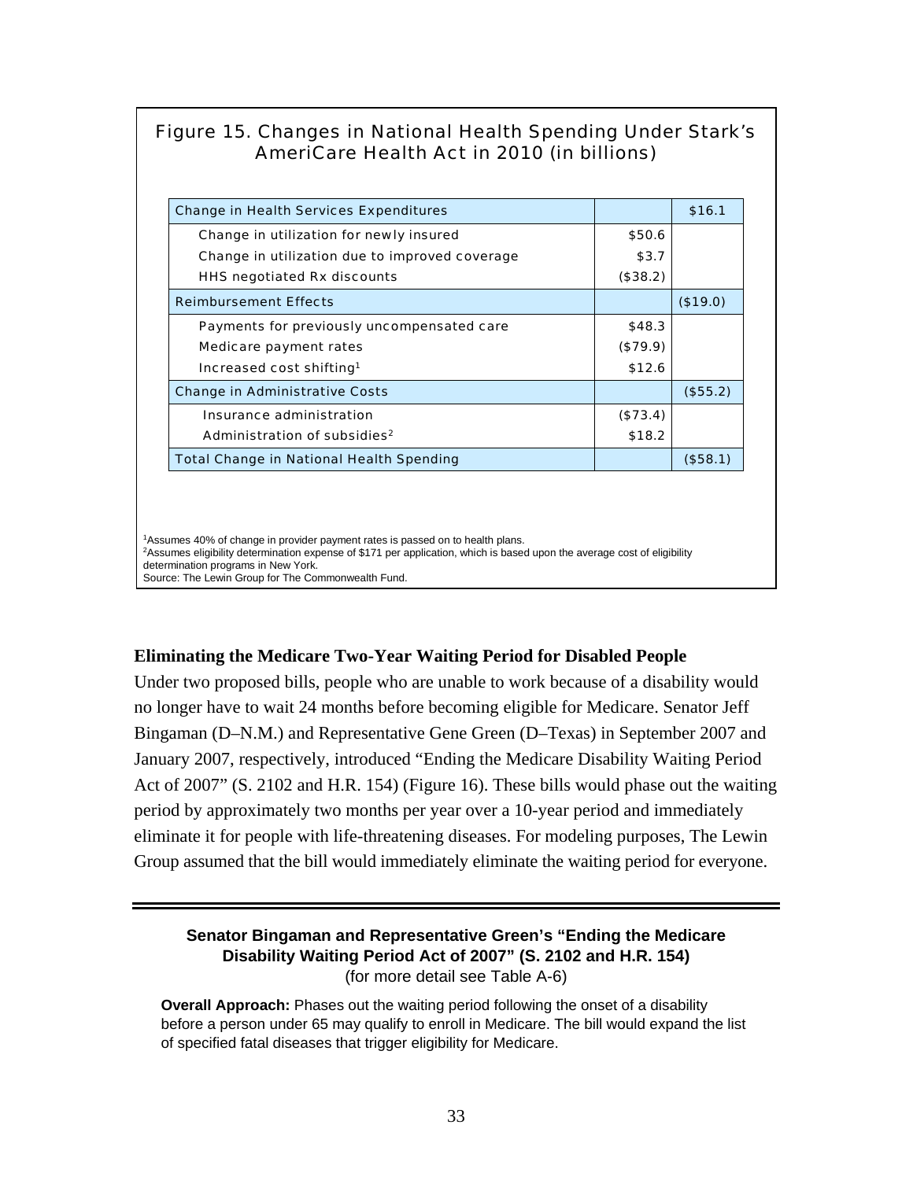Figure 15. Changes in National Health Spending Under Stark's AmeriCare Health Act in 2010 (in billions)

| | | |
|---|---|---|
| Change in Health Services Expenditures | | $16.1 |
| Change in utilization for newly insured | $50.6 | |
| Change in utilization due to improved coverage | $3.7 | |
| HHS negotiated Rx discounts | ($38.2) | |
| Reimbursement Effects | | ($19.0) |
| Payments for previously uncompensated care | $48.3 | |
| Medicare payment rates | ($79.9) | |
| Increased cost shifting[1] | $12.6 | |
| Change in Administrative Costs | | ($55.2) |
| Insurance administration | ($73.4) | |
| Administration of subsidies[2] | $18.2 | |
| Total Change in National Health Spending | | ($58.1) |

[1]Assumes 40% of change in provider payment rates is passed on to health plans.
[2]Assumes eligibility determination expense of $171 per application, which is based upon the average cost of eligibility determination programs in New York.
Source: The Lewin Group for The Commonwealth Fund.

**Eliminating the Medicare Two-Year Waiting Period for Disabled People**

Under two proposed bills, people who are unable to work because of a disability would no longer have to wait 24 months before becoming eligible for Medicare. Senator Jeff Bingaman (D–N.M.) and Representative Gene Green (D–Texas) in September 2007 and January 2007, respectively, introduced "Ending the Medicare Disability Waiting Period Act of 2007" (S. 2102 and H.R. 154) (Figure 16). These bills would phase out the waiting period by approximately two months per year over a 10-year period and immediately eliminate it for people with life-threatening diseases. For modeling purposes, The Lewin Group assumed that the bill would immediately eliminate the waiting period for everyone.

**Senator Bingaman and Representative Green's "Ending the Medicare Disability Waiting Period Act of 2007" (S. 2102 and H.R. 154)**
(for more detail see Table A-6)

**Overall Approach:** Phases out the waiting period following the onset of a disability before a person under 65 may qualify to enroll in Medicare. The bill would expand the list of specified fatal diseases that trigger eligibility for Medicare.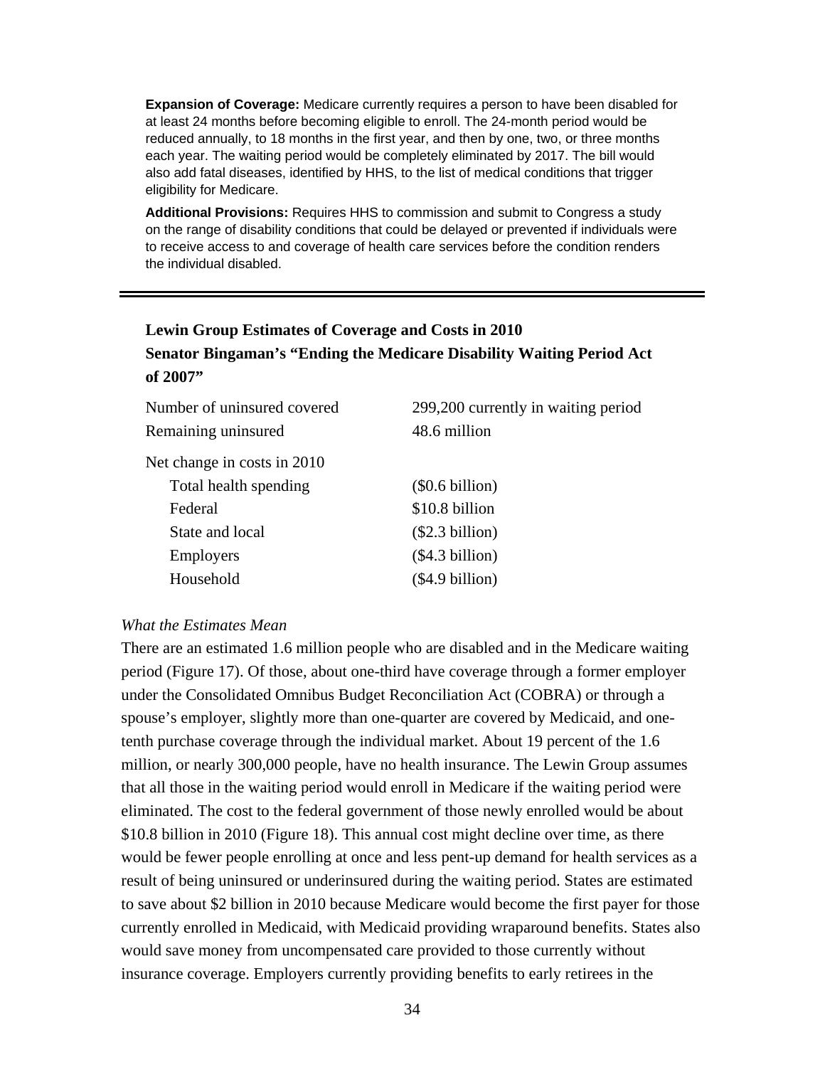**Expansion of Coverage:** Medicare currently requires a person to have been disabled for at least 24 months before becoming eligible to enroll. The 24-month period would be reduced annually, to 18 months in the first year, and then by one, two, or three months each year. The waiting period would be completely eliminated by 2017. The bill would also add fatal diseases, identified by HHS, to the list of medical conditions that trigger eligibility for Medicare.

**Additional Provisions:** Requires HHS to commission and submit to Congress a study on the range of disability conditions that could be delayed or prevented if individuals were to receive access to and coverage of health care services before the condition renders the individual disabled.

---

**Lewin Group Estimates of Coverage and Costs in 2010**
**Senator Bingaman's "Ending the Medicare Disability Waiting Period Act of 2007"**

| | |
|---|---|
| Number of uninsured covered | 299,200 currently in waiting period |
| Remaining uninsured | 48.6 million |
| Net change in costs in 2010 | |
| Total health spending | ($0.6 billion) |
| Federal | $10.8 billion |
| State and local | ($2.3 billion) |
| Employers | ($4.3 billion) |
| Household | ($4.9 billion) |

*What the Estimates Mean*

There are an estimated 1.6 million people who are disabled and in the Medicare waiting period (Figure 17). Of those, about one-third have coverage through a former employer under the Consolidated Omnibus Budget Reconciliation Act (COBRA) or through a spouse's employer, slightly more than one-quarter are covered by Medicaid, and one-tenth purchase coverage through the individual market. About 19 percent of the 1.6 million, or nearly 300,000 people, have no health insurance. The Lewin Group assumes that all those in the waiting period would enroll in Medicare if the waiting period were eliminated. The cost to the federal government of those newly enrolled would be about $10.8 billion in 2010 (Figure 18). This annual cost might decline over time, as there would be fewer people enrolling at once and less pent-up demand for health services as a result of being uninsured or underinsured during the waiting period. States are estimated to save about $2 billion in 2010 because Medicare would become the first payer for those currently enrolled in Medicaid, with Medicaid providing wraparound benefits. States also would save money from uncompensated care provided to those currently without insurance coverage. Employers currently providing benefits to early retirees in the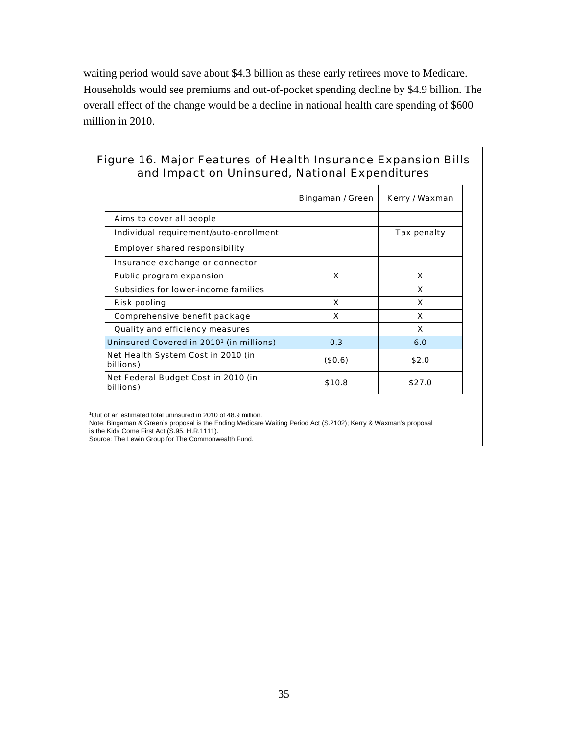waiting period would save about $4.3 billion as these early retirees move to Medicare. Households would see premiums and out-of-pocket spending decline by $4.9 billion. The overall effect of the change would be a decline in national health care spending of $600 million in 2010.

**Figure 16. Major Features of Health Insurance Expansion Bills and Impact on Uninsured, National Expenditures**

| | Bingaman / Green | Kerry / Waxman |
|---|---|---|
| Aims to cover all people | | |
| Individual requirement/auto-enrollment | | Tax penalty |
| Employer shared responsibility | | |
| Insurance exchange or connector | | |
| Public program expansion | X | X |
| Subsidies for lower-income families | | X |
| Risk pooling | X | X |
| Comprehensive benefit package | X | X |
| Quality and efficiency measures | | X |
| Uninsured Covered in 2010[1] (in millions) | 0.3 | 6.0 |
| Net Health System Cost in 2010 (in billions) | ($0.6) | $2.0 |
| Net Federal Budget Cost in 2010 (in billions) | $10.8 | $27.0 |

[1]Out of an estimated total uninsured in 2010 of 48.9 million.
Note: Bingaman & Green's proposal is the Ending Medicare Waiting Period Act (S.2102); Kerry & Waxman's proposal is the Kids Come First Act (S.95, H.R.1111).
Source: The Lewin Group for The Commonwealth Fund.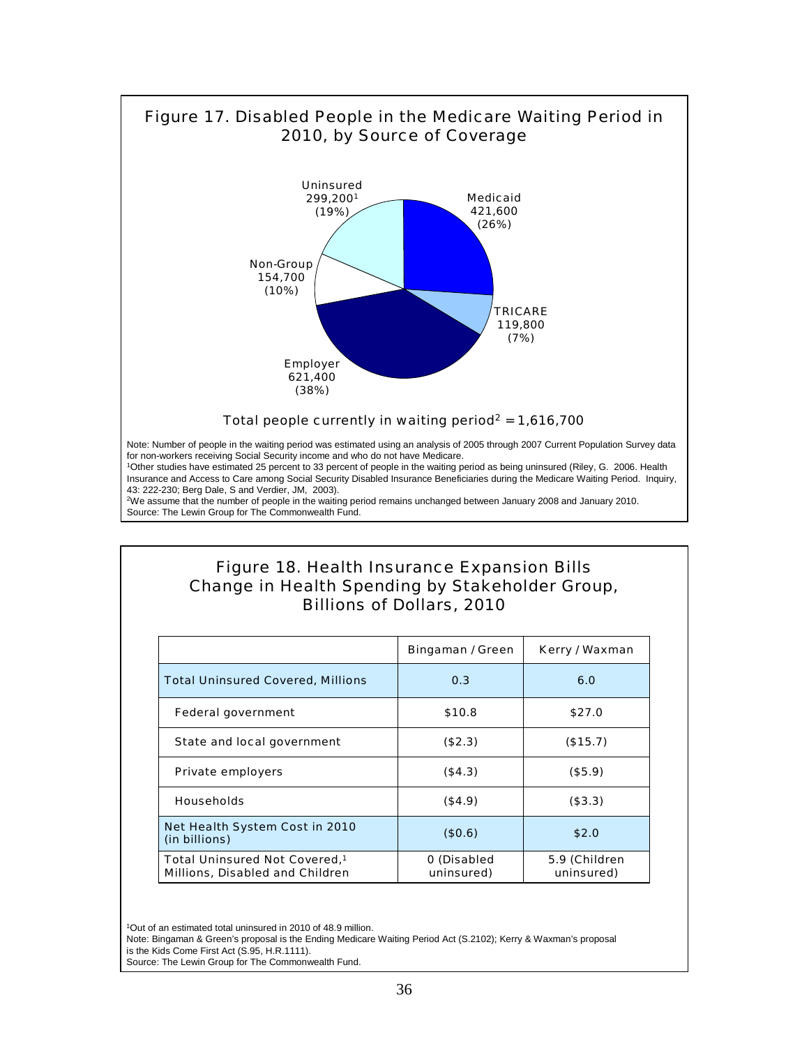## Figure 17. Disabled People in the Medicare Waiting Period in 2010, by Source of Coverage

Uninsured 299,200[1] (19%)

Medicaid 421,600 (26%)

TRICARE 119,800 (7%)

Employer 621,400 (38%)

Non-Group 154,700 (10%)

Total people currently in waiting period[2] = 1,616,700

Note: Number of people in the waiting period was estimated using an analysis of 2005 through 2007 Current Population Survey data for non-workers receiving Social Security income and who do not have Medicare.

[1]Other studies have estimated 25 percent to 33 percent of people in the waiting period as being uninsured (Riley, G. 2006. Health Insurance and Access to Care among Social Security Disabled Insurance Beneficiaries during the Medicare Waiting Period. Inquiry, 43: 222-230; Berg Dale, S and Verdier, JM, 2003).

[2]We assume that the number of people in the waiting period remains unchanged between January 2008 and January 2010.

Source: The Lewin Group for The Commonwealth Fund.

## Figure 18. Health Insurance Expansion Bills Change in Health Spending by Stakeholder Group, Billions of Dollars, 2010

| | Bingaman / Green | Kerry / Waxman |
|---|---|---|
| Total Uninsured Covered, Millions | 0.3 | 6.0 |
| Federal government | $10.8 | $27.0 |
| State and local government | ($2.3) | ($15.7) |
| Private employers | ($4.3) | ($5.9) |
| Households | ($4.9) | ($3.3) |
| Net Health System Cost in 2010 (in billions) | ($0.6) | $2.0 |
| Total Uninsured Not Covered,[1] Millions, Disabled and Children | 0 (Disabled uninsured) | 5.9 (Children uninsured) |

[1]Out of an estimated total uninsured in 2010 of 48.9 million.

Note: Bingaman & Green's proposal is the Ending Medicare Waiting Period Act (S.2102); Kerry & Waxman's proposal is the Kids Come First Act (S.95, H.R.1111).

Source: The Lewin Group for The Commonwealth Fund.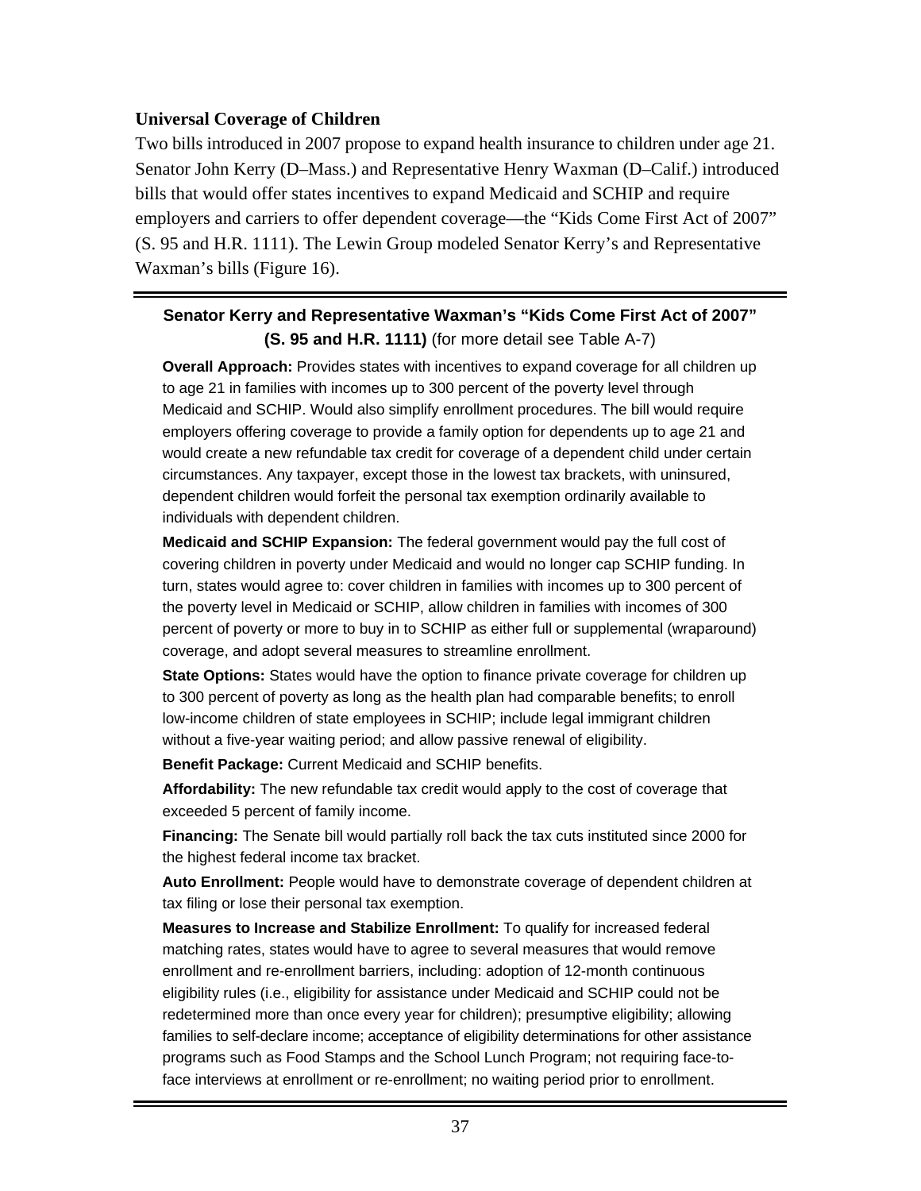### Universal Coverage of Children

Two bills introduced in 2007 propose to expand health insurance to children under age 21. Senator John Kerry (D–Mass.) and Representative Henry Waxman (D–Calif.) introduced bills that would offer states incentives to expand Medicaid and SCHIP and require employers and carriers to offer dependent coverage—the "Kids Come First Act of 2007" (S. 95 and H.R. 1111). The Lewin Group modeled Senator Kerry's and Representative Waxman's bills (Figure 16).

---

**Senator Kerry and Representative Waxman's "Kids Come First Act of 2007" (S. 95 and H.R. 1111)** (for more detail see Table A-7)

**Overall Approach:** Provides states with incentives to expand coverage for all children up to age 21 in families with incomes up to 300 percent of the poverty level through Medicaid and SCHIP. Would also simplify enrollment procedures. The bill would require employers offering coverage to provide a family option for dependents up to age 21 and would create a new refundable tax credit for coverage of a dependent child under certain circumstances. Any taxpayer, except those in the lowest tax brackets, with uninsured, dependent children would forfeit the personal tax exemption ordinarily available to individuals with dependent children.

**Medicaid and SCHIP Expansion:** The federal government would pay the full cost of covering children in poverty under Medicaid and would no longer cap SCHIP funding. In turn, states would agree to: cover children in families with incomes up to 300 percent of the poverty level in Medicaid or SCHIP, allow children in families with incomes of 300 percent of poverty or more to buy in to SCHIP as either full or supplemental (wraparound) coverage, and adopt several measures to streamline enrollment.

**State Options:** States would have the option to finance private coverage for children up to 300 percent of poverty as long as the health plan had comparable benefits; to enroll low-income children of state employees in SCHIP; include legal immigrant children without a five-year waiting period; and allow passive renewal of eligibility.

**Benefit Package:** Current Medicaid and SCHIP benefits.

**Affordability:** The new refundable tax credit would apply to the cost of coverage that exceeded 5 percent of family income.

**Financing:** The Senate bill would partially roll back the tax cuts instituted since 2000 for the highest federal income tax bracket.

**Auto Enrollment:** People would have to demonstrate coverage of dependent children at tax filing or lose their personal tax exemption.

**Measures to Increase and Stabilize Enrollment:** To qualify for increased federal matching rates, states would have to agree to several measures that would remove enrollment and re-enrollment barriers, including: adoption of 12-month continuous eligibility rules (i.e., eligibility for assistance under Medicaid and SCHIP could not be redetermined more than once every year for children); presumptive eligibility; allowing families to self-declare income; acceptance of eligibility determinations for other assistance programs such as Food Stamps and the School Lunch Program; not requiring face-to-face interviews at enrollment or re-enrollment; no waiting period prior to enrollment.

---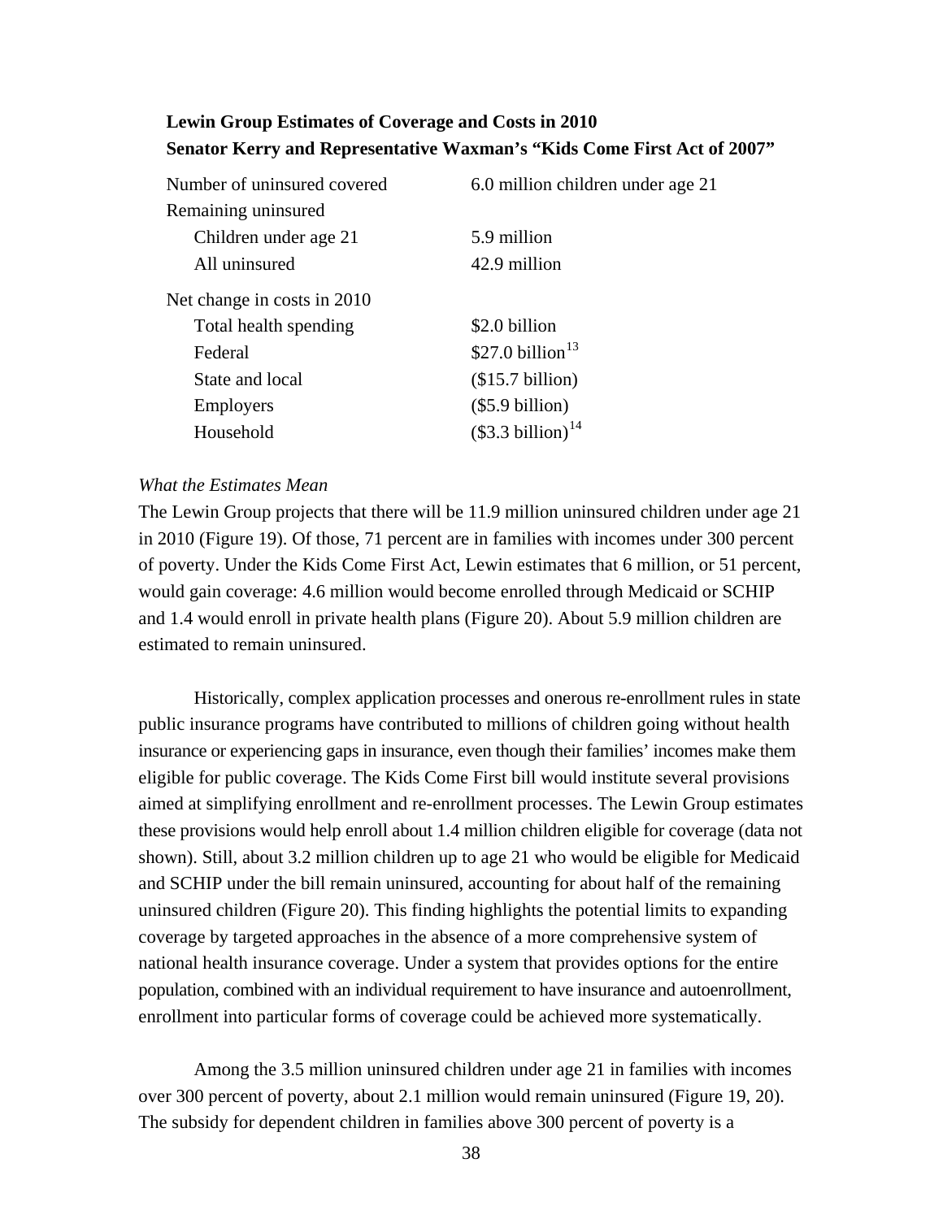**Lewin Group Estimates of Coverage and Costs in 2010**
**Senator Kerry and Representative Waxman's "Kids Come First Act of 2007"**

| | |
|---|---|
| Number of uninsured covered | 6.0 million children under age 21 |
| Remaining uninsured | |
| Children under age 21 | 5.9 million |
| All uninsured | 42.9 million |
| Net change in costs in 2010 | |
| Total health spending | $2.0 billion |
| Federal | $27.0 billion[13] |
| State and local | ($15.7 billion) |
| Employers | ($5.9 billion) |
| Household | ($3.3 billion)[14] |

*What the Estimates Mean*

The Lewin Group projects that there will be 11.9 million uninsured children under age 21 in 2010 (Figure 19). Of those, 71 percent are in families with incomes under 300 percent of poverty. Under the Kids Come First Act, Lewin estimates that 6 million, or 51 percent, would gain coverage: 4.6 million would become enrolled through Medicaid or SCHIP and 1.4 would enroll in private health plans (Figure 20). About 5.9 million children are estimated to remain uninsured.

Historically, complex application processes and onerous re-enrollment rules in state public insurance programs have contributed to millions of children going without health insurance or experiencing gaps in insurance, even though their families' incomes make them eligible for public coverage. The Kids Come First bill would institute several provisions aimed at simplifying enrollment and re-enrollment processes. The Lewin Group estimates these provisions would help enroll about 1.4 million children eligible for coverage (data not shown). Still, about 3.2 million children up to age 21 who would be eligible for Medicaid and SCHIP under the bill remain uninsured, accounting for about half of the remaining uninsured children (Figure 20). This finding highlights the potential limits to expanding coverage by targeted approaches in the absence of a more comprehensive system of national health insurance coverage. Under a system that provides options for the entire population, combined with an individual requirement to have insurance and autoenrollment, enrollment into particular forms of coverage could be achieved more systematically.

Among the 3.5 million uninsured children under age 21 in families with incomes over 300 percent of poverty, about 2.1 million would remain uninsured (Figure 19, 20). The subsidy for dependent children in families above 300 percent of poverty is a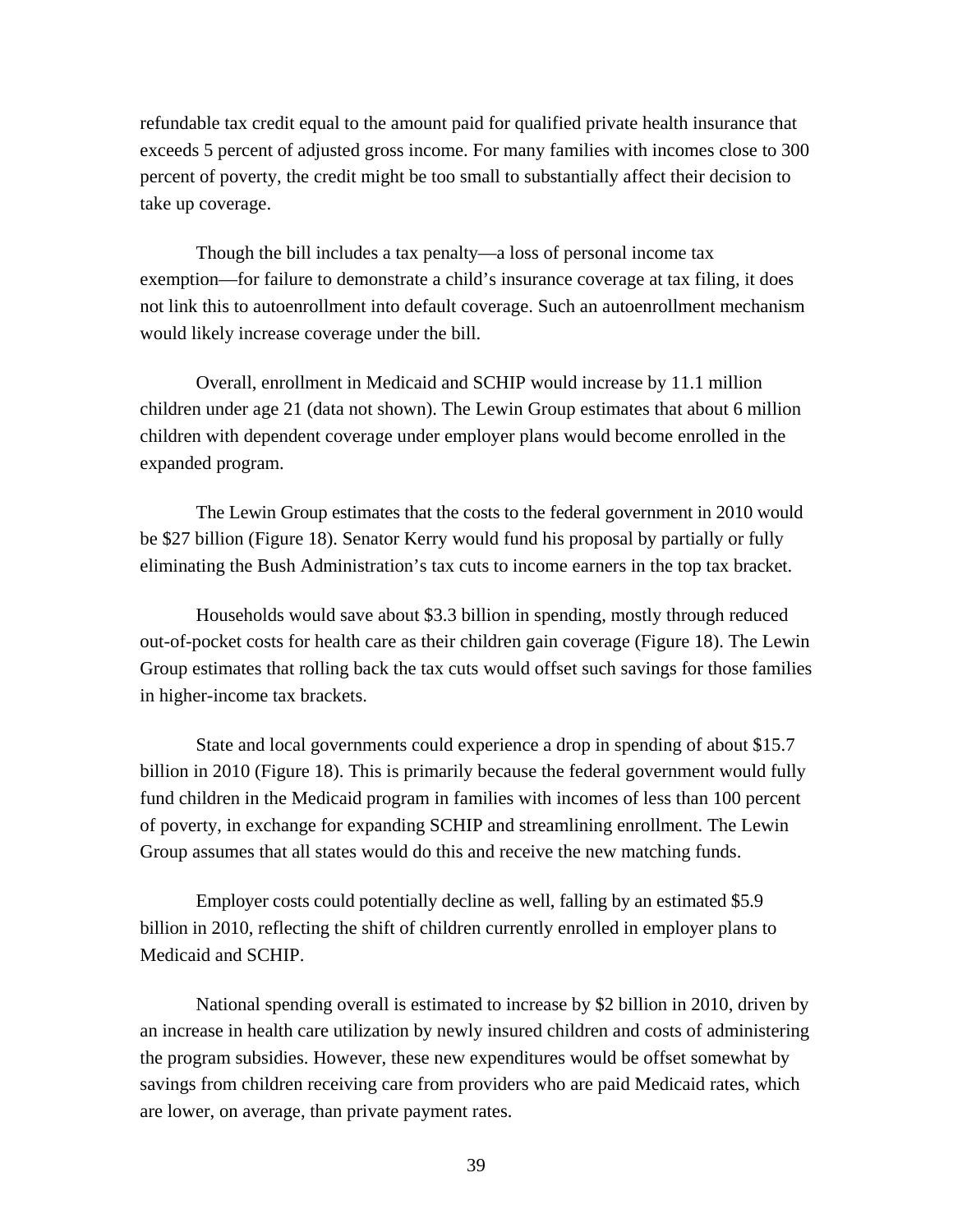refundable tax credit equal to the amount paid for qualified private health insurance that exceeds 5 percent of adjusted gross income. For many families with incomes close to 300 percent of poverty, the credit might be too small to substantially affect their decision to take up coverage.

Though the bill includes a tax penalty—a loss of personal income tax exemption—for failure to demonstrate a child's insurance coverage at tax filing, it does not link this to autoenrollment into default coverage. Such an autoenrollment mechanism would likely increase coverage under the bill.

Overall, enrollment in Medicaid and SCHIP would increase by 11.1 million children under age 21 (data not shown). The Lewin Group estimates that about 6 million children with dependent coverage under employer plans would become enrolled in the expanded program.

The Lewin Group estimates that the costs to the federal government in 2010 would be $27 billion (Figure 18). Senator Kerry would fund his proposal by partially or fully eliminating the Bush Administration's tax cuts to income earners in the top tax bracket.

Households would save about $3.3 billion in spending, mostly through reduced out-of-pocket costs for health care as their children gain coverage (Figure 18). The Lewin Group estimates that rolling back the tax cuts would offset such savings for those families in higher-income tax brackets.

State and local governments could experience a drop in spending of about $15.7 billion in 2010 (Figure 18). This is primarily because the federal government would fully fund children in the Medicaid program in families with incomes of less than 100 percent of poverty, in exchange for expanding SCHIP and streamlining enrollment. The Lewin Group assumes that all states would do this and receive the new matching funds.

Employer costs could potentially decline as well, falling by an estimated $5.9 billion in 2010, reflecting the shift of children currently enrolled in employer plans to Medicaid and SCHIP.

National spending overall is estimated to increase by $2 billion in 2010, driven by an increase in health care utilization by newly insured children and costs of administering the program subsidies. However, these new expenditures would be offset somewhat by savings from children receiving care from providers who are paid Medicaid rates, which are lower, on average, than private payment rates.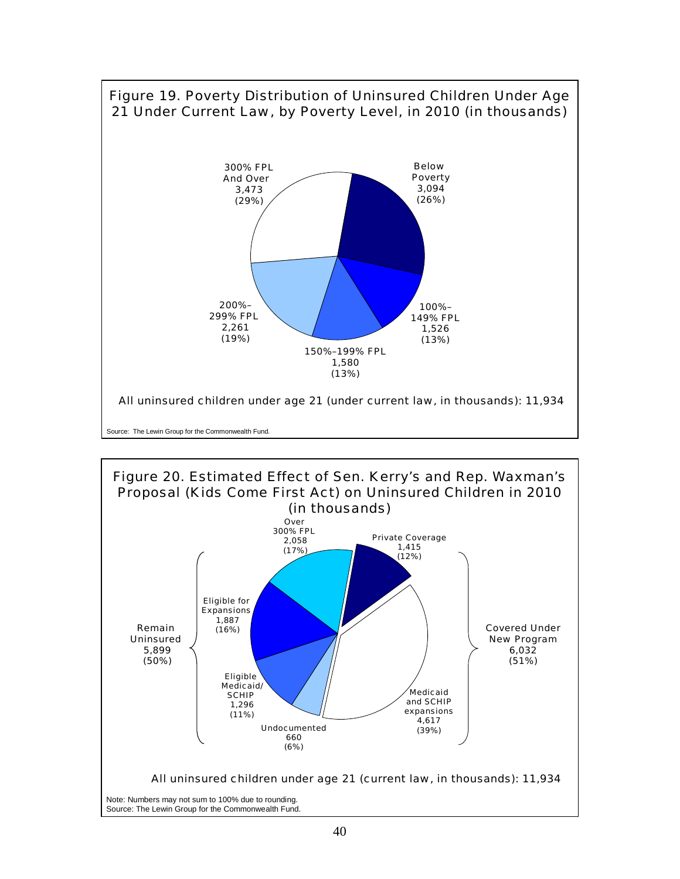Figure 19. Poverty Distribution of Uninsured Children Under Age 21 Under Current Law, by Poverty Level, in 2010 (in thousands)

| Poverty Level | Number (thousands) | Percent |
|---|---|---|
| Below Poverty | 3,094 | (26%) |
| 100%–149% FPL | 1,526 | (13%) |
| 150%–199% FPL | 1,580 | (13%) |
| 200%–299% FPL | 2,261 | (19%) |
| 300% FPL And Over | 3,473 | (29%) |

All uninsured children under age 21 (under current law, in thousands): 11,934

Source: The Lewin Group for the Commonwealth Fund.

Figure 20. Estimated Effect of Sen. Kerry's and Rep. Waxman's Proposal (Kids Come First Act) on Uninsured Children in 2010 (in thousands)

| Group | Category | Number (thousands) | Percent |
|---|---|---|---|
| Covered Under New Program 6,032 (51%) | Private Coverage | 1,415 | (12%) |
| | Medicaid and SCHIP expansions | 4,617 | (39%) |
| Remain Uninsured 5,899 (50%) | Over 300% FPL | 2,058 | (17%) |
| | Eligible for Expansions | 1,887 | (16%) |
| | Eligible Medicaid/SCHIP | 1,296 | (11%) |
| | Undocumented | 660 | (6%) |

All uninsured children under age 21 (current law, in thousands): 11,934

Note: Numbers may not sum to 100% due to rounding.
Source: The Lewin Group for the Commonwealth Fund.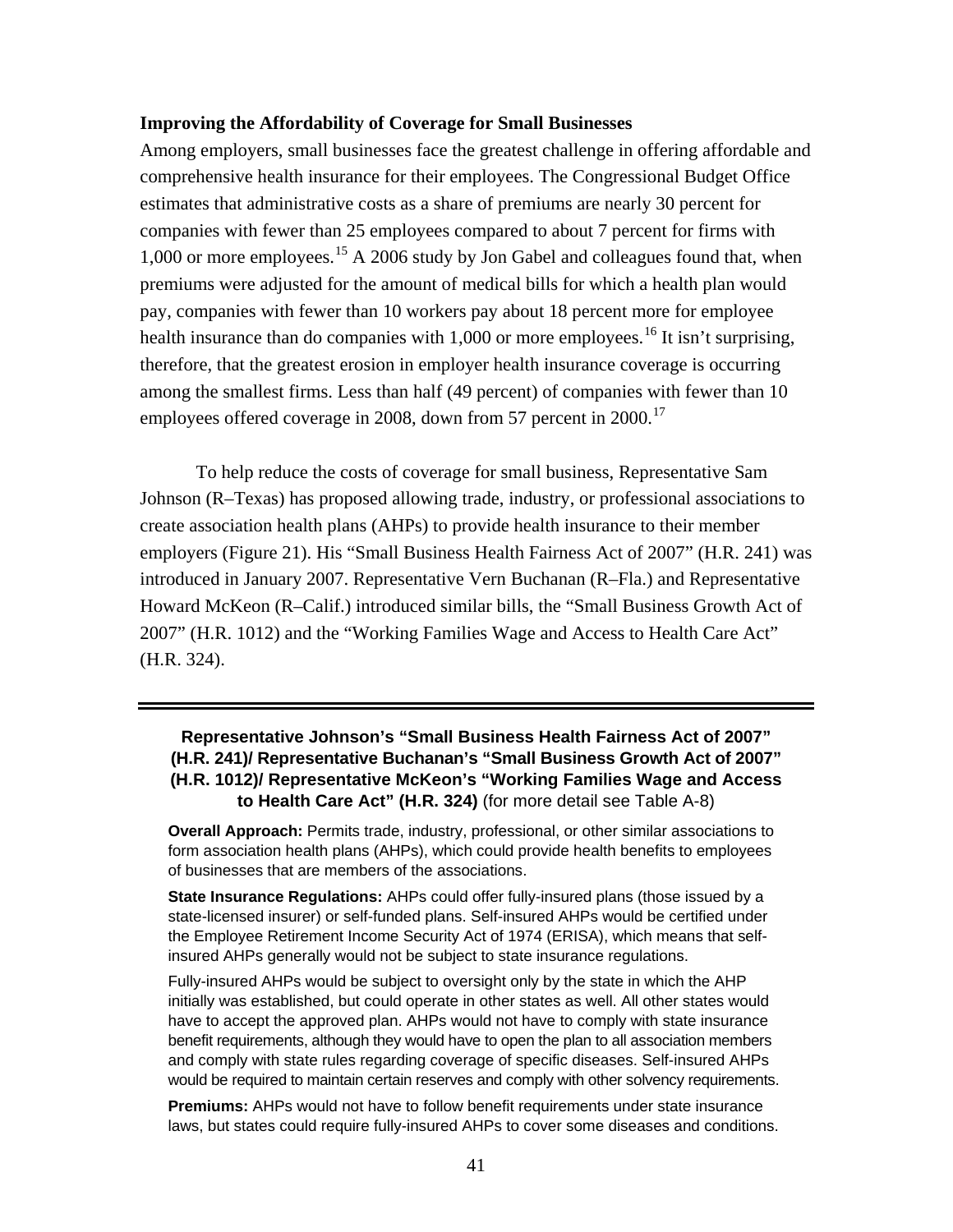### Improving the Affordability of Coverage for Small Businesses

Among employers, small businesses face the greatest challenge in offering affordable and comprehensive health insurance for their employees. The Congressional Budget Office estimates that administrative costs as a share of premiums are nearly 30 percent for companies with fewer than 25 employees compared to about 7 percent for firms with 1,000 or more employees.[15] A 2006 study by Jon Gabel and colleagues found that, when premiums were adjusted for the amount of medical bills for which a health plan would pay, companies with fewer than 10 workers pay about 18 percent more for employee health insurance than do companies with 1,000 or more employees.[16] It isn't surprising, therefore, that the greatest erosion in employer health insurance coverage is occurring among the smallest firms. Less than half (49 percent) of companies with fewer than 10 employees offered coverage in 2008, down from 57 percent in 2000.[17]

To help reduce the costs of coverage for small business, Representative Sam Johnson (R–Texas) has proposed allowing trade, industry, or professional associations to create association health plans (AHPs) to provide health insurance to their member employers (Figure 21). His "Small Business Health Fairness Act of 2007" (H.R. 241) was introduced in January 2007. Representative Vern Buchanan (R–Fla.) and Representative Howard McKeon (R–Calif.) introduced similar bills, the "Small Business Growth Act of 2007" (H.R. 1012) and the "Working Families Wage and Access to Health Care Act" (H.R. 324).

---

**Representative Johnson's "Small Business Health Fairness Act of 2007" (H.R. 241)/ Representative Buchanan's "Small Business Growth Act of 2007" (H.R. 1012)/ Representative McKeon's "Working Families Wage and Access to Health Care Act" (H.R. 324)** (for more detail see Table A-8)

**Overall Approach:** Permits trade, industry, professional, or other similar associations to form association health plans (AHPs), which could provide health benefits to employees of businesses that are members of the associations.

**State Insurance Regulations:** AHPs could offer fully-insured plans (those issued by a state-licensed insurer) or self-funded plans. Self-insured AHPs would be certified under the Employee Retirement Income Security Act of 1974 (ERISA), which means that self-insured AHPs generally would not be subject to state insurance regulations.

Fully-insured AHPs would be subject to oversight only by the state in which the AHP initially was established, but could operate in other states as well. All other states would have to accept the approved plan. AHPs would not have to comply with state insurance benefit requirements, although they would have to open the plan to all association members and comply with state rules regarding coverage of specific diseases. Self-insured AHPs would be required to maintain certain reserves and comply with other solvency requirements.

**Premiums:** AHPs would not have to follow benefit requirements under state insurance laws, but states could require fully-insured AHPs to cover some diseases and conditions.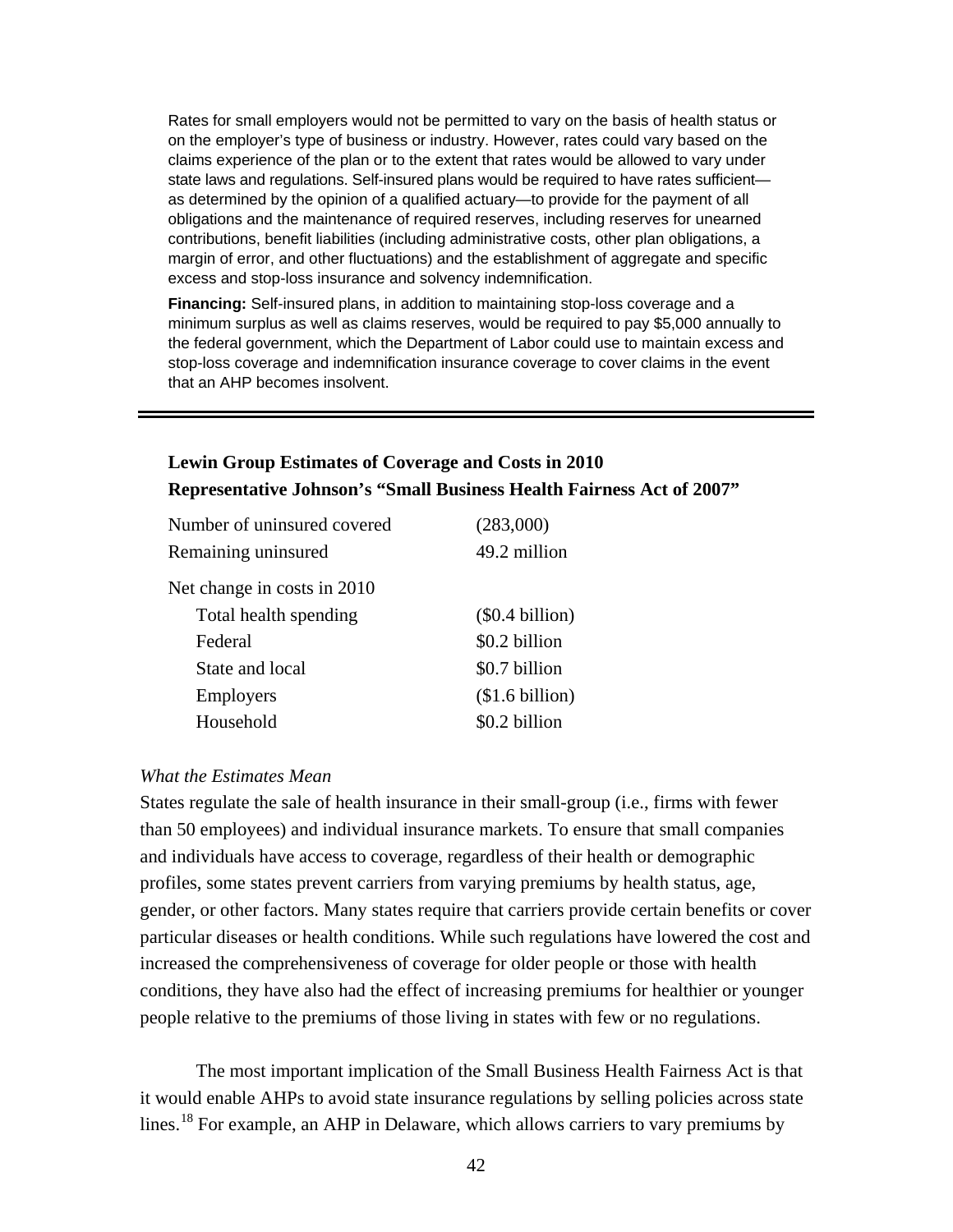Rates for small employers would not be permitted to vary on the basis of health status or on the employer's type of business or industry. However, rates could vary based on the claims experience of the plan or to the extent that rates would be allowed to vary under state laws and regulations. Self-insured plans would be required to have rates sufficient—as determined by the opinion of a qualified actuary—to provide for the payment of all obligations and the maintenance of required reserves, including reserves for unearned contributions, benefit liabilities (including administrative costs, other plan obligations, a margin of error, and other fluctuations) and the establishment of aggregate and specific excess and stop-loss insurance and solvency indemnification.

**Financing:** Self-insured plans, in addition to maintaining stop-loss coverage and a minimum surplus as well as claims reserves, would be required to pay $5,000 annually to the federal government, which the Department of Labor could use to maintain excess and stop-loss coverage and indemnification insurance coverage to cover claims in the event that an AHP becomes insolvent.

---

**Lewin Group Estimates of Coverage and Costs in 2010**
**Representative Johnson's "Small Business Health Fairness Act of 2007"**

| | |
|---|---|
| Number of uninsured covered | (283,000) |
| Remaining uninsured | 49.2 million |
| Net change in costs in 2010 | |
| Total health spending | ($0.4 billion) |
| Federal | $0.2 billion |
| State and local | $0.7 billion |
| Employers | ($1.6 billion) |
| Household | $0.2 billion |

*What the Estimates Mean*

States regulate the sale of health insurance in their small-group (i.e., firms with fewer than 50 employees) and individual insurance markets. To ensure that small companies and individuals have access to coverage, regardless of their health or demographic profiles, some states prevent carriers from varying premiums by health status, age, gender, or other factors. Many states require that carriers provide certain benefits or cover particular diseases or health conditions. While such regulations have lowered the cost and increased the comprehensiveness of coverage for older people or those with health conditions, they have also had the effect of increasing premiums for healthier or younger people relative to the premiums of those living in states with few or no regulations.

The most important implication of the Small Business Health Fairness Act is that it would enable AHPs to avoid state insurance regulations by selling policies across state lines.[18] For example, an AHP in Delaware, which allows carriers to vary premiums by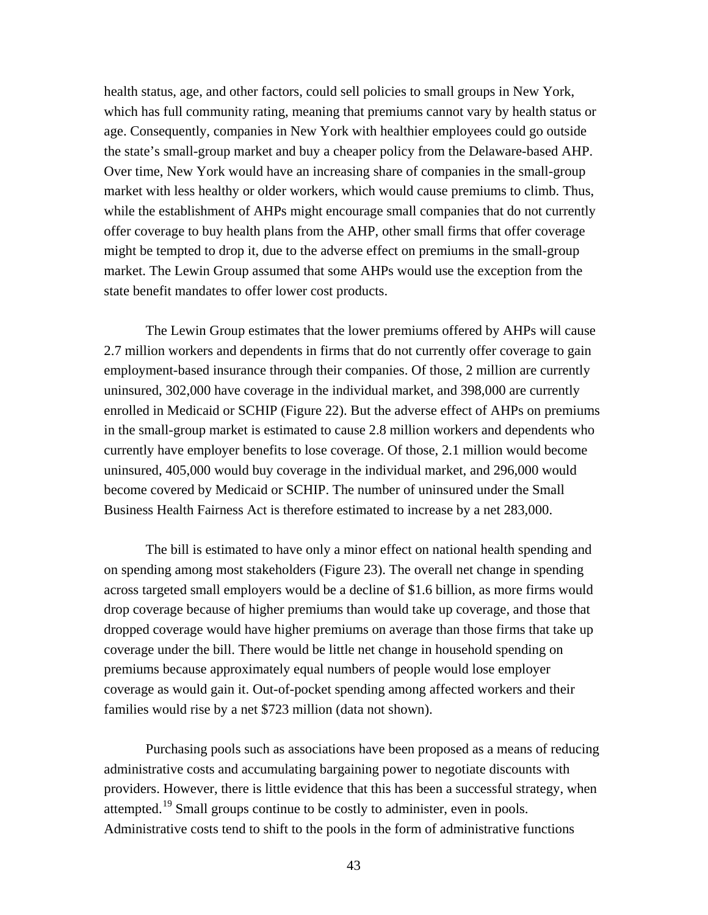health status, age, and other factors, could sell policies to small groups in New York, which has full community rating, meaning that premiums cannot vary by health status or age. Consequently, companies in New York with healthier employees could go outside the state's small-group market and buy a cheaper policy from the Delaware-based AHP. Over time, New York would have an increasing share of companies in the small-group market with less healthy or older workers, which would cause premiums to climb. Thus, while the establishment of AHPs might encourage small companies that do not currently offer coverage to buy health plans from the AHP, other small firms that offer coverage might be tempted to drop it, due to the adverse effect on premiums in the small-group market. The Lewin Group assumed that some AHPs would use the exception from the state benefit mandates to offer lower cost products.

The Lewin Group estimates that the lower premiums offered by AHPs will cause 2.7 million workers and dependents in firms that do not currently offer coverage to gain employment-based insurance through their companies. Of those, 2 million are currently uninsured, 302,000 have coverage in the individual market, and 398,000 are currently enrolled in Medicaid or SCHIP (Figure 22). But the adverse effect of AHPs on premiums in the small-group market is estimated to cause 2.8 million workers and dependents who currently have employer benefits to lose coverage. Of those, 2.1 million would become uninsured, 405,000 would buy coverage in the individual market, and 296,000 would become covered by Medicaid or SCHIP. The number of uninsured under the Small Business Health Fairness Act is therefore estimated to increase by a net 283,000.

The bill is estimated to have only a minor effect on national health spending and on spending among most stakeholders (Figure 23). The overall net change in spending across targeted small employers would be a decline of $1.6 billion, as more firms would drop coverage because of higher premiums than would take up coverage, and those that dropped coverage would have higher premiums on average than those firms that take up coverage under the bill. There would be little net change in household spending on premiums because approximately equal numbers of people would lose employer coverage as would gain it. Out-of-pocket spending among affected workers and their families would rise by a net $723 million (data not shown).

Purchasing pools such as associations have been proposed as a means of reducing administrative costs and accumulating bargaining power to negotiate discounts with providers. However, there is little evidence that this has been a successful strategy, when attempted.[19] Small groups continue to be costly to administer, even in pools. Administrative costs tend to shift to the pools in the form of administrative functions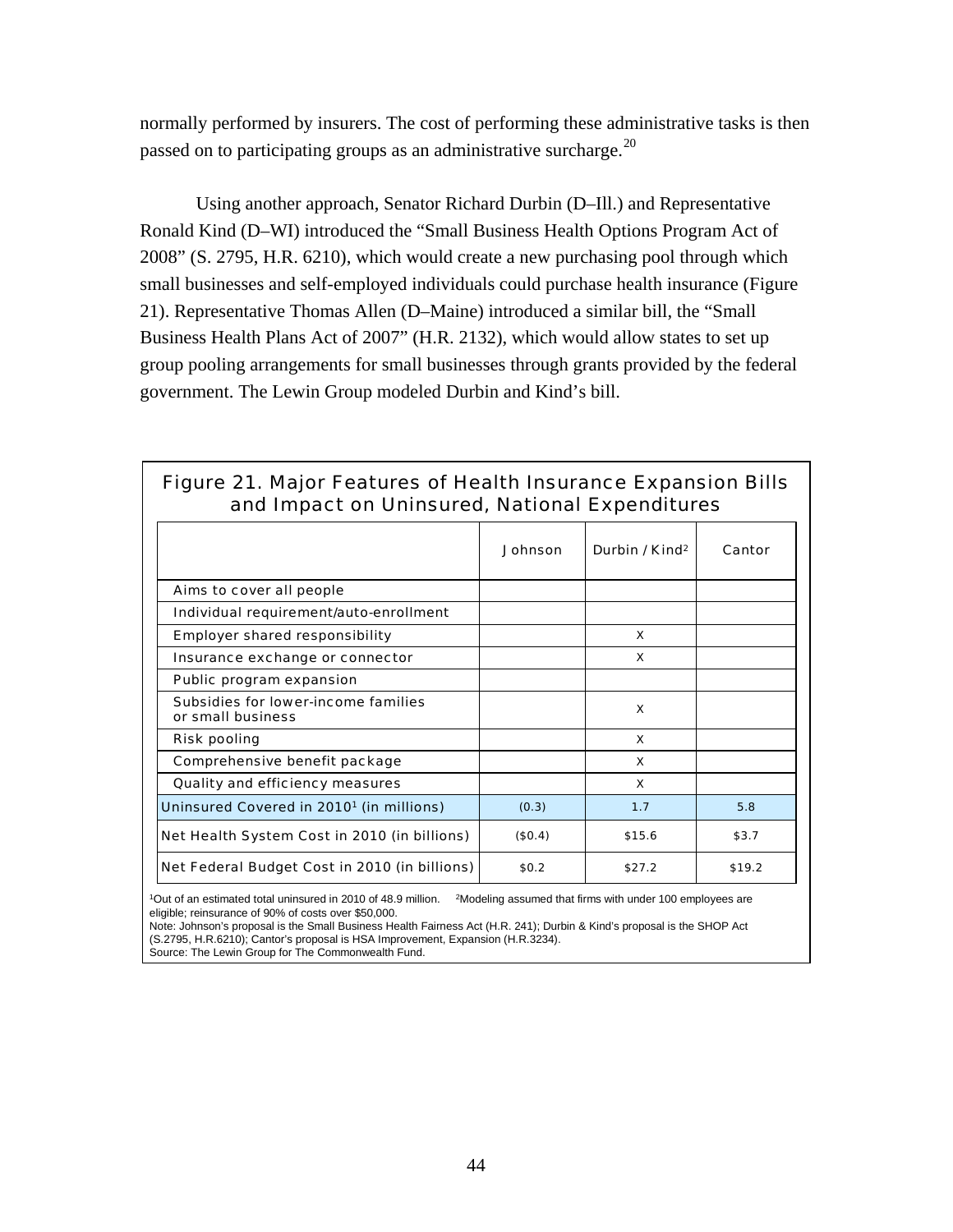normally performed by insurers. The cost of performing these administrative tasks is then passed on to participating groups as an administrative surcharge.[20]

Using another approach, Senator Richard Durbin (D–Ill.) and Representative Ronald Kind (D–WI) introduced the "Small Business Health Options Program Act of 2008" (S. 2795, H.R. 6210), which would create a new purchasing pool through which small businesses and self-employed individuals could purchase health insurance (Figure 21). Representative Thomas Allen (D–Maine) introduced a similar bill, the "Small Business Health Plans Act of 2007" (H.R. 2132), which would allow states to set up group pooling arrangements for small businesses through grants provided by the federal government. The Lewin Group modeled Durbin and Kind's bill.

**Figure 21. Major Features of Health Insurance Expansion Bills and Impact on Uninsured, National Expenditures**

| | Johnson | Durbin / Kind[2] | Cantor |
|---|---|---|---|
| Aims to cover all people | | | |
| Individual requirement/auto-enrollment | | | |
| Employer shared responsibility | | X | |
| Insurance exchange or connector | | X | |
| Public program expansion | | | |
| Subsidies for lower-income families or small business | | X | |
| Risk pooling | | X | |
| Comprehensive benefit package | | X | |
| Quality and efficiency measures | | X | |
| Uninsured Covered in 2010[1] (in millions) | (0.3) | 1.7 | 5.8 |
| Net Health System Cost in 2010 (in billions) | ($0.4) | $15.6 | $3.7 |
| Net Federal Budget Cost in 2010 (in billions) | $0.2 | $27.2 | $19.2 |

[1]Out of an estimated total uninsured in 2010 of 48.9 million. [2]Modeling assumed that firms with under 100 employees are eligible; reinsurance of 90% of costs over $50,000.
Note: Johnson's proposal is the Small Business Health Fairness Act (H.R. 241); Durbin & Kind's proposal is the SHOP Act (S.2795, H.R.6210); Cantor's proposal is HSA Improvement, Expansion (H.R.3234).
Source: The Lewin Group for The Commonwealth Fund.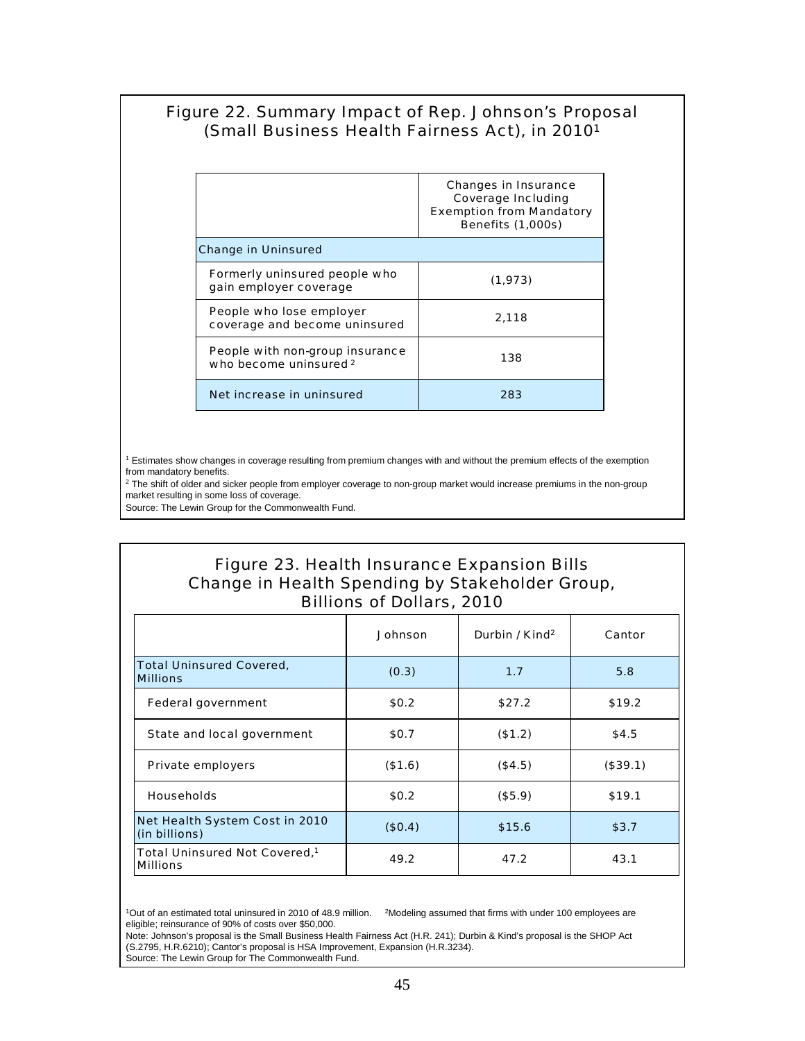## Figure 22. Summary Impact of Rep. Johnson's Proposal (Small Business Health Fairness Act), in 2010[1]

| | Changes in Insurance Coverage Including Exemption from Mandatory Benefits (1,000s) |
|---|---|
| Change in Uninsured | |
| Formerly uninsured people who gain employer coverage | (1,973) |
| People who lose employer coverage and become uninsured | 2,118 |
| People with non-group insurance who become uninsured [2] | 138 |
| Net increase in uninsured | 283 |

[1] Estimates show changes in coverage resulting from premium changes with and without the premium effects of the exemption from mandatory benefits.
[2] The shift of older and sicker people from employer coverage to non-group market would increase premiums in the non-group market resulting in some loss of coverage.
Source: The Lewin Group for the Commonwealth Fund.

## Figure 23. Health Insurance Expansion Bills Change in Health Spending by Stakeholder Group, Billions of Dollars, 2010

| | Johnson | Durbin / Kind[2] | Cantor |
|---|---|---|---|
| Total Uninsured Covered, Millions | (0.3) | 1.7 | 5.8 |
| Federal government | $0.2 | $27.2 | $19.2 |
| State and local government | $0.7 | ($1.2) | $4.5 |
| Private employers | ($1.6) | ($4.5) | ($39.1) |
| Households | $0.2 | ($5.9) | $19.1 |
| Net Health System Cost in 2010 (in billions) | ($0.4) | $15.6 | $3.7 |
| Total Uninsured Not Covered,[1] Millions | 49.2 | 47.2 | 43.1 |

[1]Out of an estimated total uninsured in 2010 of 48.9 million. [2]Modeling assumed that firms with under 100 employees are eligible; reinsurance of 90% of costs over $50,000.
Note: Johnson's proposal is the Small Business Health Fairness Act (H.R. 241); Durbin & Kind's proposal is the SHOP Act (S.2795, H.R.6210); Cantor's proposal is HSA Improvement, Expansion (H.R.3234).
Source: The Lewin Group for The Commonwealth Fund.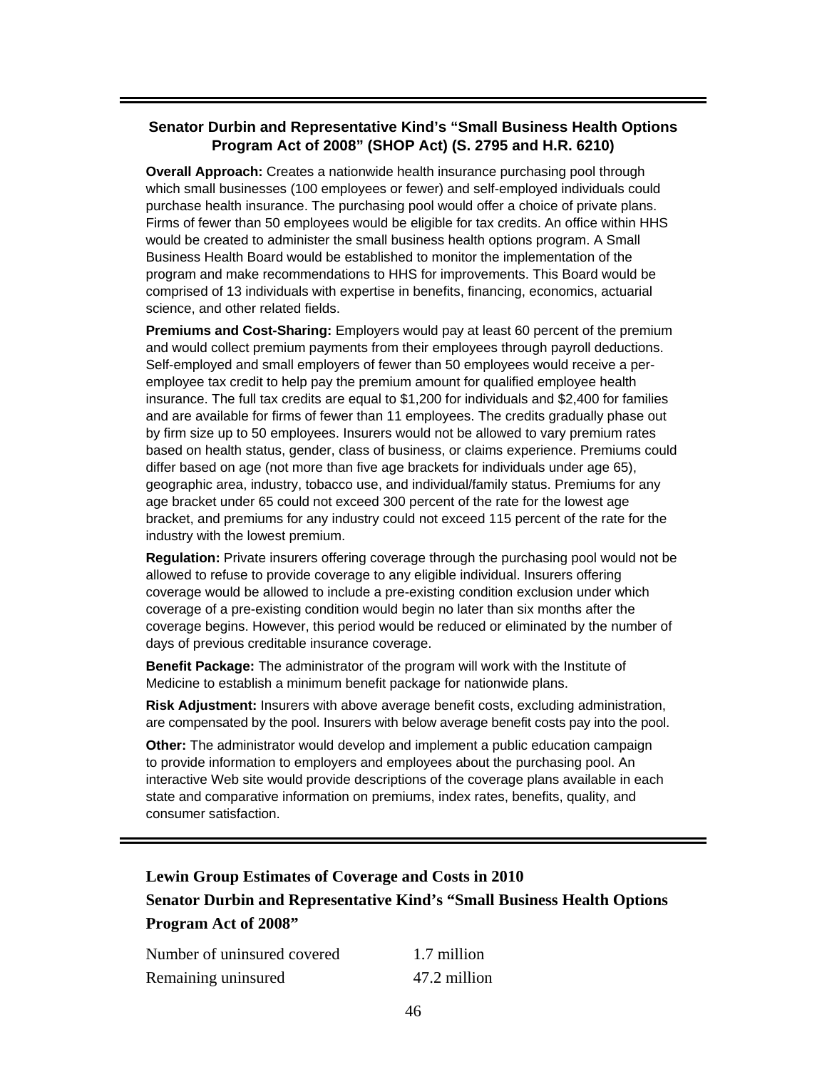### Senator Durbin and Representative Kind's "Small Business Health Options Program Act of 2008" (SHOP Act) (S. 2795 and H.R. 6210)

**Overall Approach:** Creates a nationwide health insurance purchasing pool through which small businesses (100 employees or fewer) and self-employed individuals could purchase health insurance. The purchasing pool would offer a choice of private plans. Firms of fewer than 50 employees would be eligible for tax credits. An office within HHS would be created to administer the small business health options program. A Small Business Health Board would be established to monitor the implementation of the program and make recommendations to HHS for improvements. This Board would be comprised of 13 individuals with expertise in benefits, financing, economics, actuarial science, and other related fields.

**Premiums and Cost-Sharing:** Employers would pay at least 60 percent of the premium and would collect premium payments from their employees through payroll deductions. Self-employed and small employers of fewer than 50 employees would receive a per-employee tax credit to help pay the premium amount for qualified employee health insurance. The full tax credits are equal to $1,200 for individuals and $2,400 for families and are available for firms of fewer than 11 employees. The credits gradually phase out by firm size up to 50 employees. Insurers would not be allowed to vary premium rates based on health status, gender, class of business, or claims experience. Premiums could differ based on age (not more than five age brackets for individuals under age 65), geographic area, industry, tobacco use, and individual/family status. Premiums for any age bracket under 65 could not exceed 300 percent of the rate for the lowest age bracket, and premiums for any industry could not exceed 115 percent of the rate for the industry with the lowest premium.

**Regulation:** Private insurers offering coverage through the purchasing pool would not be allowed to refuse to provide coverage to any eligible individual. Insurers offering coverage would be allowed to include a pre-existing condition exclusion under which coverage of a pre-existing condition would begin no later than six months after the coverage begins. However, this period would be reduced or eliminated by the number of days of previous creditable insurance coverage.

**Benefit Package:** The administrator of the program will work with the Institute of Medicine to establish a minimum benefit package for nationwide plans.

**Risk Adjustment:** Insurers with above average benefit costs, excluding administration, are compensated by the pool. Insurers with below average benefit costs pay into the pool.

**Other:** The administrator would develop and implement a public education campaign to provide information to employers and employees about the purchasing pool. An interactive Web site would provide descriptions of the coverage plans available in each state and comparative information on premiums, index rates, benefits, quality, and consumer satisfaction.

### Lewin Group Estimates of Coverage and Costs in 2010
### Senator Durbin and Representative Kind's "Small Business Health Options Program Act of 2008"

| | |
|---|---|
| Number of uninsured covered | 1.7 million |
| Remaining uninsured | 47.2 million |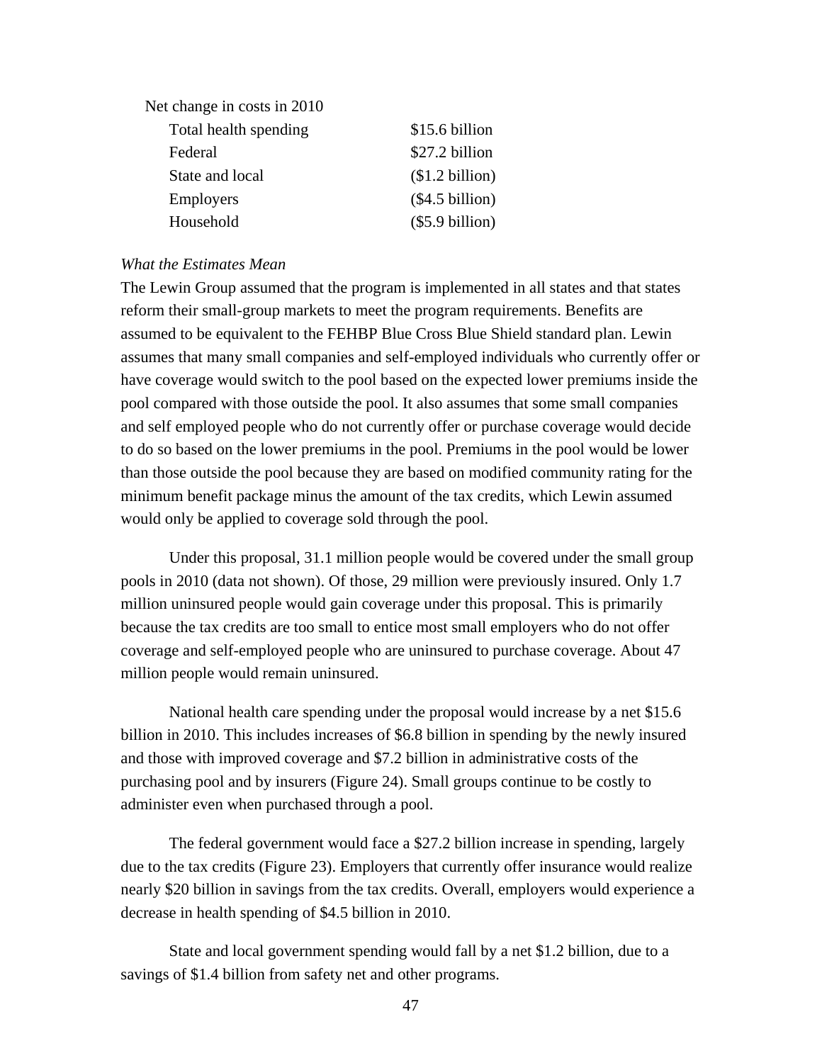| Net change in costs in 2010 | |
|---|---|
| Total health spending | $15.6 billion |
| Federal | $27.2 billion |
| State and local | ($1.2 billion) |
| Employers | ($4.5 billion) |
| Household | ($5.9 billion) |

*What the Estimates Mean*

The Lewin Group assumed that the program is implemented in all states and that states reform their small-group markets to meet the program requirements. Benefits are assumed to be equivalent to the FEHBP Blue Cross Blue Shield standard plan. Lewin assumes that many small companies and self-employed individuals who currently offer or have coverage would switch to the pool based on the expected lower premiums inside the pool compared with those outside the pool. It also assumes that some small companies and self employed people who do not currently offer or purchase coverage would decide to do so based on the lower premiums in the pool. Premiums in the pool would be lower than those outside the pool because they are based on modified community rating for the minimum benefit package minus the amount of the tax credits, which Lewin assumed would only be applied to coverage sold through the pool.

Under this proposal, 31.1 million people would be covered under the small group pools in 2010 (data not shown). Of those, 29 million were previously insured. Only 1.7 million uninsured people would gain coverage under this proposal. This is primarily because the tax credits are too small to entice most small employers who do not offer coverage and self-employed people who are uninsured to purchase coverage. About 47 million people would remain uninsured.

National health care spending under the proposal would increase by a net $15.6 billion in 2010. This includes increases of $6.8 billion in spending by the newly insured and those with improved coverage and $7.2 billion in administrative costs of the purchasing pool and by insurers (Figure 24). Small groups continue to be costly to administer even when purchased through a pool.

The federal government would face a $27.2 billion increase in spending, largely due to the tax credits (Figure 23). Employers that currently offer insurance would realize nearly $20 billion in savings from the tax credits. Overall, employers would experience a decrease in health spending of $4.5 billion in 2010.

State and local government spending would fall by a net $1.2 billion, due to a savings of $1.4 billion from safety net and other programs.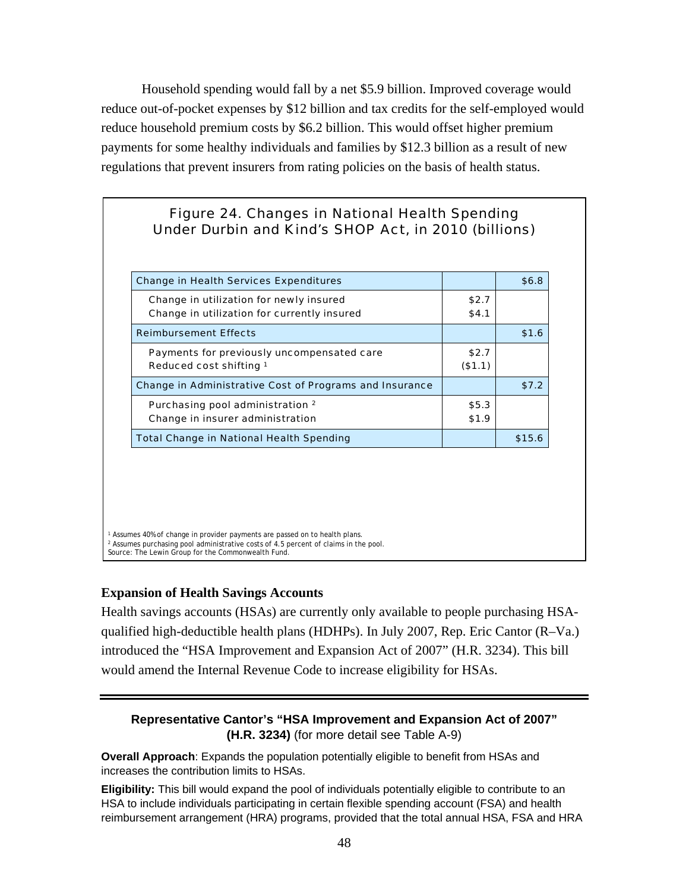Household spending would fall by a net $5.9 billion. Improved coverage would reduce out-of-pocket expenses by $12 billion and tax credits for the self-employed would reduce household premium costs by $6.2 billion. This would offset higher premium payments for some healthy individuals and families by $12.3 billion as a result of new regulations that prevent insurers from rating policies on the basis of health status.

**Figure 24. Changes in National Health Spending Under Durbin and Kind's SHOP Act, in 2010 (billions)**

| | | |
|---|---|---|
| Change in Health Services Expenditures | | $6.8 |
| Change in utilization for newly insured | $2.7 | |
| Change in utilization for currently insured | $4.1 | |
| Reimbursement Effects | | $1.6 |
| Payments for previously uncompensated care | $2.7 | |
| Reduced cost shifting [1] | ($1.1) | |
| Change in Administrative Cost of Programs and Insurance | | $7.2 |
| Purchasing pool administration [2] | $5.3 | |
| Change in insurer administration | $1.9 | |
| Total Change in National Health Spending | | $15.6 |

[1] Assumes 40% of change in provider payments are passed on to health plans.
[2] Assumes purchasing pool administrative costs of 4.5 percent of claims in the pool.
Source: The Lewin Group for the Commonwealth Fund.

**Expansion of Health Savings Accounts**

Health savings accounts (HSAs) are currently only available to people purchasing HSA-qualified high-deductible health plans (HDHPs). In July 2007, Rep. Eric Cantor (R–Va.) introduced the "HSA Improvement and Expansion Act of 2007" (H.R. 3234). This bill would amend the Internal Revenue Code to increase eligibility for HSAs.

---

**Representative Cantor's "HSA Improvement and Expansion Act of 2007" (H.R. 3234)** (for more detail see Table A-9)

**Overall Approach**: Expands the population potentially eligible to benefit from HSAs and increases the contribution limits to HSAs.

**Eligibility:** This bill would expand the pool of individuals potentially eligible to contribute to an HSA to include individuals participating in certain flexible spending account (FSA) and health reimbursement arrangement (HRA) programs, provided that the total annual HSA, FSA and HRA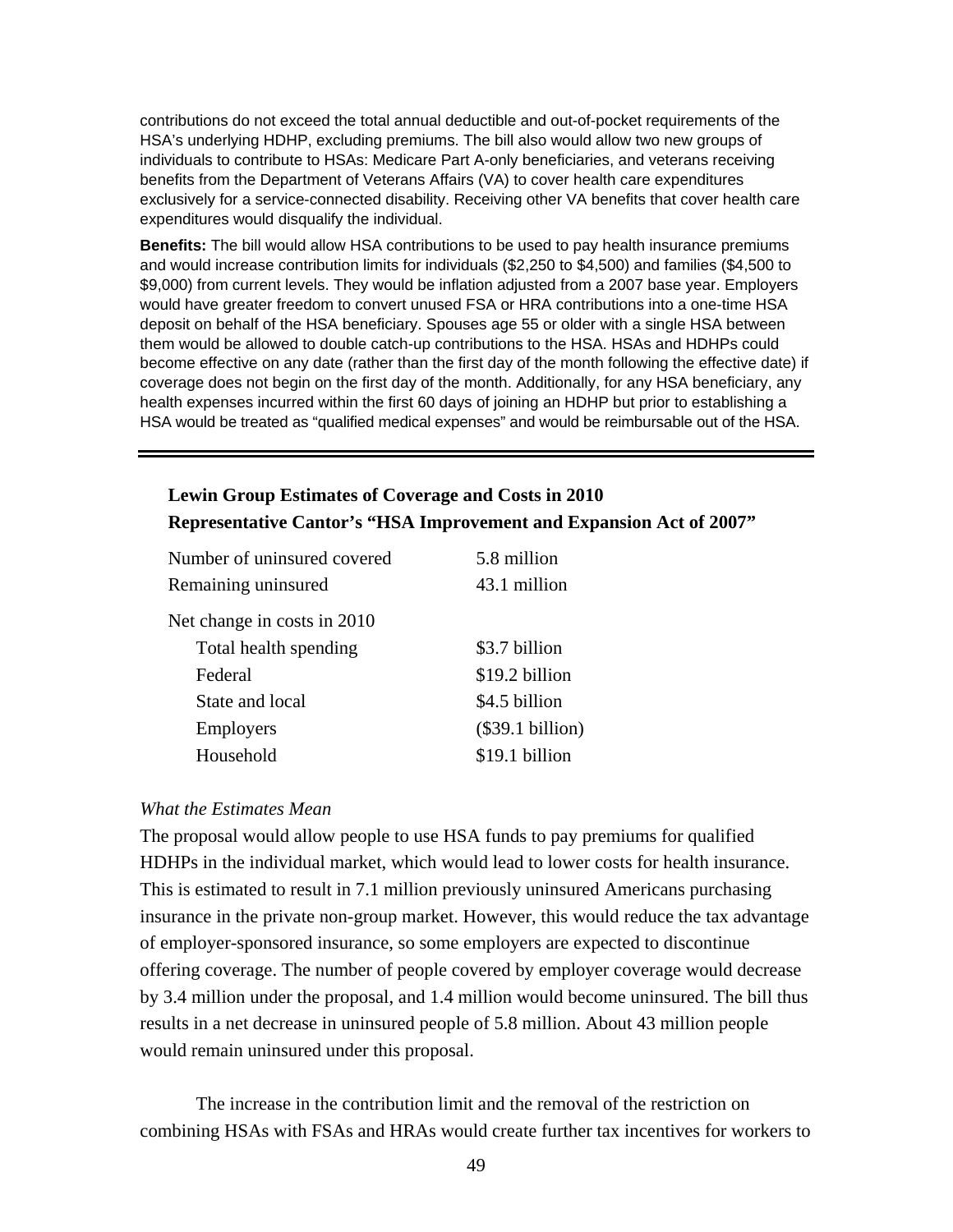contributions do not exceed the total annual deductible and out-of-pocket requirements of the HSA's underlying HDHP, excluding premiums. The bill also would allow two new groups of individuals to contribute to HSAs: Medicare Part A-only beneficiaries, and veterans receiving benefits from the Department of Veterans Affairs (VA) to cover health care expenditures exclusively for a service-connected disability. Receiving other VA benefits that cover health care expenditures would disqualify the individual.

**Benefits:** The bill would allow HSA contributions to be used to pay health insurance premiums and would increase contribution limits for individuals ($2,250 to $4,500) and families ($4,500 to $9,000) from current levels. They would be inflation adjusted from a 2007 base year. Employers would have greater freedom to convert unused FSA or HRA contributions into a one-time HSA deposit on behalf of the HSA beneficiary. Spouses age 55 or older with a single HSA between them would be allowed to double catch-up contributions to the HSA. HSAs and HDHPs could become effective on any date (rather than the first day of the month following the effective date) if coverage does not begin on the first day of the month. Additionally, for any HSA beneficiary, any health expenses incurred within the first 60 days of joining an HDHP but prior to establishing a HSA would be treated as "qualified medical expenses" and would be reimbursable out of the HSA.

---

**Lewin Group Estimates of Coverage and Costs in 2010**
**Representative Cantor's "HSA Improvement and Expansion Act of 2007"**

| | |
|---|---|
| Number of uninsured covered | 5.8 million |
| Remaining uninsured | 43.1 million |
| Net change in costs in 2010 | |
| Total health spending | $3.7 billion |
| Federal | $19.2 billion |
| State and local | $4.5 billion |
| Employers | ($39.1 billion) |
| Household | $19.1 billion |

*What the Estimates Mean*

The proposal would allow people to use HSA funds to pay premiums for qualified HDHPs in the individual market, which would lead to lower costs for health insurance. This is estimated to result in 7.1 million previously uninsured Americans purchasing insurance in the private non-group market. However, this would reduce the tax advantage of employer-sponsored insurance, so some employers are expected to discontinue offering coverage. The number of people covered by employer coverage would decrease by 3.4 million under the proposal, and 1.4 million would become uninsured. The bill thus results in a net decrease in uninsured people of 5.8 million. About 43 million people would remain uninsured under this proposal.

The increase in the contribution limit and the removal of the restriction on combining HSAs with FSAs and HRAs would create further tax incentives for workers to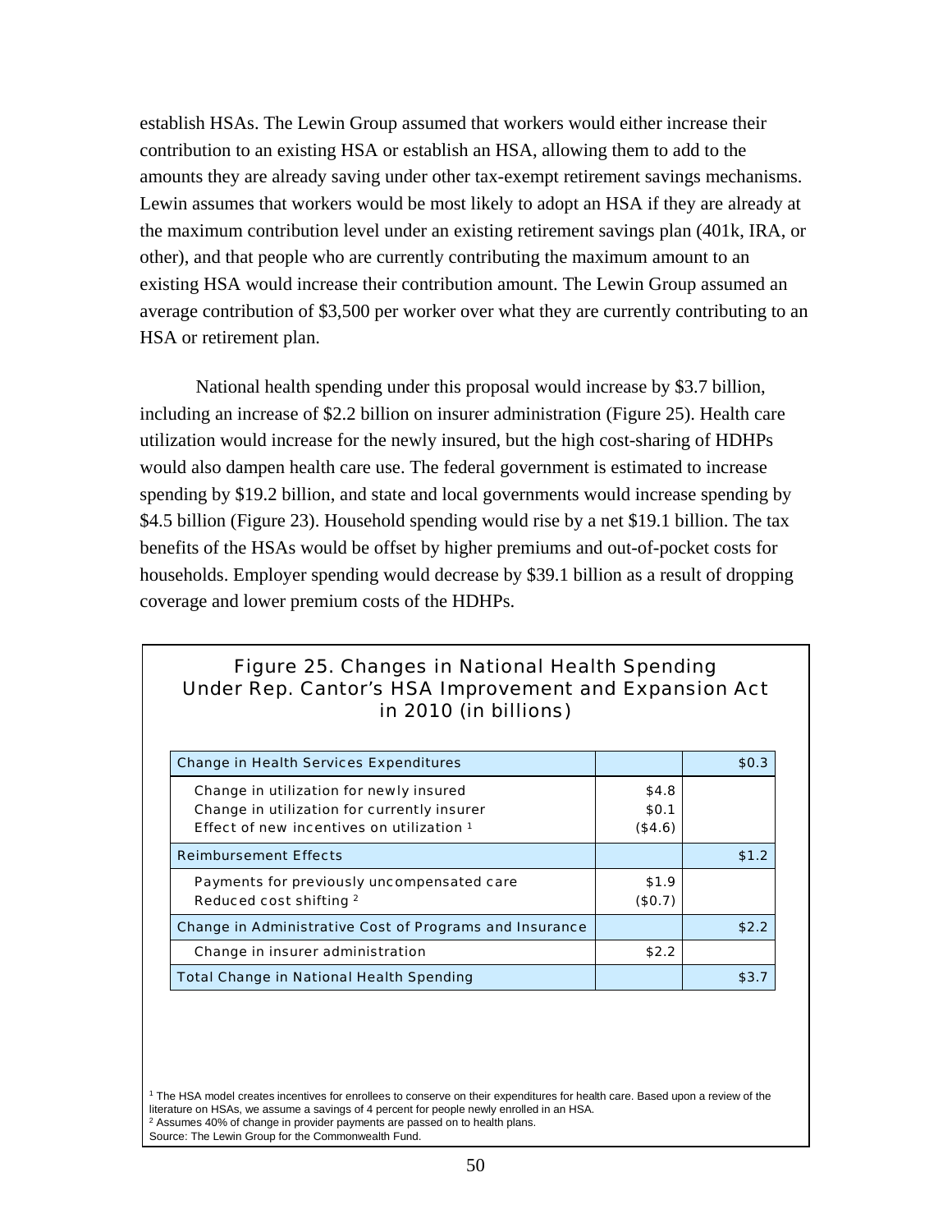establish HSAs. The Lewin Group assumed that workers would either increase their contribution to an existing HSA or establish an HSA, allowing them to add to the amounts they are already saving under other tax-exempt retirement savings mechanisms. Lewin assumes that workers would be most likely to adopt an HSA if they are already at the maximum contribution level under an existing retirement savings plan (401k, IRA, or other), and that people who are currently contributing the maximum amount to an existing HSA would increase their contribution amount. The Lewin Group assumed an average contribution of $3,500 per worker over what they are currently contributing to an HSA or retirement plan.

National health spending under this proposal would increase by $3.7 billion, including an increase of $2.2 billion on insurer administration (Figure 25). Health care utilization would increase for the newly insured, but the high cost-sharing of HDHPs would also dampen health care use. The federal government is estimated to increase spending by $19.2 billion, and state and local governments would increase spending by $4.5 billion (Figure 23). Household spending would rise by a net $19.1 billion. The tax benefits of the HSAs would be offset by higher premiums and out-of-pocket costs for households. Employer spending would decrease by $39.1 billion as a result of dropping coverage and lower premium costs of the HDHPs.

**Figure 25. Changes in National Health Spending Under Rep. Cantor's HSA Improvement and Expansion Act in 2010 (in billions)**

| | | |
|---|---|---|
| Change in Health Services Expenditures | | $0.3 |
| Change in utilization for newly insured | $4.8 | |
| Change in utilization for currently insurer | $0.1 | |
| Effect of new incentives on utilization [1] | ($4.6) | |
| Reimbursement Effects | | $1.2 |
| Payments for previously uncompensated care | $1.9 | |
| Reduced cost shifting [2] | ($0.7) | |
| Change in Administrative Cost of Programs and Insurance | | $2.2 |
| Change in insurer administration | $2.2 | |
| Total Change in National Health Spending | | $3.7 |

[1] The HSA model creates incentives for enrollees to conserve on their expenditures for health care. Based upon a review of the literature on HSAs, we assume a savings of 4 percent for people newly enrolled in an HSA.
[2] Assumes 40% of change in provider payments are passed on to health plans.
Source: The Lewin Group for the Commonwealth Fund.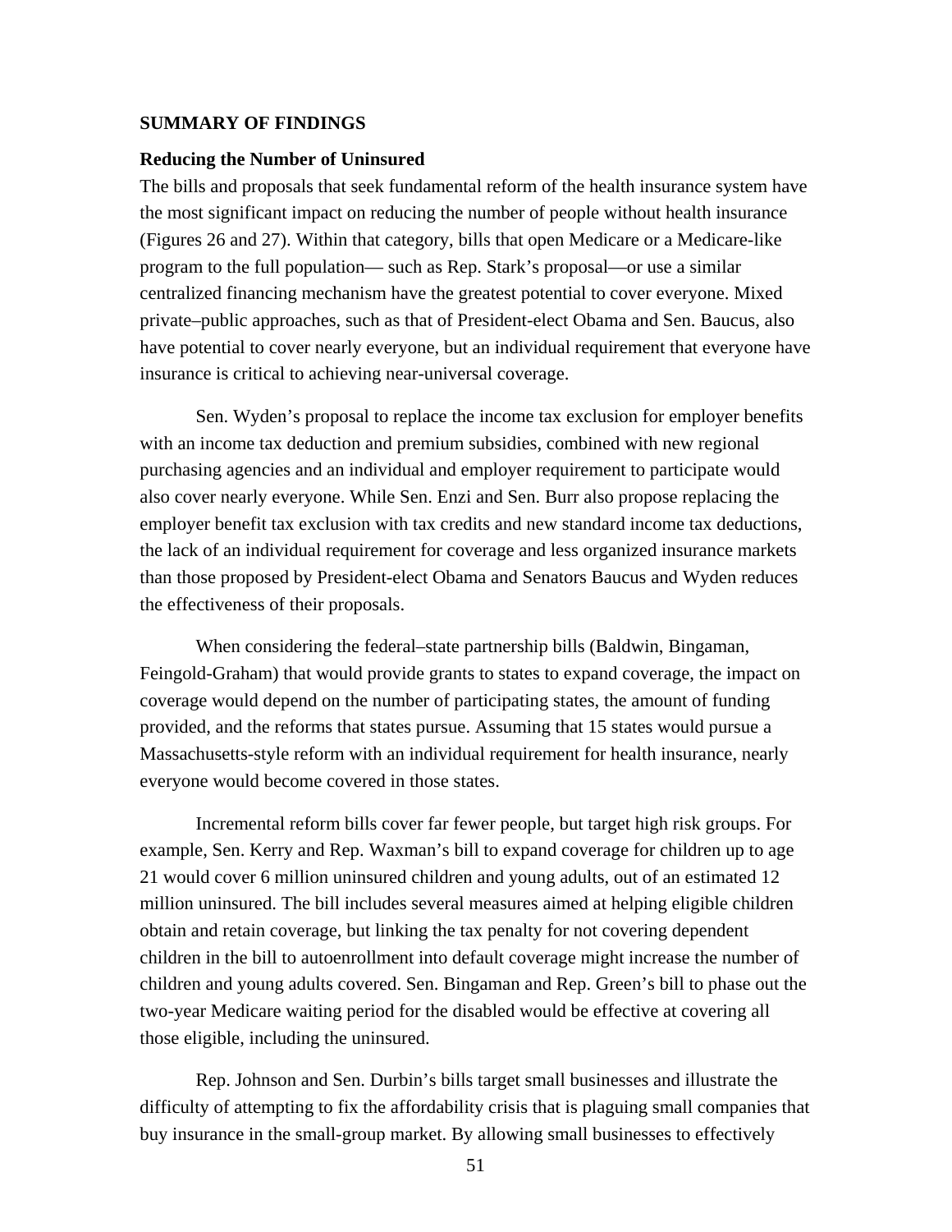**SUMMARY OF FINDINGS**

**Reducing the Number of Uninsured**

The bills and proposals that seek fundamental reform of the health insurance system have the most significant impact on reducing the number of people without health insurance (Figures 26 and 27). Within that category, bills that open Medicare or a Medicare-like program to the full population— such as Rep. Stark's proposal—or use a similar centralized financing mechanism have the greatest potential to cover everyone. Mixed private–public approaches, such as that of President-elect Obama and Sen. Baucus, also have potential to cover nearly everyone, but an individual requirement that everyone have insurance is critical to achieving near-universal coverage.

Sen. Wyden's proposal to replace the income tax exclusion for employer benefits with an income tax deduction and premium subsidies, combined with new regional purchasing agencies and an individual and employer requirement to participate would also cover nearly everyone. While Sen. Enzi and Sen. Burr also propose replacing the employer benefit tax exclusion with tax credits and new standard income tax deductions, the lack of an individual requirement for coverage and less organized insurance markets than those proposed by President-elect Obama and Senators Baucus and Wyden reduces the effectiveness of their proposals.

When considering the federal–state partnership bills (Baldwin, Bingaman, Feingold-Graham) that would provide grants to states to expand coverage, the impact on coverage would depend on the number of participating states, the amount of funding provided, and the reforms that states pursue. Assuming that 15 states would pursue a Massachusetts-style reform with an individual requirement for health insurance, nearly everyone would become covered in those states.

Incremental reform bills cover far fewer people, but target high risk groups. For example, Sen. Kerry and Rep. Waxman's bill to expand coverage for children up to age 21 would cover 6 million uninsured children and young adults, out of an estimated 12 million uninsured. The bill includes several measures aimed at helping eligible children obtain and retain coverage, but linking the tax penalty for not covering dependent children in the bill to autoenrollment into default coverage might increase the number of children and young adults covered. Sen. Bingaman and Rep. Green's bill to phase out the two-year Medicare waiting period for the disabled would be effective at covering all those eligible, including the uninsured.

Rep. Johnson and Sen. Durbin's bills target small businesses and illustrate the difficulty of attempting to fix the affordability crisis that is plaguing small companies that buy insurance in the small-group market. By allowing small businesses to effectively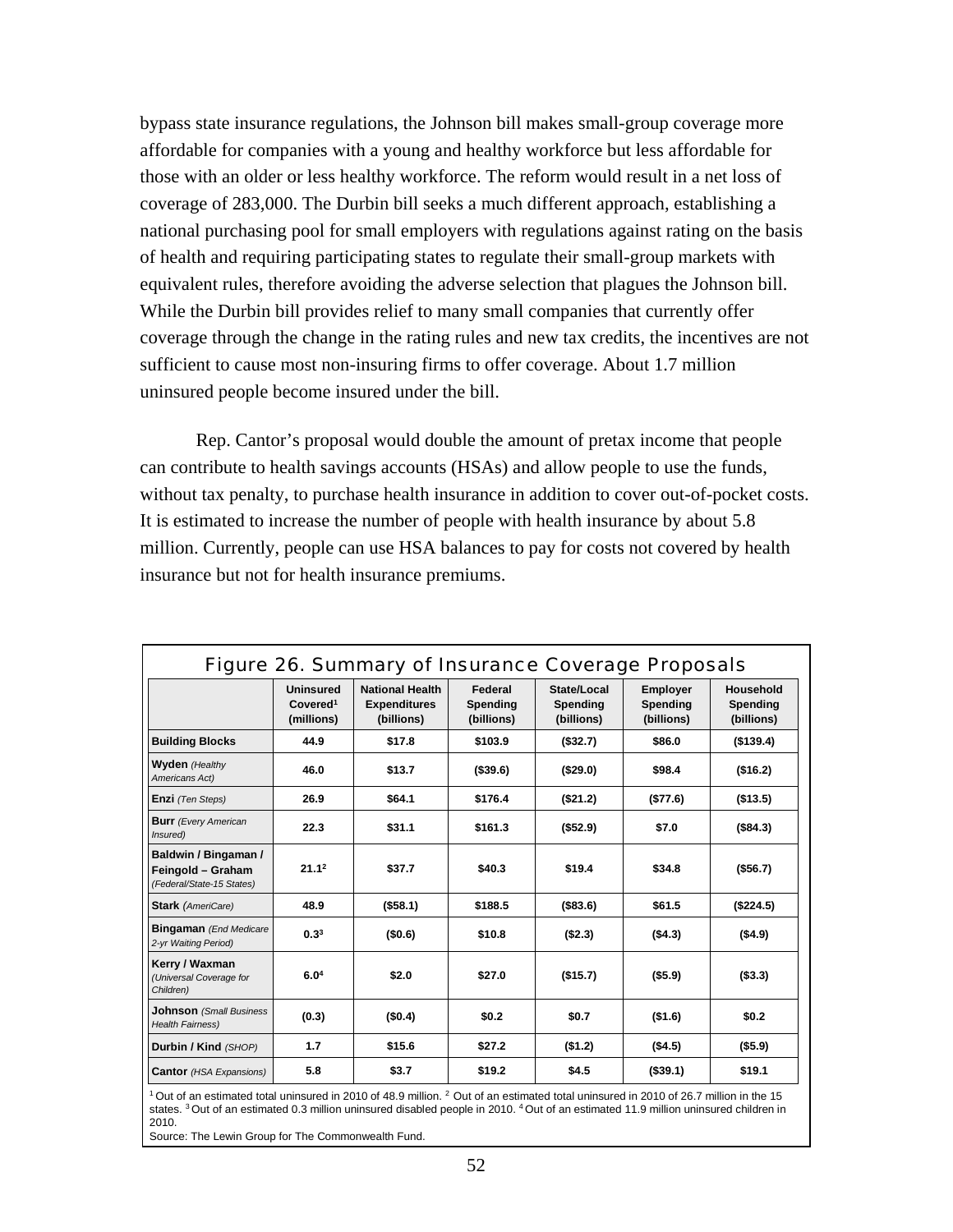bypass state insurance regulations, the Johnson bill makes small-group coverage more affordable for companies with a young and healthy workforce but less affordable for those with an older or less healthy workforce. The reform would result in a net loss of coverage of 283,000. The Durbin bill seeks a much different approach, establishing a national purchasing pool for small employers with regulations against rating on the basis of health and requiring participating states to regulate their small-group markets with equivalent rules, therefore avoiding the adverse selection that plagues the Johnson bill. While the Durbin bill provides relief to many small companies that currently offer coverage through the change in the rating rules and new tax credits, the incentives are not sufficient to cause most non-insuring firms to offer coverage. About 1.7 million uninsured people become insured under the bill.

Rep. Cantor's proposal would double the amount of pretax income that people can contribute to health savings accounts (HSAs) and allow people to use the funds, without tax penalty, to purchase health insurance in addition to cover out-of-pocket costs. It is estimated to increase the number of people with health insurance by about 5.8 million. Currently, people can use HSA balances to pay for costs not covered by health insurance but not for health insurance premiums.

**Figure 26. Summary of Insurance Coverage Proposals**

| | Uninsured Covered[1] (millions) | National Health Expenditures (billions) | Federal Spending (billions) | State/Local Spending (billions) | Employer Spending (billions) | Household Spending (billions) |
|---|---|---|---|---|---|---|
| **Building Blocks** | 44.9 | $17.8 | $103.9 | ($32.7) | $86.0 | ($139.4) |
| **Wyden** *(Healthy Americans Act)* | 46.0 | $13.7 | ($39.6) | ($29.0) | $98.4 | ($16.2) |
| **Enzi** *(Ten Steps)* | 26.9 | $64.1 | $176.4 | ($21.2) | ($77.6) | ($13.5) |
| **Burr** *(Every American Insured)* | 22.3 | $31.1 | $161.3 | ($52.9) | $7.0 | ($84.3) |
| **Baldwin / Bingaman / Feingold – Graham** *(Federal/State-15 States)* | 21.1[2] | $37.7 | $40.3 | $19.4 | $34.8 | ($56.7) |
| **Stark** *(AmeriCare)* | 48.9 | ($58.1) | $188.5 | ($83.6) | $61.5 | ($224.5) |
| **Bingaman** *(End Medicare 2-yr Waiting Period)* | 0.3[3] | ($0.6) | $10.8 | ($2.3) | ($4.3) | ($4.9) |
| **Kerry / Waxman** *(Universal Coverage for Children)* | 6.0[4] | $2.0 | $27.0 | ($15.7) | ($5.9) | ($3.3) |
| **Johnson** *(Small Business Health Fairness)* | (0.3) | ($0.4) | $0.2 | $0.7 | ($1.6) | $0.2 |
| **Durbin / Kind** *(SHOP)* | 1.7 | $15.6 | $27.2 | ($1.2) | ($4.5) | ($5.9) |
| **Cantor** *(HSA Expansions)* | 5.8 | $3.7 | $19.2 | $4.5 | ($39.1) | $19.1 |

[1] Out of an estimated total uninsured in 2010 of 48.9 million. [2] Out of an estimated total uninsured in 2010 of 26.7 million in the 15 states. [3] Out of an estimated 0.3 million uninsured disabled people in 2010. [4] Out of an estimated 11.9 million uninsured children in 2010.

Source: The Lewin Group for The Commonwealth Fund.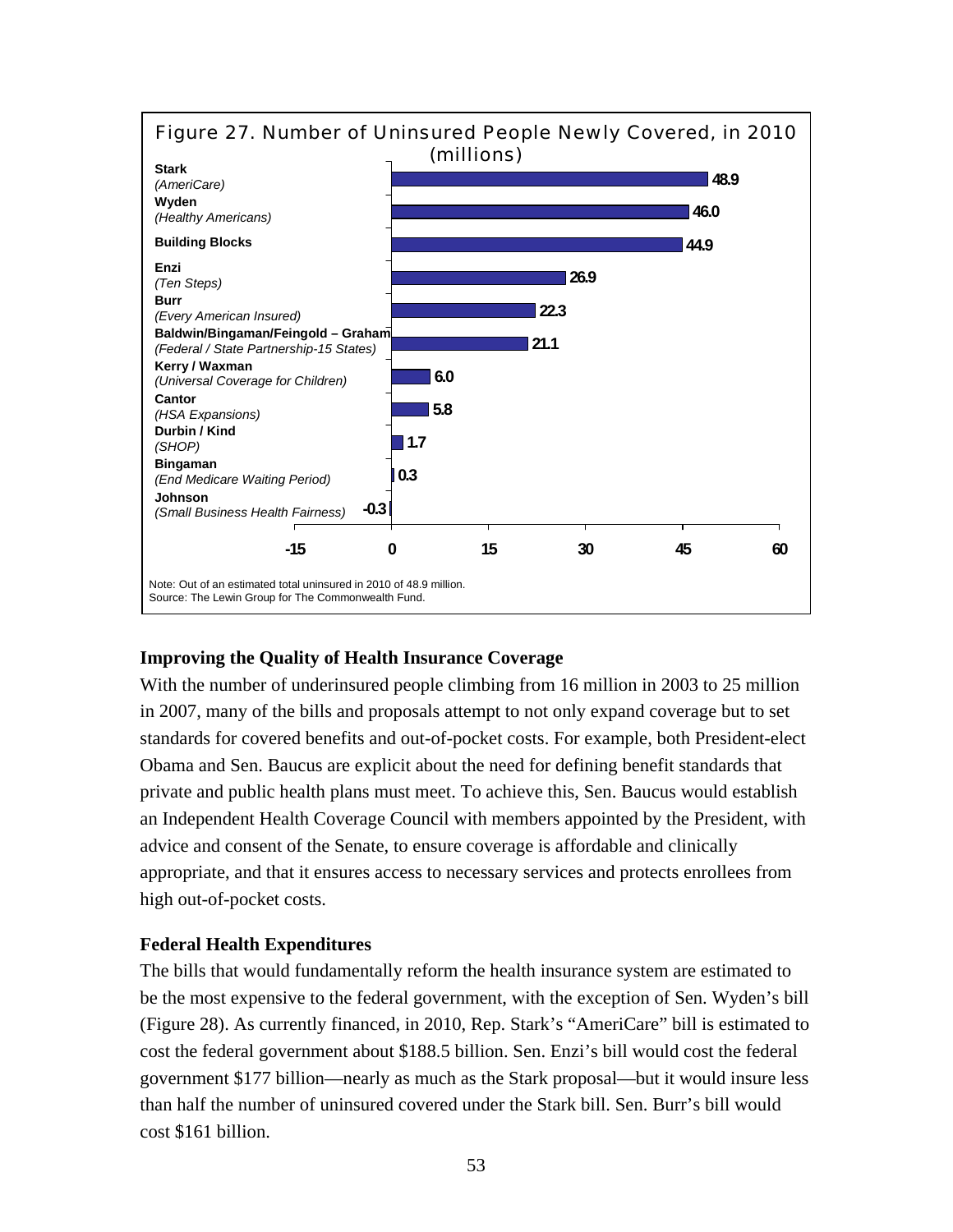**Figure 27. Number of Uninsured People Newly Covered, in 2010 (millions)**

| Proposal | Millions |
|---|---|
| Stark (AmeriCare) | 48.9 |
| Wyden (Healthy Americans) | 46.0 |
| Building Blocks | 44.9 |
| Enzi (Ten Steps) | 26.9 |
| Burr (Every American Insured) | 22.3 |
| Baldwin/Bingaman/Feingold – Graham (Federal / State Partnership-15 States) | 21.1 |
| Kerry / Waxman (Universal Coverage for Children) | 6.0 |
| Cantor (HSA Expansions) | 5.8 |
| Durbin / Kind (SHOP) | 1.7 |
| Bingaman (End Medicare Waiting Period) | 0.3 |
| Johnson (Small Business Health Fairness) | -0.3 |

Note: Out of an estimated total uninsured in 2010 of 48.9 million.
Source: The Lewin Group for The Commonwealth Fund.

### Improving the Quality of Health Insurance Coverage

With the number of underinsured people climbing from 16 million in 2003 to 25 million in 2007, many of the bills and proposals attempt to not only expand coverage but to set standards for covered benefits and out-of-pocket costs. For example, both President-elect Obama and Sen. Baucus are explicit about the need for defining benefit standards that private and public health plans must meet. To achieve this, Sen. Baucus would establish an Independent Health Coverage Council with members appointed by the President, with advice and consent of the Senate, to ensure coverage is affordable and clinically appropriate, and that it ensures access to necessary services and protects enrollees from high out-of-pocket costs.

### Federal Health Expenditures

The bills that would fundamentally reform the health insurance system are estimated to be the most expensive to the federal government, with the exception of Sen. Wyden's bill (Figure 28). As currently financed, in 2010, Rep. Stark's "AmeriCare" bill is estimated to cost the federal government about $188.5 billion. Sen. Enzi's bill would cost the federal government $177 billion—nearly as much as the Stark proposal—but it would insure less than half the number of uninsured covered under the Stark bill. Sen. Burr's bill would cost $161 billion.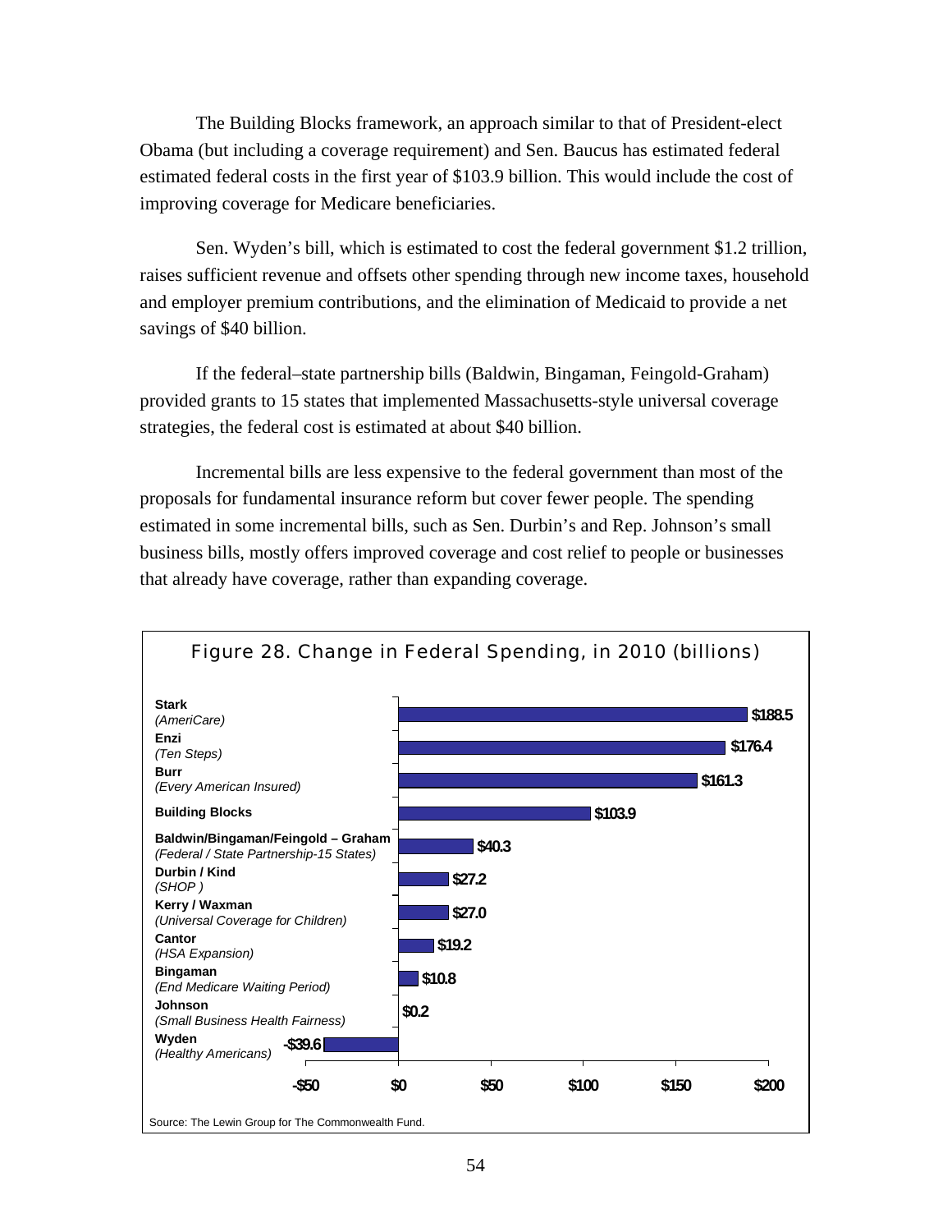The Building Blocks framework, an approach similar to that of President-elect Obama (but including a coverage requirement) and Sen. Baucus has estimated federal estimated federal costs in the first year of $103.9 billion. This would include the cost of improving coverage for Medicare beneficiaries.

Sen. Wyden's bill, which is estimated to cost the federal government $1.2 trillion, raises sufficient revenue and offsets other spending through new income taxes, household and employer premium contributions, and the elimination of Medicaid to provide a net savings of $40 billion.

If the federal–state partnership bills (Baldwin, Bingaman, Feingold-Graham) provided grants to 15 states that implemented Massachusetts-style universal coverage strategies, the federal cost is estimated at about $40 billion.

Incremental bills are less expensive to the federal government than most of the proposals for fundamental insurance reform but cover fewer people. The spending estimated in some incremental bills, such as Sen. Durbin's and Rep. Johnson's small business bills, mostly offers improved coverage and cost relief to people or businesses that already have coverage, rather than expanding coverage.

Figure 28. Change in Federal Spending, in 2010 (billions)

| Proposal | Change in Federal Spending |
|---|---|
| **Stark** *(AmeriCare)* | $188.5 |
| **Enzi** *(Ten Steps)* | $176.4 |
| **Burr** *(Every American Insured)* | $161.3 |
| **Building Blocks** | $103.9 |
| **Baldwin/Bingaman/Feingold – Graham** *(Federal / State Partnership-15 States)* | $40.3 |
| **Durbin / Kind** *(SHOP )* | $27.2 |
| **Kerry / Waxman** *(Universal Coverage for Children)* | $27.0 |
| **Cantor** *(HSA Expansion)* | $19.2 |
| **Bingaman** *(End Medicare Waiting Period)* | $10.8 |
| **Johnson** *(Small Business Health Fairness)* | $0.2 |
| **Wyden** *(Healthy Americans)* | -$39.6 |

Source: The Lewin Group for The Commonwealth Fund.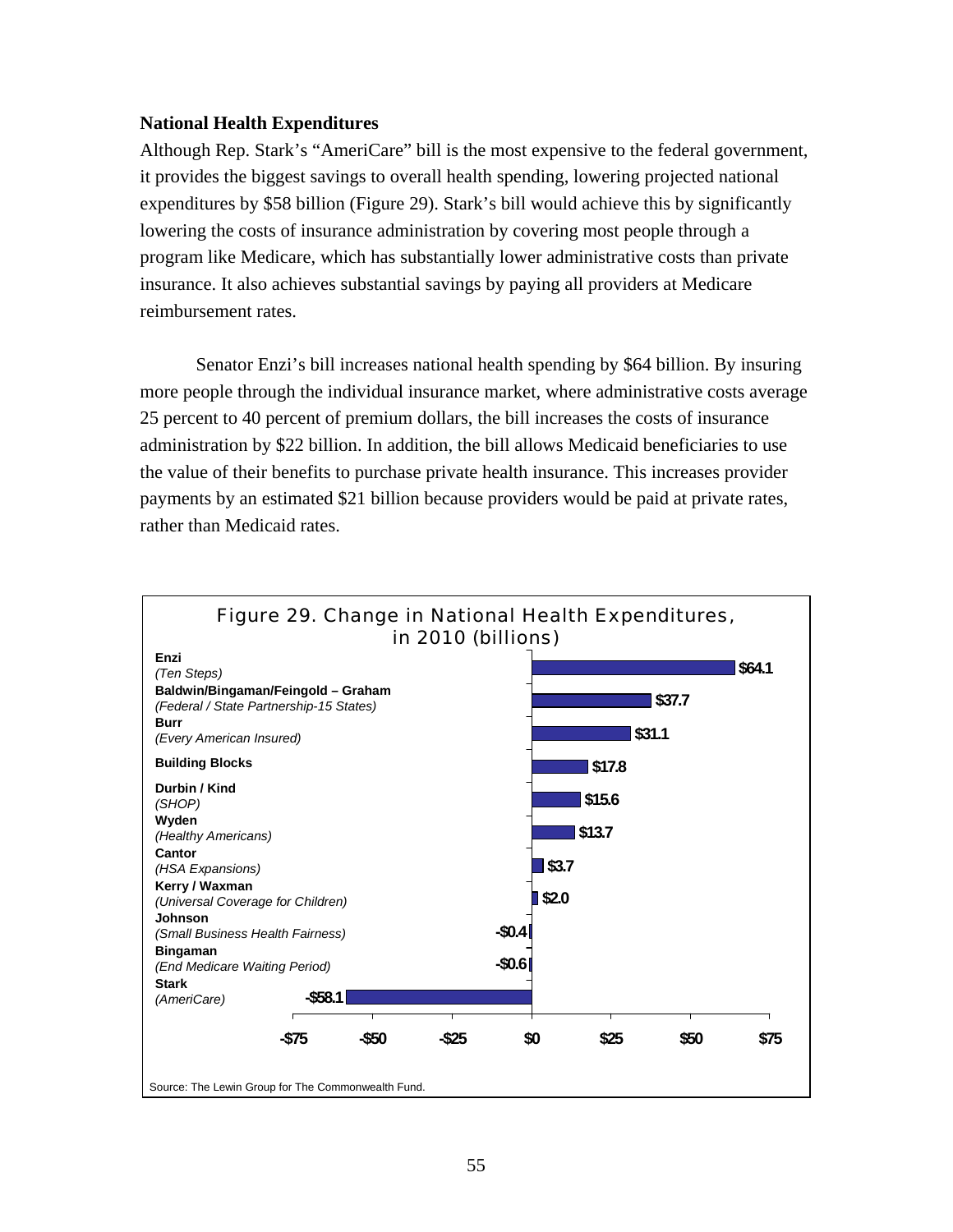## National Health Expenditures

Although Rep. Stark's "AmeriCare" bill is the most expensive to the federal government, it provides the biggest savings to overall health spending, lowering projected national expenditures by $58 billion (Figure 29). Stark's bill would achieve this by significantly lowering the costs of insurance administration by covering most people through a program like Medicare, which has substantially lower administrative costs than private insurance. It also achieves substantial savings by paying all providers at Medicare reimbursement rates.

Senator Enzi's bill increases national health spending by $64 billion. By insuring more people through the individual insurance market, where administrative costs average 25 percent to 40 percent of premium dollars, the bill increases the costs of insurance administration by $22 billion. In addition, the bill allows Medicaid beneficiaries to use the value of their benefits to purchase private health insurance. This increases provider payments by an estimated $21 billion because providers would be paid at private rates, rather than Medicaid rates.

Figure 29. Change in National Health Expenditures, in 2010 (billions)

| Bill | Change |
|---|---|
| Enzi *(Ten Steps)* | $64.1 |
| Baldwin/Bingaman/Feingold – Graham *(Federal / State Partnership-15 States)* | $37.7 |
| Burr *(Every American Insured)* | $31.1 |
| Building Blocks | $17.8 |
| Durbin / Kind *(SHOP)* | $15.6 |
| Wyden *(Healthy Americans)* | $13.7 |
| Cantor *(HSA Expansions)* | $3.7 |
| Kerry / Waxman *(Universal Coverage for Children)* | $2.0 |
| Johnson *(Small Business Health Fairness)* | -$0.4 |
| Bingaman *(End Medicare Waiting Period)* | -$0.6 |
| Stark *(AmeriCare)* | -$58.1 |

Source: The Lewin Group for The Commonwealth Fund.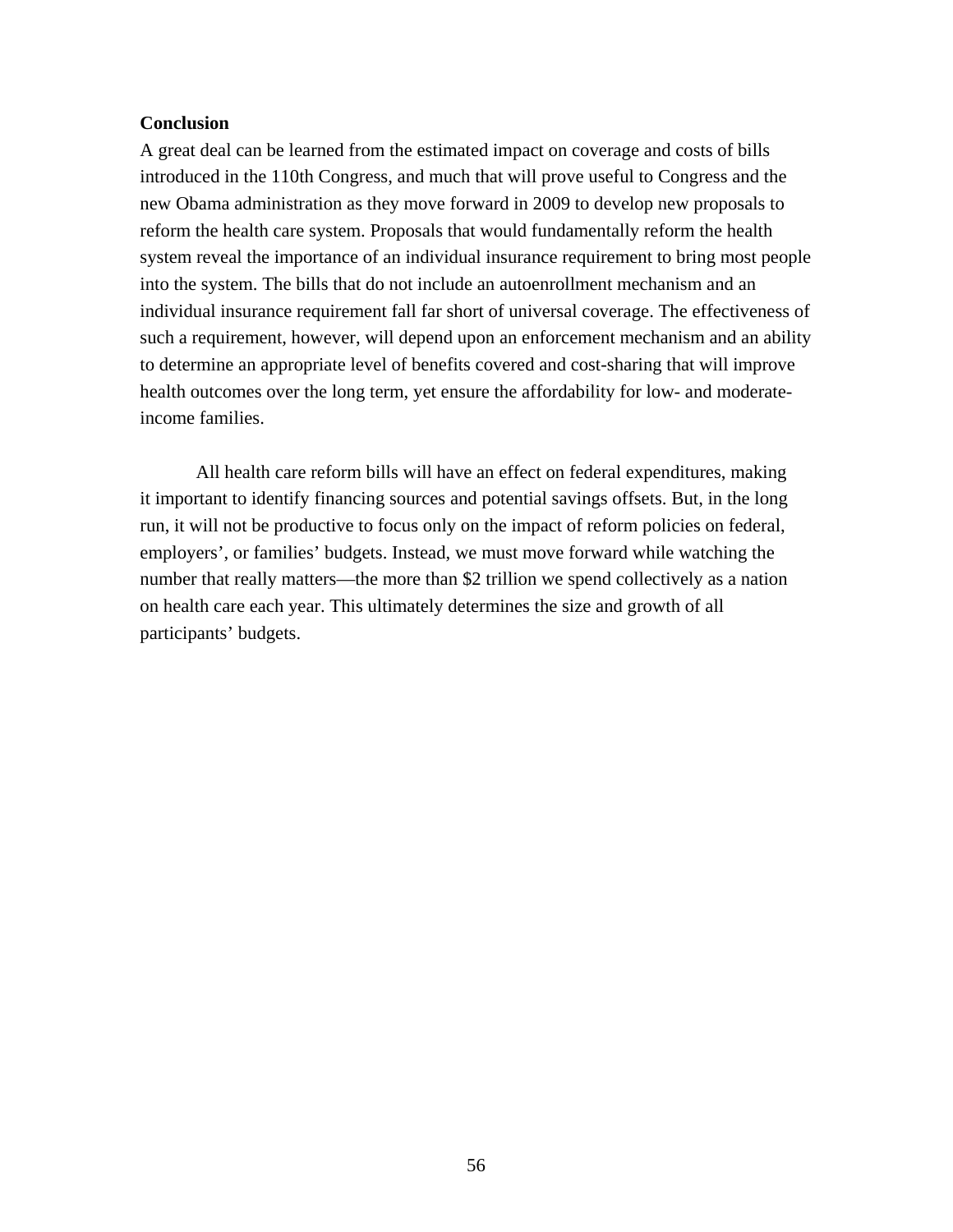**Conclusion**

A great deal can be learned from the estimated impact on coverage and costs of bills introduced in the 110th Congress, and much that will prove useful to Congress and the new Obama administration as they move forward in 2009 to develop new proposals to reform the health care system. Proposals that would fundamentally reform the health system reveal the importance of an individual insurance requirement to bring most people into the system. The bills that do not include an autoenrollment mechanism and an individual insurance requirement fall far short of universal coverage. The effectiveness of such a requirement, however, will depend upon an enforcement mechanism and an ability to determine an appropriate level of benefits covered and cost-sharing that will improve health outcomes over the long term, yet ensure the affordability for low- and moderate-income families.

All health care reform bills will have an effect on federal expenditures, making it important to identify financing sources and potential savings offsets. But, in the long run, it will not be productive to focus only on the impact of reform policies on federal, employers', or families' budgets. Instead, we must move forward while watching the number that really matters—the more than $2 trillion we spend collectively as a nation on health care each year. This ultimately determines the size and growth of all participants' budgets.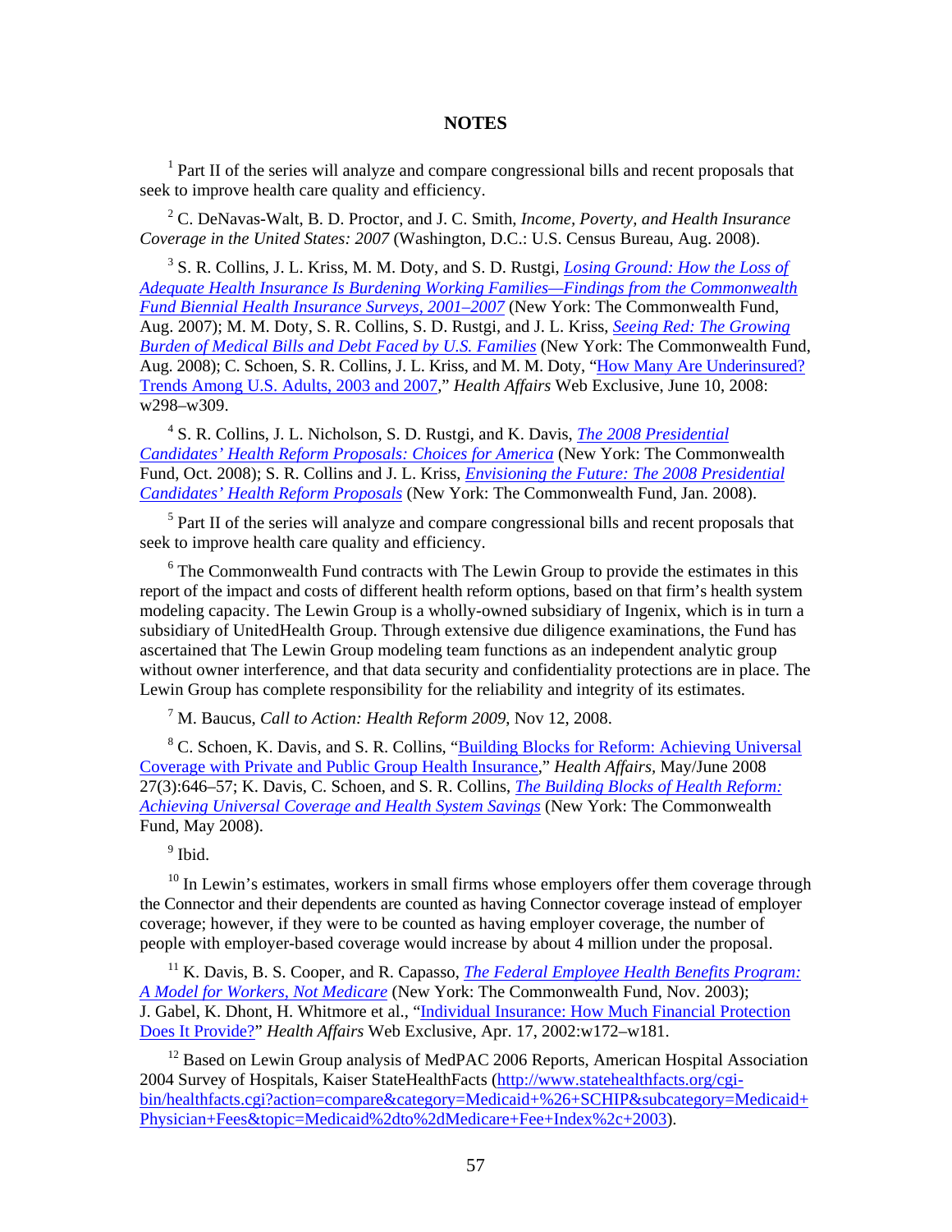## NOTES

[1] Part II of the series will analyze and compare congressional bills and recent proposals that seek to improve health care quality and efficiency.

[2] C. DeNavas-Walt, B. D. Proctor, and J. C. Smith, *Income, Poverty, and Health Insurance Coverage in the United States: 2007* (Washington, D.C.: U.S. Census Bureau, Aug. 2008).

[3] S. R. Collins, J. L. Kriss, M. M. Doty, and S. D. Rustgi, *Losing Ground: How the Loss of Adequate Health Insurance Is Burdening Working Families—Findings from the Commonwealth Fund Biennial Health Insurance Surveys, 2001–2007* (New York: The Commonwealth Fund, Aug. 2007); M. M. Doty, S. R. Collins, S. D. Rustgi, and J. L. Kriss, *Seeing Red: The Growing Burden of Medical Bills and Debt Faced by U.S. Families* (New York: The Commonwealth Fund, Aug. 2008); C. Schoen, S. R. Collins, J. L. Kriss, and M. M. Doty, "How Many Are Underinsured? Trends Among U.S. Adults, 2003 and 2007," *Health Affairs* Web Exclusive, June 10, 2008: w298–w309.

[4] S. R. Collins, J. L. Nicholson, S. D. Rustgi, and K. Davis, *The 2008 Presidential Candidates' Health Reform Proposals: Choices for America* (New York: The Commonwealth Fund, Oct. 2008); S. R. Collins and J. L. Kriss, *Envisioning the Future: The 2008 Presidential Candidates' Health Reform Proposals* (New York: The Commonwealth Fund, Jan. 2008).

[5] Part II of the series will analyze and compare congressional bills and recent proposals that seek to improve health care quality and efficiency.

[6] The Commonwealth Fund contracts with The Lewin Group to provide the estimates in this report of the impact and costs of different health reform options, based on that firm's health system modeling capacity. The Lewin Group is a wholly-owned subsidiary of Ingenix, which is in turn a subsidiary of UnitedHealth Group. Through extensive due diligence examinations, the Fund has ascertained that The Lewin Group modeling team functions as an independent analytic group without owner interference, and that data security and confidentiality protections are in place. The Lewin Group has complete responsibility for the reliability and integrity of its estimates.

[7] M. Baucus, *Call to Action: Health Reform 2009*, Nov 12, 2008.

[8] C. Schoen, K. Davis, and S. R. Collins, "Building Blocks for Reform: Achieving Universal Coverage with Private and Public Group Health Insurance," *Health Affairs*, May/June 2008 27(3):646–57; K. Davis, C. Schoen, and S. R. Collins, *The Building Blocks of Health Reform: Achieving Universal Coverage and Health System Savings* (New York: The Commonwealth Fund, May 2008).

[9] Ibid.

[10] In Lewin's estimates, workers in small firms whose employers offer them coverage through the Connector and their dependents are counted as having Connector coverage instead of employer coverage; however, if they were to be counted as having employer coverage, the number of people with employer-based coverage would increase by about 4 million under the proposal.

[11] K. Davis, B. S. Cooper, and R. Capasso, *The Federal Employee Health Benefits Program: A Model for Workers, Not Medicare* (New York: The Commonwealth Fund, Nov. 2003); J. Gabel, K. Dhont, H. Whitmore et al., "Individual Insurance: How Much Financial Protection Does It Provide?" *Health Affairs* Web Exclusive, Apr. 17, 2002:w172–w181.

[12] Based on Lewin Group analysis of MedPAC 2006 Reports, American Hospital Association 2004 Survey of Hospitals, Kaiser StateHealthFacts (http://www.statehealthfacts.org/cgi-bin/healthfacts.cgi?action=compare&category=Medicaid+%26+SCHIP&subcategory=Medicaid+Physician+Fees&topic=Medicaid%2dto%2dMedicare+Fee+Index%2c+2003).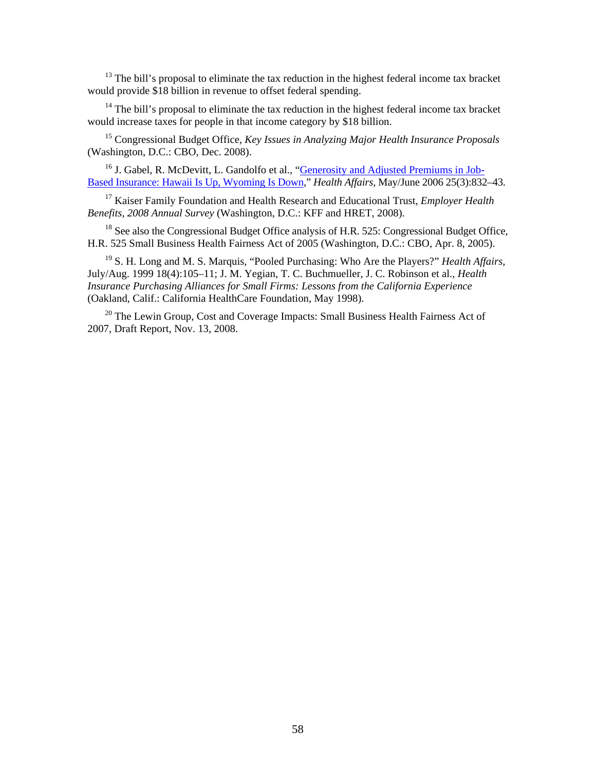[13] The bill's proposal to eliminate the tax reduction in the highest federal income tax bracket would provide $18 billion in revenue to offset federal spending.

[14] The bill's proposal to eliminate the tax reduction in the highest federal income tax bracket would increase taxes for people in that income category by $18 billion.

[15] Congressional Budget Office, *Key Issues in Analyzing Major Health Insurance Proposals* (Washington, D.C.: CBO, Dec. 2008).

[16] J. Gabel, R. McDevitt, L. Gandolfo et al., "Generosity and Adjusted Premiums in Job-Based Insurance: Hawaii Is Up, Wyoming Is Down," *Health Affairs,* May/June 2006 25(3):832–43.

[17] Kaiser Family Foundation and Health Research and Educational Trust, *Employer Health Benefits, 2008 Annual Survey* (Washington, D.C.: KFF and HRET, 2008).

[18] See also the Congressional Budget Office analysis of H.R. 525: Congressional Budget Office, H.R. 525 Small Business Health Fairness Act of 2005 (Washington, D.C.: CBO, Apr. 8, 2005).

[19] S. H. Long and M. S. Marquis, "Pooled Purchasing: Who Are the Players?" *Health Affairs,* July/Aug. 1999 18(4):105–11; J. M. Yegian, T. C. Buchmueller, J. C. Robinson et al., *Health Insurance Purchasing Alliances for Small Firms: Lessons from the California Experience* (Oakland, Calif.: California HealthCare Foundation, May 1998).

[20] The Lewin Group, Cost and Coverage Impacts: Small Business Health Fairness Act of 2007, Draft Report, Nov. 13, 2008.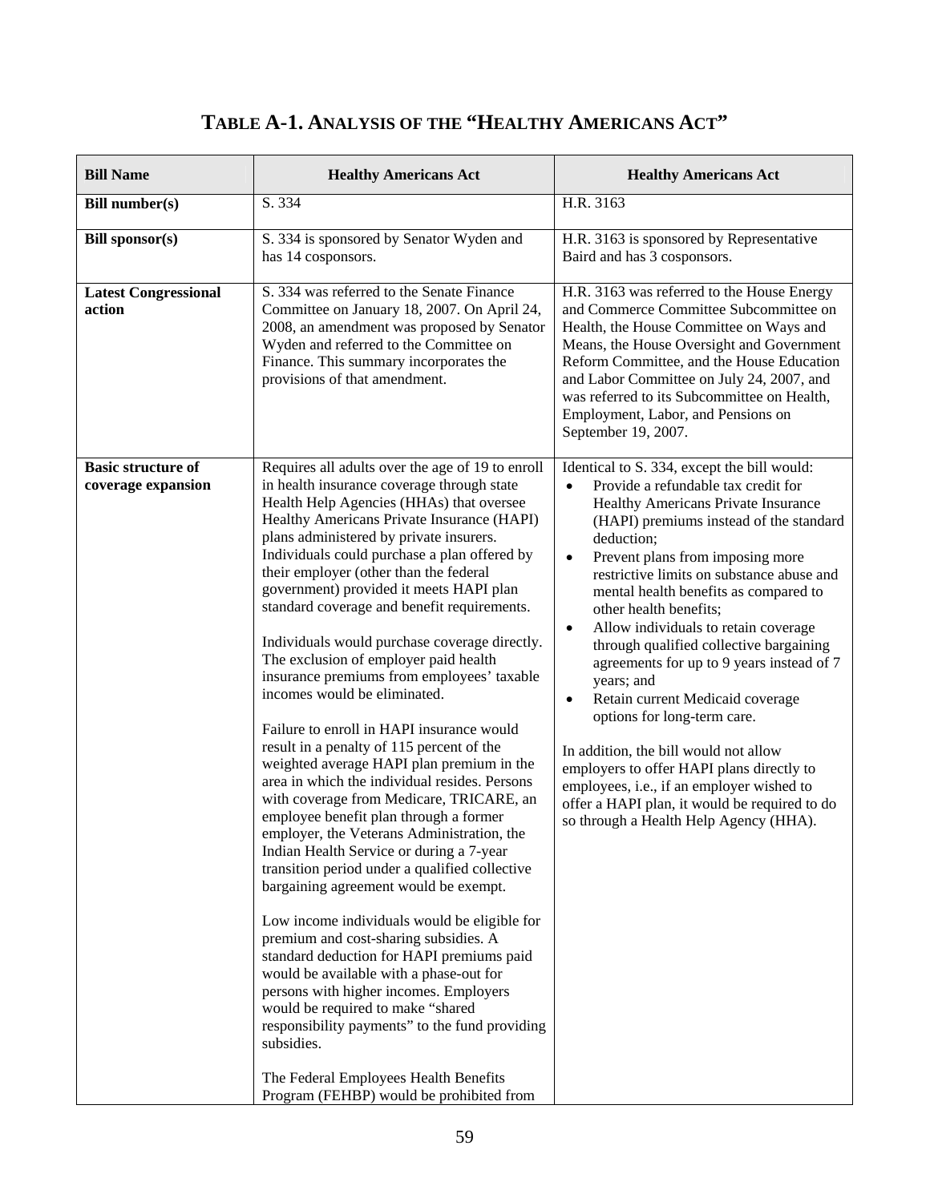## TABLE A-1. ANALYSIS OF THE "HEALTHY AMERICANS ACT"

| **Bill Name** | **Healthy Americans Act** | **Healthy Americans Act** |
|---|---|---|
| **Bill number(s)** | S. 334 | H.R. 3163 |
| **Bill sponsor(s)** | S. 334 is sponsored by Senator Wyden and has 14 cosponsors. | H.R. 3163 is sponsored by Representative Baird and has 3 cosponsors. |
| **Latest Congressional action** | S. 334 was referred to the Senate Finance Committee on January 18, 2007. On April 24, 2008, an amendment was proposed by Senator Wyden and referred to the Committee on Finance. This summary incorporates the provisions of that amendment. | H.R. 3163 was referred to the House Energy and Commerce Committee Subcommittee on Health, the House Committee on Ways and Means, the House Oversight and Government Reform Committee, and the House Education and Labor Committee on July 24, 2007, and was referred to its Subcommittee on Health, Employment, Labor, and Pensions on September 19, 2007. |
| **Basic structure of coverage expansion** | Requires all adults over the age of 19 to enroll in health insurance coverage through state Health Help Agencies (HHAs) that oversee Healthy Americans Private Insurance (HAPI) plans administered by private insurers. Individuals could purchase a plan offered by their employer (other than the federal government) provided it meets HAPI plan standard coverage and benefit requirements.<br><br>Individuals would purchase coverage directly. The exclusion of employer paid health insurance premiums from employees' taxable incomes would be eliminated.<br><br>Failure to enroll in HAPI insurance would result in a penalty of 115 percent of the weighted average HAPI plan premium in the area in which the individual resides. Persons with coverage from Medicare, TRICARE, an employee benefit plan through a former employer, the Veterans Administration, the Indian Health Service or during a 7-year transition period under a qualified collective bargaining agreement would be exempt.<br><br>Low income individuals would be eligible for premium and cost-sharing subsidies. A standard deduction for HAPI premiums paid would be available with a phase-out for persons with higher incomes. Employers would be required to make "shared responsibility payments" to the fund providing subsidies.<br><br>The Federal Employees Health Benefits Program (FEHBP) would be prohibited from | Identical to S. 334, except the bill would:<br>• Provide a refundable tax credit for Healthy Americans Private Insurance (HAPI) premiums instead of the standard deduction;<br>• Prevent plans from imposing more restrictive limits on substance abuse and mental health benefits as compared to other health benefits;<br>• Allow individuals to retain coverage through qualified collective bargaining agreements for up to 9 years instead of 7 years; and<br>• Retain current Medicaid coverage options for long-term care.<br><br>In addition, the bill would not allow employers to offer HAPI plans directly to employees, i.e., if an employer wished to offer a HAPI plan, it would be required to do so through a Health Help Agency (HHA). |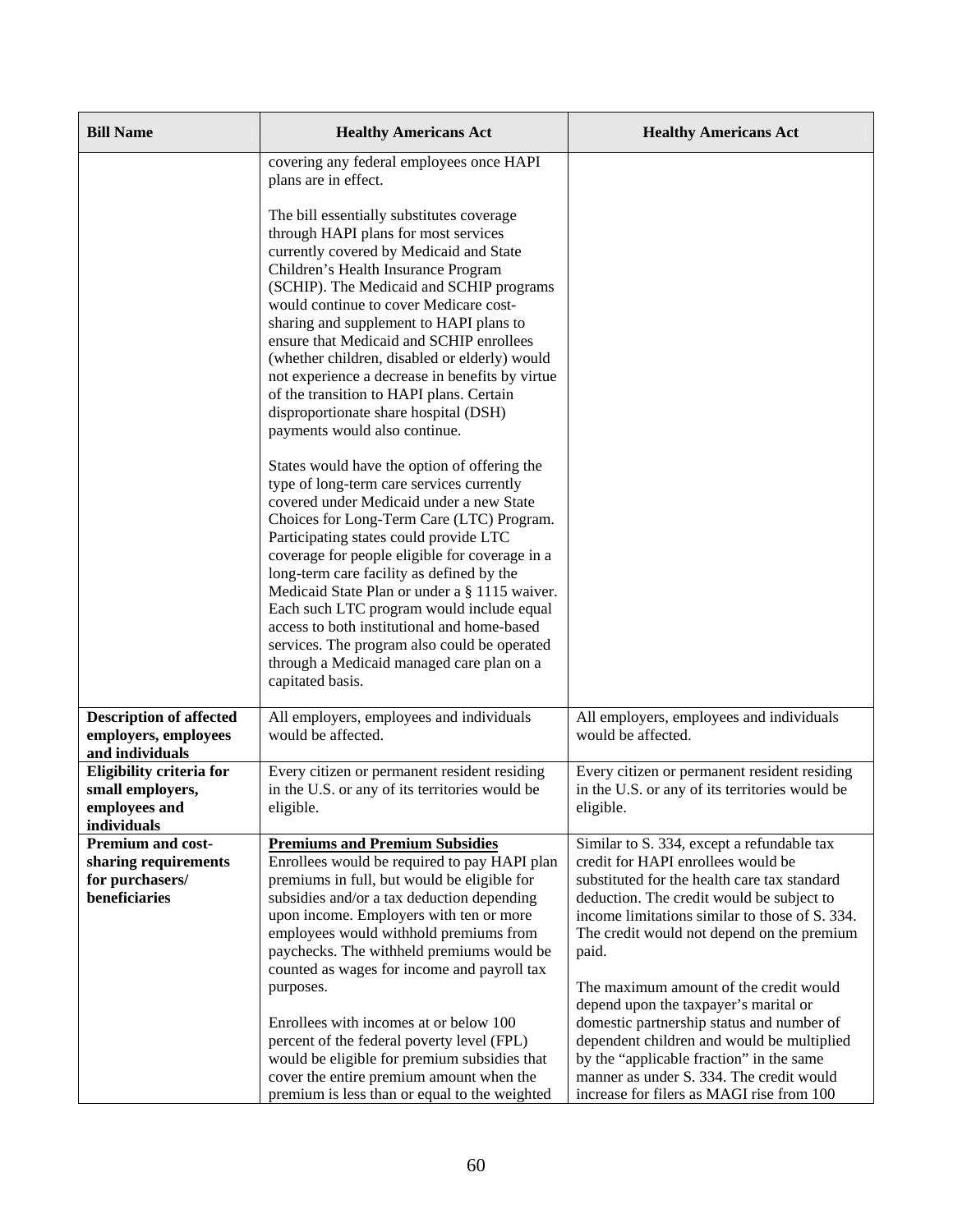| Bill Name | Healthy Americans Act | Healthy Americans Act |
|---|---|---|
| | covering any federal employees once HAPI plans are in effect.<br><br>The bill essentially substitutes coverage through HAPI plans for most services currently covered by Medicaid and State Children's Health Insurance Program (SCHIP). The Medicaid and SCHIP programs would continue to cover Medicare cost-sharing and supplement to HAPI plans to ensure that Medicaid and SCHIP enrollees (whether children, disabled or elderly) would not experience a decrease in benefits by virtue of the transition to HAPI plans. Certain disproportionate share hospital (DSH) payments would also continue.<br><br>States would have the option of offering the type of long-term care services currently covered under Medicaid under a new State Choices for Long-Term Care (LTC) Program. Participating states could provide LTC coverage for people eligible for coverage in a long-term care facility as defined by the Medicaid State Plan or under a § 1115 waiver. Each such LTC program would include equal access to both institutional and home-based services. The program also could be operated through a Medicaid managed care plan on a capitated basis. | |
| **Description of affected employers, employees and individuals** | All employers, employees and individuals would be affected. | All employers, employees and individuals would be affected. |
| **Eligibility criteria for small employers, employees and individuals** | Every citizen or permanent resident residing in the U.S. or any of its territories would be eligible. | Every citizen or permanent resident residing in the U.S. or any of its territories would be eligible. |
| **Premium and cost-sharing requirements for purchasers/ beneficiaries** | **<u>Premiums and Premium Subsidies</u>**<br>Enrollees would be required to pay HAPI plan premiums in full, but would be eligible for subsidies and/or a tax deduction depending upon income. Employers with ten or more employees would withhold premiums from paychecks. The withheld premiums would be counted as wages for income and payroll tax purposes.<br><br>Enrollees with incomes at or below 100 percent of the federal poverty level (FPL) would be eligible for premium subsidies that cover the entire premium amount when the premium is less than or equal to the weighted | Similar to S. 334, except a refundable tax credit for HAPI enrollees would be substituted for the health care tax standard deduction. The credit would be subject to income limitations similar to those of S. 334. The credit would not depend on the premium paid.<br><br>The maximum amount of the credit would depend upon the taxpayer's marital or domestic partnership status and number of dependent children and would be multiplied by the "applicable fraction" in the same manner as under S. 334. The credit would increase for filers as MAGI rise from 100 |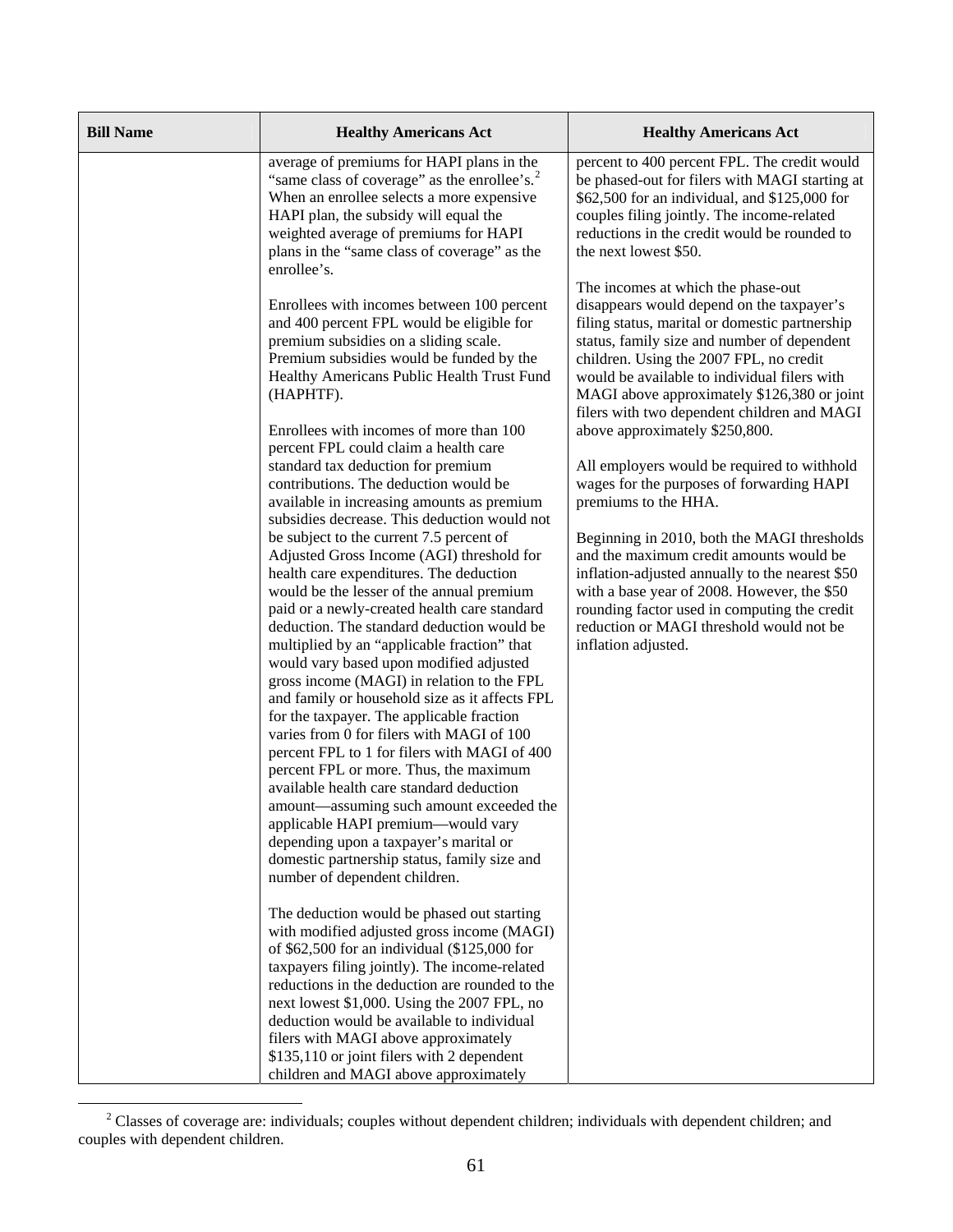| Bill Name | Healthy Americans Act | Healthy Americans Act |
|---|---|---|
| | average of premiums for HAPI plans in the "same class of coverage" as the enrollee's.[2] When an enrollee selects a more expensive HAPI plan, the subsidy will equal the weighted average of premiums for HAPI plans in the "same class of coverage" as the enrollee's.<br><br>Enrollees with incomes between 100 percent and 400 percent FPL would be eligible for premium subsidies on a sliding scale. Premium subsidies would be funded by the Healthy Americans Public Health Trust Fund (HAPHTF).<br><br>Enrollees with incomes of more than 100 percent FPL could claim a health care standard tax deduction for premium contributions. The deduction would be available in increasing amounts as premium subsidies decrease. This deduction would not be subject to the current 7.5 percent of Adjusted Gross Income (AGI) threshold for health care expenditures. The deduction would be the lesser of the annual premium paid or a newly-created health care standard deduction. The standard deduction would be multiplied by an "applicable fraction" that would vary based upon modified adjusted gross income (MAGI) in relation to the FPL and family or household size as it affects FPL for the taxpayer. The applicable fraction varies from 0 for filers with MAGI of 100 percent FPL to 1 for filers with MAGI of 400 percent FPL or more. Thus, the maximum available health care standard deduction amount—assuming such amount exceeded the applicable HAPI premium—would vary depending upon a taxpayer's marital or domestic partnership status, family size and number of dependent children.<br><br>The deduction would be phased out starting with modified adjusted gross income (MAGI) of $62,500 for an individual ($125,000 for taxpayers filing jointly). The income-related reductions in the deduction are rounded to the next lowest $1,000. Using the 2007 FPL, no deduction would be available to individual filers with MAGI above approximately $135,110 or joint filers with 2 dependent children and MAGI above approximately | percent to 400 percent FPL. The credit would be phased-out for filers with MAGI starting at $62,500 for an individual, and $125,000 for couples filing jointly. The income-related reductions in the credit would be rounded to the next lowest $50.<br><br>The incomes at which the phase-out disappears would depend on the taxpayer's filing status, marital or domestic partnership status, family size and number of dependent children. Using the 2007 FPL, no credit would be available to individual filers with MAGI above approximately $126,380 or joint filers with two dependent children and MAGI above approximately $250,800.<br><br>All employers would be required to withhold wages for the purposes of forwarding HAPI premiums to the HHA.<br><br>Beginning in 2010, both the MAGI thresholds and the maximum credit amounts would be inflation-adjusted annually to the nearest $50 with a base year of 2008. However, the $50 rounding factor used in computing the credit reduction or MAGI threshold would not be inflation adjusted. |

[2] Classes of coverage are: individuals; couples without dependent children; individuals with dependent children; and couples with dependent children.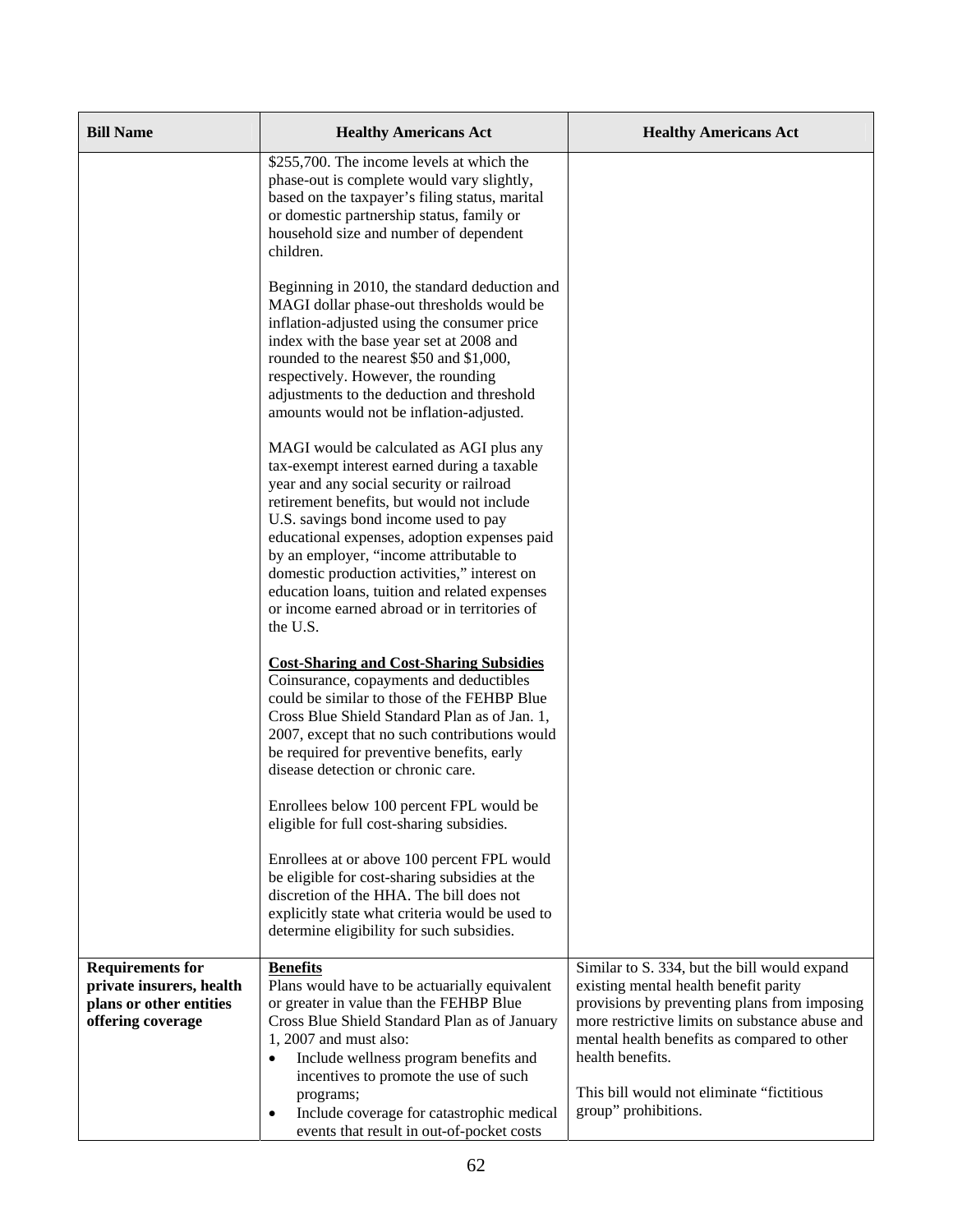| Bill Name | Healthy Americans Act | Healthy Americans Act |
|---|---|---|
| | $255,700. The income levels at which the phase-out is complete would vary slightly, based on the taxpayer's filing status, marital or domestic partnership status, family or household size and number of dependent children.<br><br>Beginning in 2010, the standard deduction and MAGI dollar phase-out thresholds would be inflation-adjusted using the consumer price index with the base year set at 2008 and rounded to the nearest $50 and $1,000, respectively. However, the rounding adjustments to the deduction and threshold amounts would not be inflation-adjusted.<br><br>MAGI would be calculated as AGI plus any tax-exempt interest earned during a taxable year and any social security or railroad retirement benefits, but would not include U.S. savings bond income used to pay educational expenses, adoption expenses paid by an employer, "income attributable to domestic production activities," interest on education loans, tuition and related expenses or income earned abroad or in territories of the U.S.<br><br>**<u>Cost-Sharing and Cost-Sharing Subsidies</u>**<br>Coinsurance, copayments and deductibles could be similar to those of the FEHBP Blue Cross Blue Shield Standard Plan as of Jan. 1, 2007, except that no such contributions would be required for preventive benefits, early disease detection or chronic care.<br><br>Enrollees below 100 percent FPL would be eligible for full cost-sharing subsidies.<br><br>Enrollees at or above 100 percent FPL would be eligible for cost-sharing subsidies at the discretion of the HHA. The bill does not explicitly state what criteria would be used to determine eligibility for such subsidies. | |
| **Requirements for private insurers, health plans or other entities offering coverage** | **<u>Benefits</u>**<br>Plans would have to be actuarially equivalent or greater in value than the FEHBP Blue Cross Blue Shield Standard Plan as of January 1, 2007 and must also:<br>• Include wellness program benefits and incentives to promote the use of such programs;<br>• Include coverage for catastrophic medical events that result in out-of-pocket costs | Similar to S. 334, but the bill would expand existing mental health benefit parity provisions by preventing plans from imposing more restrictive limits on substance abuse and mental health benefits as compared to other health benefits.<br><br>This bill would not eliminate "fictitious group" prohibitions. |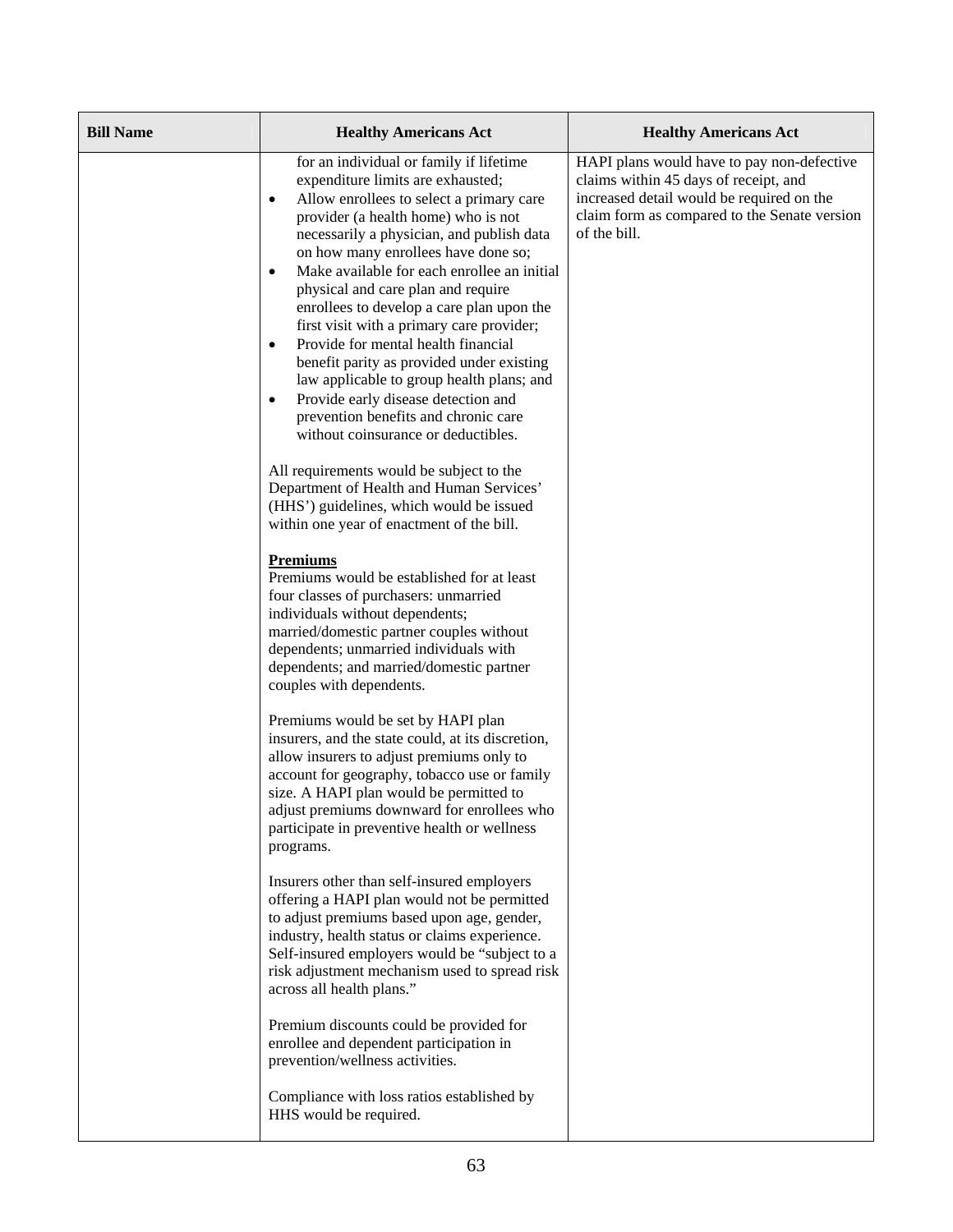| Bill Name | Healthy Americans Act | Healthy Americans Act |
|---|---|---|
| | for an individual or family if lifetime expenditure limits are exhausted;<br>• Allow enrollees to select a primary care provider (a health home) who is not necessarily a physician, and publish data on how many enrollees have done so;<br>• Make available for each enrollee an initial physical and care plan and require enrollees to develop a care plan upon the first visit with a primary care provider;<br>• Provide for mental health financial benefit parity as provided under existing law applicable to group health plans; and<br>• Provide early disease detection and prevention benefits and chronic care without coinsurance or deductibles.<br><br>All requirements would be subject to the Department of Health and Human Services' (HHS') guidelines, which would be issued within one year of enactment of the bill.<br><br>**Premiums**<br>Premiums would be established for at least four classes of purchasers: unmarried individuals without dependents; married/domestic partner couples without dependents; unmarried individuals with dependents; and married/domestic partner couples with dependents.<br><br>Premiums would be set by HAPI plan insurers, and the state could, at its discretion, allow insurers to adjust premiums only to account for geography, tobacco use or family size. A HAPI plan would be permitted to adjust premiums downward for enrollees who participate in preventive health or wellness programs.<br><br>Insurers other than self-insured employers offering a HAPI plan would not be permitted to adjust premiums based upon age, gender, industry, health status or claims experience. Self-insured employers would be "subject to a risk adjustment mechanism used to spread risk across all health plans."<br><br>Premium discounts could be provided for enrollee and dependent participation in prevention/wellness activities.<br><br>Compliance with loss ratios established by HHS would be required. | HAPI plans would have to pay non-defective claims within 45 days of receipt, and increased detail would be required on the claim form as compared to the Senate version of the bill. |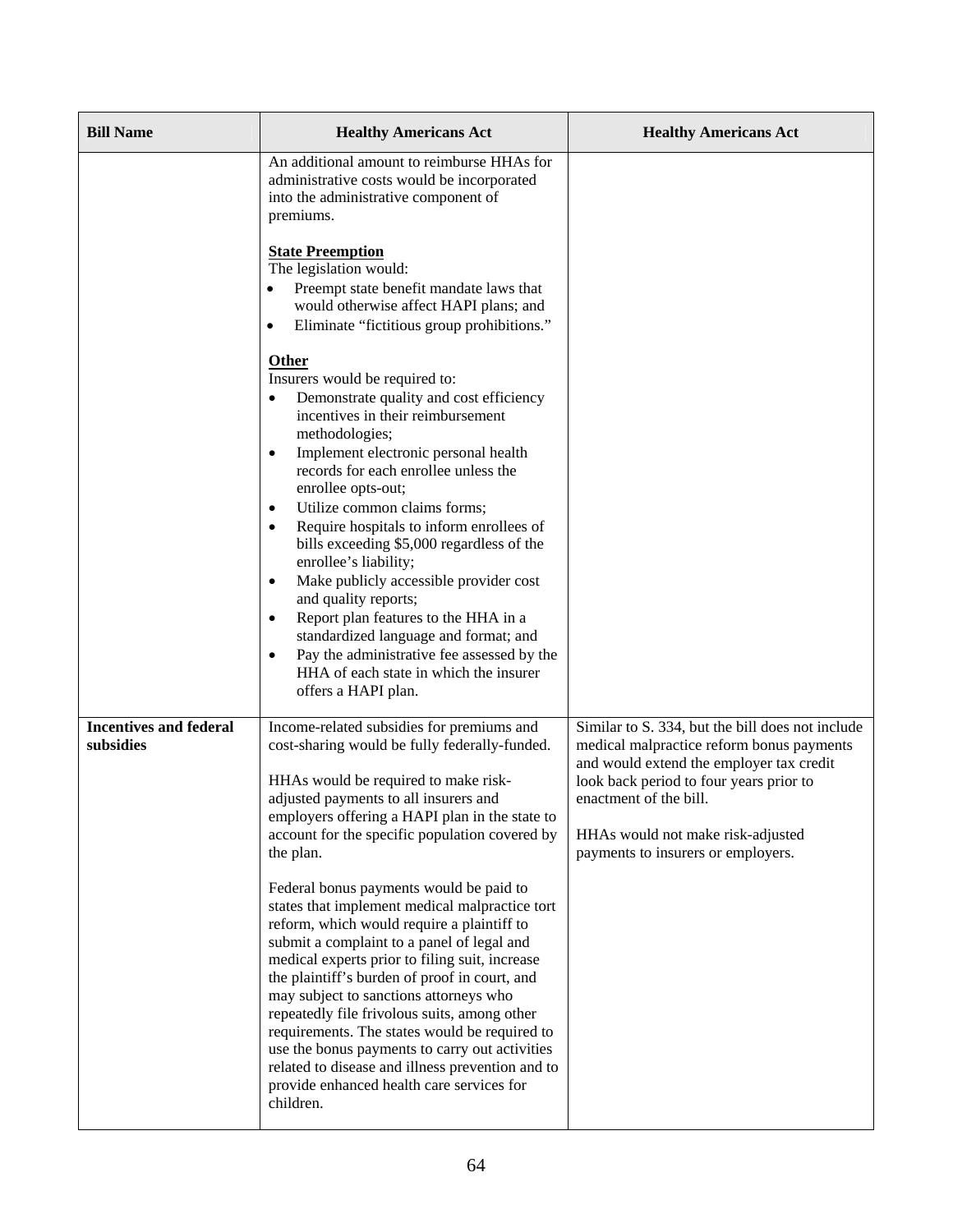| Bill Name | Healthy Americans Act | Healthy Americans Act |
|---|---|---|
| | An additional amount to reimburse HHAs for administrative costs would be incorporated into the administrative component of premiums.<br><br>**State Preemption**<br>The legislation would:<br>• Preempt state benefit mandate laws that would otherwise affect HAPI plans; and<br>• Eliminate "fictitious group prohibitions."<br><br>**Other**<br>Insurers would be required to:<br>• Demonstrate quality and cost efficiency incentives in their reimbursement methodologies;<br>• Implement electronic personal health records for each enrollee unless the enrollee opts-out;<br>• Utilize common claims forms;<br>• Require hospitals to inform enrollees of bills exceeding $5,000 regardless of the enrollee's liability;<br>• Make publicly accessible provider cost and quality reports;<br>• Report plan features to the HHA in a standardized language and format; and<br>• Pay the administrative fee assessed by the HHA of each state in which the insurer offers a HAPI plan. | |
| **Incentives and federal subsidies** | Income-related subsidies for premiums and cost-sharing would be fully federally-funded.<br><br>HHAs would be required to make risk-adjusted payments to all insurers and employers offering a HAPI plan in the state to account for the specific population covered by the plan.<br><br>Federal bonus payments would be paid to states that implement medical malpractice tort reform, which would require a plaintiff to submit a complaint to a panel of legal and medical experts prior to filing suit, increase the plaintiff's burden of proof in court, and may subject to sanctions attorneys who repeatedly file frivolous suits, among other requirements. The states would be required to use the bonus payments to carry out activities related to disease and illness prevention and to provide enhanced health care services for children. | Similar to S. 334, but the bill does not include medical malpractice reform bonus payments and would extend the employer tax credit look back period to four years prior to enactment of the bill.<br><br>HHAs would not make risk-adjusted payments to insurers or employers. |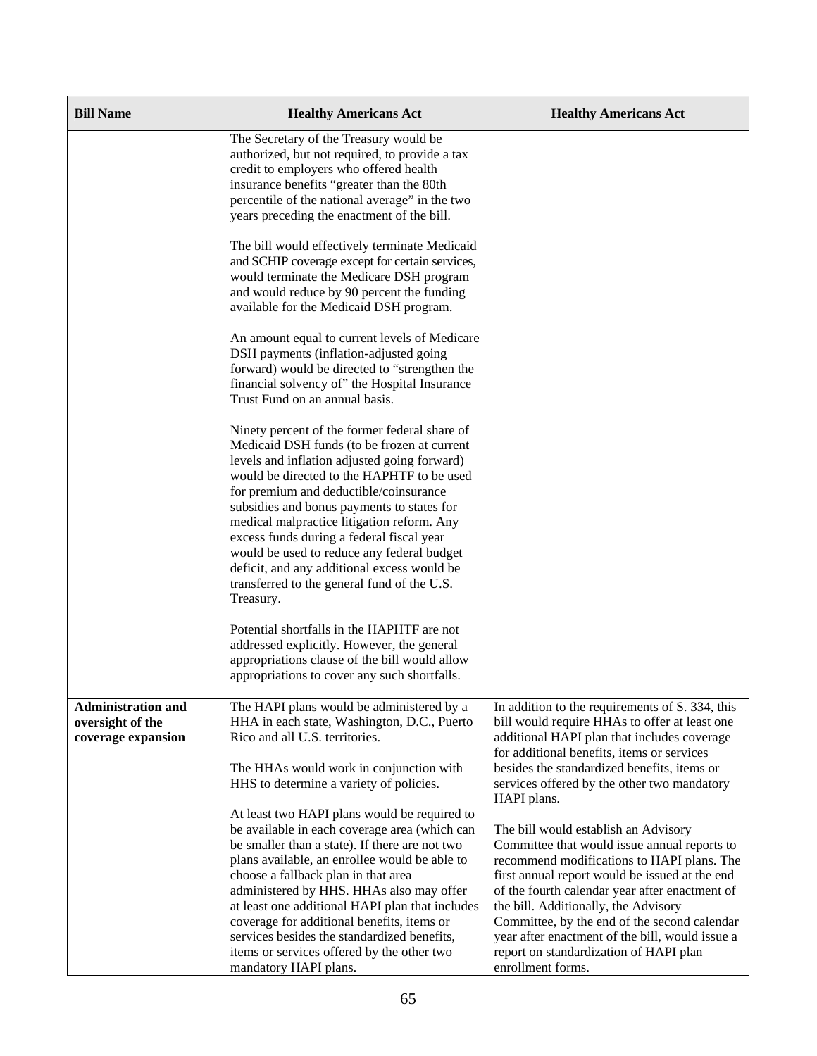| Bill Name | Healthy Americans Act | Healthy Americans Act |
|---|---|---|
| | The Secretary of the Treasury would be authorized, but not required, to provide a tax credit to employers who offered health insurance benefits "greater than the 80th percentile of the national average" in the two years preceding the enactment of the bill.<br><br>The bill would effectively terminate Medicaid and SCHIP coverage except for certain services, would terminate the Medicare DSH program and would reduce by 90 percent the funding available for the Medicaid DSH program.<br><br>An amount equal to current levels of Medicare DSH payments (inflation-adjusted going forward) would be directed to "strengthen the financial solvency of" the Hospital Insurance Trust Fund on an annual basis.<br><br>Ninety percent of the former federal share of Medicaid DSH funds (to be frozen at current levels and inflation adjusted going forward) would be directed to the HAPHTF to be used for premium and deductible/coinsurance subsidies and bonus payments to states for medical malpractice litigation reform. Any excess funds during a federal fiscal year would be used to reduce any federal budget deficit, and any additional excess would be transferred to the general fund of the U.S. Treasury.<br><br>Potential shortfalls in the HAPHTF are not addressed explicitly. However, the general appropriations clause of the bill would allow appropriations to cover any such shortfalls. | |
| **Administration and oversight of the coverage expansion** | The HAPI plans would be administered by a HHA in each state, Washington, D.C., Puerto Rico and all U.S. territories.<br><br>The HHAs would work in conjunction with HHS to determine a variety of policies.<br><br>At least two HAPI plans would be required to be available in each coverage area (which can be smaller than a state). If there are not two plans available, an enrollee would be able to choose a fallback plan in that area administered by HHS. HHAs also may offer at least one additional HAPI plan that includes coverage for additional benefits, items or services besides the standardized benefits, items or services offered by the other two mandatory HAPI plans. | In addition to the requirements of S. 334, this bill would require HHAs to offer at least one additional HAPI plan that includes coverage for additional benefits, items or services besides the standardized benefits, items or services offered by the other two mandatory HAPI plans.<br><br>The bill would establish an Advisory Committee that would issue annual reports to recommend modifications to HAPI plans. The first annual report would be issued at the end of the fourth calendar year after enactment of the bill. Additionally, the Advisory Committee, by the end of the second calendar year after enactment of the bill, would issue a report on standardization of HAPI plan enrollment forms. |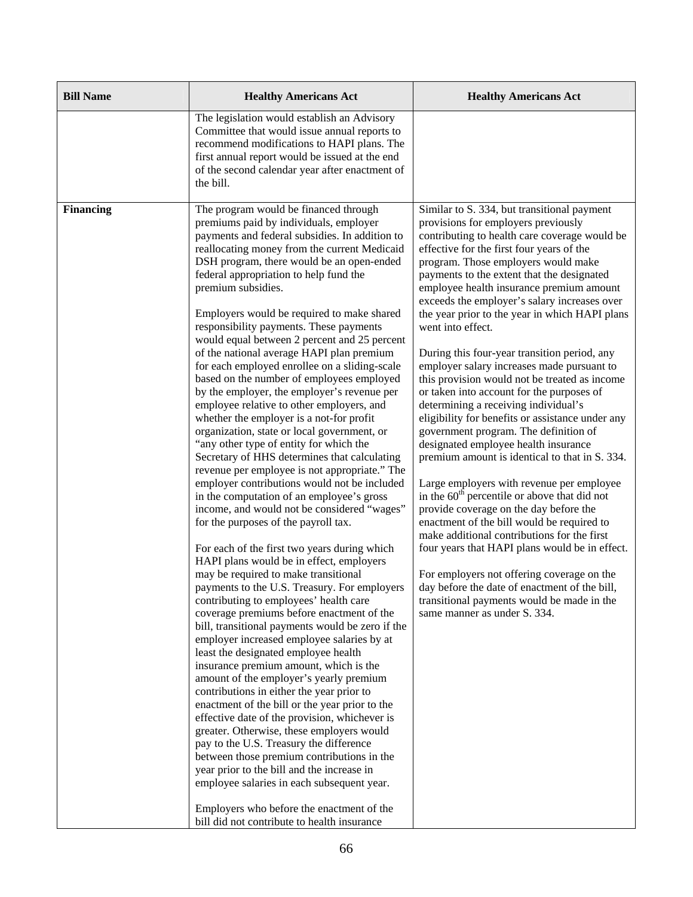| Bill Name | Healthy Americans Act | Healthy Americans Act |
|---|---|---|
| | The legislation would establish an Advisory Committee that would issue annual reports to recommend modifications to HAPI plans. The first annual report would be issued at the end of the second calendar year after enactment of the bill. | |
| **Financing** | The program would be financed through premiums paid by individuals, employer payments and federal subsidies. In addition to reallocating money from the current Medicaid DSH program, there would be an open-ended federal appropriation to help fund the premium subsidies.<br><br>Employers would be required to make shared responsibility payments. These payments would equal between 2 percent and 25 percent of the national average HAPI plan premium for each employed enrollee on a sliding-scale based on the number of employees employed by the employer, the employer's revenue per employee relative to other employers, and whether the employer is a not-for profit organization, state or local government, or "any other type of entity for which the Secretary of HHS determines that calculating revenue per employee is not appropriate." The employer contributions would not be included in the computation of an employee's gross income, and would not be considered "wages" for the purposes of the payroll tax.<br><br>For each of the first two years during which HAPI plans would be in effect, employers may be required to make transitional payments to the U.S. Treasury. For employers contributing to employees' health care coverage premiums before enactment of the bill, transitional payments would be zero if the employer increased employee salaries by at least the designated employee health insurance premium amount, which is the amount of the employer's yearly premium contributions in either the year prior to enactment of the bill or the year prior to the effective date of the provision, whichever is greater. Otherwise, these employers would pay to the U.S. Treasury the difference between those premium contributions in the year prior to the bill and the increase in employee salaries in each subsequent year.<br><br>Employers who before the enactment of the bill did not contribute to health insurance | Similar to S. 334, but transitional payment provisions for employers previously contributing to health care coverage would be effective for the first four years of the program. Those employers would make payments to the extent that the designated employee health insurance premium amount exceeds the employer's salary increases over the year prior to the year in which HAPI plans went into effect.<br><br>During this four-year transition period, any employer salary increases made pursuant to this provision would not be treated as income or taken into account for the purposes of determining a receiving individual's eligibility for benefits or assistance under any government program. The definition of designated employee health insurance premium amount is identical to that in S. 334.<br><br>Large employers with revenue per employee in the 60th percentile or above that did not provide coverage on the day before the enactment of the bill would be required to make additional contributions for the first four years that HAPI plans would be in effect.<br><br>For employers not offering coverage on the day before the date of enactment of the bill, transitional payments would be made in the same manner as under S. 334. |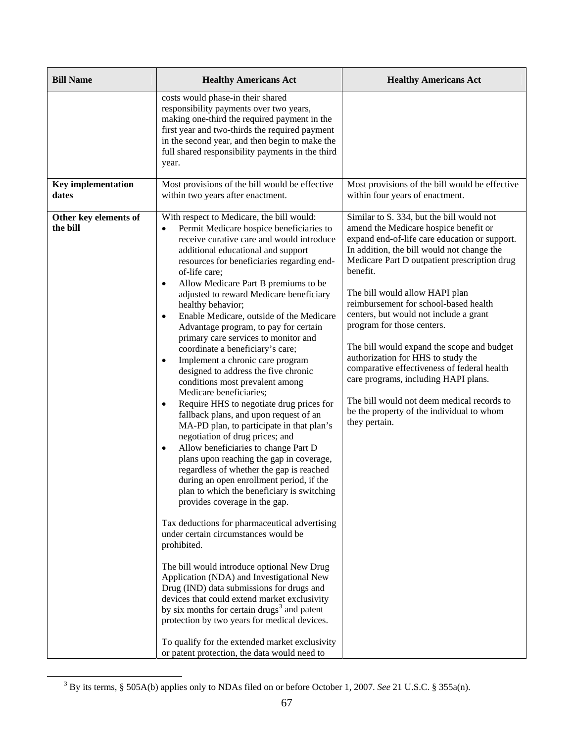| Bill Name | Healthy Americans Act | Healthy Americans Act |
|---|---|---|
| | costs would phase-in their shared responsibility payments over two years, making one-third the required payment in the first year and two-thirds the required payment in the second year, and then begin to make the full shared responsibility payments in the third year. | |
| **Key implementation dates** | Most provisions of the bill would be effective within two years after enactment. | Most provisions of the bill would be effective within four years of enactment. |
| **Other key elements of the bill** | With respect to Medicare, the bill would:<br>• Permit Medicare hospice beneficiaries to receive curative care and would introduce additional educational and support resources for beneficiaries regarding end-of-life care;<br>• Allow Medicare Part B premiums to be adjusted to reward Medicare beneficiary healthy behavior;<br>• Enable Medicare, outside of the Medicare Advantage program, to pay for certain primary care services to monitor and coordinate a beneficiary's care;<br>• Implement a chronic care program designed to address the five chronic conditions most prevalent among Medicare beneficiaries;<br>• Require HHS to negotiate drug prices for fallback plans, and upon request of an MA-PD plan, to participate in that plan's negotiation of drug prices; and<br>• Allow beneficiaries to change Part D plans upon reaching the gap in coverage, regardless of whether the gap is reached during an open enrollment period, if the plan to which the beneficiary is switching provides coverage in the gap.<br><br>Tax deductions for pharmaceutical advertising under certain circumstances would be prohibited.<br><br>The bill would introduce optional New Drug Application (NDA) and Investigational New Drug (IND) data submissions for drugs and devices that could extend market exclusivity by six months for certain drugs[3] and patent protection by two years for medical devices.<br><br>To qualify for the extended market exclusivity or patent protection, the data would need to | Similar to S. 334, but the bill would not amend the Medicare hospice benefit or expand end-of-life care education or support. In addition, the bill would not change the Medicare Part D outpatient prescription drug benefit.<br><br>The bill would allow HAPI plan reimbursement for school-based health centers, but would not include a grant program for those centers.<br><br>The bill would expand the scope and budget authorization for HHS to study the comparative effectiveness of federal health care programs, including HAPI plans.<br><br>The bill would not deem medical records to be the property of the individual to whom they pertain. |

[3] By its terms, § 505A(b) applies only to NDAs filed on or before October 1, 2007. *See* 21 U.S.C. § 355a(n).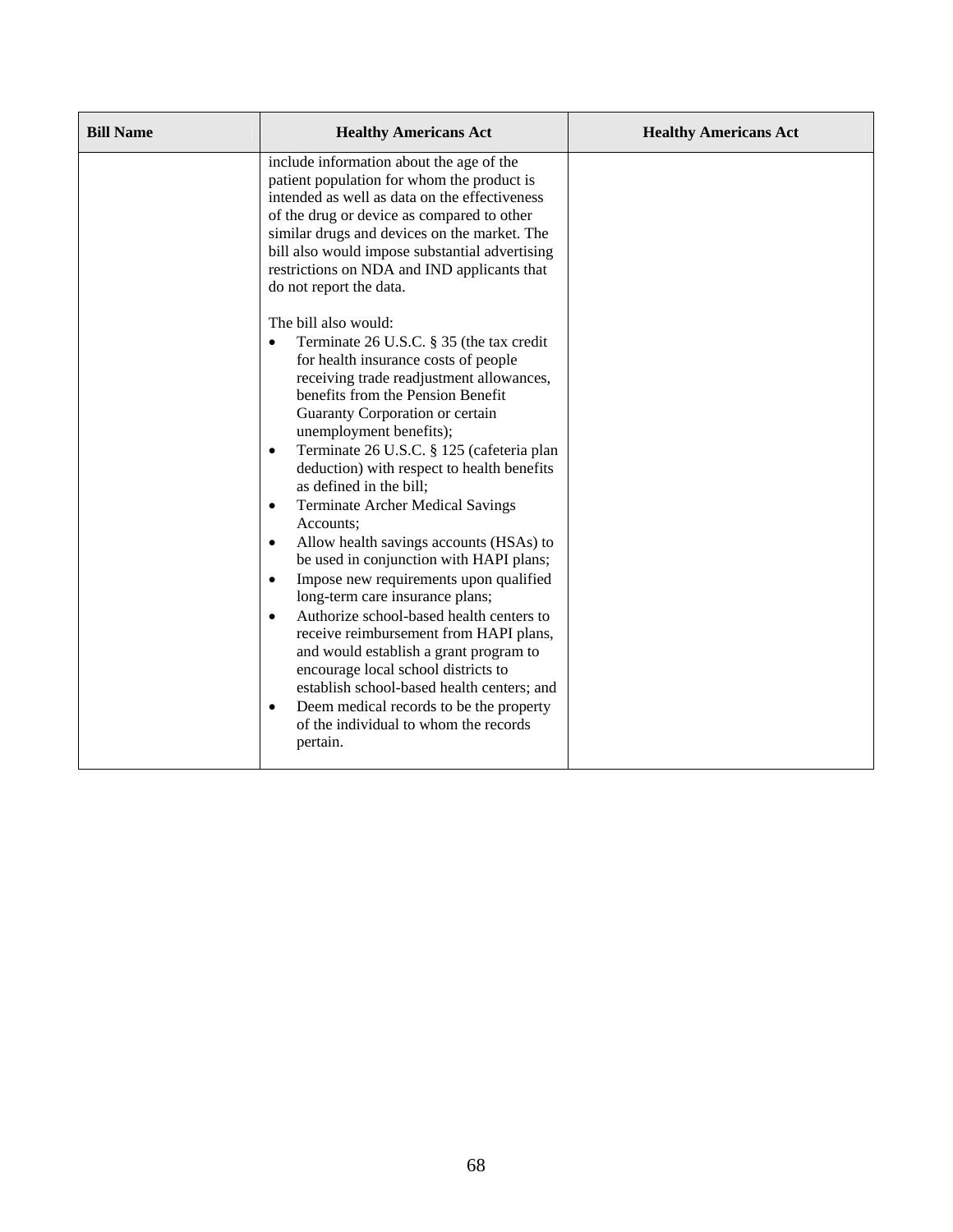| Bill Name | Healthy Americans Act | Healthy Americans Act |
| --- | --- | --- |
| | include information about the age of the patient population for whom the product is intended as well as data on the effectiveness of the drug or device as compared to other similar drugs and devices on the market. The bill also would impose substantial advertising restrictions on NDA and IND applicants that do not report the data.<br><br>The bill also would:<br>• Terminate 26 U.S.C. § 35 (the tax credit for health insurance costs of people receiving trade readjustment allowances, benefits from the Pension Benefit Guaranty Corporation or certain unemployment benefits);<br>• Terminate 26 U.S.C. § 125 (cafeteria plan deduction) with respect to health benefits as defined in the bill;<br>• Terminate Archer Medical Savings Accounts;<br>• Allow health savings accounts (HSAs) to be used in conjunction with HAPI plans;<br>• Impose new requirements upon qualified long-term care insurance plans;<br>• Authorize school-based health centers to receive reimbursement from HAPI plans, and would establish a grant program to encourage local school districts to establish school-based health centers; and<br>• Deem medical records to be the property of the individual to whom the records pertain. | |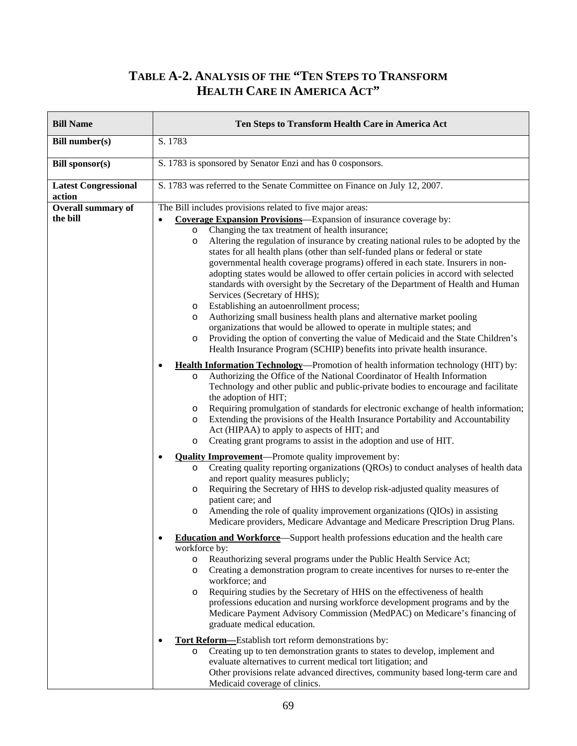## TABLE A-2. ANALYSIS OF THE "TEN STEPS TO TRANSFORM HEALTH CARE IN AMERICA ACT"

| Bill Name | Ten Steps to Transform Health Care in America Act |
|---|---|
| **Bill number(s)** | S. 1783 |
| **Bill sponsor(s)** | S. 1783 is sponsored by Senator Enzi and has 0 cosponsors. |
| **Latest Congressional action** | S. 1783 was referred to the Senate Committee on Finance on July 12, 2007. |
| **Overall summary of the bill** | The Bill includes provisions related to five major areas:<br>• **Coverage Expansion Provisions**—Expansion of insurance coverage by:<br>  o Changing the tax treatment of health insurance;<br>  o Altering the regulation of insurance by creating national rules to be adopted by the states for all health plans (other than self-funded plans or federal or state governmental health coverage programs) offered in each state. Insurers in non-adopting states would be allowed to offer certain policies in accord with selected standards with oversight by the Secretary of the Department of Health and Human Services (Secretary of HHS);<br>  o Establishing an autoenrollment process;<br>  o Authorizing small business health plans and alternative market pooling organizations that would be allowed to operate in multiple states; and<br>  o Providing the option of converting the value of Medicaid and the State Children's Health Insurance Program (SCHIP) benefits into private health insurance.<br>• **Health Information Technology**—Promotion of health information technology (HIT) by:<br>  o Authorizing the Office of the National Coordinator of Health Information Technology and other public and public-private bodies to encourage and facilitate the adoption of HIT;<br>  o Requiring promulgation of standards for electronic exchange of health information;<br>  o Extending the provisions of the Health Insurance Portability and Accountability Act (HIPAA) to apply to aspects of HIT; and<br>  o Creating grant programs to assist in the adoption and use of HIT.<br>• **Quality Improvement**—Promote quality improvement by:<br>  o Creating quality reporting organizations (QROs) to conduct analyses of health data and report quality measures publicly;<br>  o Requiring the Secretary of HHS to develop risk-adjusted quality measures of patient care; and<br>  o Amending the role of quality improvement organizations (QIOs) in assisting Medicare providers, Medicare Advantage and Medicare Prescription Drug Plans.<br>• **Education and Workforce**—Support health professions education and the health care workforce by:<br>  o Reauthorizing several programs under the Public Health Service Act;<br>  o Creating a demonstration program to create incentives for nurses to re-enter the workforce; and<br>  o Requiring studies by the Secretary of HHS on the effectiveness of health professions education and nursing workforce development programs and by the Medicare Payment Advisory Commission (MedPAC) on Medicare's financing of graduate medical education.<br>• **Tort Reform—**Establish tort reform demonstrations by:<br>  o Creating up to ten demonstration grants to states to develop, implement and evaluate alternatives to current medical tort litigation; and<br>  Other provisions relate advanced directives, community based long-term care and Medicaid coverage of clinics. |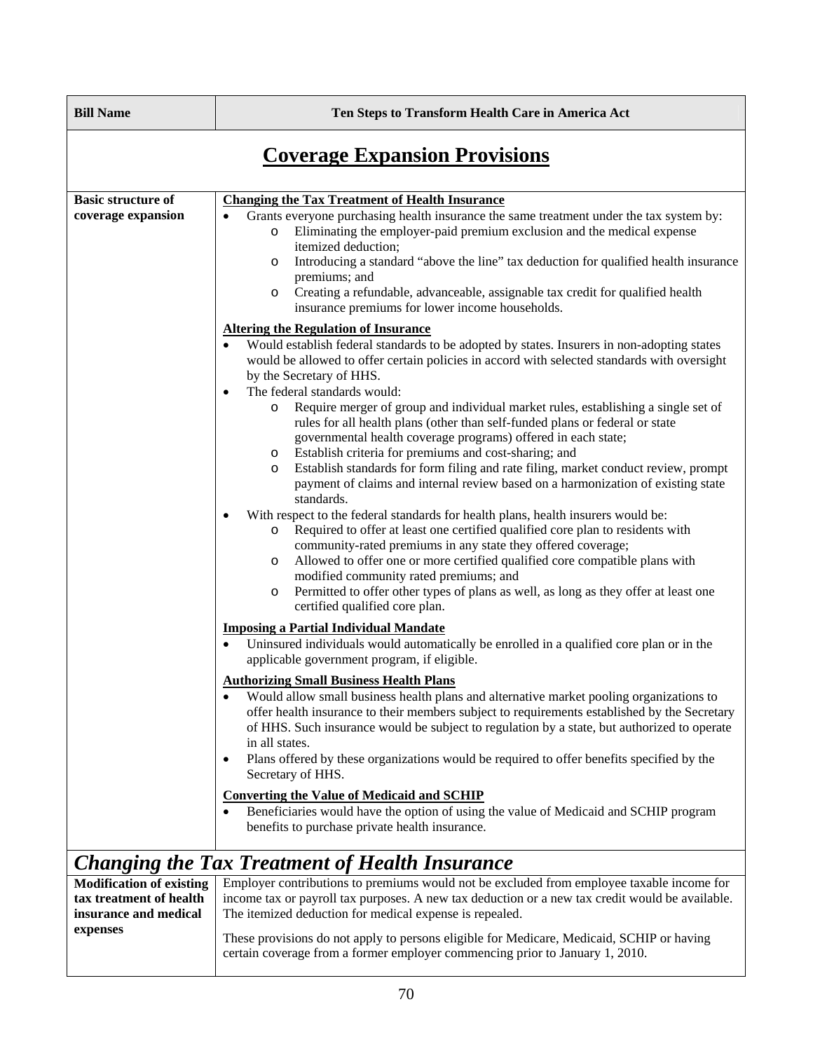| Bill Name | Ten Steps to Transform Health Care in America Act |
|---|---|

## Coverage Expansion Provisions

| | |
|---|---|
| **Basic structure of coverage expansion** | **Changing the Tax Treatment of Health Insurance**<br>• Grants everyone purchasing health insurance the same treatment under the tax system by:<br>  o Eliminating the employer-paid premium exclusion and the medical expense itemized deduction;<br>  o Introducing a standard "above the line" tax deduction for qualified health insurance premiums; and<br>  o Creating a refundable, advanceable, assignable tax credit for qualified health insurance premiums for lower income households.<br><br>**Altering the Regulation of Insurance**<br>• Would establish federal standards to be adopted by states. Insurers in non-adopting states would be allowed to offer certain policies in accord with selected standards with oversight by the Secretary of HHS.<br>• The federal standards would:<br>  o Require merger of group and individual market rules, establishing a single set of rules for all health plans (other than self-funded plans or federal or state governmental health coverage programs) offered in each state;<br>  o Establish criteria for premiums and cost-sharing; and<br>  o Establish standards for form filing and rate filing, market conduct review, prompt payment of claims and internal review based on a harmonization of existing state standards.<br>• With respect to the federal standards for health plans, health insurers would be:<br>  o Required to offer at least one certified qualified core plan to residents with community-rated premiums in any state they offered coverage;<br>  o Allowed to offer one or more certified qualified core compatible plans with modified community rated premiums; and<br>  o Permitted to offer other types of plans as well, as long as they offer at least one certified qualified core plan.<br><br>**Imposing a Partial Individual Mandate**<br>• Uninsured individuals would automatically be enrolled in a qualified core plan or in the applicable government program, if eligible.<br><br>**Authorizing Small Business Health Plans**<br>• Would allow small business health plans and alternative market pooling organizations to offer health insurance to their members subject to requirements established by the Secretary of HHS. Such insurance would be subject to regulation by a state, but authorized to operate in all states.<br>• Plans offered by these organizations would be required to offer benefits specified by the Secretary of HHS.<br><br>**Converting the Value of Medicaid and SCHIP**<br>• Beneficiaries would have the option of using the value of Medicaid and SCHIP program benefits to purchase private health insurance. |

## *Changing the Tax Treatment of Health Insurance*

| | |
|---|---|
| **Modification of existing tax treatment of health insurance and medical expenses** | Employer contributions to premiums would not be excluded from employee taxable income for income tax or payroll tax purposes. A new tax deduction or a new tax credit would be available. The itemized deduction for medical expense is repealed.<br><br>These provisions do not apply to persons eligible for Medicare, Medicaid, SCHIP or having certain coverage from a former employer commencing prior to January 1, 2010. |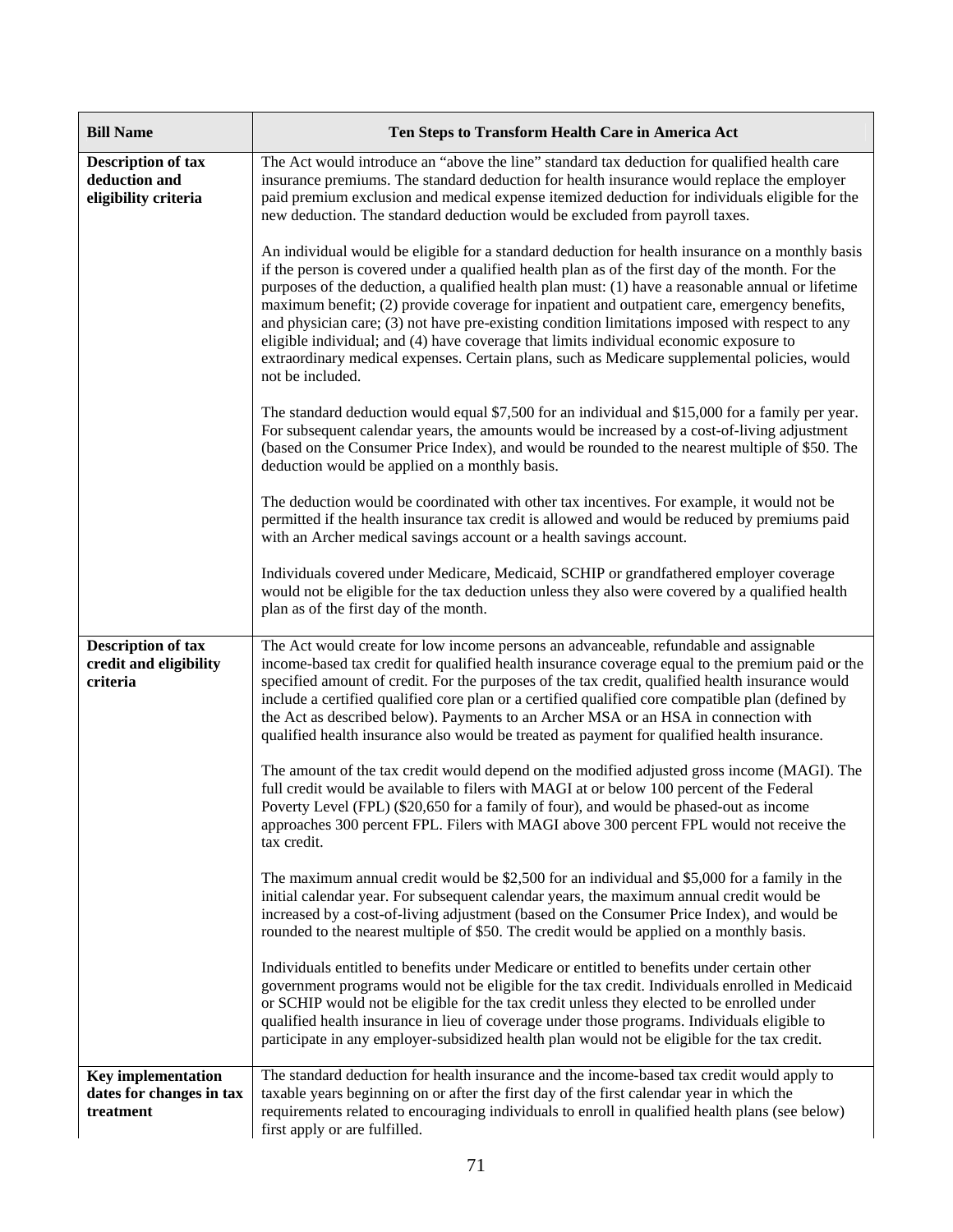| Bill Name | Ten Steps to Transform Health Care in America Act |
|---|---|
| **Description of tax deduction and eligibility criteria** | The Act would introduce an "above the line" standard tax deduction for qualified health care insurance premiums. The standard deduction for health insurance would replace the employer paid premium exclusion and medical expense itemized deduction for individuals eligible for the new deduction. The standard deduction would be excluded from payroll taxes.<br><br>An individual would be eligible for a standard deduction for health insurance on a monthly basis if the person is covered under a qualified health plan as of the first day of the month. For the purposes of the deduction, a qualified health plan must: (1) have a reasonable annual or lifetime maximum benefit; (2) provide coverage for inpatient and outpatient care, emergency benefits, and physician care; (3) not have pre-existing condition limitations imposed with respect to any eligible individual; and (4) have coverage that limits individual economic exposure to extraordinary medical expenses. Certain plans, such as Medicare supplemental policies, would not be included.<br><br>The standard deduction would equal $7,500 for an individual and $15,000 for a family per year. For subsequent calendar years, the amounts would be increased by a cost-of-living adjustment (based on the Consumer Price Index), and would be rounded to the nearest multiple of $50. The deduction would be applied on a monthly basis.<br><br>The deduction would be coordinated with other tax incentives. For example, it would not be permitted if the health insurance tax credit is allowed and would be reduced by premiums paid with an Archer medical savings account or a health savings account.<br><br>Individuals covered under Medicare, Medicaid, SCHIP or grandfathered employer coverage would not be eligible for the tax deduction unless they also were covered by a qualified health plan as of the first day of the month. |
| **Description of tax credit and eligibility criteria** | The Act would create for low income persons an advanceable, refundable and assignable income-based tax credit for qualified health insurance coverage equal to the premium paid or the specified amount of credit. For the purposes of the tax credit, qualified health insurance would include a certified qualified core plan or a certified qualified core compatible plan (defined by the Act as described below). Payments to an Archer MSA or an HSA in connection with qualified health insurance also would be treated as payment for qualified health insurance.<br><br>The amount of the tax credit would depend on the modified adjusted gross income (MAGI). The full credit would be available to filers with MAGI at or below 100 percent of the Federal Poverty Level (FPL) ($20,650 for a family of four), and would be phased-out as income approaches 300 percent FPL. Filers with MAGI above 300 percent FPL would not receive the tax credit.<br><br>The maximum annual credit would be $2,500 for an individual and $5,000 for a family in the initial calendar year. For subsequent calendar years, the maximum annual credit would be increased by a cost-of-living adjustment (based on the Consumer Price Index), and would be rounded to the nearest multiple of $50. The credit would be applied on a monthly basis.<br><br>Individuals entitled to benefits under Medicare or entitled to benefits under certain other government programs would not be eligible for the tax credit. Individuals enrolled in Medicaid or SCHIP would not be eligible for the tax credit unless they elected to be enrolled under qualified health insurance in lieu of coverage under those programs. Individuals eligible to participate in any employer-subsidized health plan would not be eligible for the tax credit. |
| **Key implementation dates for changes in tax treatment** | The standard deduction for health insurance and the income-based tax credit would apply to taxable years beginning on or after the first day of the first calendar year in which the requirements related to encouraging individuals to enroll in qualified health plans (see below) first apply or are fulfilled. |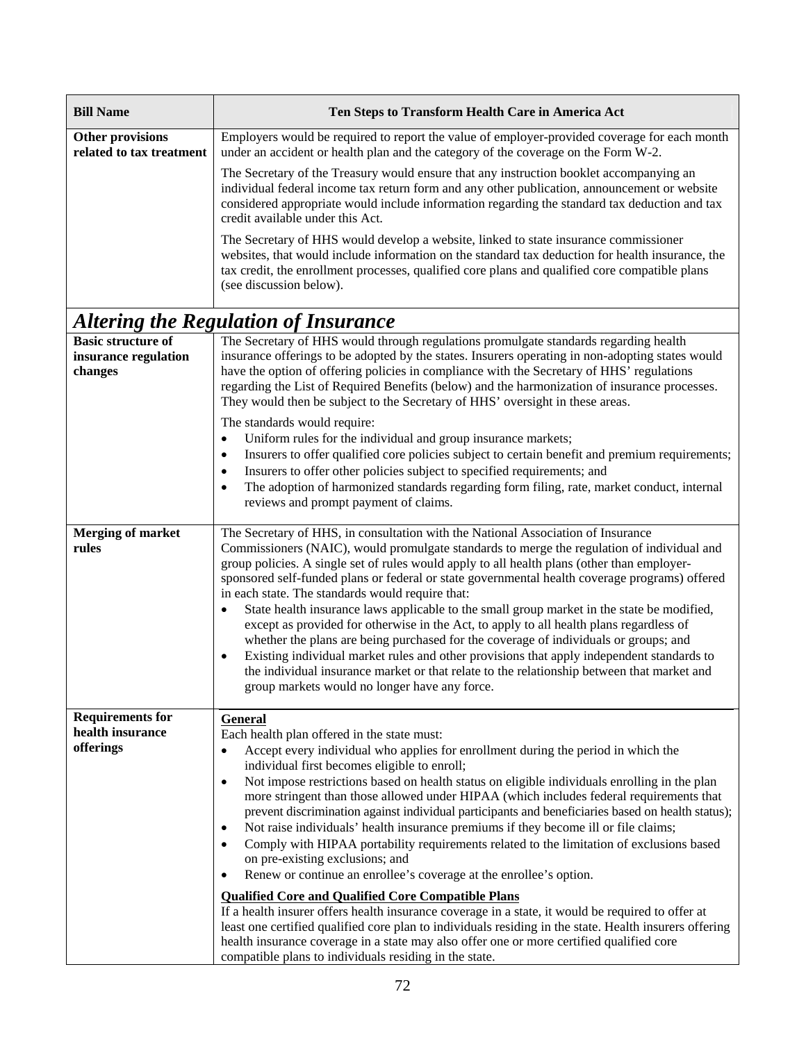| Bill Name | Ten Steps to Transform Health Care in America Act |
|---|---|
| **Other provisions related to tax treatment** | Employers would be required to report the value of employer-provided coverage for each month under an accident or health plan and the category of the coverage on the Form W-2.<br><br>The Secretary of the Treasury would ensure that any instruction booklet accompanying an individual federal income tax return form and any other publication, announcement or website considered appropriate would include information regarding the standard tax deduction and tax credit available under this Act.<br><br>The Secretary of HHS would develop a website, linked to state insurance commissioner websites, that would include information on the standard tax deduction for health insurance, the tax credit, the enrollment processes, qualified core plans and qualified core compatible plans (see discussion below). |

## *Altering the Regulation of Insurance*

| | |
|---|---|
| **Basic structure of insurance regulation changes** | The Secretary of HHS would through regulations promulgate standards regarding health insurance offerings to be adopted by the states. Insurers operating in non-adopting states would have the option of offering policies in compliance with the Secretary of HHS' regulations regarding the List of Required Benefits (below) and the harmonization of insurance processes. They would then be subject to the Secretary of HHS' oversight in these areas.<br><br>The standards would require:<br>• Uniform rules for the individual and group insurance markets;<br>• Insurers to offer qualified core policies subject to certain benefit and premium requirements;<br>• Insurers to offer other policies subject to specified requirements; and<br>• The adoption of harmonized standards regarding form filing, rate, market conduct, internal reviews and prompt payment of claims. |
| **Merging of market rules** | The Secretary of HHS, in consultation with the National Association of Insurance Commissioners (NAIC), would promulgate standards to merge the regulation of individual and group policies. A single set of rules would apply to all health plans (other than employer-sponsored self-funded plans or federal or state governmental health coverage programs) offered in each state. The standards would require that:<br>• State health insurance laws applicable to the small group market in the state be modified, except as provided for otherwise in the Act, to apply to all health plans regardless of whether the plans are being purchased for the coverage of individuals or groups; and<br>• Existing individual market rules and other provisions that apply independent standards to the individual insurance market or that relate to the relationship between that market and group markets would no longer have any force. |
| **Requirements for health insurance offerings** | **General**<br>Each health plan offered in the state must:<br>• Accept every individual who applies for enrollment during the period in which the individual first becomes eligible to enroll;<br>• Not impose restrictions based on health status on eligible individuals enrolling in the plan more stringent than those allowed under HIPAA (which includes federal requirements that prevent discrimination against individual participants and beneficiaries based on health status);<br>• Not raise individuals' health insurance premiums if they become ill or file claims;<br>• Comply with HIPAA portability requirements related to the limitation of exclusions based on pre-existing exclusions; and<br>• Renew or continue an enrollee's coverage at the enrollee's option.<br><br>**Qualified Core and Qualified Core Compatible Plans**<br>If a health insurer offers health insurance coverage in a state, it would be required to offer at least one certified qualified core plan to individuals residing in the state. Health insurers offering health insurance coverage in a state may also offer one or more certified qualified core compatible plans to individuals residing in the state. |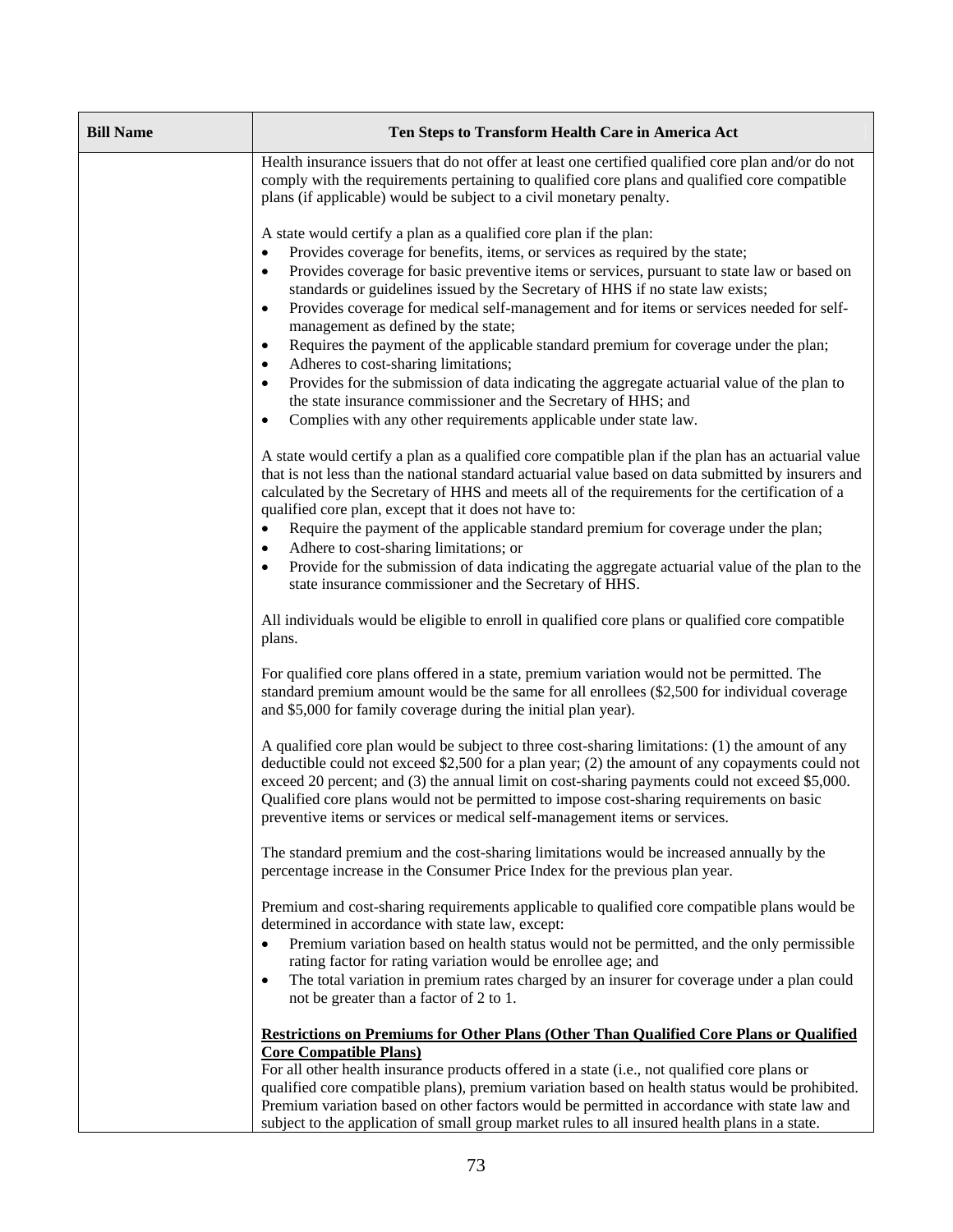| Bill Name | Ten Steps to Transform Health Care in America Act |
| --- | --- |
| | Health insurance issuers that do not offer at least one certified qualified core plan and/or do not comply with the requirements pertaining to qualified core plans and qualified core compatible plans (if applicable) would be subject to a civil monetary penalty.<br><br>A state would certify a plan as a qualified core plan if the plan:<br>• Provides coverage for benefits, items, or services as required by the state;<br>• Provides coverage for basic preventive items or services, pursuant to state law or based on standards or guidelines issued by the Secretary of HHS if no state law exists;<br>• Provides coverage for medical self-management and for items or services needed for self-management as defined by the state;<br>• Requires the payment of the applicable standard premium for coverage under the plan;<br>• Adheres to cost-sharing limitations;<br>• Provides for the submission of data indicating the aggregate actuarial value of the plan to the state insurance commissioner and the Secretary of HHS; and<br>• Complies with any other requirements applicable under state law.<br><br>A state would certify a plan as a qualified core compatible plan if the plan has an actuarial value that is not less than the national standard actuarial value based on data submitted by insurers and calculated by the Secretary of HHS and meets all of the requirements for the certification of a qualified core plan, except that it does not have to:<br>• Require the payment of the applicable standard premium for coverage under the plan;<br>• Adhere to cost-sharing limitations; or<br>• Provide for the submission of data indicating the aggregate actuarial value of the plan to the state insurance commissioner and the Secretary of HHS.<br><br>All individuals would be eligible to enroll in qualified core plans or qualified core compatible plans.<br><br>For qualified core plans offered in a state, premium variation would not be permitted. The standard premium amount would be the same for all enrollees ($2,500 for individual coverage and $5,000 for family coverage during the initial plan year).<br><br>A qualified core plan would be subject to three cost-sharing limitations: (1) the amount of any deductible could not exceed $2,500 for a plan year; (2) the amount of any copayments could not exceed 20 percent; and (3) the annual limit on cost-sharing payments could not exceed $5,000. Qualified core plans would not be permitted to impose cost-sharing requirements on basic preventive items or services or medical self-management items or services.<br><br>The standard premium and the cost-sharing limitations would be increased annually by the percentage increase in the Consumer Price Index for the previous plan year.<br><br>Premium and cost-sharing requirements applicable to qualified core compatible plans would be determined in accordance with state law, except:<br>• Premium variation based on health status would not be permitted, and the only permissible rating factor for rating variation would be enrollee age; and<br>• The total variation in premium rates charged by an insurer for coverage under a plan could not be greater than a factor of 2 to 1.<br><br>**Restrictions on Premiums for Other Plans (Other Than Qualified Core Plans or Qualified Core Compatible Plans)**<br>For all other health insurance products offered in a state (i.e., not qualified core plans or qualified core compatible plans), premium variation based on health status would be prohibited. Premium variation based on other factors would be permitted in accordance with state law and subject to the application of small group market rules to all insured health plans in a state. |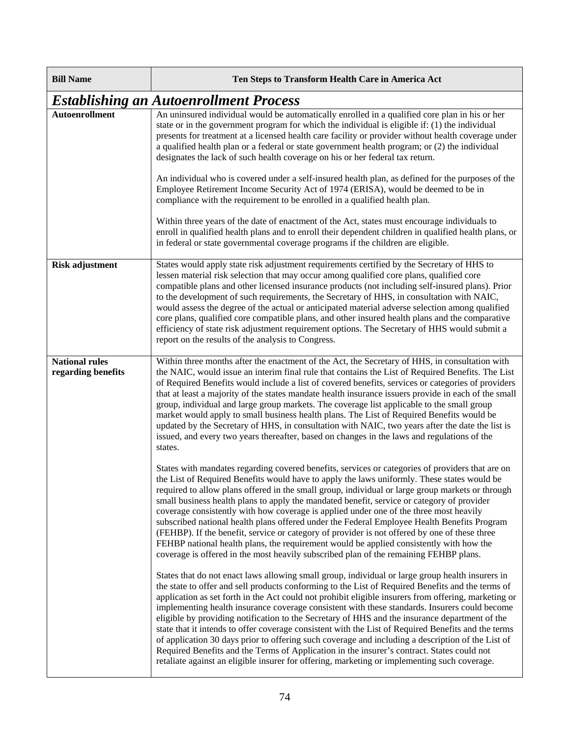| Bill Name | Ten Steps to Transform Health Care in America Act |
|---|---|
| ***Establishing an Autoenrollment Process*** | |
| **Autoenrollment** | An uninsured individual would be automatically enrolled in a qualified core plan in his or her state or in the government program for which the individual is eligible if: (1) the individual presents for treatment at a licensed health care facility or provider without health coverage under a qualified health plan or a federal or state government health program; or (2) the individual designates the lack of such health coverage on his or her federal tax return.<br><br>An individual who is covered under a self-insured health plan, as defined for the purposes of the Employee Retirement Income Security Act of 1974 (ERISA), would be deemed to be in compliance with the requirement to be enrolled in a qualified health plan.<br><br>Within three years of the date of enactment of the Act, states must encourage individuals to enroll in qualified health plans and to enroll their dependent children in qualified health plans, or in federal or state governmental coverage programs if the children are eligible. |
| **Risk adjustment** | States would apply state risk adjustment requirements certified by the Secretary of HHS to lessen material risk selection that may occur among qualified core plans, qualified core compatible plans and other licensed insurance products (not including self-insured plans). Prior to the development of such requirements, the Secretary of HHS, in consultation with NAIC, would assess the degree of the actual or anticipated material adverse selection among qualified core plans, qualified core compatible plans, and other insured health plans and the comparative efficiency of state risk adjustment requirement options. The Secretary of HHS would submit a report on the results of the analysis to Congress. |
| **National rules regarding benefits** | Within three months after the enactment of the Act, the Secretary of HHS, in consultation with the NAIC, would issue an interim final rule that contains the List of Required Benefits. The List of Required Benefits would include a list of covered benefits, services or categories of providers that at least a majority of the states mandate health insurance issuers provide in each of the small group, individual and large group markets. The coverage list applicable to the small group market would apply to small business health plans. The List of Required Benefits would be updated by the Secretary of HHS, in consultation with NAIC, two years after the date the list is issued, and every two years thereafter, based on changes in the laws and regulations of the states.<br><br>States with mandates regarding covered benefits, services or categories of providers that are on the List of Required Benefits would have to apply the laws uniformly. These states would be required to allow plans offered in the small group, individual or large group markets or through small business health plans to apply the mandated benefit, service or category of provider coverage consistently with how coverage is applied under one of the three most heavily subscribed national health plans offered under the Federal Employee Health Benefits Program (FEHBP). If the benefit, service or category of provider is not offered by one of these three FEHBP national health plans, the requirement would be applied consistently with how the coverage is offered in the most heavily subscribed plan of the remaining FEHBP plans.<br><br>States that do not enact laws allowing small group, individual or large group health insurers in the state to offer and sell products conforming to the List of Required Benefits and the terms of application as set forth in the Act could not prohibit eligible insurers from offering, marketing or implementing health insurance coverage consistent with these standards. Insurers could become eligible by providing notification to the Secretary of HHS and the insurance department of the state that it intends to offer coverage consistent with the List of Required Benefits and the terms of application 30 days prior to offering such coverage and including a description of the List of Required Benefits and the Terms of Application in the insurer's contract. States could not retaliate against an eligible insurer for offering, marketing or implementing such coverage. |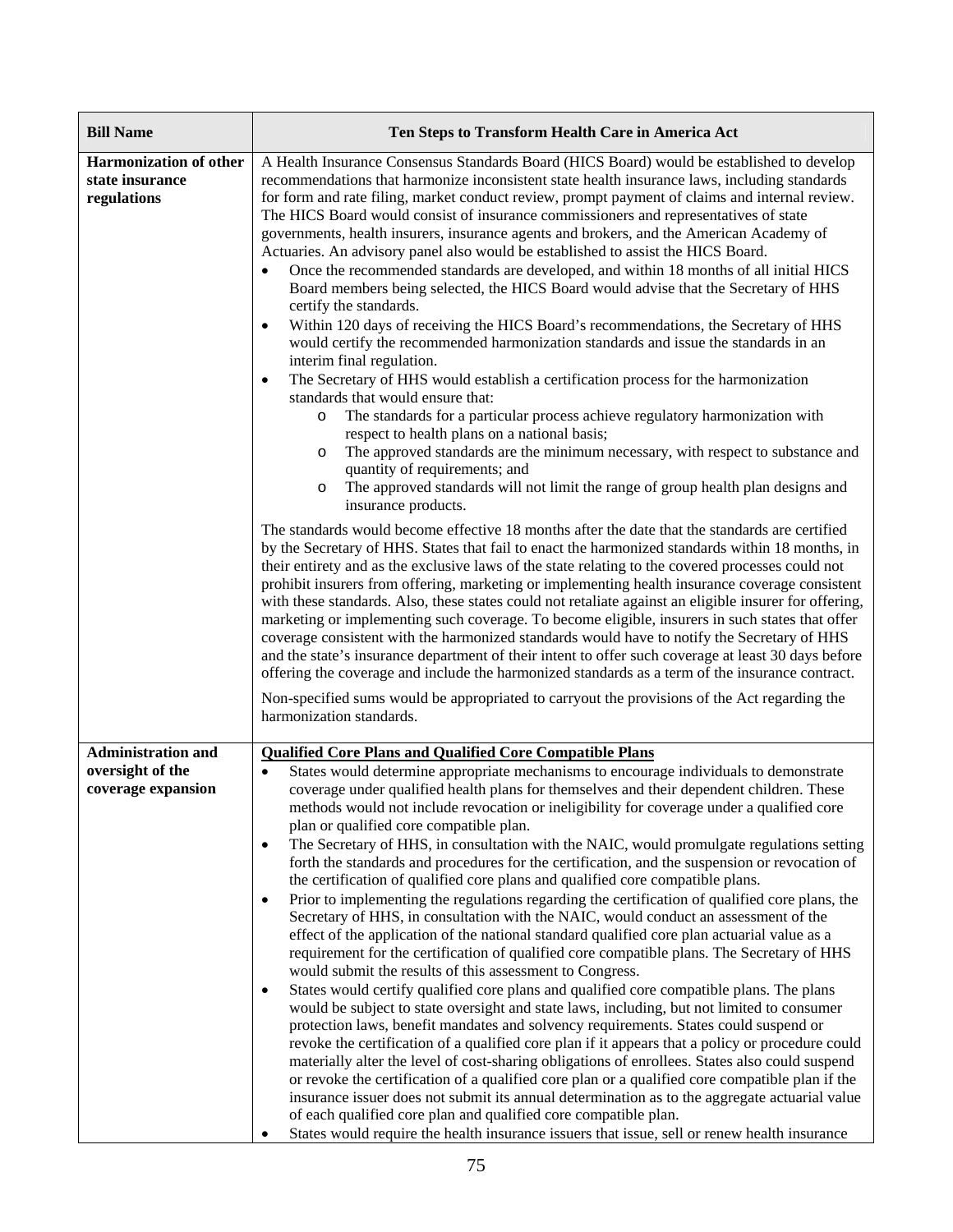| **Bill Name** | **Ten Steps to Transform Health Care in America Act** |
|---|---|
| **Harmonization of other state insurance regulations** | A Health Insurance Consensus Standards Board (HICS Board) would be established to develop recommendations that harmonize inconsistent state health insurance laws, including standards for form and rate filing, market conduct review, prompt payment of claims and internal review. The HICS Board would consist of insurance commissioners and representatives of state governments, health insurers, insurance agents and brokers, and the American Academy of Actuaries. An advisory panel also would be established to assist the HICS Board.<br>• Once the recommended standards are developed, and within 18 months of all initial HICS Board members being selected, the HICS Board would advise that the Secretary of HHS certify the standards.<br>• Within 120 days of receiving the HICS Board's recommendations, the Secretary of HHS would certify the recommended harmonization standards and issue the standards in an interim final regulation.<br>• The Secretary of HHS would establish a certification process for the harmonization standards that would ensure that:<br>&nbsp;&nbsp;&nbsp;&nbsp;o The standards for a particular process achieve regulatory harmonization with respect to health plans on a national basis;<br>&nbsp;&nbsp;&nbsp;&nbsp;o The approved standards are the minimum necessary, with respect to substance and quantity of requirements; and<br>&nbsp;&nbsp;&nbsp;&nbsp;o The approved standards will not limit the range of group health plan designs and insurance products.<br><br>The standards would become effective 18 months after the date that the standards are certified by the Secretary of HHS. States that fail to enact the harmonized standards within 18 months, in their entirety and as the exclusive laws of the state relating to the covered processes could not prohibit insurers from offering, marketing or implementing health insurance coverage consistent with these standards. Also, these states could not retaliate against an eligible insurer for offering, marketing or implementing such coverage. To become eligible, insurers in such states that offer coverage consistent with the harmonized standards would have to notify the Secretary of HHS and the state's insurance department of their intent to offer such coverage at least 30 days before offering the coverage and include the harmonized standards as a term of the insurance contract.<br><br>Non-specified sums would be appropriated to carryout the provisions of the Act regarding the harmonization standards. |
| **Administration and oversight of the coverage expansion** | <u>**Qualified Core Plans and Qualified Core Compatible Plans**</u><br>• States would determine appropriate mechanisms to encourage individuals to demonstrate coverage under qualified health plans for themselves and their dependent children. These methods would not include revocation or ineligibility for coverage under a qualified core plan or qualified core compatible plan.<br>• The Secretary of HHS, in consultation with the NAIC, would promulgate regulations setting forth the standards and procedures for the certification, and the suspension or revocation of the certification of qualified core plans and qualified core compatible plans.<br>• Prior to implementing the regulations regarding the certification of qualified core plans, the Secretary of HHS, in consultation with the NAIC, would conduct an assessment of the effect of the application of the national standard qualified core plan actuarial value as a requirement for the certification of qualified core compatible plans. The Secretary of HHS would submit the results of this assessment to Congress.<br>• States would certify qualified core plans and qualified core compatible plans. The plans would be subject to state oversight and state laws, including, but not limited to consumer protection laws, benefit mandates and solvency requirements. States could suspend or revoke the certification of a qualified core plan if it appears that a policy or procedure could materially alter the level of cost-sharing obligations of enrollees. States also could suspend or revoke the certification of a qualified core plan or a qualified core compatible plan if the insurance issuer does not submit its annual determination as to the aggregate actuarial value of each qualified core plan and qualified core compatible plan.<br>• States would require the health insurance issuers that issue, sell or renew health insurance |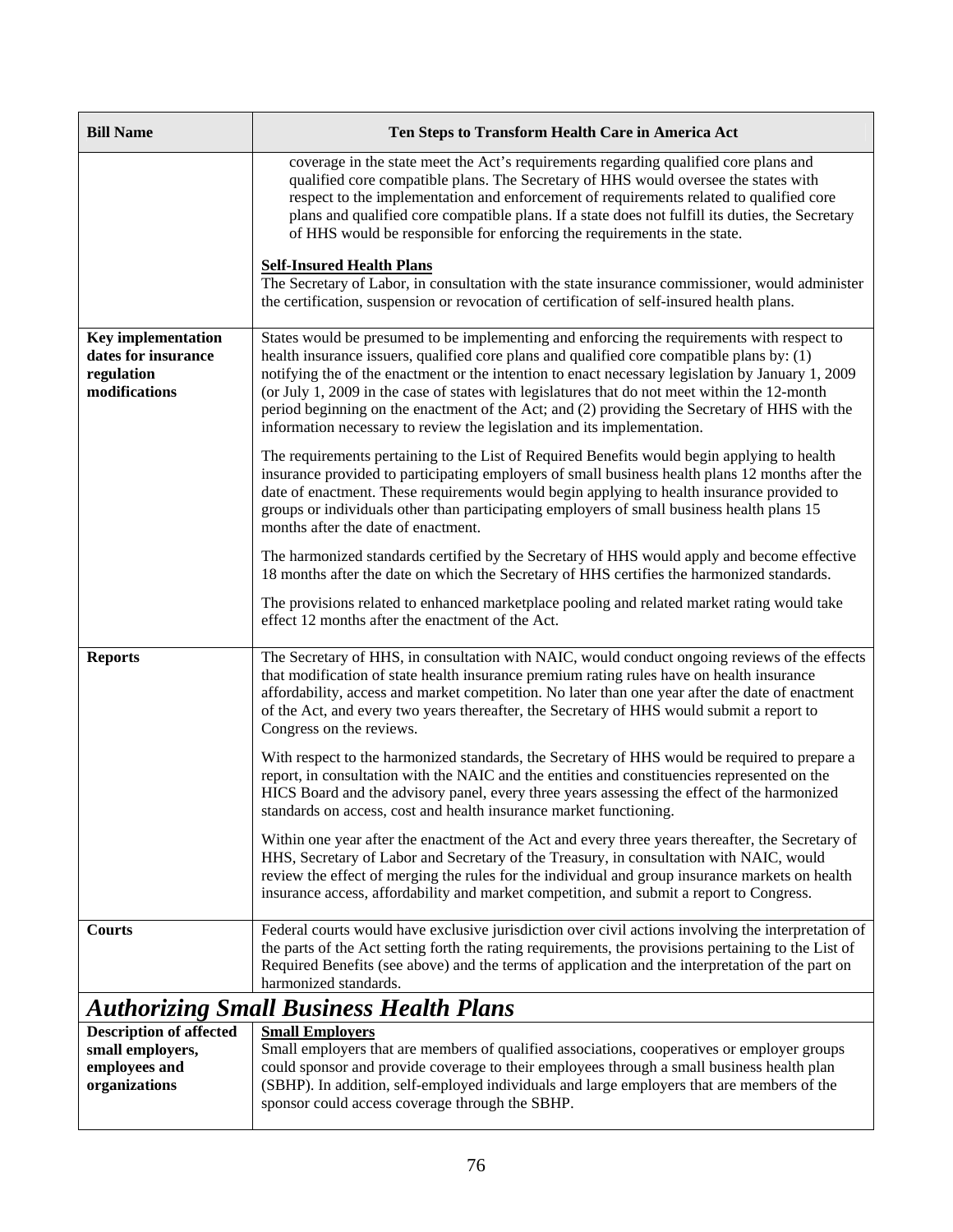| Bill Name | Ten Steps to Transform Health Care in America Act |
|---|---|
| | coverage in the state meet the Act's requirements regarding qualified core plans and qualified core compatible plans. The Secretary of HHS would oversee the states with respect to the implementation and enforcement of requirements related to qualified core plans and qualified core compatible plans. If a state does not fulfill its duties, the Secretary of HHS would be responsible for enforcing the requirements in the state.<br><br>**Self-Insured Health Plans**<br>The Secretary of Labor, in consultation with the state insurance commissioner, would administer the certification, suspension or revocation of certification of self-insured health plans. |
| **Key implementation dates for insurance regulation modifications** | States would be presumed to be implementing and enforcing the requirements with respect to health insurance issuers, qualified core plans and qualified core compatible plans by: (1) notifying the of the enactment or the intention to enact necessary legislation by January 1, 2009 (or July 1, 2009 in the case of states with legislatures that do not meet within the 12-month period beginning on the enactment of the Act; and (2) providing the Secretary of HHS with the information necessary to review the legislation and its implementation.<br><br>The requirements pertaining to the List of Required Benefits would begin applying to health insurance provided to participating employers of small business health plans 12 months after the date of enactment. These requirements would begin applying to health insurance provided to groups or individuals other than participating employers of small business health plans 15 months after the date of enactment.<br><br>The harmonized standards certified by the Secretary of HHS would apply and become effective 18 months after the date on which the Secretary of HHS certifies the harmonized standards.<br><br>The provisions related to enhanced marketplace pooling and related market rating would take effect 12 months after the enactment of the Act. |
| **Reports** | The Secretary of HHS, in consultation with NAIC, would conduct ongoing reviews of the effects that modification of state health insurance premium rating rules have on health insurance affordability, access and market competition. No later than one year after the date of enactment of the Act, and every two years thereafter, the Secretary of HHS would submit a report to Congress on the reviews.<br><br>With respect to the harmonized standards, the Secretary of HHS would be required to prepare a report, in consultation with the NAIC and the entities and constituencies represented on the HICS Board and the advisory panel, every three years assessing the effect of the harmonized standards on access, cost and health insurance market functioning.<br><br>Within one year after the enactment of the Act and every three years thereafter, the Secretary of HHS, Secretary of Labor and Secretary of the Treasury, in consultation with NAIC, would review the effect of merging the rules for the individual and group insurance markets on health insurance access, affordability and market competition, and submit a report to Congress. |
| **Courts** | Federal courts would have exclusive jurisdiction over civil actions involving the interpretation of the parts of the Act setting forth the rating requirements, the provisions pertaining to the List of Required Benefits (see above) and the terms of application and the interpretation of the part on harmonized standards. |

## *Authorizing Small Business Health Plans*

| | |
|---|---|
| **Description of affected small employers, employees and organizations** | **Small Employers**<br>Small employers that are members of qualified associations, cooperatives or employer groups could sponsor and provide coverage to their employees through a small business health plan (SBHP). In addition, self-employed individuals and large employers that are members of the sponsor could access coverage through the SBHP. |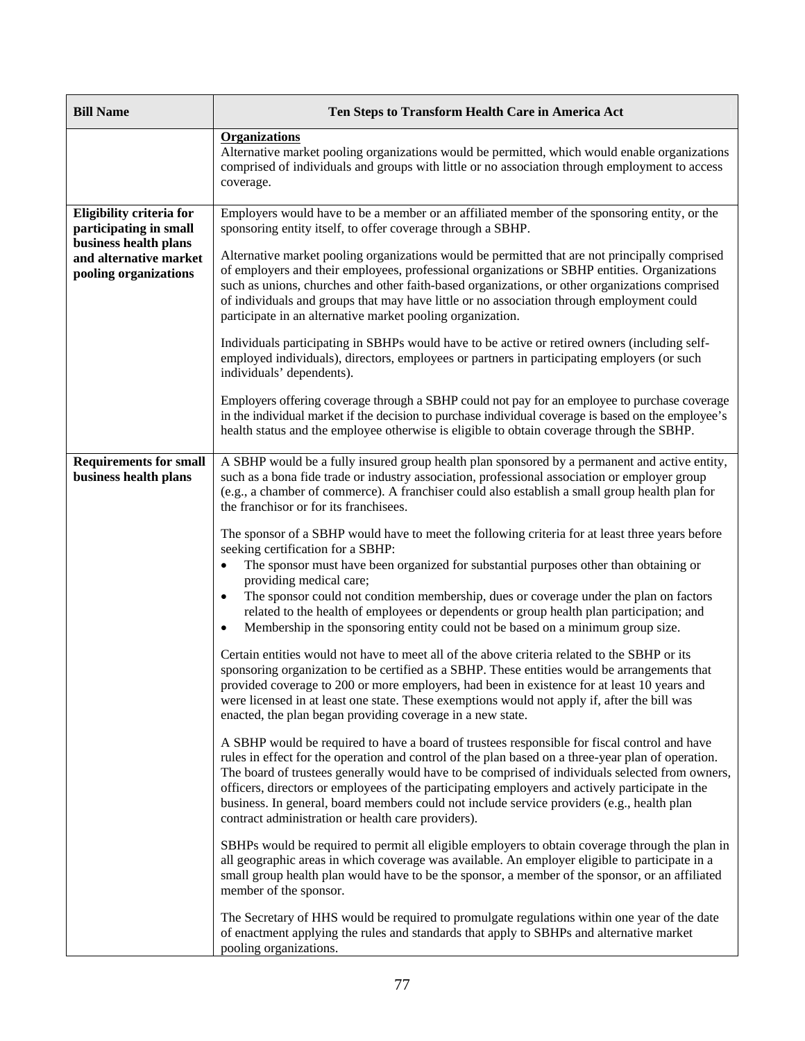| Bill Name | Ten Steps to Transform Health Care in America Act |
|---|---|
| | **Organizations**<br>Alternative market pooling organizations would be permitted, which would enable organizations comprised of individuals and groups with little or no association through employment to access coverage. |
| **Eligibility criteria for participating in small business health plans and alternative market pooling organizations** | Employers would have to be a member or an affiliated member of the sponsoring entity, or the sponsoring entity itself, to offer coverage through a SBHP.<br><br>Alternative market pooling organizations would be permitted that are not principally comprised of employers and their employees, professional organizations or SBHP entities. Organizations such as unions, churches and other faith-based organizations, or other organizations comprised of individuals and groups that may have little or no association through employment could participate in an alternative market pooling organization.<br><br>Individuals participating in SBHPs would have to be active or retired owners (including self-employed individuals), directors, employees or partners in participating employers (or such individuals' dependents).<br><br>Employers offering coverage through a SBHP could not pay for an employee to purchase coverage in the individual market if the decision to purchase individual coverage is based on the employee's health status and the employee otherwise is eligible to obtain coverage through the SBHP. |
| **Requirements for small business health plans** | A SBHP would be a fully insured group health plan sponsored by a permanent and active entity, such as a bona fide trade or industry association, professional association or employer group (e.g., a chamber of commerce). A franchiser could also establish a small group health plan for the franchisor or for its franchisees.<br><br>The sponsor of a SBHP would have to meet the following criteria for at least three years before seeking certification for a SBHP:<br>• The sponsor must have been organized for substantial purposes other than obtaining or providing medical care;<br>• The sponsor could not condition membership, dues or coverage under the plan on factors related to the health of employees or dependents or group health plan participation; and<br>• Membership in the sponsoring entity could not be based on a minimum group size.<br><br>Certain entities would not have to meet all of the above criteria related to the SBHP or its sponsoring organization to be certified as a SBHP. These entities would be arrangements that provided coverage to 200 or more employers, had been in existence for at least 10 years and were licensed in at least one state. These exemptions would not apply if, after the bill was enacted, the plan began providing coverage in a new state.<br><br>A SBHP would be required to have a board of trustees responsible for fiscal control and have rules in effect for the operation and control of the plan based on a three-year plan of operation. The board of trustees generally would have to be comprised of individuals selected from owners, officers, directors or employees of the participating employers and actively participate in the business. In general, board members could not include service providers (e.g., health plan contract administration or health care providers).<br><br>SBHPs would be required to permit all eligible employers to obtain coverage through the plan in all geographic areas in which coverage was available. An employer eligible to participate in a small group health plan would have to be the sponsor, a member of the sponsor, or an affiliated member of the sponsor.<br><br>The Secretary of HHS would be required to promulgate regulations within one year of the date of enactment applying the rules and standards that apply to SBHPs and alternative market pooling organizations. |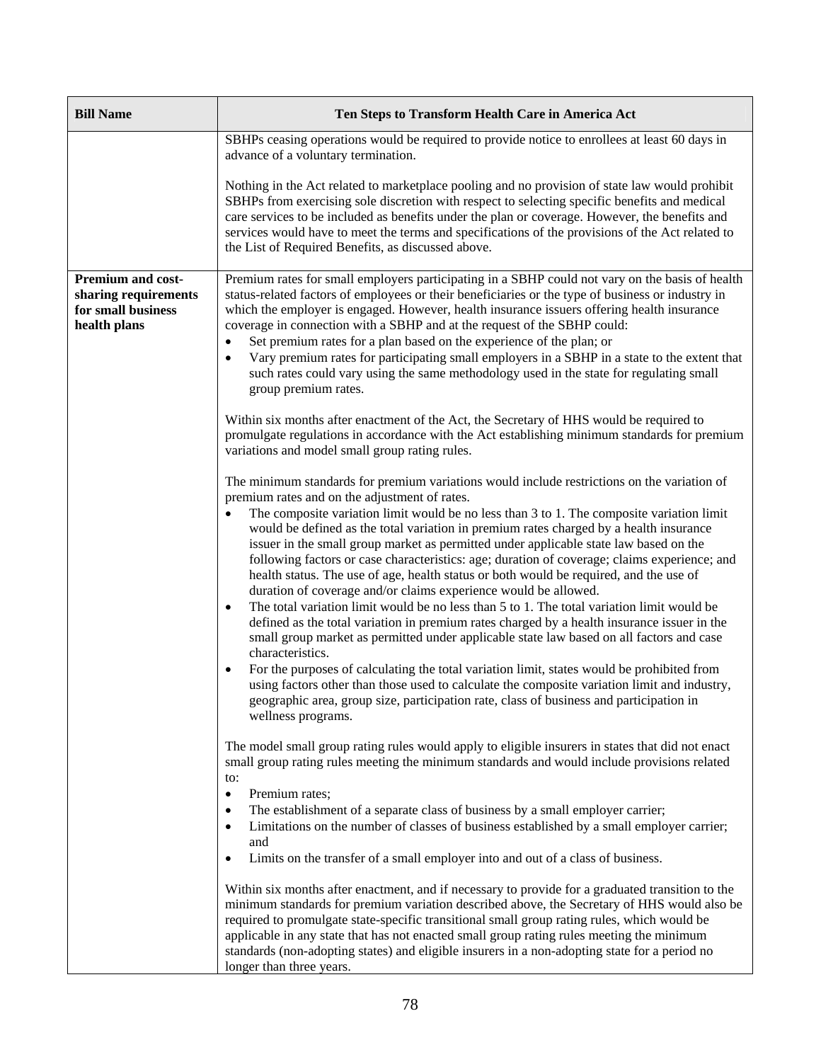| Bill Name | Ten Steps to Transform Health Care in America Act |
|---|---|
| | SBHPs ceasing operations would be required to provide notice to enrollees at least 60 days in advance of a voluntary termination.<br><br>Nothing in the Act related to marketplace pooling and no provision of state law would prohibit SBHPs from exercising sole discretion with respect to selecting specific benefits and medical care services to be included as benefits under the plan or coverage. However, the benefits and services would have to meet the terms and specifications of the provisions of the Act related to the List of Required Benefits, as discussed above. |
| **Premium and cost-sharing requirements for small business health plans** | Premium rates for small employers participating in a SBHP could not vary on the basis of health status-related factors of employees or their beneficiaries or the type of business or industry in which the employer is engaged. However, health insurance issuers offering health insurance coverage in connection with a SBHP and at the request of the SBHP could:<br>• Set premium rates for a plan based on the experience of the plan; or<br>• Vary premium rates for participating small employers in a SBHP in a state to the extent that such rates could vary using the same methodology used in the state for regulating small group premium rates.<br><br>Within six months after enactment of the Act, the Secretary of HHS would be required to promulgate regulations in accordance with the Act establishing minimum standards for premium variations and model small group rating rules.<br><br>The minimum standards for premium variations would include restrictions on the variation of premium rates and on the adjustment of rates.<br>• The composite variation limit would be no less than 3 to 1. The composite variation limit would be defined as the total variation in premium rates charged by a health insurance issuer in the small group market as permitted under applicable state law based on the following factors or case characteristics: age; duration of coverage; claims experience; and health status. The use of age, health status or both would be required, and the use of duration of coverage and/or claims experience would be allowed.<br>• The total variation limit would be no less than 5 to 1. The total variation limit would be defined as the total variation in premium rates charged by a health insurance issuer in the small group market as permitted under applicable state law based on all factors and case characteristics.<br>• For the purposes of calculating the total variation limit, states would be prohibited from using factors other than those used to calculate the composite variation limit and industry, geographic area, group size, participation rate, class of business and participation in wellness programs.<br><br>The model small group rating rules would apply to eligible insurers in states that did not enact small group rating rules meeting the minimum standards and would include provisions related to:<br>• Premium rates;<br>• The establishment of a separate class of business by a small employer carrier;<br>• Limitations on the number of classes of business established by a small employer carrier; and<br>• Limits on the transfer of a small employer into and out of a class of business.<br><br>Within six months after enactment, and if necessary to provide for a graduated transition to the minimum standards for premium variation described above, the Secretary of HHS would also be required to promulgate state-specific transitional small group rating rules, which would be applicable in any state that has not enacted small group rating rules meeting the minimum standards (non-adopting states) and eligible insurers in a non-adopting state for a period no longer than three years. |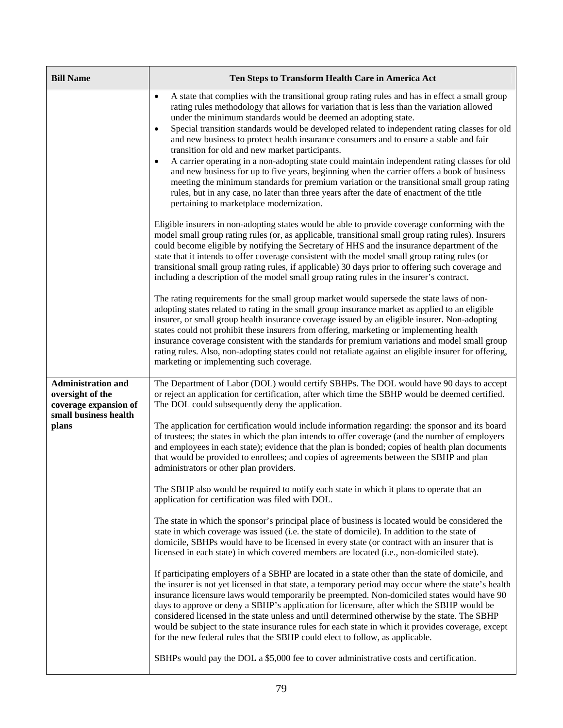| Bill Name | Ten Steps to Transform Health Care in America Act |
|---|---|
| | • A state that complies with the transitional group rating rules and has in effect a small group rating rules methodology that allows for variation that is less than the variation allowed under the minimum standards would be deemed an adopting state.<br>• Special transition standards would be developed related to independent rating classes for old and new business to protect health insurance consumers and to ensure a stable and fair transition for old and new market participants.<br>• A carrier operating in a non-adopting state could maintain independent rating classes for old and new business for up to five years, beginning when the carrier offers a book of business meeting the minimum standards for premium variation or the transitional small group rating rules, but in any case, no later than three years after the date of enactment of the title pertaining to marketplace modernization.<br><br>Eligible insurers in non-adopting states would be able to provide coverage conforming with the model small group rating rules (or, as applicable, transitional small group rating rules). Insurers could become eligible by notifying the Secretary of HHS and the insurance department of the state that it intends to offer coverage consistent with the model small group rating rules (or transitional small group rating rules, if applicable) 30 days prior to offering such coverage and including a description of the model small group rating rules in the insurer's contract.<br><br>The rating requirements for the small group market would supersede the state laws of non-adopting states related to rating in the small group insurance market as applied to an eligible insurer, or small group health insurance coverage issued by an eligible insurer. Non-adopting states could not prohibit these insurers from offering, marketing or implementing health insurance coverage consistent with the standards for premium variations and model small group rating rules. Also, non-adopting states could not retaliate against an eligible insurer for offering, marketing or implementing such coverage. |
| **Administration and oversight of the coverage expansion of small business health plans** | The Department of Labor (DOL) would certify SBHPs. The DOL would have 90 days to accept or reject an application for certification, after which time the SBHP would be deemed certified. The DOL could subsequently deny the application.<br><br>The application for certification would include information regarding: the sponsor and its board of trustees; the states in which the plan intends to offer coverage (and the number of employers and employees in each state); evidence that the plan is bonded; copies of health plan documents that would be provided to enrollees; and copies of agreements between the SBHP and plan administrators or other plan providers.<br><br>The SBHP also would be required to notify each state in which it plans to operate that an application for certification was filed with DOL.<br><br>The state in which the sponsor's principal place of business is located would be considered the state in which coverage was issued (i.e. the state of domicile). In addition to the state of domicile, SBHPs would have to be licensed in every state (or contract with an insurer that is licensed in each state) in which covered members are located (i.e., non-domiciled state).<br><br>If participating employers of a SBHP are located in a state other than the state of domicile, and the insurer is not yet licensed in that state, a temporary period may occur where the state's health insurance licensure laws would temporarily be preempted. Non-domiciled states would have 90 days to approve or deny a SBHP's application for licensure, after which the SBHP would be considered licensed in the state unless and until determined otherwise by the state. The SBHP would be subject to the state insurance rules for each state in which it provides coverage, except for the new federal rules that the SBHP could elect to follow, as applicable.<br><br>SBHPs would pay the DOL a $5,000 fee to cover administrative costs and certification. |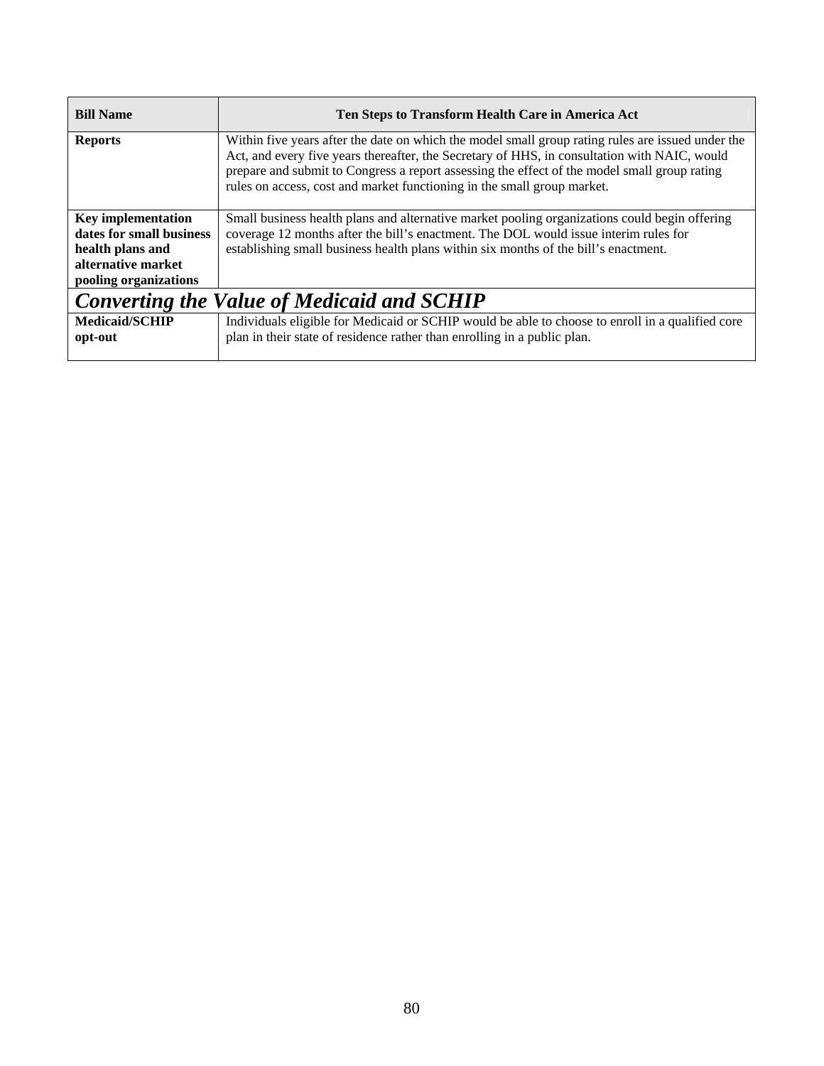| Bill Name | Ten Steps to Transform Health Care in America Act |
|---|---|
| **Reports** | Within five years after the date on which the model small group rating rules are issued under the Act, and every five years thereafter, the Secretary of HHS, in consultation with NAIC, would prepare and submit to Congress a report assessing the effect of the model small group rating rules on access, cost and market functioning in the small group market. |
| **Key implementation dates for small business health plans and alternative market pooling organizations** | Small business health plans and alternative market pooling organizations could begin offering coverage 12 months after the bill's enactment. The DOL would issue interim rules for establishing small business health plans within six months of the bill's enactment. |
| ***Converting the Value of Medicaid and SCHIP*** | |
| **Medicaid/SCHIP opt-out** | Individuals eligible for Medicaid or SCHIP would be able to choose to enroll in a qualified core plan in their state of residence rather than enrolling in a public plan. |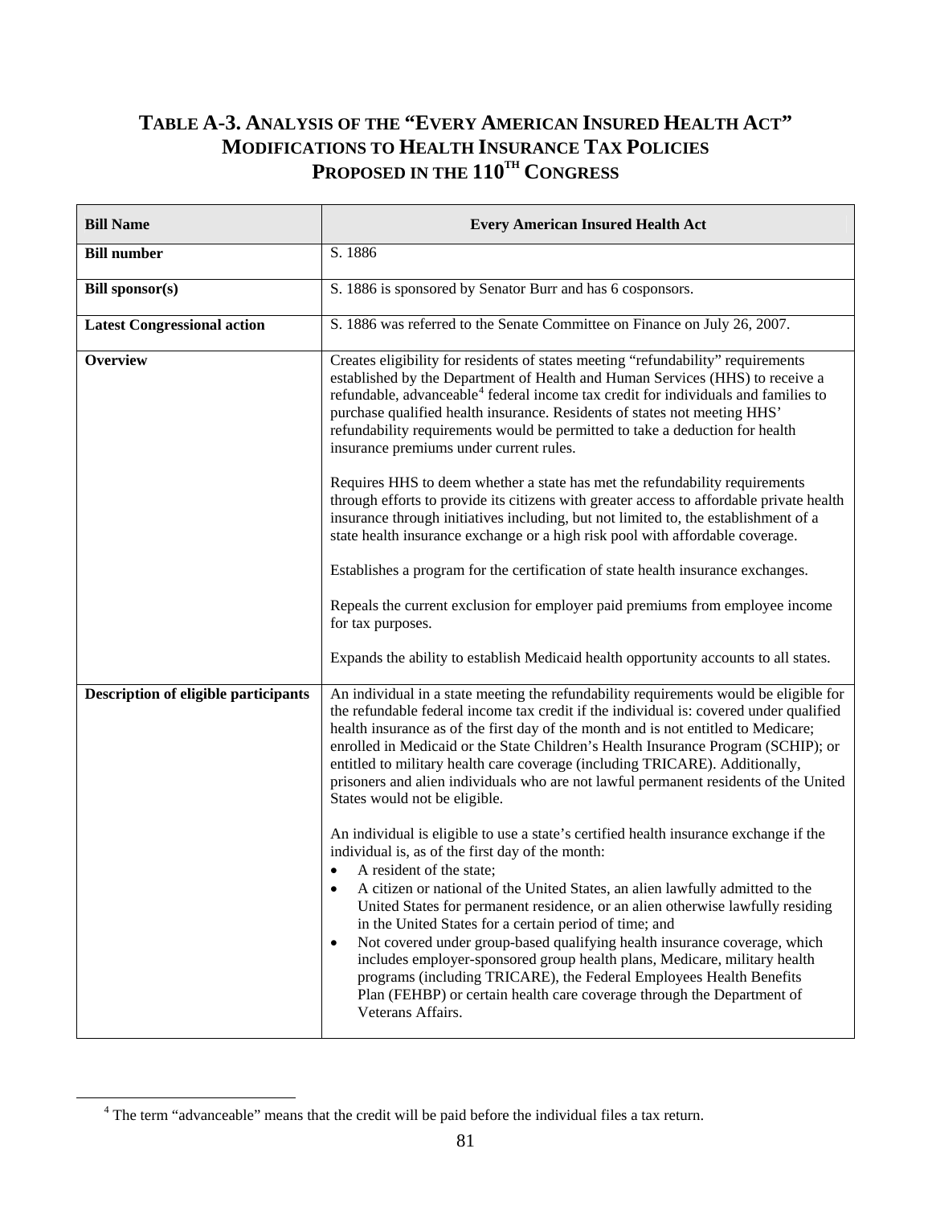# Table A-3. Analysis of the "Every American Insured Health Act" Modifications to Health Insurance Tax Policies Proposed in the 110th Congress

| Bill Name | Every American Insured Health Act |
|---|---|
| **Bill number** | S. 1886 |
| **Bill sponsor(s)** | S. 1886 is sponsored by Senator Burr and has 6 cosponsors. |
| **Latest Congressional action** | S. 1886 was referred to the Senate Committee on Finance on July 26, 2007. |
| **Overview** | Creates eligibility for residents of states meeting "refundability" requirements established by the Department of Health and Human Services (HHS) to receive a refundable, advanceable[4] federal income tax credit for individuals and families to purchase qualified health insurance. Residents of states not meeting HHS' refundability requirements would be permitted to take a deduction for health insurance premiums under current rules.<br><br>Requires HHS to deem whether a state has met the refundability requirements through efforts to provide its citizens with greater access to affordable private health insurance through initiatives including, but not limited to, the establishment of a state health insurance exchange or a high risk pool with affordable coverage.<br><br>Establishes a program for the certification of state health insurance exchanges.<br><br>Repeals the current exclusion for employer paid premiums from employee income for tax purposes.<br><br>Expands the ability to establish Medicaid health opportunity accounts to all states. |
| **Description of eligible participants** | An individual in a state meeting the refundability requirements would be eligible for the refundable federal income tax credit if the individual is: covered under qualified health insurance as of the first day of the month and is not entitled to Medicare; enrolled in Medicaid or the State Children's Health Insurance Program (SCHIP); or entitled to military health care coverage (including TRICARE). Additionally, prisoners and alien individuals who are not lawful permanent residents of the United States would not be eligible.<br><br>An individual is eligible to use a state's certified health insurance exchange if the individual is, as of the first day of the month:<br>• A resident of the state;<br>• A citizen or national of the United States, an alien lawfully admitted to the United States for permanent residence, or an alien otherwise lawfully residing in the United States for a certain period of time; and<br>• Not covered under group-based qualifying health insurance coverage, which includes employer-sponsored group health plans, Medicare, military health programs (including TRICARE), the Federal Employees Health Benefits Plan (FEHBP) or certain health care coverage through the Department of Veterans Affairs. |

[4] The term "advanceable" means that the credit will be paid before the individual files a tax return.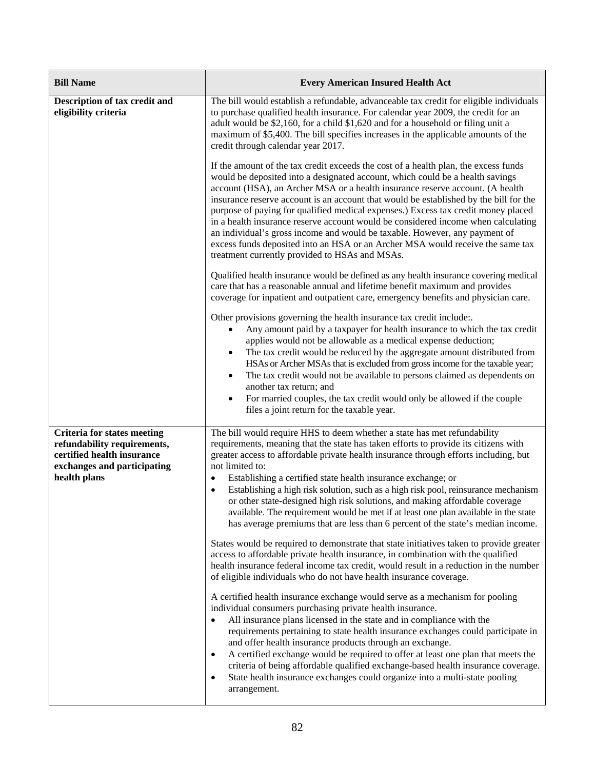| Bill Name | Every American Insured Health Act |
|---|---|
| **Description of tax credit and eligibility criteria** | The bill would establish a refundable, advanceable tax credit for eligible individuals to purchase qualified health insurance. For calendar year 2009, the credit for an adult would be $2,160, for a child $1,620 and for a household or filing unit a maximum of $5,400. The bill specifies increases in the applicable amounts of the credit through calendar year 2017.<br><br>If the amount of the tax credit exceeds the cost of a health plan, the excess funds would be deposited into a designated account, which could be a health savings account (HSA), an Archer MSA or a health insurance reserve account. (A health insurance reserve account is an account that would be established by the bill for the purpose of paying for qualified medical expenses.) Excess tax credit money placed in a health insurance reserve account would be considered income when calculating an individual's gross income and would be taxable. However, any payment of excess funds deposited into an HSA or an Archer MSA would receive the same tax treatment currently provided to HSAs and MSAs.<br><br>Qualified health insurance would be defined as any health insurance covering medical care that has a reasonable annual and lifetime benefit maximum and provides coverage for inpatient and outpatient care, emergency benefits and physician care.<br><br>Other provisions governing the health insurance tax credit include:.<br>• Any amount paid by a taxpayer for health insurance to which the tax credit applies would not be allowable as a medical expense deduction;<br>• The tax credit would be reduced by the aggregate amount distributed from HSAs or Archer MSAs that is excluded from gross income for the taxable year;<br>• The tax credit would not be available to persons claimed as dependents on another tax return; and<br>• For married couples, the tax credit would only be allowed if the couple files a joint return for the taxable year. |
| **Criteria for states meeting refundability requirements, certified health insurance exchanges and participating health plans** | The bill would require HHS to deem whether a state has met refundability requirements, meaning that the state has taken efforts to provide its citizens with greater access to affordable private health insurance through efforts including, but not limited to:<br>• Establishing a certified state health insurance exchange; or<br>• Establishing a high risk solution, such as a high risk pool, reinsurance mechanism or other state-designed high risk solutions, and making affordable coverage available. The requirement would be met if at least one plan available in the state has average premiums that are less than 6 percent of the state's median income.<br><br>States would be required to demonstrate that state initiatives taken to provide greater access to affordable private health insurance, in combination with the qualified health insurance federal income tax credit, would result in a reduction in the number of eligible individuals who do not have health insurance coverage.<br><br>A certified health insurance exchange would serve as a mechanism for pooling individual consumers purchasing private health insurance.<br>• All insurance plans licensed in the state and in compliance with the requirements pertaining to state health insurance exchanges could participate in and offer health insurance products through an exchange.<br>• A certified exchange would be required to offer at least one plan that meets the criteria of being affordable qualified exchange-based health insurance coverage.<br>• State health insurance exchanges could organize into a multi-state pooling arrangement. |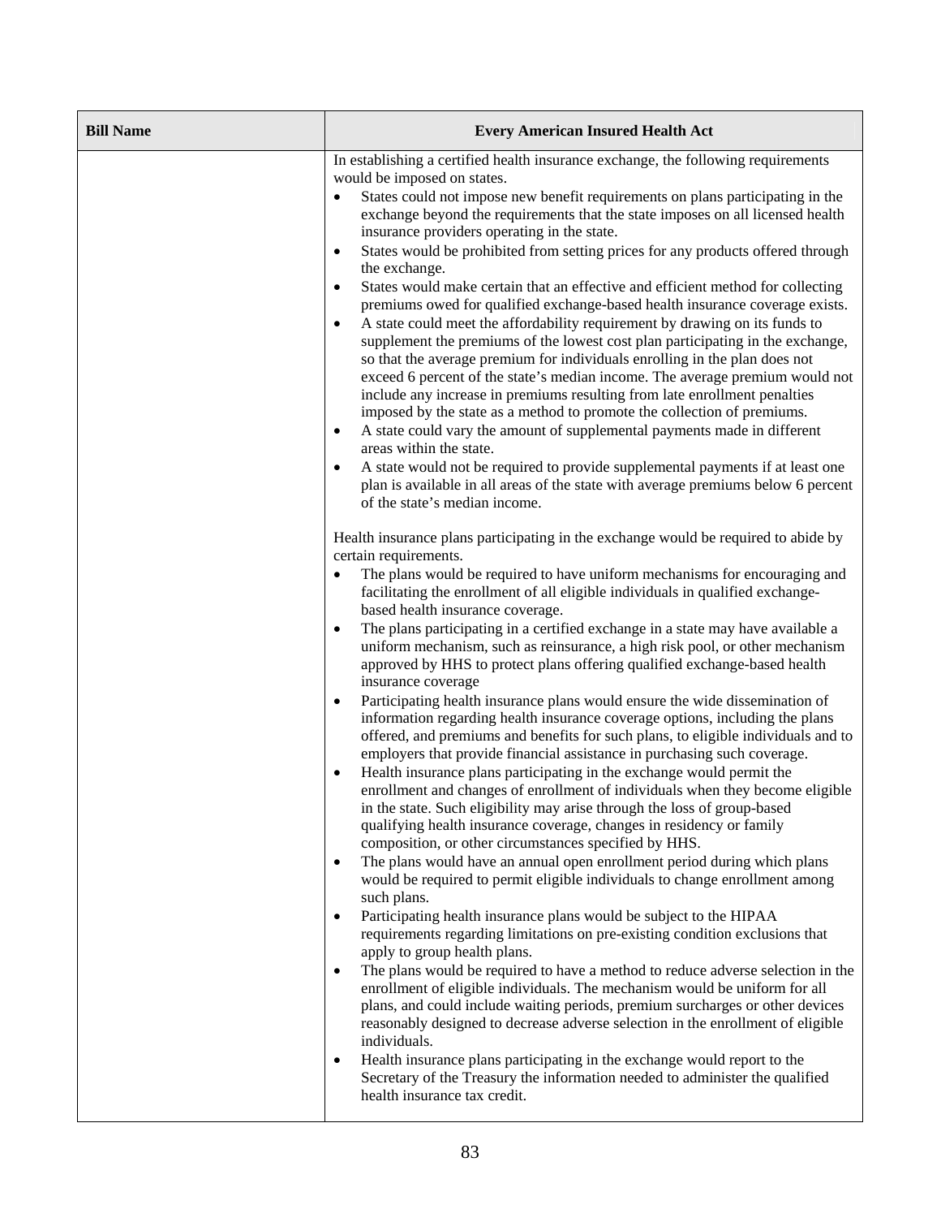| Bill Name | Every American Insured Health Act |
| --- | --- |
| | In establishing a certified health insurance exchange, the following requirements would be imposed on states.<br>• States could not impose new benefit requirements on plans participating in the exchange beyond the requirements that the state imposes on all licensed health insurance providers operating in the state.<br>• States would be prohibited from setting prices for any products offered through the exchange.<br>• States would make certain that an effective and efficient method for collecting premiums owed for qualified exchange-based health insurance coverage exists.<br>• A state could meet the affordability requirement by drawing on its funds to supplement the premiums of the lowest cost plan participating in the exchange, so that the average premium for individuals enrolling in the plan does not exceed 6 percent of the state's median income. The average premium would not include any increase in premiums resulting from late enrollment penalties imposed by the state as a method to promote the collection of premiums.<br>• A state could vary the amount of supplemental payments made in different areas within the state.<br>• A state would not be required to provide supplemental payments if at least one plan is available in all areas of the state with average premiums below 6 percent of the state's median income.<br><br>Health insurance plans participating in the exchange would be required to abide by certain requirements.<br>• The plans would be required to have uniform mechanisms for encouraging and facilitating the enrollment of all eligible individuals in qualified exchange-based health insurance coverage.<br>• The plans participating in a certified exchange in a state may have available a uniform mechanism, such as reinsurance, a high risk pool, or other mechanism approved by HHS to protect plans offering qualified exchange-based health insurance coverage<br>• Participating health insurance plans would ensure the wide dissemination of information regarding health insurance coverage options, including the plans offered, and premiums and benefits for such plans, to eligible individuals and to employers that provide financial assistance in purchasing such coverage.<br>• Health insurance plans participating in the exchange would permit the enrollment and changes of enrollment of individuals when they become eligible in the state. Such eligibility may arise through the loss of group-based qualifying health insurance coverage, changes in residency or family composition, or other circumstances specified by HHS.<br>• The plans would have an annual open enrollment period during which plans would be required to permit eligible individuals to change enrollment among such plans.<br>• Participating health insurance plans would be subject to the HIPAA requirements regarding limitations on pre-existing condition exclusions that apply to group health plans.<br>• The plans would be required to have a method to reduce adverse selection in the enrollment of eligible individuals. The mechanism would be uniform for all plans, and could include waiting periods, premium surcharges or other devices reasonably designed to decrease adverse selection in the enrollment of eligible individuals.<br>• Health insurance plans participating in the exchange would report to the Secretary of the Treasury the information needed to administer the qualified health insurance tax credit. |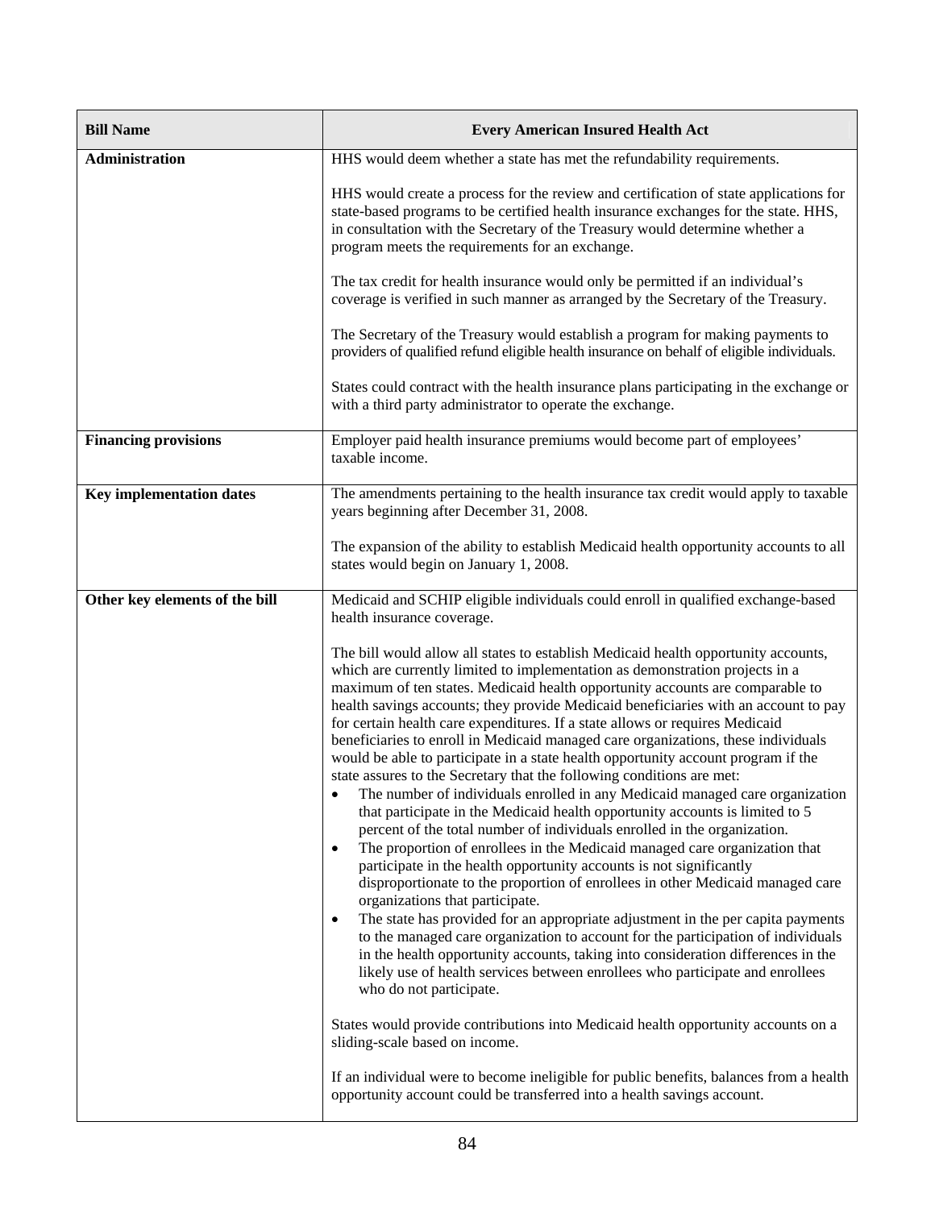| Bill Name | Every American Insured Health Act |
| --- | --- |
| **Administration** | HHS would deem whether a state has met the refundability requirements.<br><br>HHS would create a process for the review and certification of state applications for state-based programs to be certified health insurance exchanges for the state. HHS, in consultation with the Secretary of the Treasury would determine whether a program meets the requirements for an exchange.<br><br>The tax credit for health insurance would only be permitted if an individual's coverage is verified in such manner as arranged by the Secretary of the Treasury.<br><br>The Secretary of the Treasury would establish a program for making payments to providers of qualified refund eligible health insurance on behalf of eligible individuals.<br><br>States could contract with the health insurance plans participating in the exchange or with a third party administrator to operate the exchange. |
| **Financing provisions** | Employer paid health insurance premiums would become part of employees' taxable income. |
| **Key implementation dates** | The amendments pertaining to the health insurance tax credit would apply to taxable years beginning after December 31, 2008.<br><br>The expansion of the ability to establish Medicaid health opportunity accounts to all states would begin on January 1, 2008. |
| **Other key elements of the bill** | Medicaid and SCHIP eligible individuals could enroll in qualified exchange-based health insurance coverage.<br><br>The bill would allow all states to establish Medicaid health opportunity accounts, which are currently limited to implementation as demonstration projects in a maximum of ten states. Medicaid health opportunity accounts are comparable to health savings accounts; they provide Medicaid beneficiaries with an account to pay for certain health care expenditures. If a state allows or requires Medicaid beneficiaries to enroll in Medicaid managed care organizations, these individuals would be able to participate in a state health opportunity account program if the state assures to the Secretary that the following conditions are met:<br>• The number of individuals enrolled in any Medicaid managed care organization that participate in the Medicaid health opportunity accounts is limited to 5 percent of the total number of individuals enrolled in the organization.<br>• The proportion of enrollees in the Medicaid managed care organization that participate in the health opportunity accounts is not significantly disproportionate to the proportion of enrollees in other Medicaid managed care organizations that participate.<br>• The state has provided for an appropriate adjustment in the per capita payments to the managed care organization to account for the participation of individuals in the health opportunity accounts, taking into consideration differences in the likely use of health services between enrollees who participate and enrollees who do not participate.<br><br>States would provide contributions into Medicaid health opportunity accounts on a sliding-scale based on income.<br><br>If an individual were to become ineligible for public benefits, balances from a health opportunity account could be transferred into a health savings account. |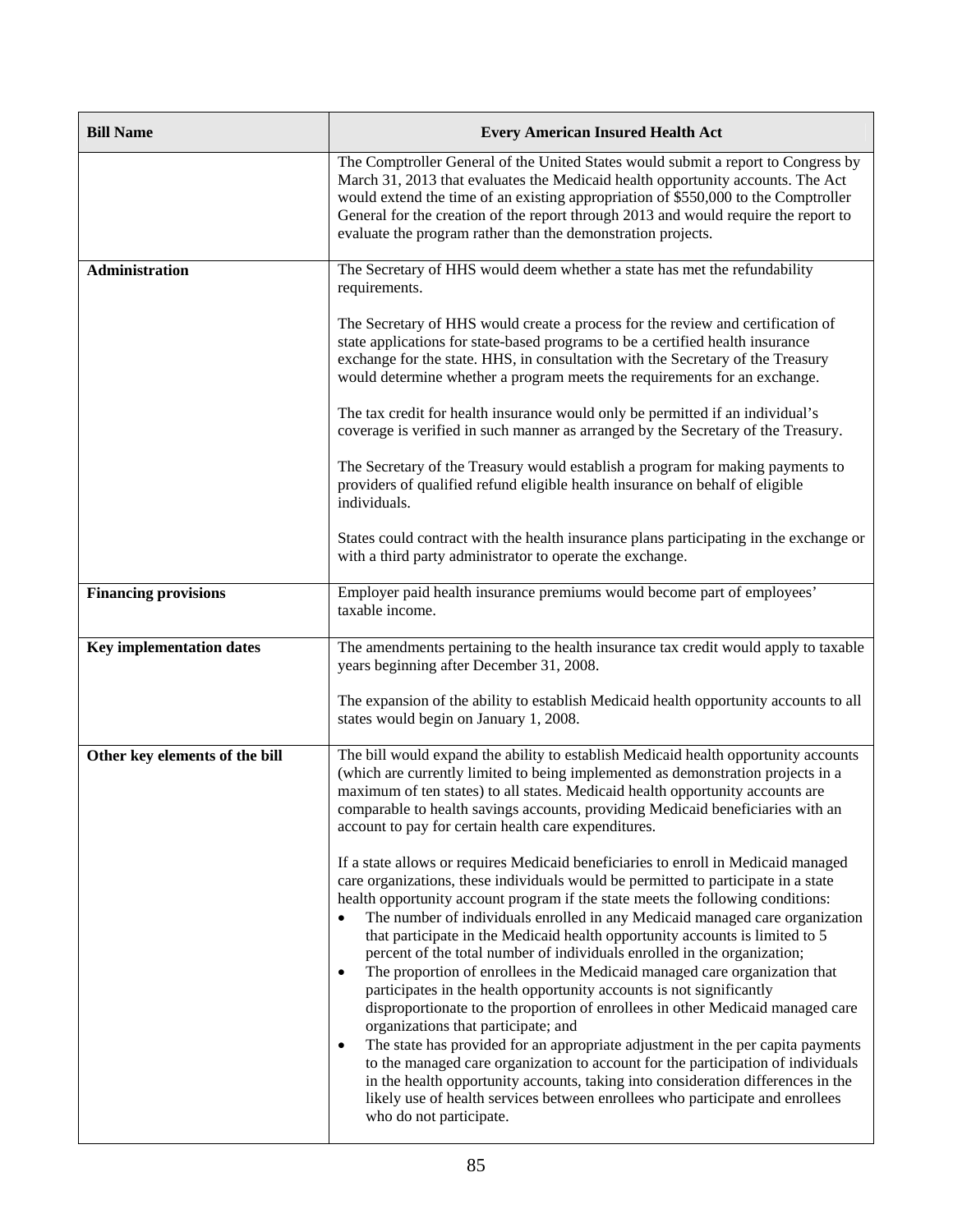| Bill Name | Every American Insured Health Act |
|---|---|
| | The Comptroller General of the United States would submit a report to Congress by March 31, 2013 that evaluates the Medicaid health opportunity accounts. The Act would extend the time of an existing appropriation of $550,000 to the Comptroller General for the creation of the report through 2013 and would require the report to evaluate the program rather than the demonstration projects. |
| **Administration** | The Secretary of HHS would deem whether a state has met the refundability requirements.<br><br>The Secretary of HHS would create a process for the review and certification of state applications for state-based programs to be a certified health insurance exchange for the state. HHS, in consultation with the Secretary of the Treasury would determine whether a program meets the requirements for an exchange.<br><br>The tax credit for health insurance would only be permitted if an individual's coverage is verified in such manner as arranged by the Secretary of the Treasury.<br><br>The Secretary of the Treasury would establish a program for making payments to providers of qualified refund eligible health insurance on behalf of eligible individuals.<br><br>States could contract with the health insurance plans participating in the exchange or with a third party administrator to operate the exchange. |
| **Financing provisions** | Employer paid health insurance premiums would become part of employees' taxable income. |
| **Key implementation dates** | The amendments pertaining to the health insurance tax credit would apply to taxable years beginning after December 31, 2008.<br><br>The expansion of the ability to establish Medicaid health opportunity accounts to all states would begin on January 1, 2008. |
| **Other key elements of the bill** | The bill would expand the ability to establish Medicaid health opportunity accounts (which are currently limited to being implemented as demonstration projects in a maximum of ten states) to all states. Medicaid health opportunity accounts are comparable to health savings accounts, providing Medicaid beneficiaries with an account to pay for certain health care expenditures.<br><br>If a state allows or requires Medicaid beneficiaries to enroll in Medicaid managed care organizations, these individuals would be permitted to participate in a state health opportunity account program if the state meets the following conditions:<br>• The number of individuals enrolled in any Medicaid managed care organization that participate in the Medicaid health opportunity accounts is limited to 5 percent of the total number of individuals enrolled in the organization;<br>• The proportion of enrollees in the Medicaid managed care organization that participates in the health opportunity accounts is not significantly disproportionate to the proportion of enrollees in other Medicaid managed care organizations that participate; and<br>• The state has provided for an appropriate adjustment in the per capita payments to the managed care organization to account for the participation of individuals in the health opportunity accounts, taking into consideration differences in the likely use of health services between enrollees who participate and enrollees who do not participate. |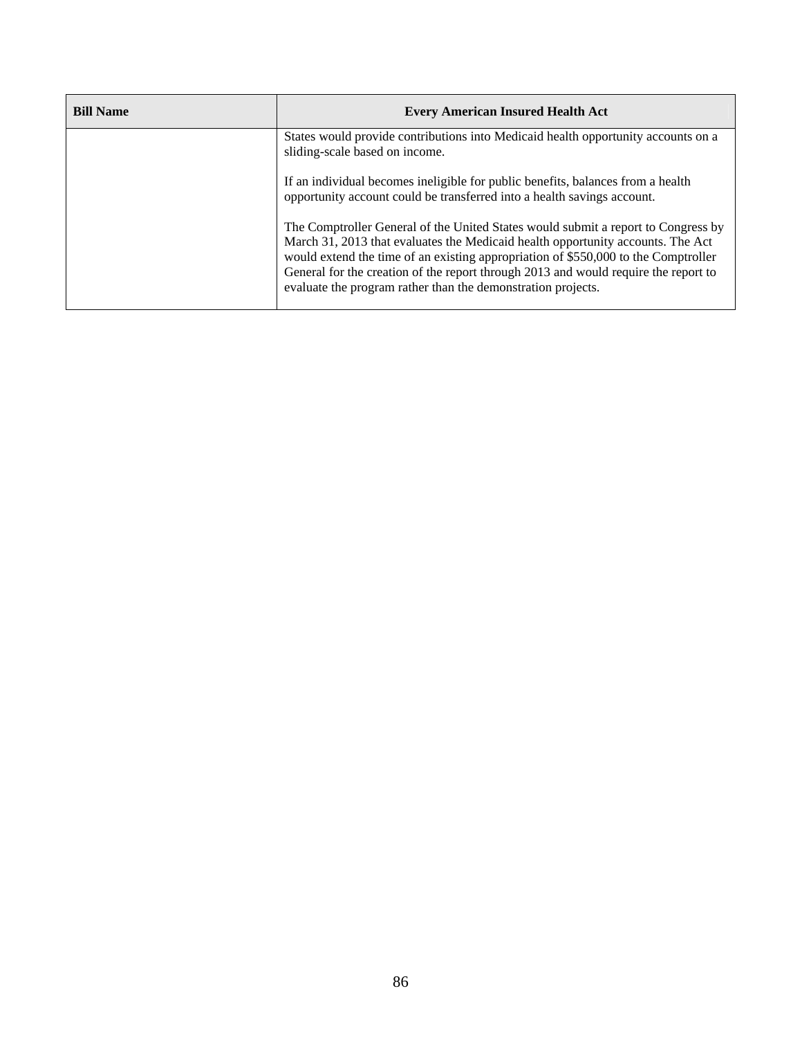| Bill Name | Every American Insured Health Act |
| --- | --- |
| | States would provide contributions into Medicaid health opportunity accounts on a sliding-scale based on income.<br><br>If an individual becomes ineligible for public benefits, balances from a health opportunity account could be transferred into a health savings account.<br><br>The Comptroller General of the United States would submit a report to Congress by March 31, 2013 that evaluates the Medicaid health opportunity accounts. The Act would extend the time of an existing appropriation of $550,000 to the Comptroller General for the creation of the report through 2013 and would require the report to evaluate the program rather than the demonstration projects. |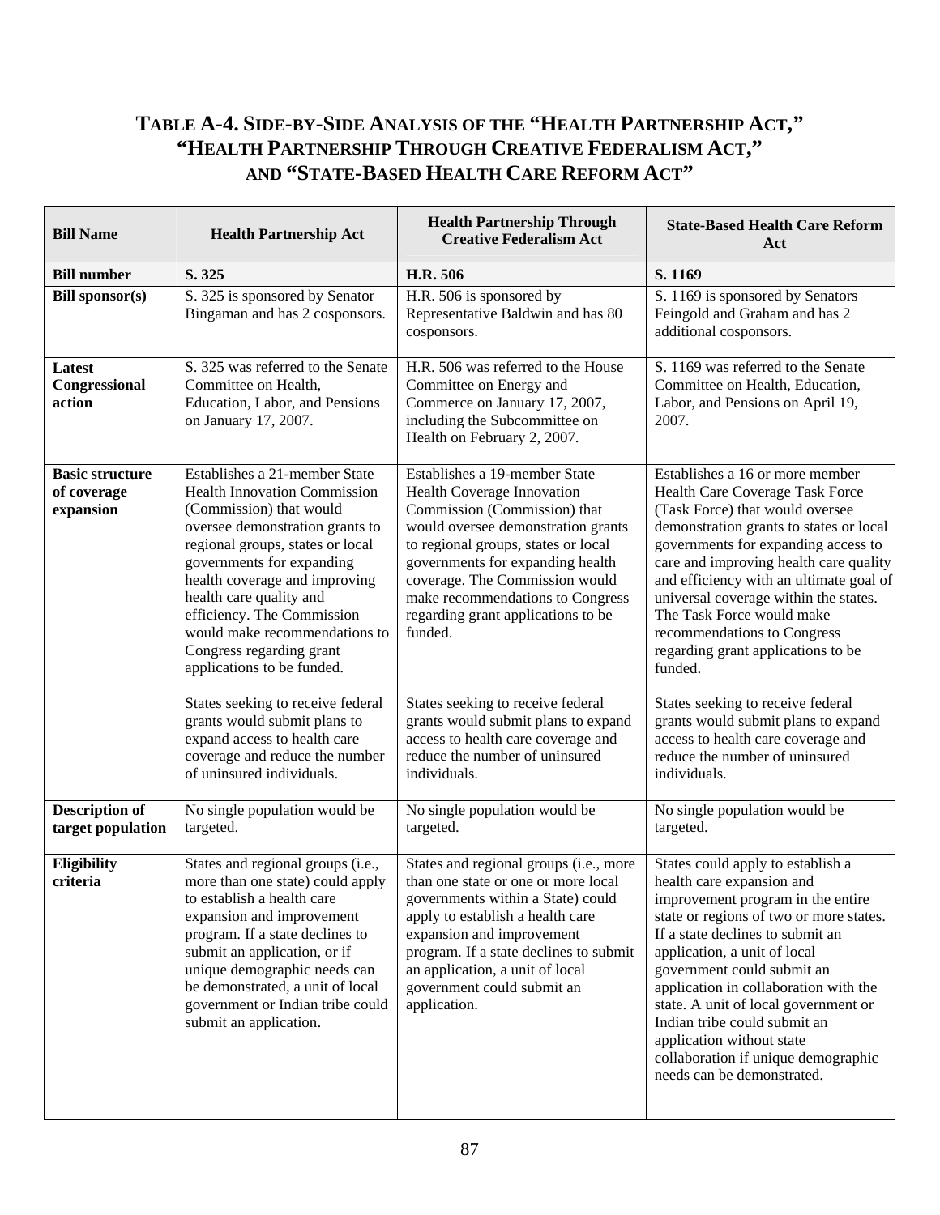# TABLE A-4. SIDE-BY-SIDE ANALYSIS OF THE "HEALTH PARTNERSHIP ACT," "HEALTH PARTNERSHIP THROUGH CREATIVE FEDERALISM ACT," AND "STATE-BASED HEALTH CARE REFORM ACT"

| Bill Name | Health Partnership Act | Health Partnership Through Creative Federalism Act | State-Based Health Care Reform Act |
|---|---|---|---|
| **Bill number** | **S. 325** | **H.R. 506** | **S. 1169** |
| **Bill sponsor(s)** | S. 325 is sponsored by Senator Bingaman and has 2 cosponsors. | H.R. 506 is sponsored by Representative Baldwin and has 80 cosponsors. | S. 1169 is sponsored by Senators Feingold and Graham and has 2 additional cosponsors. |
| **Latest Congressional action** | S. 325 was referred to the Senate Committee on Health, Education, Labor, and Pensions on January 17, 2007. | H.R. 506 was referred to the House Committee on Energy and Commerce on January 17, 2007, including the Subcommittee on Health on February 2, 2007. | S. 1169 was referred to the Senate Committee on Health, Education, Labor, and Pensions on April 19, 2007. |
| **Basic structure of coverage expansion** | Establishes a 21-member State Health Innovation Commission (Commission) that would oversee demonstration grants to regional groups, states or local governments for expanding health coverage and improving health care quality and efficiency. The Commission would make recommendations to Congress regarding grant applications to be funded.<br><br>States seeking to receive federal grants would submit plans to expand access to health care coverage and reduce the number of uninsured individuals. | Establishes a 19-member State Health Coverage Innovation Commission (Commission) that would oversee demonstration grants to regional groups, states or local governments for expanding health coverage. The Commission would make recommendations to Congress regarding grant applications to be funded.<br><br>States seeking to receive federal grants would submit plans to expand access to health care coverage and reduce the number of uninsured individuals. | Establishes a 16 or more member Health Care Coverage Task Force (Task Force) that would oversee demonstration grants to states or local governments for expanding access to care and improving health care quality and efficiency with an ultimate goal of universal coverage within the states. The Task Force would make recommendations to Congress regarding grant applications to be funded.<br><br>States seeking to receive federal grants would submit plans to expand access to health care coverage and reduce the number of uninsured individuals. |
| **Description of target population** | No single population would be targeted. | No single population would be targeted. | No single population would be targeted. |
| **Eligibility criteria** | States and regional groups (i.e., more than one state) could apply to establish a health care expansion and improvement program. If a state declines to submit an application, or if unique demographic needs can be demonstrated, a unit of local government or Indian tribe could submit an application. | States and regional groups (i.e., more than one state or one or more local governments within a State) could apply to establish a health care expansion and improvement program. If a state declines to submit an application, a unit of local government could submit an application. | States could apply to establish a health care expansion and improvement program in the entire state or regions of two or more states. If a state declines to submit an application, a unit of local government could submit an application in collaboration with the state. A unit of local government or Indian tribe could submit an application without state collaboration if unique demographic needs can be demonstrated. |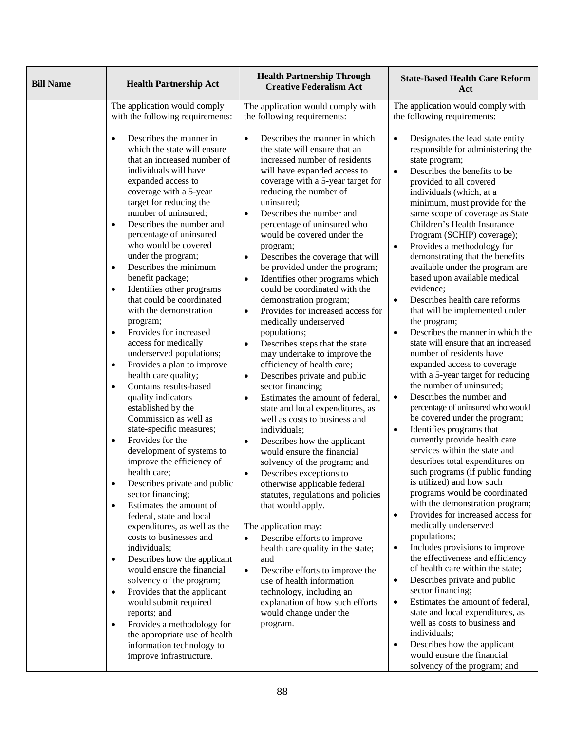| Bill Name | Health Partnership Act | Health Partnership Through Creative Federalism Act | State-Based Health Care Reform Act |
|---|---|---|---|
| | The application would comply with the following requirements:<br><br>• Describes the manner in which the state will ensure that an increased number of individuals will have expanded access to coverage with a 5-year target for reducing the number of uninsured;<br>• Describes the number and percentage of uninsured who would be covered under the program;<br>• Describes the minimum benefit package;<br>• Identifies other programs that could be coordinated with the demonstration program;<br>• Provides for increased access for medically underserved populations;<br>• Provides a plan to improve health care quality;<br>• Contains results-based quality indicators established by the Commission as well as state-specific measures;<br>• Provides for the development of systems to improve the efficiency of health care;<br>• Describes private and public sector financing;<br>• Estimates the amount of federal, state and local expenditures, as well as the costs to businesses and individuals;<br>• Describes how the applicant would ensure the financial solvency of the program;<br>• Provides that the applicant would submit required reports; and<br>• Provides a methodology for the appropriate use of health information technology to improve infrastructure. | The application would comply with the following requirements:<br><br>• Describes the manner in which the state will ensure that an increased number of residents will have expanded access to coverage with a 5-year target for reducing the number of uninsured;<br>• Describes the number and percentage of uninsured who would be covered under the program;<br>• Describes the coverage that will be provided under the program;<br>• Identifies other programs which could be coordinated with the demonstration program;<br>• Provides for increased access for medically underserved populations;<br>• Describes steps that the state may undertake to improve the efficiency of health care;<br>• Describes private and public sector financing;<br>• Estimates the amount of federal, state and local expenditures, as well as costs to business and individuals;<br>• Describes how the applicant would ensure the financial solvency of the program; and<br>• Describes exceptions to otherwise applicable federal statutes, regulations and policies that would apply.<br><br>The application may:<br>• Describe efforts to improve health care quality in the state; and<br>• Describe efforts to improve the use of health information technology, including an explanation of how such efforts would change under the program. | The application would comply with the following requirements:<br><br>• Designates the lead state entity responsible for administering the state program;<br>• Describes the benefits to be provided to all covered individuals (which, at a minimum, must provide for the same scope of coverage as State Children's Health Insurance Program (SCHIP) coverage);<br>• Provides a methodology for demonstrating that the benefits available under the program are based upon available medical evidence;<br>• Describes health care reforms that will be implemented under the program;<br>• Describes the manner in which the state will ensure that an increased number of residents have expanded access to coverage with a 5-year target for reducing the number of uninsured;<br>• Describes the number and percentage of uninsured who would be covered under the program;<br>• Identifies programs that currently provide health care services within the state and describes total expenditures on such programs (if public funding is utilized) and how such programs would be coordinated with the demonstration program;<br>• Provides for increased access for medically underserved populations;<br>• Includes provisions to improve the effectiveness and efficiency of health care within the state;<br>• Describes private and public sector financing;<br>• Estimates the amount of federal, state and local expenditures, as well as costs to business and individuals;<br>• Describes how the applicant would ensure the financial solvency of the program; and |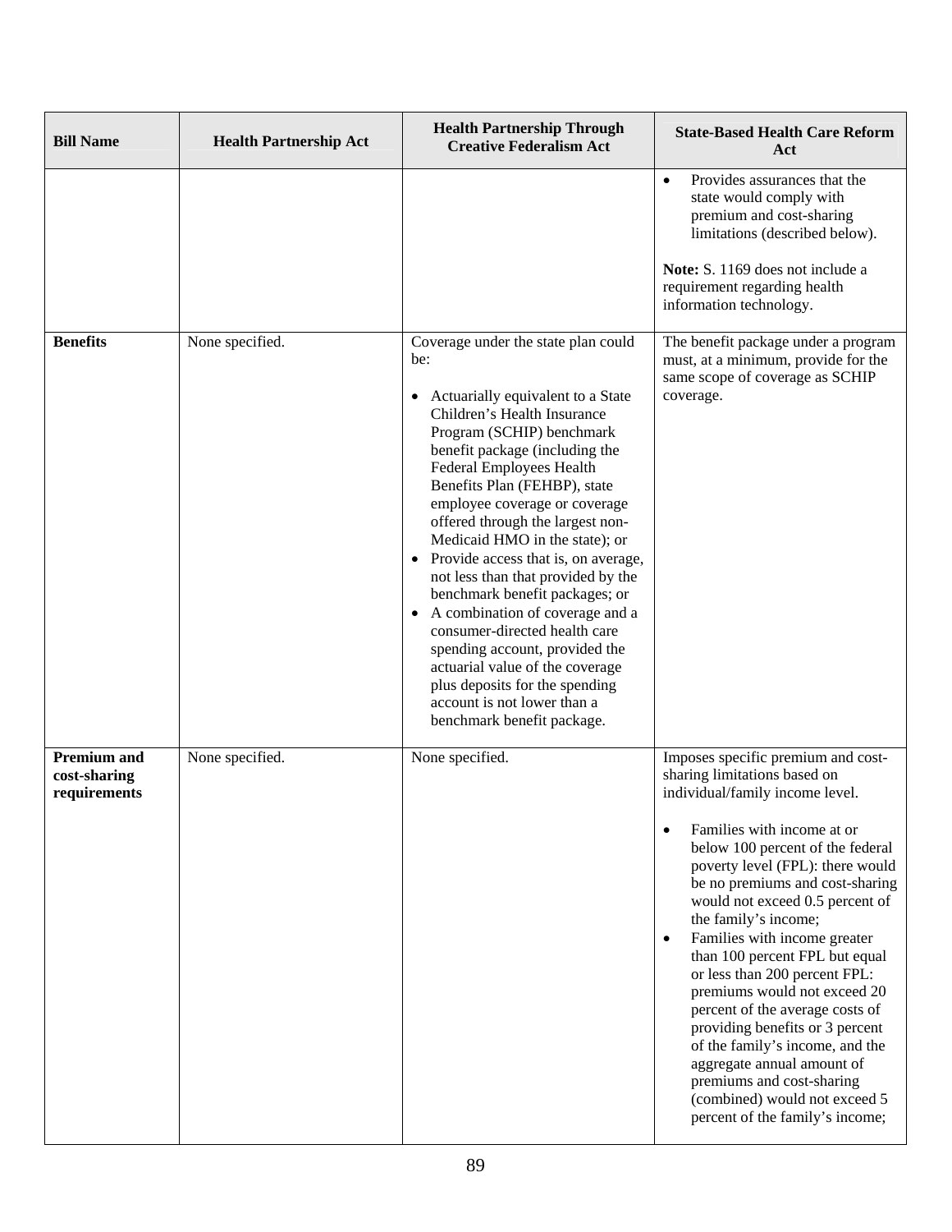| Bill Name | Health Partnership Act | Health Partnership Through Creative Federalism Act | State-Based Health Care Reform Act |
|---|---|---|---|
| | | | • Provides assurances that the state would comply with premium and cost-sharing limitations (described below).<br><br>**Note:** S. 1169 does not include a requirement regarding health information technology. |
| **Benefits** | None specified. | Coverage under the state plan could be:<br><br>• Actuarially equivalent to a State Children's Health Insurance Program (SCHIP) benchmark benefit package (including the Federal Employees Health Benefits Plan (FEHBP), state employee coverage or coverage offered through the largest non-Medicaid HMO in the state); or<br>• Provide access that is, on average, not less than that provided by the benchmark benefit packages; or<br>• A combination of coverage and a consumer-directed health care spending account, provided the actuarial value of the coverage plus deposits for the spending account is not lower than a benchmark benefit package. | The benefit package under a program must, at a minimum, provide for the same scope of coverage as SCHIP coverage. |
| **Premium and cost-sharing requirements** | None specified. | None specified. | Imposes specific premium and cost-sharing limitations based on individual/family income level.<br><br>• Families with income at or below 100 percent of the federal poverty level (FPL): there would be no premiums and cost-sharing would not exceed 0.5 percent of the family's income;<br>• Families with income greater than 100 percent FPL but equal or less than 200 percent FPL: premiums would not exceed 20 percent of the average costs of providing benefits or 3 percent of the family's income, and the aggregate annual amount of premiums and cost-sharing (combined) would not exceed 5 percent of the family's income; |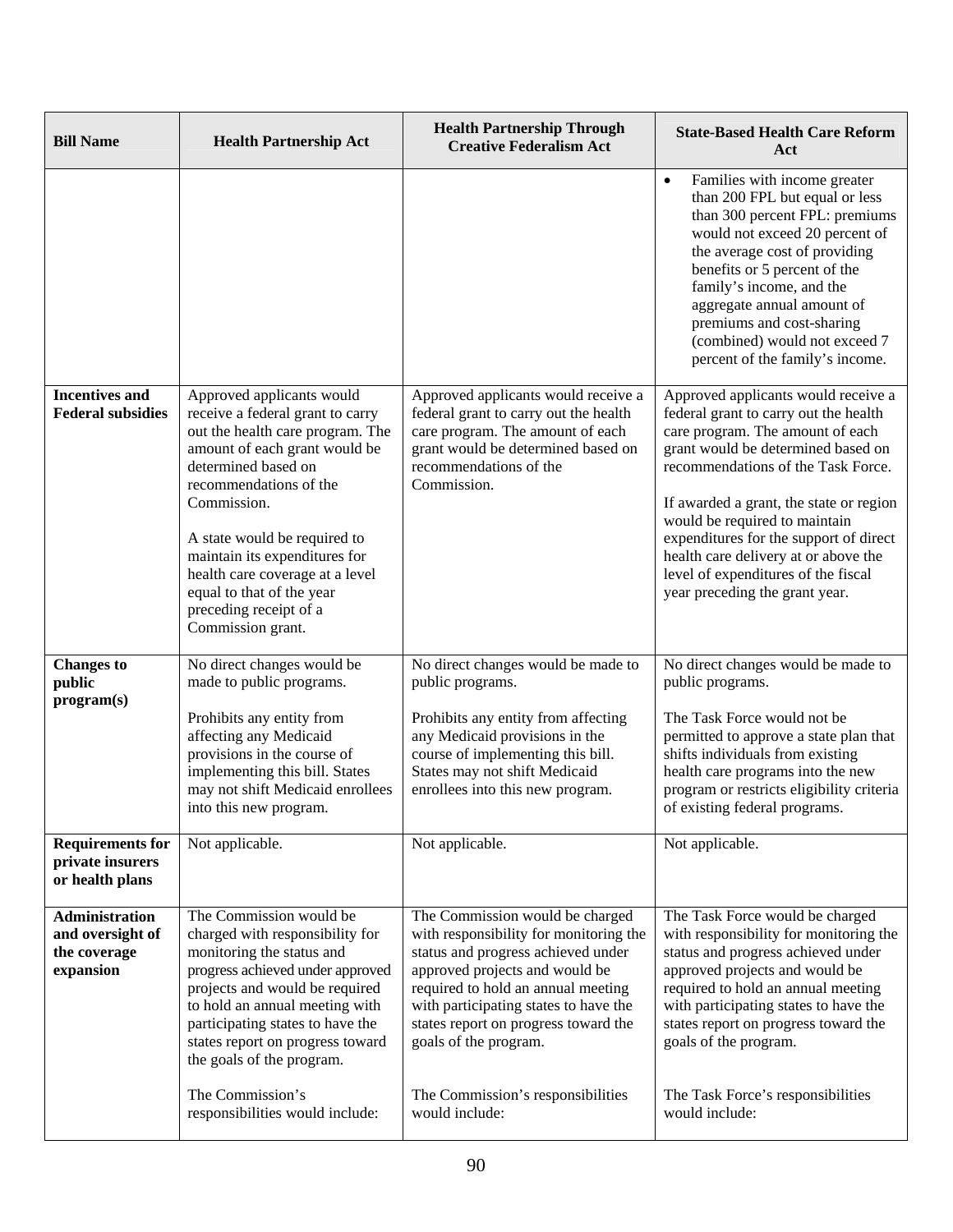| Bill Name | Health Partnership Act | Health Partnership Through Creative Federalism Act | State-Based Health Care Reform Act |
|---|---|---|---|
| | | | • Families with income greater than 200 FPL but equal or less than 300 percent FPL: premiums would not exceed 20 percent of the average cost of providing benefits or 5 percent of the family's income, and the aggregate annual amount of premiums and cost-sharing (combined) would not exceed 7 percent of the family's income. |
| **Incentives and Federal subsidies** | Approved applicants would receive a federal grant to carry out the health care program. The amount of each grant would be determined based on recommendations of the Commission.<br><br>A state would be required to maintain its expenditures for health care coverage at a level equal to that of the year preceding receipt of a Commission grant. | Approved applicants would receive a federal grant to carry out the health care program. The amount of each grant would be determined based on recommendations of the Commission. | Approved applicants would receive a federal grant to carry out the health care program. The amount of each grant would be determined based on recommendations of the Task Force.<br><br>If awarded a grant, the state or region would be required to maintain expenditures for the support of direct health care delivery at or above the level of expenditures of the fiscal year preceding the grant year. |
| **Changes to public program(s)** | No direct changes would be made to public programs.<br><br>Prohibits any entity from affecting any Medicaid provisions in the course of implementing this bill. States may not shift Medicaid enrollees into this new program. | No direct changes would be made to public programs.<br><br>Prohibits any entity from affecting any Medicaid provisions in the course of implementing this bill. States may not shift Medicaid enrollees into this new program. | No direct changes would be made to public programs.<br><br>The Task Force would not be permitted to approve a state plan that shifts individuals from existing health care programs into the new program or restricts eligibility criteria of existing federal programs. |
| **Requirements for private insurers or health plans** | Not applicable. | Not applicable. | Not applicable. |
| **Administration and oversight of the coverage expansion** | The Commission would be charged with responsibility for monitoring the status and progress achieved under approved projects and would be required to hold an annual meeting with participating states to have the states report on progress toward the goals of the program.<br><br>The Commission's responsibilities would include: | The Commission would be charged with responsibility for monitoring the status and progress achieved under approved projects and would be required to hold an annual meeting with participating states to have the states report on progress toward the goals of the program.<br><br>The Commission's responsibilities would include: | The Task Force would be charged with responsibility for monitoring the status and progress achieved under approved projects and would be required to hold an annual meeting with participating states to have the states report on progress toward the goals of the program.<br><br>The Task Force's responsibilities would include: |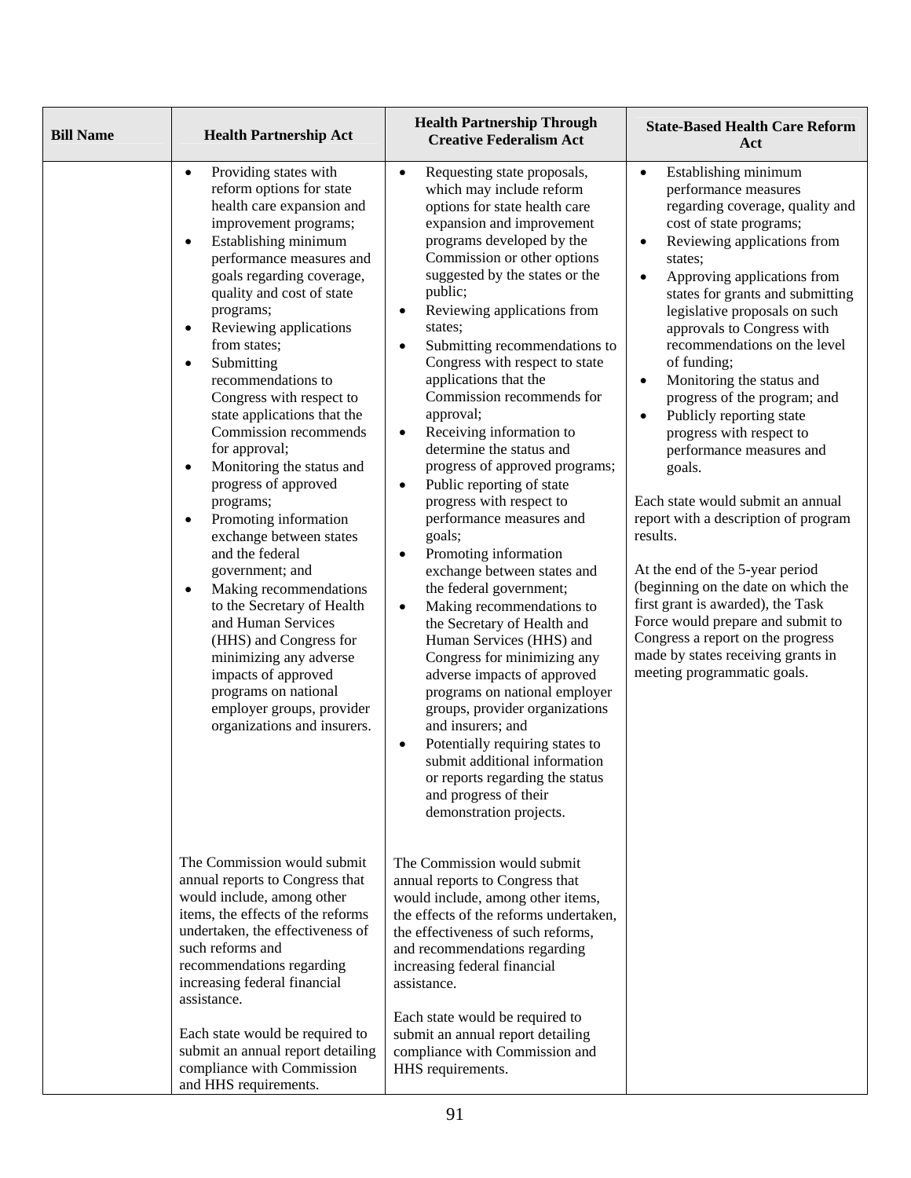| Bill Name | Health Partnership Act | Health Partnership Through Creative Federalism Act | State-Based Health Care Reform Act |
|---|---|---|---|
| | • Providing states with reform options for state health care expansion and improvement programs;<br>• Establishing minimum performance measures and goals regarding coverage, quality and cost of state programs;<br>• Reviewing applications from states;<br>• Submitting recommendations to Congress with respect to state applications that the Commission recommends for approval;<br>• Monitoring the status and progress of approved programs;<br>• Promoting information exchange between states and the federal government; and<br>• Making recommendations to the Secretary of Health and Human Services (HHS) and Congress for minimizing any adverse impacts of approved programs on national employer groups, provider organizations and insurers.<br><br>The Commission would submit annual reports to Congress that would include, among other items, the effects of the reforms undertaken, the effectiveness of such reforms and recommendations regarding increasing federal financial assistance.<br><br>Each state would be required to submit an annual report detailing compliance with Commission and HHS requirements. | • Requesting state proposals, which may include reform options for state health care expansion and improvement programs developed by the Commission or other options suggested by the states or the public;<br>• Reviewing applications from states;<br>• Submitting recommendations to Congress with respect to state applications that the Commission recommends for approval;<br>• Receiving information to determine the status and progress of approved programs;<br>• Public reporting of state progress with respect to performance measures and goals;<br>• Promoting information exchange between states and the federal government;<br>• Making recommendations to the Secretary of Health and Human Services (HHS) and Congress for minimizing any adverse impacts of approved programs on national employer groups, provider organizations and insurers; and<br>• Potentially requiring states to submit additional information or reports regarding the status and progress of their demonstration projects.<br><br>The Commission would submit annual reports to Congress that would include, among other items, the effects of the reforms undertaken, the effectiveness of such reforms, and recommendations regarding increasing federal financial assistance.<br><br>Each state would be required to submit an annual report detailing compliance with Commission and HHS requirements. | • Establishing minimum performance measures regarding coverage, quality and cost of state programs;<br>• Reviewing applications from states;<br>• Approving applications from states for grants and submitting legislative proposals on such approvals to Congress with recommendations on the level of funding;<br>• Monitoring the status and progress of the program; and<br>• Publicly reporting state progress with respect to performance measures and goals.<br><br>Each state would submit an annual report with a description of program results.<br><br>At the end of the 5-year period (beginning on the date on which the first grant is awarded), the Task Force would prepare and submit to Congress a report on the progress made by states receiving grants in meeting programmatic goals. |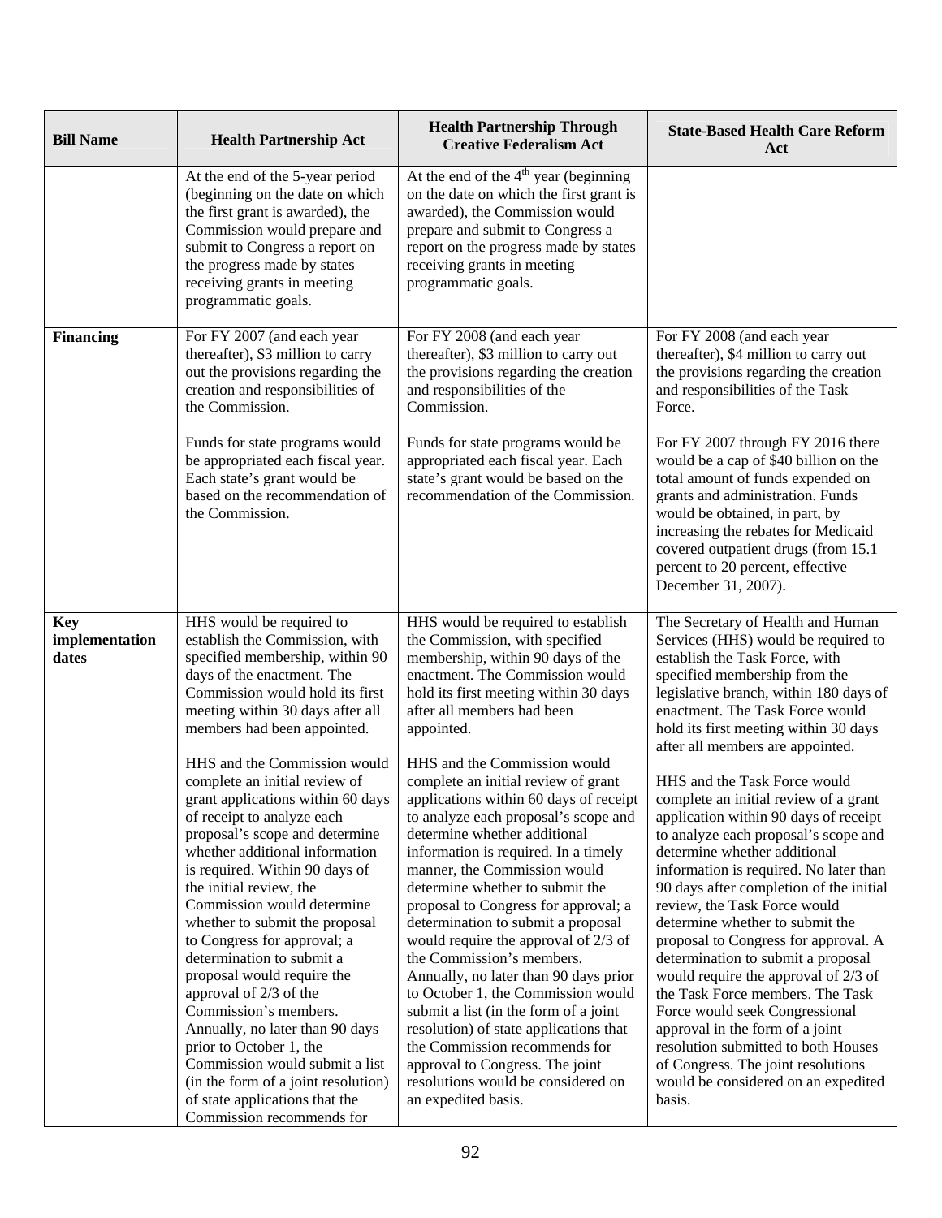| Bill Name | Health Partnership Act | Health Partnership Through Creative Federalism Act | State-Based Health Care Reform Act |
|---|---|---|---|
| | At the end of the 5-year period (beginning on the date on which the first grant is awarded), the Commission would prepare and submit to Congress a report on the progress made by states receiving grants in meeting programmatic goals. | At the end of the 4th year (beginning on the date on which the first grant is awarded), the Commission would prepare and submit to Congress a report on the progress made by states receiving grants in meeting programmatic goals. | |
| **Financing** | For FY 2007 (and each year thereafter), \$3 million to carry out the provisions regarding the creation and responsibilities of the Commission.<br><br>Funds for state programs would be appropriated each fiscal year. Each state's grant would be based on the recommendation of the Commission. | For FY 2008 (and each year thereafter), \$3 million to carry out the provisions regarding the creation and responsibilities of the Commission.<br><br>Funds for state programs would be appropriated each fiscal year. Each state's grant would be based on the recommendation of the Commission. | For FY 2008 (and each year thereafter), \$4 million to carry out the provisions regarding the creation and responsibilities of the Task Force.<br><br>For FY 2007 through FY 2016 there would be a cap of \$40 billion on the total amount of funds expended on grants and administration. Funds would be obtained, in part, by increasing the rebates for Medicaid covered outpatient drugs (from 15.1 percent to 20 percent, effective December 31, 2007). |
| **Key implementation dates** | HHS would be required to establish the Commission, with specified membership, within 90 days of the enactment. The Commission would hold its first meeting within 30 days after all members had been appointed.<br><br>HHS and the Commission would complete an initial review of grant applications within 60 days of receipt to analyze each proposal's scope and determine whether additional information is required. Within 90 days of the initial review, the Commission would determine whether to submit the proposal to Congress for approval; a determination to submit a proposal would require the approval of 2/3 of the Commission's members. Annually, no later than 90 days prior to October 1, the Commission would submit a list (in the form of a joint resolution) of state applications that the Commission recommends for | HHS would be required to establish the Commission, with specified membership, within 90 days of the enactment. The Commission would hold its first meeting within 30 days after all members had been appointed.<br><br>HHS and the Commission would complete an initial review of grant applications within 60 days of receipt to analyze each proposal's scope and determine whether additional information is required. In a timely manner, the Commission would determine whether to submit the proposal to Congress for approval; a determination to submit a proposal would require the approval of 2/3 of the Commission's members. Annually, no later than 90 days prior to October 1, the Commission would submit a list (in the form of a joint resolution) of state applications that the Commission recommends for approval to Congress. The joint resolutions would be considered on an expedited basis. | The Secretary of Health and Human Services (HHS) would be required to establish the Task Force, with specified membership from the legislative branch, within 180 days of enactment. The Task Force would hold its first meeting within 30 days after all members are appointed.<br><br>HHS and the Task Force would complete an initial review of a grant application within 90 days of receipt to analyze each proposal's scope and determine whether additional information is required. No later than 90 days after completion of the initial review, the Task Force would determine whether to submit the proposal to Congress for approval. A determination to submit a proposal would require the approval of 2/3 of the Task Force members. The Task Force would seek Congressional approval in the form of a joint resolution submitted to both Houses of Congress. The joint resolutions would be considered on an expedited basis. |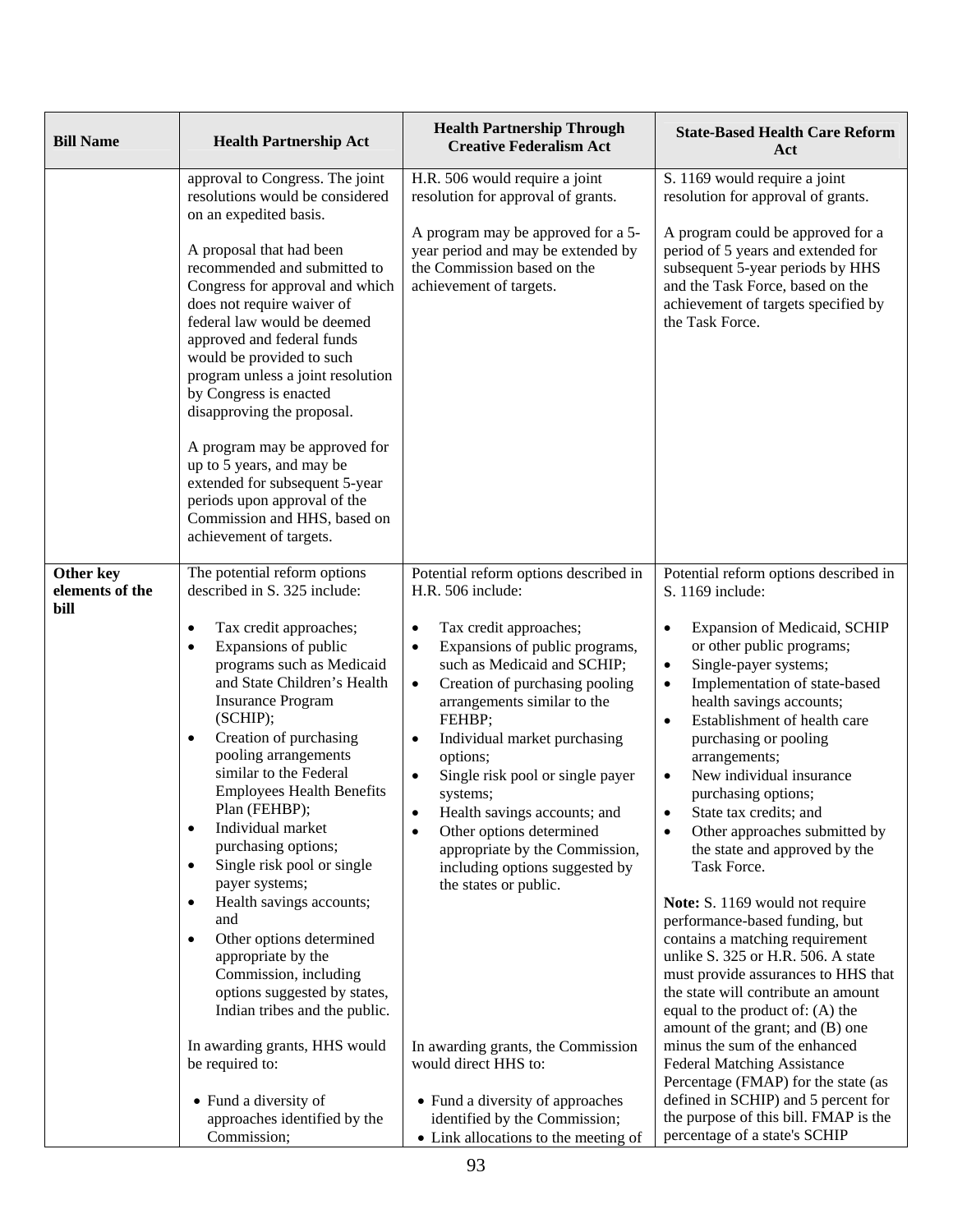| Bill Name | Health Partnership Act | Health Partnership Through Creative Federalism Act | State-Based Health Care Reform Act |
|---|---|---|---|
| | approval to Congress. The joint resolutions would be considered on an expedited basis.<br><br>A proposal that had been recommended and submitted to Congress for approval and which does not require waiver of federal law would be deemed approved and federal funds would be provided to such program unless a joint resolution by Congress is enacted disapproving the proposal.<br><br>A program may be approved for up to 5 years, and may be extended for subsequent 5-year periods upon approval of the Commission and HHS, based on achievement of targets. | H.R. 506 would require a joint resolution for approval of grants.<br><br>A program may be approved for a 5-year period and may be extended by the Commission based on the achievement of targets. | S. 1169 would require a joint resolution for approval of grants.<br><br>A program could be approved for a period of 5 years and extended for subsequent 5-year periods by HHS and the Task Force, based on the achievement of targets specified by the Task Force. |
| **Other key elements of the bill** | The potential reform options described in S. 325 include:<br><br>• Tax credit approaches;<br>• Expansions of public programs such as Medicaid and State Children's Health Insurance Program (SCHIP);<br>• Creation of purchasing pooling arrangements similar to the Federal Employees Health Benefits Plan (FEHBP);<br>• Individual market purchasing options;<br>• Single risk pool or single payer systems;<br>• Health savings accounts; and<br>• Other options determined appropriate by the Commission, including options suggested by states, Indian tribes and the public.<br><br>In awarding grants, HHS would be required to:<br><br>• Fund a diversity of approaches identified by the Commission; | Potential reform options described in H.R. 506 include:<br><br>• Tax credit approaches;<br>• Expansions of public programs, such as Medicaid and SCHIP;<br>• Creation of purchasing pooling arrangements similar to the FEHBP;<br>• Individual market purchasing options;<br>• Single risk pool or single payer systems;<br>• Health savings accounts; and<br>• Other options determined appropriate by the Commission, including options suggested by the states or public.<br><br>In awarding grants, the Commission would direct HHS to:<br><br>• Fund a diversity of approaches identified by the Commission;<br>• Link allocations to the meeting of | Potential reform options described in S. 1169 include:<br><br>• Expansion of Medicaid, SCHIP or other public programs;<br>• Single-payer systems;<br>• Implementation of state-based health savings accounts;<br>• Establishment of health care purchasing or pooling arrangements;<br>• New individual insurance purchasing options;<br>• State tax credits; and<br>• Other approaches submitted by the state and approved by the Task Force.<br><br>**Note:** S. 1169 would not require performance-based funding, but contains a matching requirement unlike S. 325 or H.R. 506. A state must provide assurances to HHS that the state will contribute an amount equal to the product of: (A) the amount of the grant; and (B) one minus the sum of the enhanced Federal Matching Assistance Percentage (FMAP) for the state (as defined in SCHIP) and 5 percent for the purpose of this bill. FMAP is the percentage of a state's SCHIP |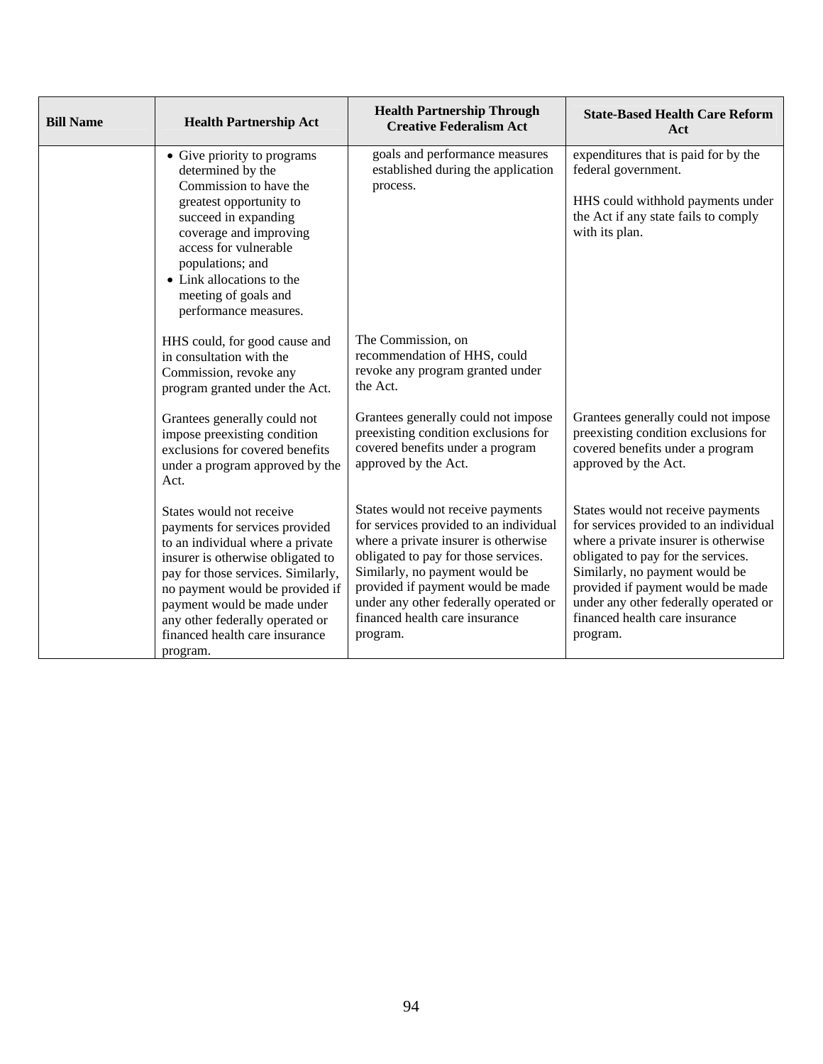| Bill Name | Health Partnership Act | Health Partnership Through Creative Federalism Act | State-Based Health Care Reform Act |
|---|---|---|---|
| | • Give priority to programs determined by the Commission to have the greatest opportunity to succeed in expanding coverage and improving access for vulnerable populations; and<br>• Link allocations to the meeting of goals and performance measures. | goals and performance measures established during the application process. | expenditures that is paid for by the federal government.<br><br>HHS could withhold payments under the Act if any state fails to comply with its plan. |
| | HHS could, for good cause and in consultation with the Commission, revoke any program granted under the Act. | The Commission, on recommendation of HHS, could revoke any program granted under the Act. | |
| | Grantees generally could not impose preexisting condition exclusions for covered benefits under a program approved by the Act. | Grantees generally could not impose preexisting condition exclusions for covered benefits under a program approved by the Act. | Grantees generally could not impose preexisting condition exclusions for covered benefits under a program approved by the Act. |
| | States would not receive payments for services provided to an individual where a private insurer is otherwise obligated to pay for those services. Similarly, no payment would be provided if payment would be made under any other federally operated or financed health care insurance program. | States would not receive payments for services provided to an individual where a private insurer is otherwise obligated to pay for those services. Similarly, no payment would be provided if payment would be made under any other federally operated or financed health care insurance program. | States would not receive payments for services provided to an individual where a private insurer is otherwise obligated to pay for the services. Similarly, no payment would be provided if payment would be made under any other federally operated or financed health care insurance program. |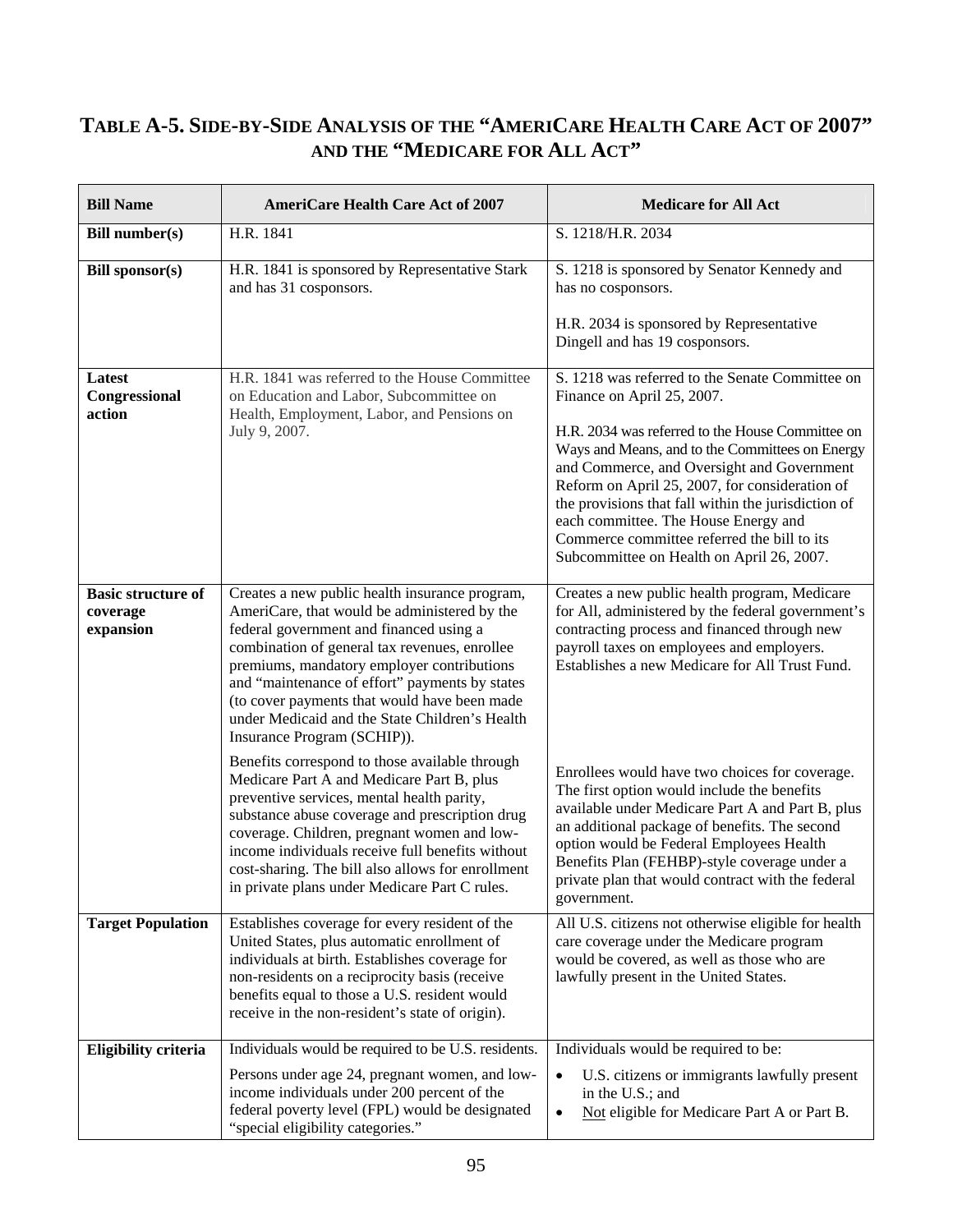## TABLE A-5. SIDE-BY-SIDE ANALYSIS OF THE "AMERICARE HEALTH CARE ACT OF 2007" AND THE "MEDICARE FOR ALL ACT"

| Bill Name | AmeriCare Health Care Act of 2007 | Medicare for All Act |
|---|---|---|
| **Bill number(s)** | H.R. 1841 | S. 1218/H.R. 2034 |
| **Bill sponsor(s)** | H.R. 1841 is sponsored by Representative Stark and has 31 cosponsors. | S. 1218 is sponsored by Senator Kennedy and has no cosponsors.<br><br>H.R. 2034 is sponsored by Representative Dingell and has 19 cosponsors. |
| **Latest Congressional action** | H.R. 1841 was referred to the House Committee on Education and Labor, Subcommittee on Health, Employment, Labor, and Pensions on July 9, 2007. | S. 1218 was referred to the Senate Committee on Finance on April 25, 2007.<br><br>H.R. 2034 was referred to the House Committee on Ways and Means, and to the Committees on Energy and Commerce, and Oversight and Government Reform on April 25, 2007, for consideration of the provisions that fall within the jurisdiction of each committee. The House Energy and Commerce committee referred the bill to its Subcommittee on Health on April 26, 2007. |
| **Basic structure of coverage expansion** | Creates a new public health insurance program, AmeriCare, that would be administered by the federal government and financed using a combination of general tax revenues, enrollee premiums, mandatory employer contributions and "maintenance of effort" payments by states (to cover payments that would have been made under Medicaid and the State Children's Health Insurance Program (SCHIP)).<br><br>Benefits correspond to those available through Medicare Part A and Medicare Part B, plus preventive services, mental health parity, substance abuse coverage and prescription drug coverage. Children, pregnant women and low-income individuals receive full benefits without cost-sharing. The bill also allows for enrollment in private plans under Medicare Part C rules. | Creates a new public health program, Medicare for All, administered by the federal government's contracting process and financed through new payroll taxes on employees and employers. Establishes a new Medicare for All Trust Fund.<br><br>Enrollees would have two choices for coverage. The first option would include the benefits available under Medicare Part A and Part B, plus an additional package of benefits. The second option would be Federal Employees Health Benefits Plan (FEHBP)-style coverage under a private plan that would contract with the federal government. |
| **Target Population** | Establishes coverage for every resident of the United States, plus automatic enrollment of individuals at birth. Establishes coverage for non-residents on a reciprocity basis (receive benefits equal to those a U.S. resident would receive in the non-resident's state of origin). | All U.S. citizens not otherwise eligible for health care coverage under the Medicare program would be covered, as well as those who are lawfully present in the United States. |
| **Eligibility criteria** | Individuals would be required to be U.S. residents.<br><br>Persons under age 24, pregnant women, and low-income individuals under 200 percent of the federal poverty level (FPL) would be designated "special eligibility categories." | Individuals would be required to be:<br>• U.S. citizens or immigrants lawfully present in the U.S.; and<br>• Not eligible for Medicare Part A or Part B. |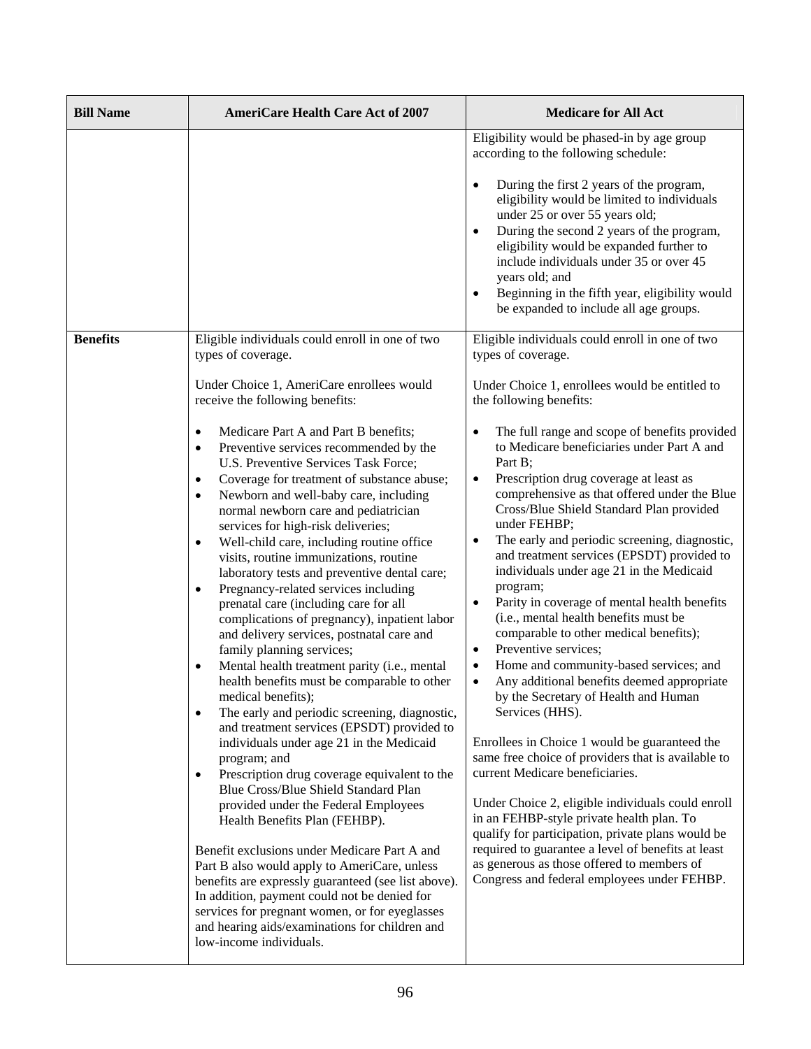| Bill Name | AmeriCare Health Care Act of 2007 | Medicare for All Act |
| --- | --- | --- |
| | | Eligibility would be phased-in by age group according to the following schedule:<br><br>• During the first 2 years of the program, eligibility would be limited to individuals under 25 or over 55 years old;<br>• During the second 2 years of the program, eligibility would be expanded further to include individuals under 35 or over 45 years old; and<br>• Beginning in the fifth year, eligibility would be expanded to include all age groups. |
| **Benefits** | Eligible individuals could enroll in one of two types of coverage.<br><br>Under Choice 1, AmeriCare enrollees would receive the following benefits:<br><br>• Medicare Part A and Part B benefits;<br>• Preventive services recommended by the U.S. Preventive Services Task Force;<br>• Coverage for treatment of substance abuse;<br>• Newborn and well-baby care, including normal newborn care and pediatrician services for high-risk deliveries;<br>• Well-child care, including routine office visits, routine immunizations, routine laboratory tests and preventive dental care;<br>• Pregnancy-related services including prenatal care (including care for all complications of pregnancy), inpatient labor and delivery services, postnatal care and family planning services;<br>• Mental health treatment parity (i.e., mental health benefits must be comparable to other medical benefits);<br>• The early and periodic screening, diagnostic, and treatment services (EPSDT) provided to individuals under age 21 in the Medicaid program; and<br>• Prescription drug coverage equivalent to the Blue Cross/Blue Shield Standard Plan provided under the Federal Employees Health Benefits Plan (FEHBP).<br><br>Benefit exclusions under Medicare Part A and Part B also would apply to AmeriCare, unless benefits are expressly guaranteed (see list above). In addition, payment could not be denied for services for pregnant women, or for eyeglasses and hearing aids/examinations for children and low-income individuals. | Eligible individuals could enroll in one of two types of coverage.<br><br>Under Choice 1, enrollees would be entitled to the following benefits:<br><br>• The full range and scope of benefits provided to Medicare beneficiaries under Part A and Part B;<br>• Prescription drug coverage at least as comprehensive as that offered under the Blue Cross/Blue Shield Standard Plan provided under FEHBP;<br>• The early and periodic screening, diagnostic, and treatment services (EPSDT) provided to individuals under age 21 in the Medicaid program;<br>• Parity in coverage of mental health benefits (i.e., mental health benefits must be comparable to other medical benefits);<br>• Preventive services;<br>• Home and community-based services; and<br>• Any additional benefits deemed appropriate by the Secretary of Health and Human Services (HHS).<br><br>Enrollees in Choice 1 would be guaranteed the same free choice of providers that is available to current Medicare beneficiaries.<br><br>Under Choice 2, eligible individuals could enroll in an FEHBP-style private health plan. To qualify for participation, private plans would be required to guarantee a level of benefits at least as generous as those offered to members of Congress and federal employees under FEHBP. |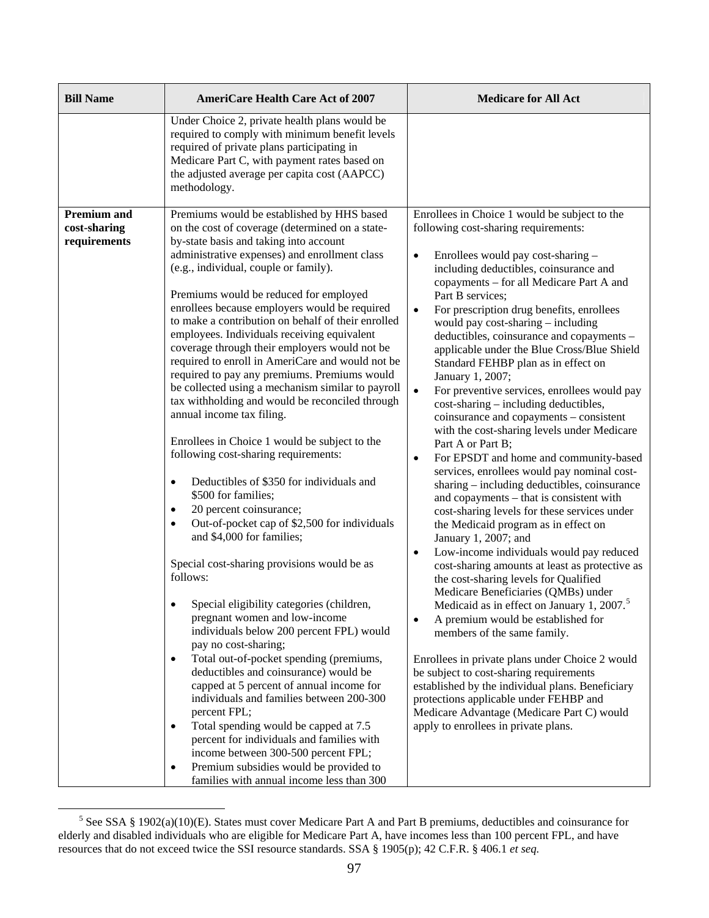| Bill Name | AmeriCare Health Care Act of 2007 | Medicare for All Act |
|---|---|---|
| | Under Choice 2, private health plans would be required to comply with minimum benefit levels required of private plans participating in Medicare Part C, with payment rates based on the adjusted average per capita cost (AAPCC) methodology. | |
| **Premium and cost-sharing requirements** | Premiums would be established by HHS based on the cost of coverage (determined on a state-by-state basis and taking into account administrative expenses) and enrollment class (e.g., individual, couple or family).<br><br>Premiums would be reduced for employed enrollees because employers would be required to make a contribution on behalf of their enrolled employees. Individuals receiving equivalent coverage through their employers would not be required to enroll in AmeriCare and would not be required to pay any premiums. Premiums would be collected using a mechanism similar to payroll tax withholding and would be reconciled through annual income tax filing.<br><br>Enrollees in Choice 1 would be subject to the following cost-sharing requirements:<br><br>• Deductibles of $350 for individuals and $500 for families;<br>• 20 percent coinsurance;<br>• Out-of-pocket cap of $2,500 for individuals and $4,000 for families;<br><br>Special cost-sharing provisions would be as follows:<br><br>• Special eligibility categories (children, pregnant women and low-income individuals below 200 percent FPL) would pay no cost-sharing;<br>• Total out-of-pocket spending (premiums, deductibles and coinsurance) would be capped at 5 percent of annual income for individuals and families between 200-300 percent FPL;<br>• Total spending would be capped at 7.5 percent for individuals and families with income between 300-500 percent FPL;<br>• Premium subsidies would be provided to families with annual income less than 300 | Enrollees in Choice 1 would be subject to the following cost-sharing requirements:<br><br>• Enrollees would pay cost-sharing – including deductibles, coinsurance and copayments – for all Medicare Part A and Part B services;<br>• For prescription drug benefits, enrollees would pay cost-sharing – including deductibles, coinsurance and copayments – applicable under the Blue Cross/Blue Shield Standard FEHBP plan as in effect on January 1, 2007;<br>• For preventive services, enrollees would pay cost-sharing – including deductibles, coinsurance and copayments – consistent with the cost-sharing levels under Medicare Part A or Part B;<br>• For EPSDT and home and community-based services, enrollees would pay nominal cost-sharing – including deductibles, coinsurance and copayments – that is consistent with cost-sharing levels for these services under the Medicaid program as in effect on January 1, 2007; and<br>• Low-income individuals would pay reduced cost-sharing amounts at least as protective as the cost-sharing levels for Qualified Medicare Beneficiaries (QMBs) under Medicaid as in effect on January 1, 2007.[5]<br>• A premium would be established for members of the same family.<br><br>Enrollees in private plans under Choice 2 would be subject to cost-sharing requirements established by the individual plans. Beneficiary protections applicable under FEHBP and Medicare Advantage (Medicare Part C) would apply to enrollees in private plans. |

[5] See SSA § 1902(a)(10)(E). States must cover Medicare Part A and Part B premiums, deductibles and coinsurance for elderly and disabled individuals who are eligible for Medicare Part A, have incomes less than 100 percent FPL, and have resources that do not exceed twice the SSI resource standards. SSA § 1905(p); 42 C.F.R. § 406.1 *et seq.*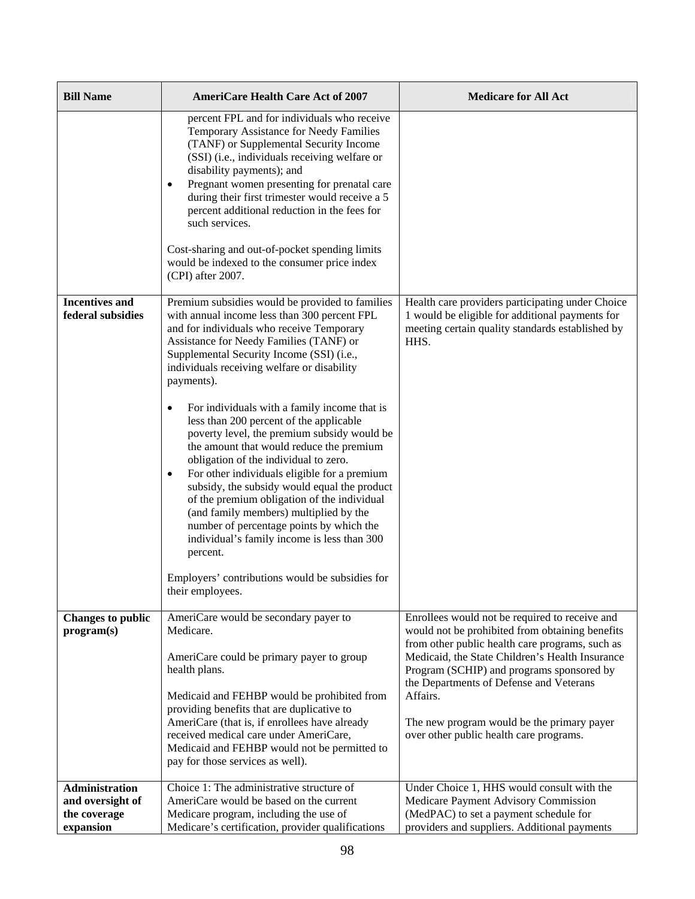| Bill Name | AmeriCare Health Care Act of 2007 | Medicare for All Act |
|---|---|---|
| | percent FPL and for individuals who receive Temporary Assistance for Needy Families (TANF) or Supplemental Security Income (SSI) (i.e., individuals receiving welfare or disability payments); and<br>• Pregnant women presenting for prenatal care during their first trimester would receive a 5 percent additional reduction in the fees for such services.<br><br>Cost-sharing and out-of-pocket spending limits would be indexed to the consumer price index (CPI) after 2007. | |
| **Incentives and federal subsidies** | Premium subsidies would be provided to families with annual income less than 300 percent FPL and for individuals who receive Temporary Assistance for Needy Families (TANF) or Supplemental Security Income (SSI) (i.e., individuals receiving welfare or disability payments).<br><br>• For individuals with a family income that is less than 200 percent of the applicable poverty level, the premium subsidy would be the amount that would reduce the premium obligation of the individual to zero.<br>• For other individuals eligible for a premium subsidy, the subsidy would equal the product of the premium obligation of the individual (and family members) multiplied by the number of percentage points by which the individual's family income is less than 300 percent.<br><br>Employers' contributions would be subsidies for their employees. | Health care providers participating under Choice 1 would be eligible for additional payments for meeting certain quality standards established by HHS. |
| **Changes to public program(s)** | AmeriCare would be secondary payer to Medicare.<br><br>AmeriCare could be primary payer to group health plans.<br><br>Medicaid and FEHBP would be prohibited from providing benefits that are duplicative to AmeriCare (that is, if enrollees have already received medical care under AmeriCare, Medicaid and FEHBP would not be permitted to pay for those services as well). | Enrollees would not be required to receive and would not be prohibited from obtaining benefits from other public health care programs, such as Medicaid, the State Children's Health Insurance Program (SCHIP) and programs sponsored by the Departments of Defense and Veterans Affairs.<br><br>The new program would be the primary payer over other public health care programs. |
| **Administration and oversight of the coverage expansion** | Choice 1: The administrative structure of AmeriCare would be based on the current Medicare program, including the use of Medicare's certification, provider qualifications | Under Choice 1, HHS would consult with the Medicare Payment Advisory Commission (MedPAC) to set a payment schedule for providers and suppliers. Additional payments |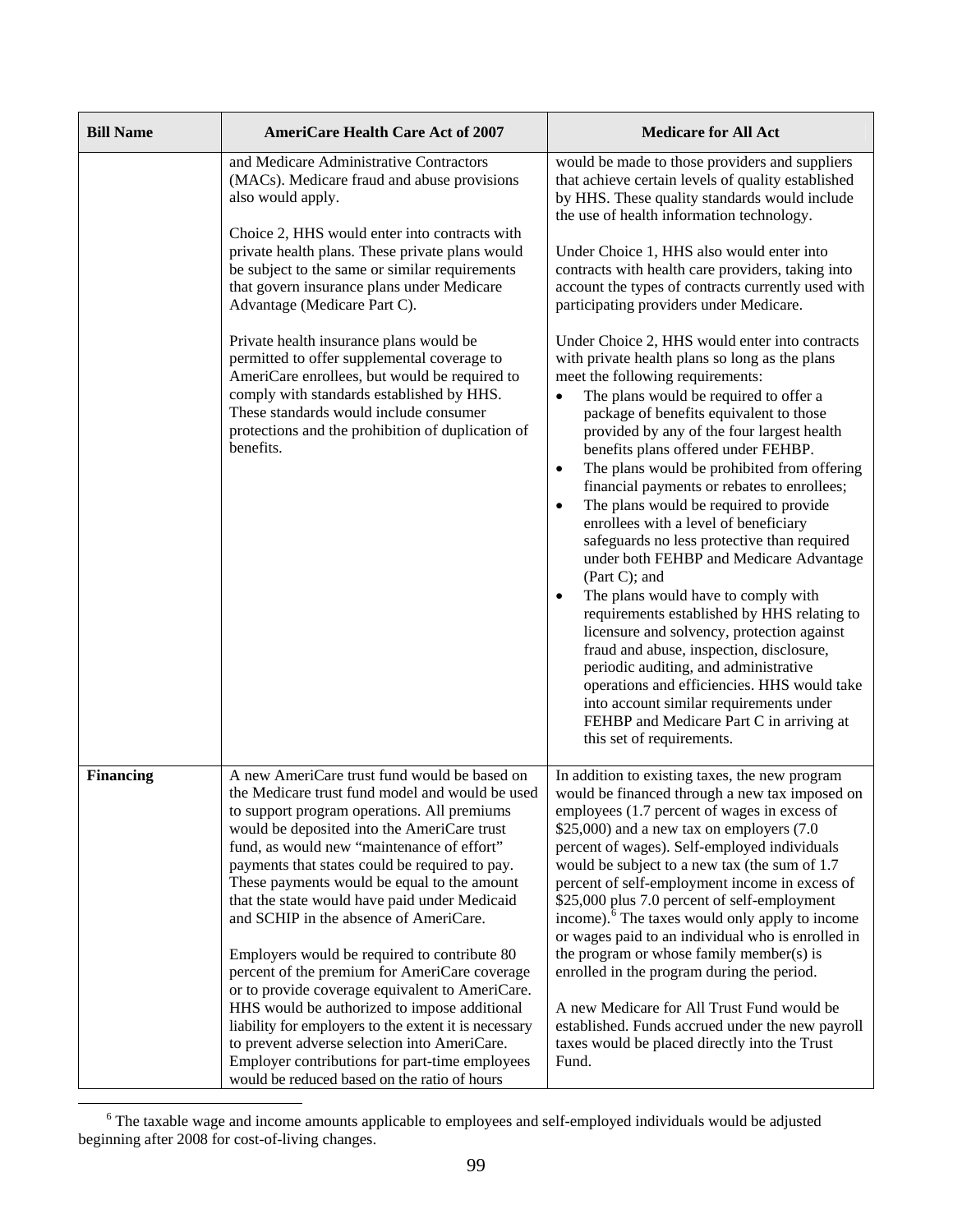| Bill Name | AmeriCare Health Care Act of 2007 | Medicare for All Act |
|---|---|---|
| | and Medicare Administrative Contractors (MACs). Medicare fraud and abuse provisions also would apply.<br><br>Choice 2, HHS would enter into contracts with private health plans. These private plans would be subject to the same or similar requirements that govern insurance plans under Medicare Advantage (Medicare Part C).<br><br>Private health insurance plans would be permitted to offer supplemental coverage to AmeriCare enrollees, but would be required to comply with standards established by HHS. These standards would include consumer protections and the prohibition of duplication of benefits. | would be made to those providers and suppliers that achieve certain levels of quality established by HHS. These quality standards would include the use of health information technology.<br><br>Under Choice 1, HHS also would enter into contracts with health care providers, taking into account the types of contracts currently used with participating providers under Medicare.<br><br>Under Choice 2, HHS would enter into contracts with private health plans so long as the plans meet the following requirements:<br>• The plans would be required to offer a package of benefits equivalent to those provided by any of the four largest health benefits plans offered under FEHBP.<br>• The plans would be prohibited from offering financial payments or rebates to enrollees;<br>• The plans would be required to provide enrollees with a level of beneficiary safeguards no less protective than required under both FEHBP and Medicare Advantage (Part C); and<br>• The plans would have to comply with requirements established by HHS relating to licensure and solvency, protection against fraud and abuse, inspection, disclosure, periodic auditing, and administrative operations and efficiencies. HHS would take into account similar requirements under FEHBP and Medicare Part C in arriving at this set of requirements. |
| **Financing** | A new AmeriCare trust fund would be based on the Medicare trust fund model and would be used to support program operations. All premiums would be deposited into the AmeriCare trust fund, as would new "maintenance of effort" payments that states could be required to pay. These payments would be equal to the amount that the state would have paid under Medicaid and SCHIP in the absence of AmeriCare.<br><br>Employers would be required to contribute 80 percent of the premium for AmeriCare coverage or to provide coverage equivalent to AmeriCare. HHS would be authorized to impose additional liability for employers to the extent it is necessary to prevent adverse selection into AmeriCare. Employer contributions for part-time employees would be reduced based on the ratio of hours | In addition to existing taxes, the new program would be financed through a new tax imposed on employees (1.7 percent of wages in excess of $25,000) and a new tax on employers (7.0 percent of wages). Self-employed individuals would be subject to a new tax (the sum of 1.7 percent of self-employment income in excess of $25,000 plus 7.0 percent of self-employment income).[6] The taxes would only apply to income or wages paid to an individual who is enrolled in the program or whose family member(s) is enrolled in the program during the period.<br><br>A new Medicare for All Trust Fund would be established. Funds accrued under the new payroll taxes would be placed directly into the Trust Fund. |

[6] The taxable wage and income amounts applicable to employees and self-employed individuals would be adjusted beginning after 2008 for cost-of-living changes.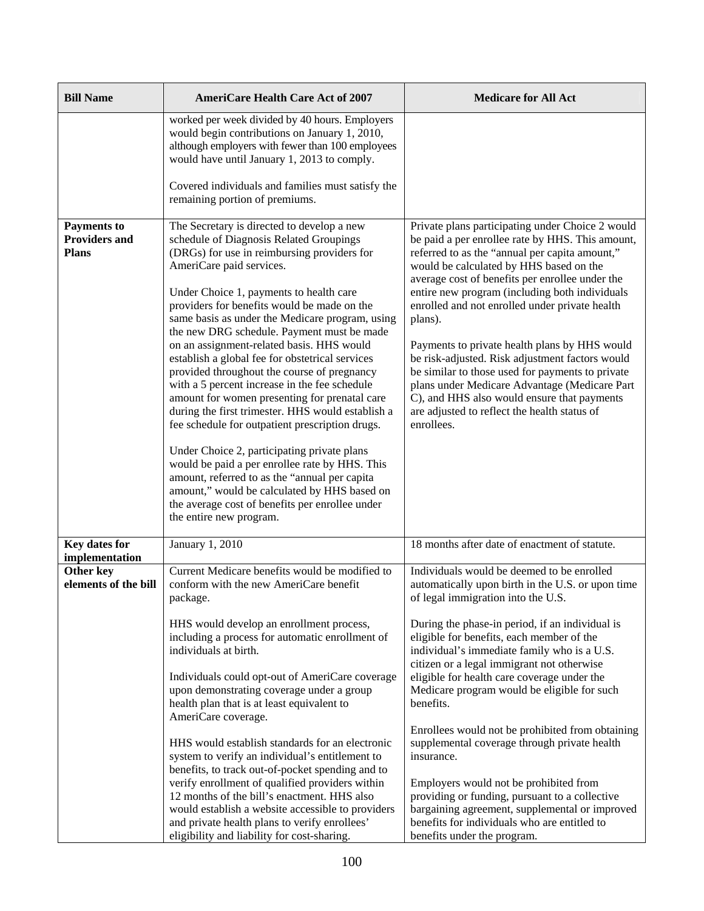| Bill Name | AmeriCare Health Care Act of 2007 | Medicare for All Act |
|---|---|---|
| | worked per week divided by 40 hours. Employers would begin contributions on January 1, 2010, although employers with fewer than 100 employees would have until January 1, 2013 to comply.<br><br>Covered individuals and families must satisfy the remaining portion of premiums. | |
| **Payments to Providers and Plans** | The Secretary is directed to develop a new schedule of Diagnosis Related Groupings (DRGs) for use in reimbursing providers for AmeriCare paid services.<br><br>Under Choice 1, payments to health care providers for benefits would be made on the same basis as under the Medicare program, using the new DRG schedule. Payment must be made on an assignment-related basis. HHS would establish a global fee for obstetrical services provided throughout the course of pregnancy with a 5 percent increase in the fee schedule amount for women presenting for prenatal care during the first trimester. HHS would establish a fee schedule for outpatient prescription drugs.<br><br>Under Choice 2, participating private plans would be paid a per enrollee rate by HHS. This amount, referred to as the "annual per capita amount," would be calculated by HHS based on the average cost of benefits per enrollee under the entire new program. | Private plans participating under Choice 2 would be paid a per enrollee rate by HHS. This amount, referred to as the "annual per capita amount," would be calculated by HHS based on the average cost of benefits per enrollee under the entire new program (including both individuals enrolled and not enrolled under private health plans).<br><br>Payments to private health plans by HHS would be risk-adjusted. Risk adjustment factors would be similar to those used for payments to private plans under Medicare Advantage (Medicare Part C), and HHS also would ensure that payments are adjusted to reflect the health status of enrollees. |
| **Key dates for implementation** | January 1, 2010 | 18 months after date of enactment of statute. |
| **Other key elements of the bill** | Current Medicare benefits would be modified to conform with the new AmeriCare benefit package.<br><br>HHS would develop an enrollment process, including a process for automatic enrollment of individuals at birth.<br><br>Individuals could opt-out of AmeriCare coverage upon demonstrating coverage under a group health plan that is at least equivalent to AmeriCare coverage.<br><br>HHS would establish standards for an electronic system to verify an individual's entitlement to benefits, to track out-of-pocket spending and to verify enrollment of qualified providers within 12 months of the bill's enactment. HHS also would establish a website accessible to providers and private health plans to verify enrollees' eligibility and liability for cost-sharing. | Individuals would be deemed to be enrolled automatically upon birth in the U.S. or upon time of legal immigration into the U.S.<br><br>During the phase-in period, if an individual is eligible for benefits, each member of the individual's immediate family who is a U.S. citizen or a legal immigrant not otherwise eligible for health care coverage under the Medicare program would be eligible for such benefits.<br><br>Enrollees would not be prohibited from obtaining supplemental coverage through private health insurance.<br><br>Employers would not be prohibited from providing or funding, pursuant to a collective bargaining agreement, supplemental or improved benefits for individuals who are entitled to benefits under the program. |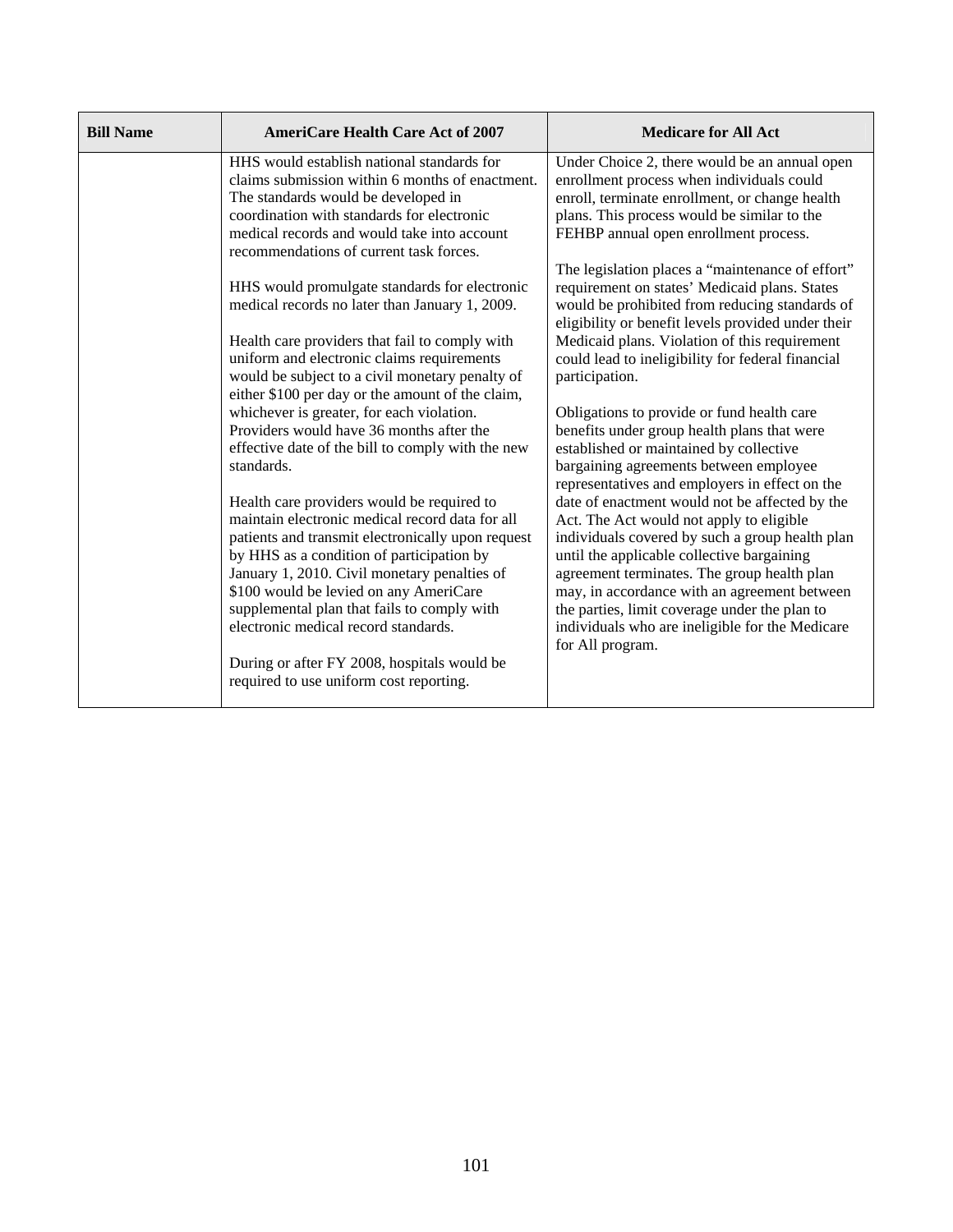| Bill Name | AmeriCare Health Care Act of 2007 | Medicare for All Act |
|---|---|---|
| | HHS would establish national standards for claims submission within 6 months of enactment. The standards would be developed in coordination with standards for electronic medical records and would take into account recommendations of current task forces.<br><br>HHS would promulgate standards for electronic medical records no later than January 1, 2009.<br><br>Health care providers that fail to comply with uniform and electronic claims requirements would be subject to a civil monetary penalty of either $100 per day or the amount of the claim, whichever is greater, for each violation. Providers would have 36 months after the effective date of the bill to comply with the new standards.<br><br>Health care providers would be required to maintain electronic medical record data for all patients and transmit electronically upon request by HHS as a condition of participation by January 1, 2010. Civil monetary penalties of $100 would be levied on any AmeriCare supplemental plan that fails to comply with electronic medical record standards.<br><br>During or after FY 2008, hospitals would be required to use uniform cost reporting. | Under Choice 2, there would be an annual open enrollment process when individuals could enroll, terminate enrollment, or change health plans. This process would be similar to the FEHBP annual open enrollment process.<br><br>The legislation places a "maintenance of effort" requirement on states' Medicaid plans. States would be prohibited from reducing standards of eligibility or benefit levels provided under their Medicaid plans. Violation of this requirement could lead to ineligibility for federal financial participation.<br><br>Obligations to provide or fund health care benefits under group health plans that were established or maintained by collective bargaining agreements between employee representatives and employers in effect on the date of enactment would not be affected by the Act. The Act would not apply to eligible individuals covered by such a group health plan until the applicable collective bargaining agreement terminates. The group health plan may, in accordance with an agreement between the parties, limit coverage under the plan to individuals who are ineligible for the Medicare for All program. |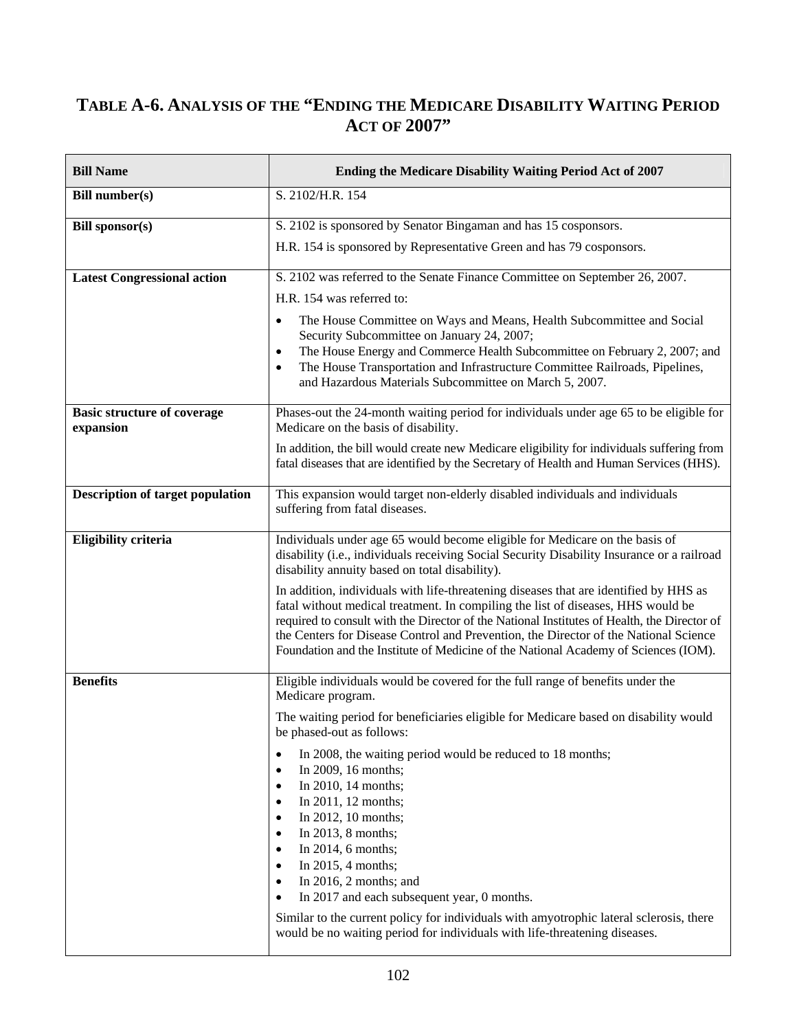## TABLE A-6. ANALYSIS OF THE "ENDING THE MEDICARE DISABILITY WAITING PERIOD ACT OF 2007"

| Bill Name | Ending the Medicare Disability Waiting Period Act of 2007 |
|---|---|
| **Bill number(s)** | S. 2102/H.R. 154 |
| **Bill sponsor(s)** | S. 2102 is sponsored by Senator Bingaman and has 15 cosponsors.<br><br>H.R. 154 is sponsored by Representative Green and has 79 cosponsors. |
| **Latest Congressional action** | S. 2102 was referred to the Senate Finance Committee on September 26, 2007.<br><br>H.R. 154 was referred to:<br>• The House Committee on Ways and Means, Health Subcommittee and Social Security Subcommittee on January 24, 2007;<br>• The House Energy and Commerce Health Subcommittee on February 2, 2007; and<br>• The House Transportation and Infrastructure Committee Railroads, Pipelines, and Hazardous Materials Subcommittee on March 5, 2007. |
| **Basic structure of coverage expansion** | Phases-out the 24-month waiting period for individuals under age 65 to be eligible for Medicare on the basis of disability.<br><br>In addition, the bill would create new Medicare eligibility for individuals suffering from fatal diseases that are identified by the Secretary of Health and Human Services (HHS). |
| **Description of target population** | This expansion would target non-elderly disabled individuals and individuals suffering from fatal diseases. |
| **Eligibility criteria** | Individuals under age 65 would become eligible for Medicare on the basis of disability (i.e., individuals receiving Social Security Disability Insurance or a railroad disability annuity based on total disability).<br><br>In addition, individuals with life-threatening diseases that are identified by HHS as fatal without medical treatment. In compiling the list of diseases, HHS would be required to consult with the Director of the National Institutes of Health, the Director of the Centers for Disease Control and Prevention, the Director of the National Science Foundation and the Institute of Medicine of the National Academy of Sciences (IOM). |
| **Benefits** | Eligible individuals would be covered for the full range of benefits under the Medicare program.<br><br>The waiting period for beneficiaries eligible for Medicare based on disability would be phased-out as follows:<br>• In 2008, the waiting period would be reduced to 18 months;<br>• In 2009, 16 months;<br>• In 2010, 14 months;<br>• In 2011, 12 months;<br>• In 2012, 10 months;<br>• In 2013, 8 months;<br>• In 2014, 6 months;<br>• In 2015, 4 months;<br>• In 2016, 2 months; and<br>• In 2017 and each subsequent year, 0 months.<br><br>Similar to the current policy for individuals with amyotrophic lateral sclerosis, there would be no waiting period for individuals with life-threatening diseases. |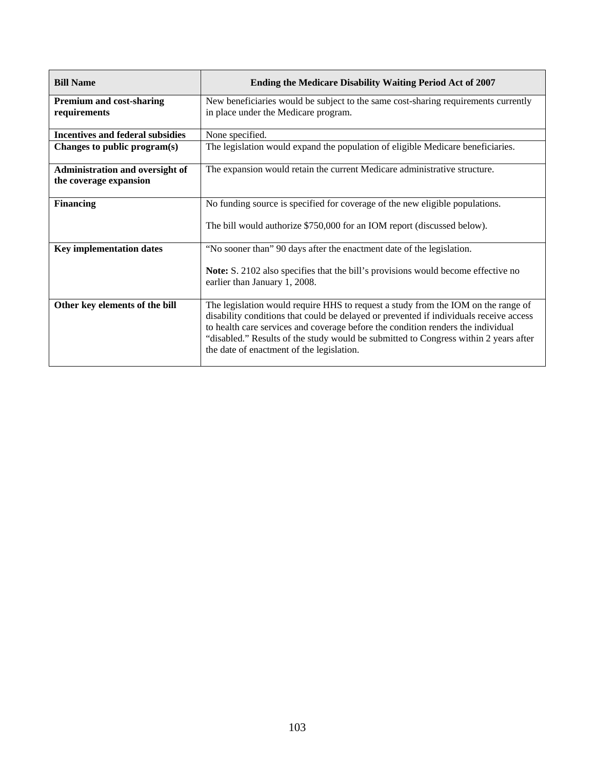| **Bill Name** | **Ending the Medicare Disability Waiting Period Act of 2007** |
|---|---|
| **Premium and cost-sharing requirements** | New beneficiaries would be subject to the same cost-sharing requirements currently in place under the Medicare program. |
| **Incentives and federal subsidies** | None specified. |
| **Changes to public program(s)** | The legislation would expand the population of eligible Medicare beneficiaries. |
| **Administration and oversight of the coverage expansion** | The expansion would retain the current Medicare administrative structure. |
| **Financing** | No funding source is specified for coverage of the new eligible populations.<br><br>The bill would authorize $750,000 for an IOM report (discussed below). |
| **Key implementation dates** | "No sooner than" 90 days after the enactment date of the legislation.<br><br>**Note:** S. 2102 also specifies that the bill's provisions would become effective no earlier than January 1, 2008. |
| **Other key elements of the bill** | The legislation would require HHS to request a study from the IOM on the range of disability conditions that could be delayed or prevented if individuals receive access to health care services and coverage before the condition renders the individual "disabled." Results of the study would be submitted to Congress within 2 years after the date of enactment of the legislation. |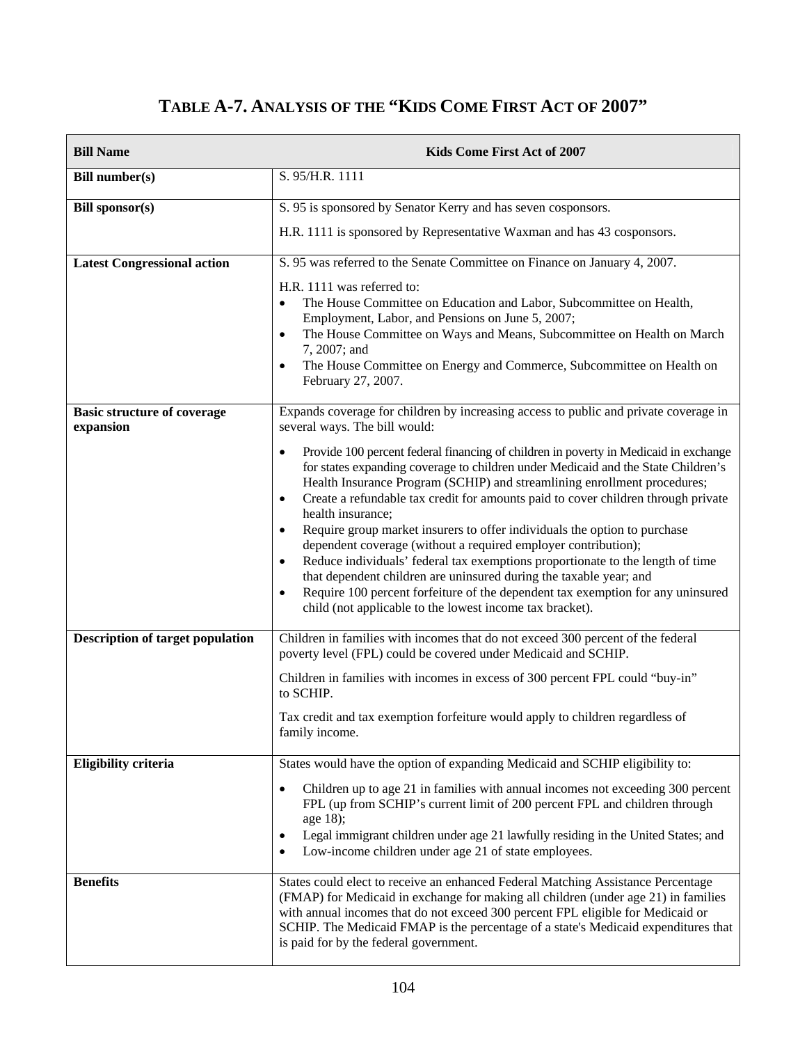# TABLE A-7. ANALYSIS OF THE "KIDS COME FIRST ACT OF 2007"

| **Bill Name** | **Kids Come First Act of 2007** |
|---|---|
| **Bill number(s)** | S. 95/H.R. 1111 |
| **Bill sponsor(s)** | S. 95 is sponsored by Senator Kerry and has seven cosponsors.<br><br>H.R. 1111 is sponsored by Representative Waxman and has 43 cosponsors. |
| **Latest Congressional action** | S. 95 was referred to the Senate Committee on Finance on January 4, 2007.<br><br>H.R. 1111 was referred to:<br>• The House Committee on Education and Labor, Subcommittee on Health, Employment, Labor, and Pensions on June 5, 2007;<br>• The House Committee on Ways and Means, Subcommittee on Health on March 7, 2007; and<br>• The House Committee on Energy and Commerce, Subcommittee on Health on February 27, 2007. |
| **Basic structure of coverage expansion** | Expands coverage for children by increasing access to public and private coverage in several ways. The bill would:<br><br>• Provide 100 percent federal financing of children in poverty in Medicaid in exchange for states expanding coverage to children under Medicaid and the State Children's Health Insurance Program (SCHIP) and streamlining enrollment procedures;<br>• Create a refundable tax credit for amounts paid to cover children through private health insurance;<br>• Require group market insurers to offer individuals the option to purchase dependent coverage (without a required employer contribution);<br>• Reduce individuals' federal tax exemptions proportionate to the length of time that dependent children are uninsured during the taxable year; and<br>• Require 100 percent forfeiture of the dependent tax exemption for any uninsured child (not applicable to the lowest income tax bracket). |
| **Description of target population** | Children in families with incomes that do not exceed 300 percent of the federal poverty level (FPL) could be covered under Medicaid and SCHIP.<br><br>Children in families with incomes in excess of 300 percent FPL could "buy-in" to SCHIP.<br><br>Tax credit and tax exemption forfeiture would apply to children regardless of family income. |
| **Eligibility criteria** | States would have the option of expanding Medicaid and SCHIP eligibility to:<br><br>• Children up to age 21 in families with annual incomes not exceeding 300 percent FPL (up from SCHIP's current limit of 200 percent FPL and children through age 18);<br>• Legal immigrant children under age 21 lawfully residing in the United States; and<br>• Low-income children under age 21 of state employees. |
| **Benefits** | States could elect to receive an enhanced Federal Matching Assistance Percentage (FMAP) for Medicaid in exchange for making all children (under age 21) in families with annual incomes that do not exceed 300 percent FPL eligible for Medicaid or SCHIP. The Medicaid FMAP is the percentage of a state's Medicaid expenditures that is paid for by the federal government. |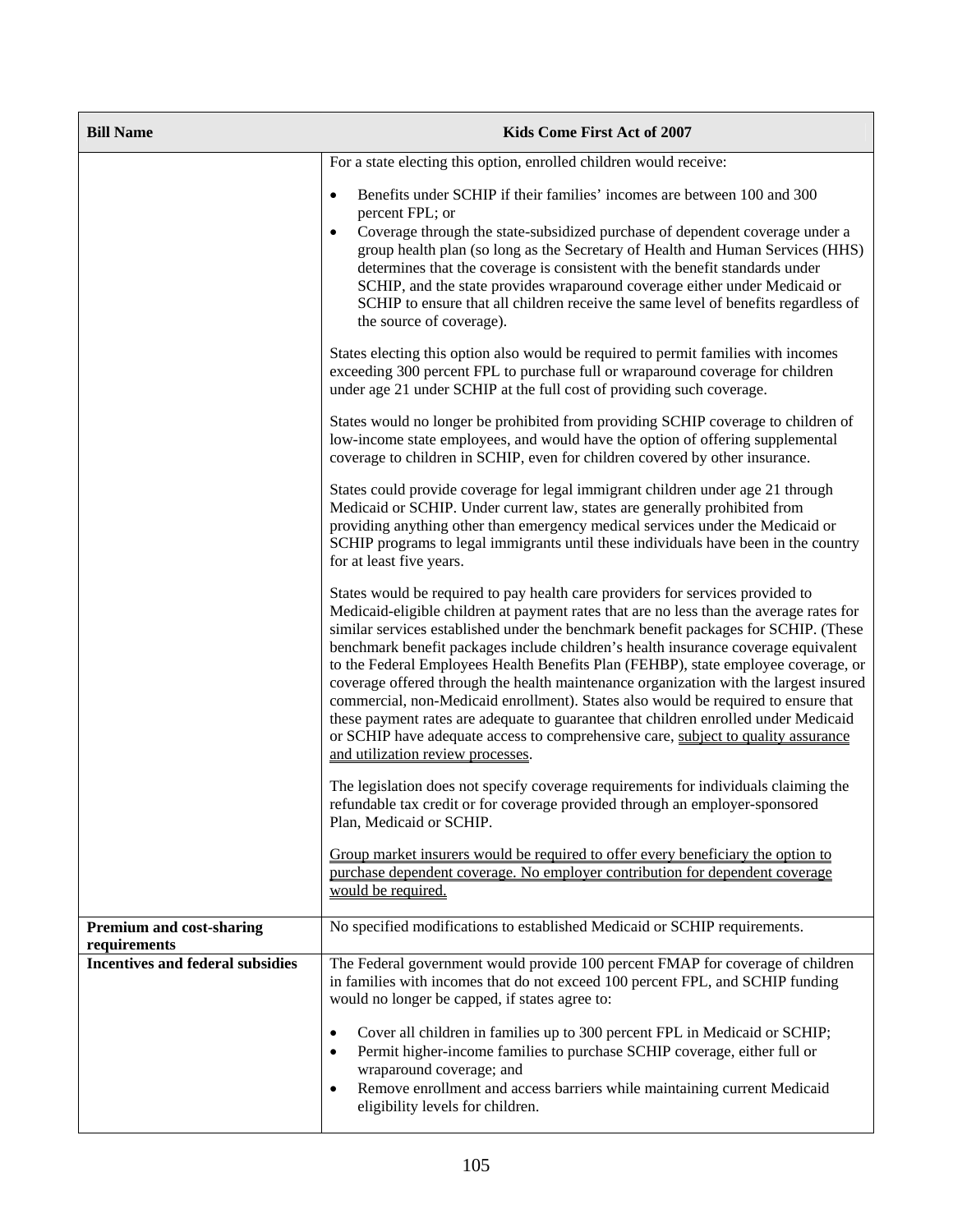| Bill Name | Kids Come First Act of 2007 |
|---|---|
| | For a state electing this option, enrolled children would receive:<br><br>• Benefits under SCHIP if their families' incomes are between 100 and 300 percent FPL; or<br>• Coverage through the state-subsidized purchase of dependent coverage under a group health plan (so long as the Secretary of Health and Human Services (HHS) determines that the coverage is consistent with the benefit standards under SCHIP, and the state provides wraparound coverage either under Medicaid or SCHIP to ensure that all children receive the same level of benefits regardless of the source of coverage).<br><br>States electing this option also would be required to permit families with incomes exceeding 300 percent FPL to purchase full or wraparound coverage for children under age 21 under SCHIP at the full cost of providing such coverage.<br><br>States would no longer be prohibited from providing SCHIP coverage to children of low-income state employees, and would have the option of offering supplemental coverage to children in SCHIP, even for children covered by other insurance.<br><br>States could provide coverage for legal immigrant children under age 21 through Medicaid or SCHIP. Under current law, states are generally prohibited from providing anything other than emergency medical services under the Medicaid or SCHIP programs to legal immigrants until these individuals have been in the country for at least five years.<br><br>States would be required to pay health care providers for services provided to Medicaid-eligible children at payment rates that are no less than the average rates for similar services established under the benchmark benefit packages for SCHIP. (These benchmark benefit packages include children's health insurance coverage equivalent to the Federal Employees Health Benefits Plan (FEHBP), state employee coverage, or coverage offered through the health maintenance organization with the largest insured commercial, non-Medicaid enrollment). States also would be required to ensure that these payment rates are adequate to guarantee that children enrolled under Medicaid or SCHIP have adequate access to comprehensive care, <u>subject to quality assurance and utilization review processes</u>.<br><br>The legislation does not specify coverage requirements for individuals claiming the refundable tax credit or for coverage provided through an employer-sponsored Plan, Medicaid or SCHIP.<br><br><u>Group market insurers would be required to offer every beneficiary the option to purchase dependent coverage. No employer contribution for dependent coverage would be required.</u> |
| **Premium and cost-sharing requirements** | No specified modifications to established Medicaid or SCHIP requirements. |
| **Incentives and federal subsidies** | The Federal government would provide 100 percent FMAP for coverage of children in families with incomes that do not exceed 100 percent FPL, and SCHIP funding would no longer be capped, if states agree to:<br><br>• Cover all children in families up to 300 percent FPL in Medicaid or SCHIP;<br>• Permit higher-income families to purchase SCHIP coverage, either full or wraparound coverage; and<br>• Remove enrollment and access barriers while maintaining current Medicaid eligibility levels for children. |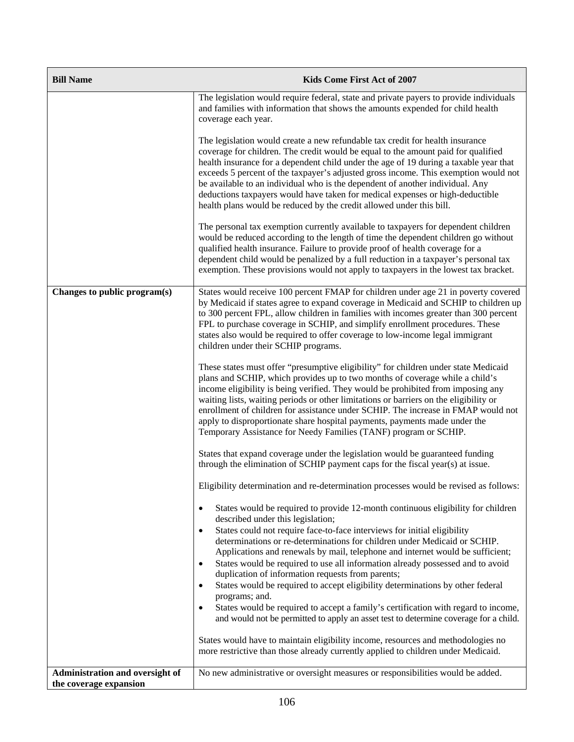| Bill Name | Kids Come First Act of 2007 |
|---|---|
| | The legislation would require federal, state and private payers to provide individuals and families with information that shows the amounts expended for child health coverage each year.<br><br>The legislation would create a new refundable tax credit for health insurance coverage for children. The credit would be equal to the amount paid for qualified health insurance for a dependent child under the age of 19 during a taxable year that exceeds 5 percent of the taxpayer's adjusted gross income. This exemption would not be available to an individual who is the dependent of another individual. Any deductions taxpayers would have taken for medical expenses or high-deductible health plans would be reduced by the credit allowed under this bill.<br><br>The personal tax exemption currently available to taxpayers for dependent children would be reduced according to the length of time the dependent children go without qualified health insurance. Failure to provide proof of health coverage for a dependent child would be penalized by a full reduction in a taxpayer's personal tax exemption. These provisions would not apply to taxpayers in the lowest tax bracket. |
| **Changes to public program(s)** | States would receive 100 percent FMAP for children under age 21 in poverty covered by Medicaid if states agree to expand coverage in Medicaid and SCHIP to children up to 300 percent FPL, allow children in families with incomes greater than 300 percent FPL to purchase coverage in SCHIP, and simplify enrollment procedures. These states also would be required to offer coverage to low-income legal immigrant children under their SCHIP programs.<br><br>These states must offer "presumptive eligibility" for children under state Medicaid plans and SCHIP, which provides up to two months of coverage while a child's income eligibility is being verified. They would be prohibited from imposing any waiting lists, waiting periods or other limitations or barriers on the eligibility or enrollment of children for assistance under SCHIP. The increase in FMAP would not apply to disproportionate share hospital payments, payments made under the Temporary Assistance for Needy Families (TANF) program or SCHIP.<br><br>States that expand coverage under the legislation would be guaranteed funding through the elimination of SCHIP payment caps for the fiscal year(s) at issue.<br><br>Eligibility determination and re-determination processes would be revised as follows:<br><br>• States would be required to provide 12-month continuous eligibility for children described under this legislation;<br>• States could not require face-to-face interviews for initial eligibility determinations or re-determinations for children under Medicaid or SCHIP. Applications and renewals by mail, telephone and internet would be sufficient;<br>• States would be required to use all information already possessed and to avoid duplication of information requests from parents;<br>• States would be required to accept eligibility determinations by other federal programs; and.<br>• States would be required to accept a family's certification with regard to income, and would not be permitted to apply an asset test to determine coverage for a child.<br><br>States would have to maintain eligibility income, resources and methodologies no more restrictive than those already currently applied to children under Medicaid. |
| **Administration and oversight of the coverage expansion** | No new administrative or oversight measures or responsibilities would be added. |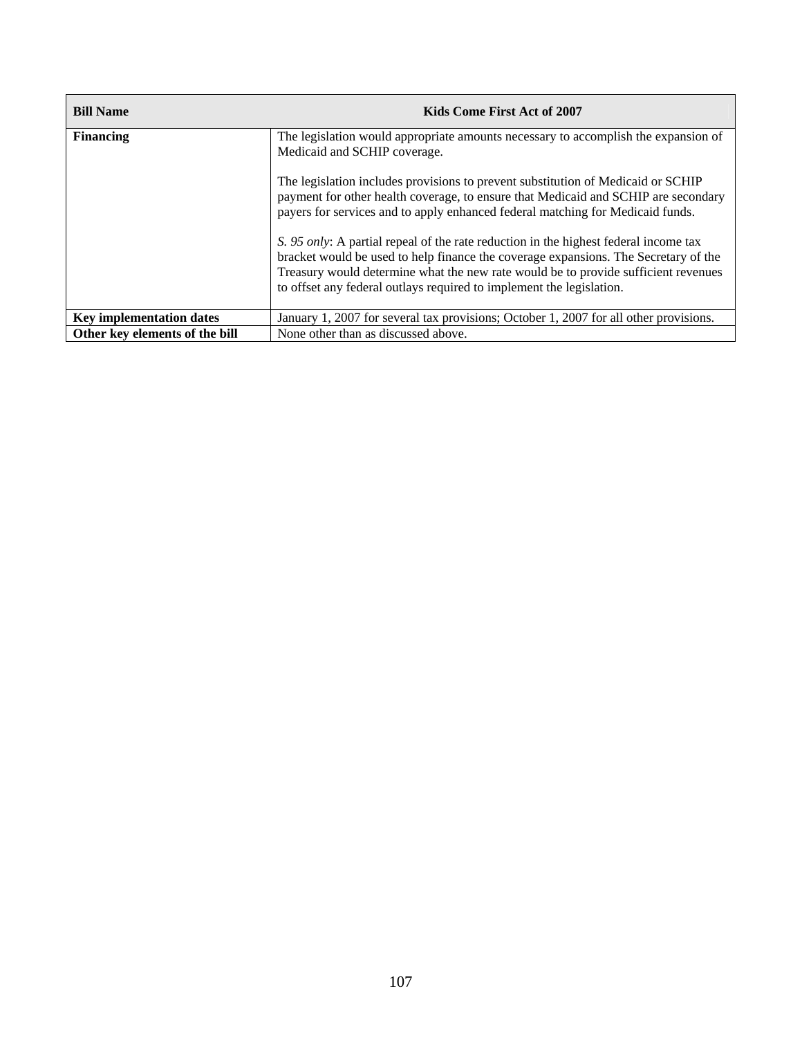| Bill Name | Kids Come First Act of 2007 |
| --- | --- |
| **Financing** | The legislation would appropriate amounts necessary to accomplish the expansion of Medicaid and SCHIP coverage.<br><br>The legislation includes provisions to prevent substitution of Medicaid or SCHIP payment for other health coverage, to ensure that Medicaid and SCHIP are secondary payers for services and to apply enhanced federal matching for Medicaid funds.<br><br>*S. 95 only*: A partial repeal of the rate reduction in the highest federal income tax bracket would be used to help finance the coverage expansions. The Secretary of the Treasury would determine what the new rate would be to provide sufficient revenues to offset any federal outlays required to implement the legislation. |
| **Key implementation dates** | January 1, 2007 for several tax provisions; October 1, 2007 for all other provisions. |
| **Other key elements of the bill** | None other than as discussed above. |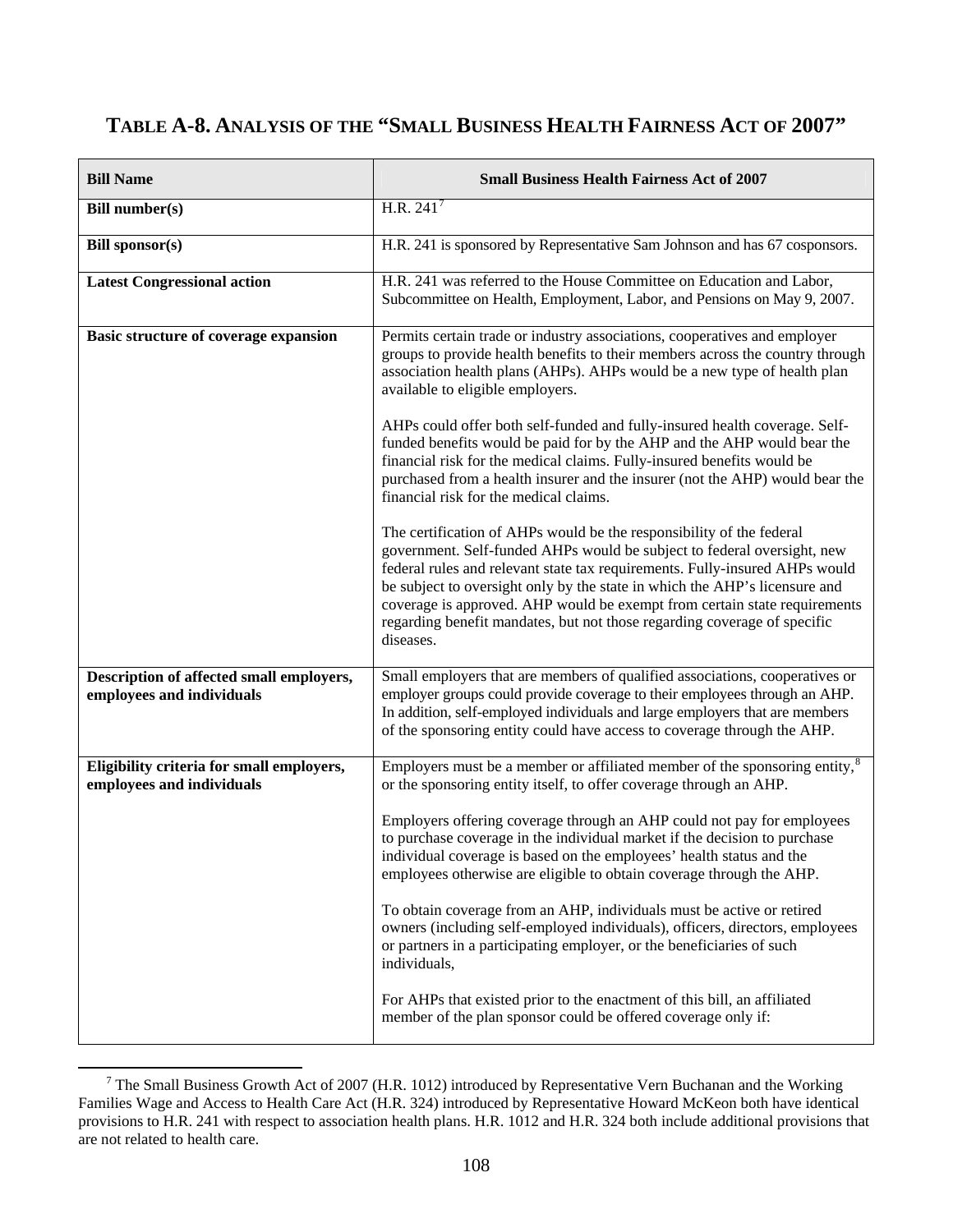## TABLE A-8. ANALYSIS OF THE "SMALL BUSINESS HEALTH FAIRNESS ACT OF 2007"

| Bill Name | Small Business Health Fairness Act of 2007 |
|---|---|
| **Bill number(s)** | H.R. 241[7] |
| **Bill sponsor(s)** | H.R. 241 is sponsored by Representative Sam Johnson and has 67 cosponsors. |
| **Latest Congressional action** | H.R. 241 was referred to the House Committee on Education and Labor, Subcommittee on Health, Employment, Labor, and Pensions on May 9, 2007. |
| **Basic structure of coverage expansion** | Permits certain trade or industry associations, cooperatives and employer groups to provide health benefits to their members across the country through association health plans (AHPs). AHPs would be a new type of health plan available to eligible employers.<br><br>AHPs could offer both self-funded and fully-insured health coverage. Self-funded benefits would be paid for by the AHP and the AHP would bear the financial risk for the medical claims. Fully-insured benefits would be purchased from a health insurer and the insurer (not the AHP) would bear the financial risk for the medical claims.<br><br>The certification of AHPs would be the responsibility of the federal government. Self-funded AHPs would be subject to federal oversight, new federal rules and relevant state tax requirements. Fully-insured AHPs would be subject to oversight only by the state in which the AHP's licensure and coverage is approved. AHP would be exempt from certain state requirements regarding benefit mandates, but not those regarding coverage of specific diseases. |
| **Description of affected small employers, employees and individuals** | Small employers that are members of qualified associations, cooperatives or employer groups could provide coverage to their employees through an AHP. In addition, self-employed individuals and large employers that are members of the sponsoring entity could have access to coverage through the AHP. |
| **Eligibility criteria for small employers, employees and individuals** | Employers must be a member or affiliated member of the sponsoring entity,[8] or the sponsoring entity itself, to offer coverage through an AHP.<br><br>Employers offering coverage through an AHP could not pay for employees to purchase coverage in the individual market if the decision to purchase individual coverage is based on the employees' health status and the employees otherwise are eligible to obtain coverage through the AHP.<br><br>To obtain coverage from an AHP, individuals must be active or retired owners (including self-employed individuals), officers, directors, employees or partners in a participating employer, or the beneficiaries of such individuals,<br><br>For AHPs that existed prior to the enactment of this bill, an affiliated member of the plan sponsor could be offered coverage only if: |

[7] The Small Business Growth Act of 2007 (H.R. 1012) introduced by Representative Vern Buchanan and the Working Families Wage and Access to Health Care Act (H.R. 324) introduced by Representative Howard McKeon both have identical provisions to H.R. 241 with respect to association health plans. H.R. 1012 and H.R. 324 both include additional provisions that are not related to health care.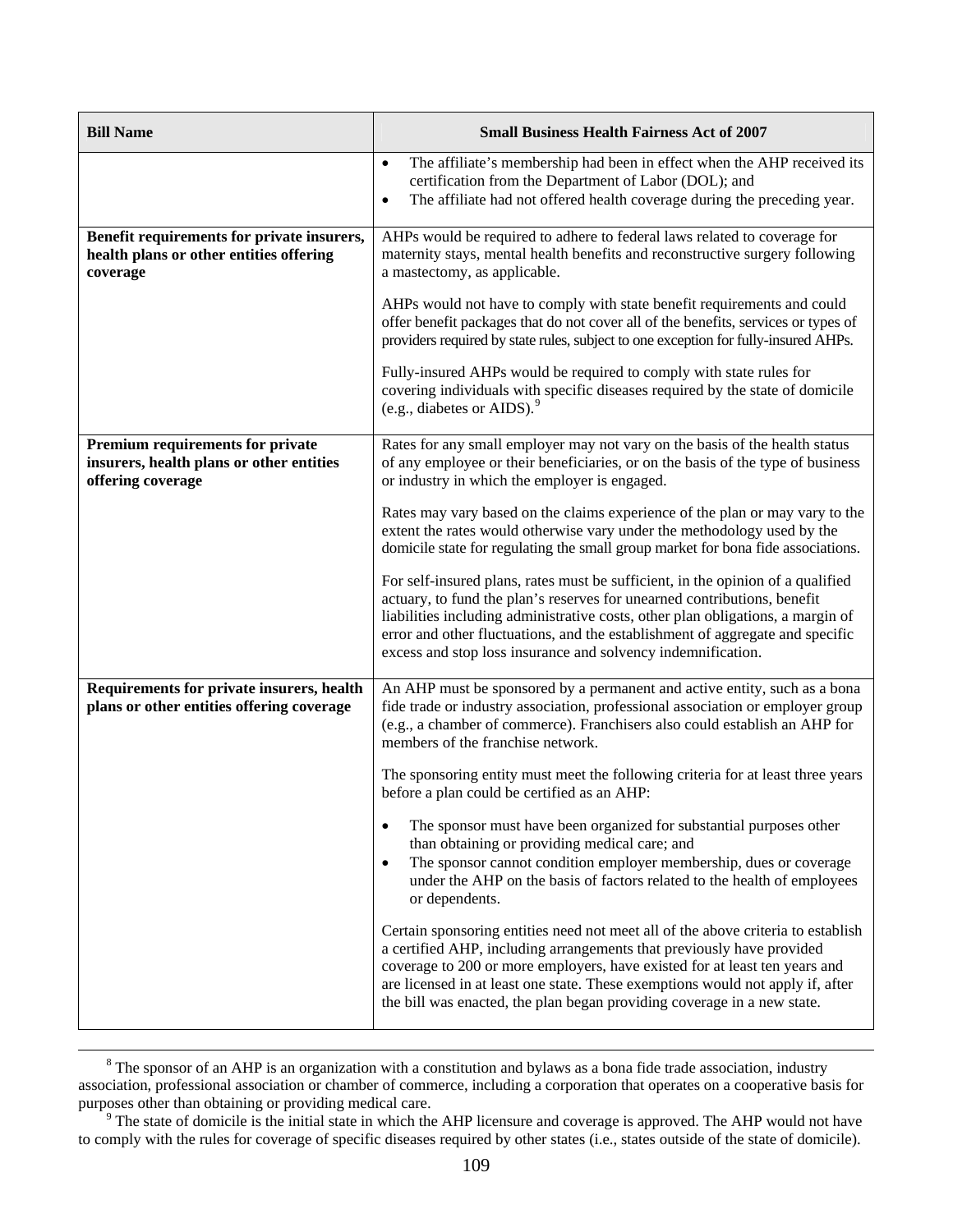| Bill Name | Small Business Health Fairness Act of 2007 |
|---|---|
| | • The affiliate's membership had been in effect when the AHP received its certification from the Department of Labor (DOL); and<br>• The affiliate had not offered health coverage during the preceding year. |
| **Benefit requirements for private insurers, health plans or other entities offering coverage** | AHPs would be required to adhere to federal laws related to coverage for maternity stays, mental health benefits and reconstructive surgery following a mastectomy, as applicable.<br><br>AHPs would not have to comply with state benefit requirements and could offer benefit packages that do not cover all of the benefits, services or types of providers required by state rules, subject to one exception for fully-insured AHPs.<br><br>Fully-insured AHPs would be required to comply with state rules for covering individuals with specific diseases required by the state of domicile (e.g., diabetes or AIDS).[9] |
| **Premium requirements for private insurers, health plans or other entities offering coverage** | Rates for any small employer may not vary on the basis of the health status of any employee or their beneficiaries, or on the basis of the type of business or industry in which the employer is engaged.<br><br>Rates may vary based on the claims experience of the plan or may vary to the extent the rates would otherwise vary under the methodology used by the domicile state for regulating the small group market for bona fide associations.<br><br>For self-insured plans, rates must be sufficient, in the opinion of a qualified actuary, to fund the plan's reserves for unearned contributions, benefit liabilities including administrative costs, other plan obligations, a margin of error and other fluctuations, and the establishment of aggregate and specific excess and stop loss insurance and solvency indemnification. |
| **Requirements for private insurers, health plans or other entities offering coverage** | An AHP must be sponsored by a permanent and active entity, such as a bona fide trade or industry association, professional association or employer group (e.g., a chamber of commerce). Franchisers also could establish an AHP for members of the franchise network.<br><br>The sponsoring entity must meet the following criteria for at least three years before a plan could be certified as an AHP:<br><br>• The sponsor must have been organized for substantial purposes other than obtaining or providing medical care; and<br>• The sponsor cannot condition employer membership, dues or coverage under the AHP on the basis of factors related to the health of employees or dependents.<br><br>Certain sponsoring entities need not meet all of the above criteria to establish a certified AHP, including arrangements that previously have provided coverage to 200 or more employers, have existed for at least ten years and are licensed in at least one state. These exemptions would not apply if, after the bill was enacted, the plan began providing coverage in a new state. |

[8] The sponsor of an AHP is an organization with a constitution and bylaws as a bona fide trade association, industry association, professional association or chamber of commerce, including a corporation that operates on a cooperative basis for purposes other than obtaining or providing medical care.

[9] The state of domicile is the initial state in which the AHP licensure and coverage is approved. The AHP would not have to comply with the rules for coverage of specific diseases required by other states (i.e., states outside of the state of domicile).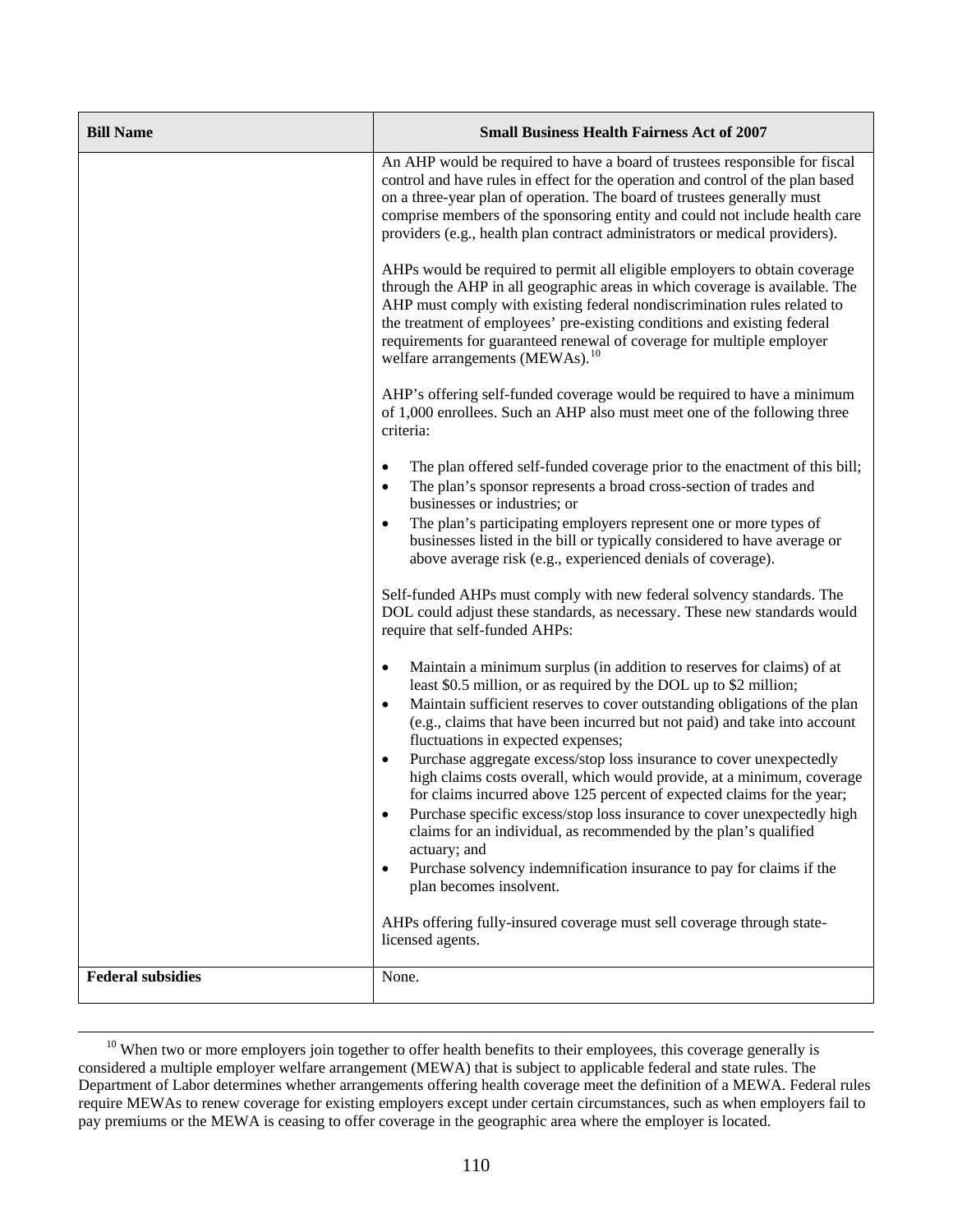| Bill Name | Small Business Health Fairness Act of 2007 |
| --- | --- |
| | An AHP would be required to have a board of trustees responsible for fiscal control and have rules in effect for the operation and control of the plan based on a three-year plan of operation. The board of trustees generally must comprise members of the sponsoring entity and could not include health care providers (e.g., health plan contract administrators or medical providers).<br><br>AHPs would be required to permit all eligible employers to obtain coverage through the AHP in all geographic areas in which coverage is available. The AHP must comply with existing federal nondiscrimination rules related to the treatment of employees' pre-existing conditions and existing federal requirements for guaranteed renewal of coverage for multiple employer welfare arrangements (MEWAs).[10]<br><br>AHP's offering self-funded coverage would be required to have a minimum of 1,000 enrollees. Such an AHP also must meet one of the following three criteria:<br><br>• The plan offered self-funded coverage prior to the enactment of this bill;<br>• The plan's sponsor represents a broad cross-section of trades and businesses or industries; or<br>• The plan's participating employers represent one or more types of businesses listed in the bill or typically considered to have average or above average risk (e.g., experienced denials of coverage).<br><br>Self-funded AHPs must comply with new federal solvency standards. The DOL could adjust these standards, as necessary. These new standards would require that self-funded AHPs:<br><br>• Maintain a minimum surplus (in addition to reserves for claims) of at least \$0.5 million, or as required by the DOL up to \$2 million;<br>• Maintain sufficient reserves to cover outstanding obligations of the plan (e.g., claims that have been incurred but not paid) and take into account fluctuations in expected expenses;<br>• Purchase aggregate excess/stop loss insurance to cover unexpectedly high claims costs overall, which would provide, at a minimum, coverage for claims incurred above 125 percent of expected claims for the year;<br>• Purchase specific excess/stop loss insurance to cover unexpectedly high claims for an individual, as recommended by the plan's qualified actuary; and<br>• Purchase solvency indemnification insurance to pay for claims if the plan becomes insolvent.<br><br>AHPs offering fully-insured coverage must sell coverage through state-licensed agents. |
| **Federal subsidies** | None. |

[10] When two or more employers join together to offer health benefits to their employees, this coverage generally is considered a multiple employer welfare arrangement (MEWA) that is subject to applicable federal and state rules. The Department of Labor determines whether arrangements offering health coverage meet the definition of a MEWA. Federal rules require MEWAs to renew coverage for existing employers except under certain circumstances, such as when employers fail to pay premiums or the MEWA is ceasing to offer coverage in the geographic area where the employer is located.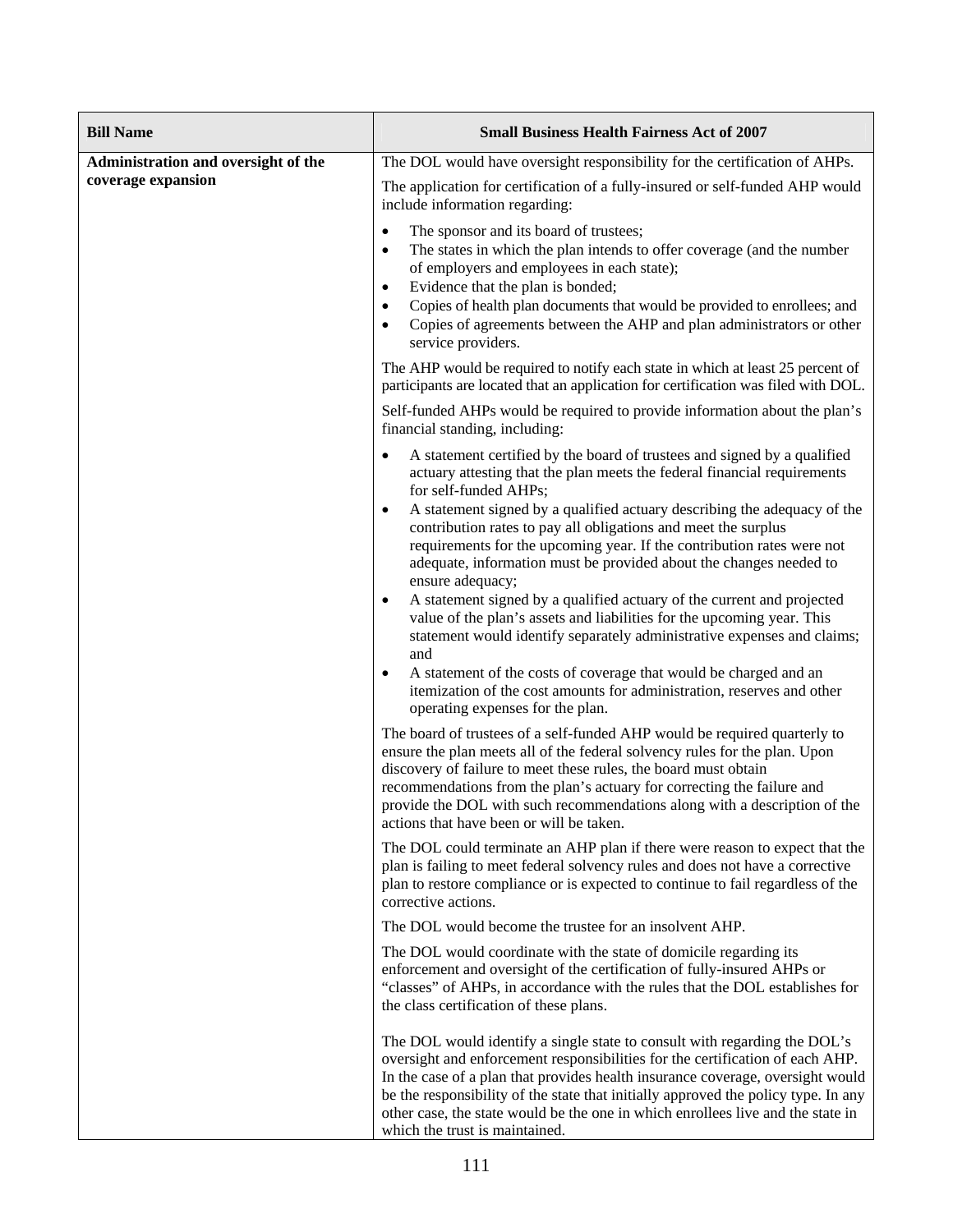| **Bill Name** | **Small Business Health Fairness Act of 2007** |
|---|---|
| **Administration and oversight of the coverage expansion** | The DOL would have oversight responsibility for the certification of AHPs.<br><br>The application for certification of a fully-insured or self-funded AHP would include information regarding:<br><br>• The sponsor and its board of trustees;<br>• The states in which the plan intends to offer coverage (and the number of employers and employees in each state);<br>• Evidence that the plan is bonded;<br>• Copies of health plan documents that would be provided to enrollees; and<br>• Copies of agreements between the AHP and plan administrators or other service providers.<br><br>The AHP would be required to notify each state in which at least 25 percent of participants are located that an application for certification was filed with DOL.<br><br>Self-funded AHPs would be required to provide information about the plan's financial standing, including:<br><br>• A statement certified by the board of trustees and signed by a qualified actuary attesting that the plan meets the federal financial requirements for self-funded AHPs;<br>• A statement signed by a qualified actuary describing the adequacy of the contribution rates to pay all obligations and meet the surplus requirements for the upcoming year. If the contribution rates were not adequate, information must be provided about the changes needed to ensure adequacy;<br>• A statement signed by a qualified actuary of the current and projected value of the plan's assets and liabilities for the upcoming year. This statement would identify separately administrative expenses and claims; and<br>• A statement of the costs of coverage that would be charged and an itemization of the cost amounts for administration, reserves and other operating expenses for the plan.<br><br>The board of trustees of a self-funded AHP would be required quarterly to ensure the plan meets all of the federal solvency rules for the plan. Upon discovery of failure to meet these rules, the board must obtain recommendations from the plan's actuary for correcting the failure and provide the DOL with such recommendations along with a description of the actions that have been or will be taken.<br><br>The DOL could terminate an AHP plan if there were reason to expect that the plan is failing to meet federal solvency rules and does not have a corrective plan to restore compliance or is expected to continue to fail regardless of the corrective actions.<br><br>The DOL would become the trustee for an insolvent AHP.<br><br>The DOL would coordinate with the state of domicile regarding its enforcement and oversight of the certification of fully-insured AHPs or "classes" of AHPs, in accordance with the rules that the DOL establishes for the class certification of these plans.<br><br>The DOL would identify a single state to consult with regarding the DOL's oversight and enforcement responsibilities for the certification of each AHP. In the case of a plan that provides health insurance coverage, oversight would be the responsibility of the state that initially approved the policy type. In any other case, the state would be the one in which enrollees live and the state in which the trust is maintained. |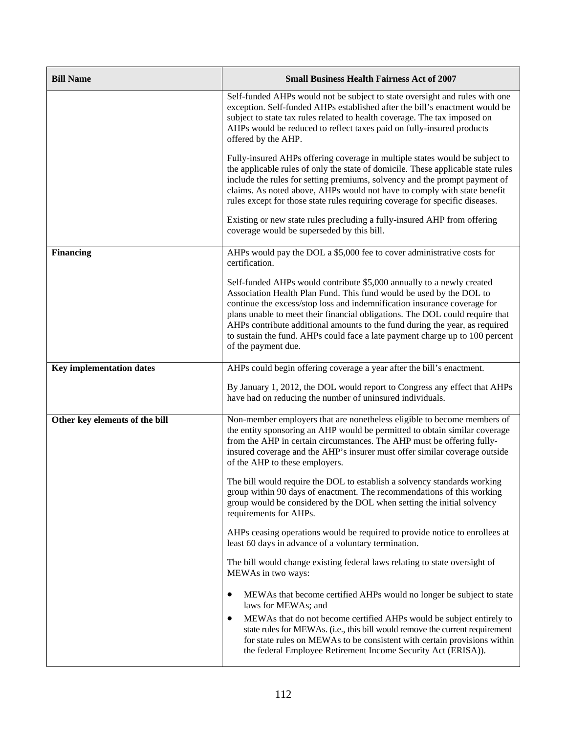| Bill Name | Small Business Health Fairness Act of 2007 |
|---|---|
| | Self-funded AHPs would not be subject to state oversight and rules with one exception. Self-funded AHPs established after the bill's enactment would be subject to state tax rules related to health coverage. The tax imposed on AHPs would be reduced to reflect taxes paid on fully-insured products offered by the AHP.<br><br>Fully-insured AHPs offering coverage in multiple states would be subject to the applicable rules of only the state of domicile. These applicable state rules include the rules for setting premiums, solvency and the prompt payment of claims. As noted above, AHPs would not have to comply with state benefit rules except for those state rules requiring coverage for specific diseases.<br><br>Existing or new state rules precluding a fully-insured AHP from offering coverage would be superseded by this bill. |
| **Financing** | AHPs would pay the DOL a $5,000 fee to cover administrative costs for certification.<br><br>Self-funded AHPs would contribute $5,000 annually to a newly created Association Health Plan Fund. This fund would be used by the DOL to continue the excess/stop loss and indemnification insurance coverage for plans unable to meet their financial obligations. The DOL could require that AHPs contribute additional amounts to the fund during the year, as required to sustain the fund. AHPs could face a late payment charge up to 100 percent of the payment due. |
| **Key implementation dates** | AHPs could begin offering coverage a year after the bill's enactment.<br><br>By January 1, 2012, the DOL would report to Congress any effect that AHPs have had on reducing the number of uninsured individuals. |
| **Other key elements of the bill** | Non-member employers that are nonetheless eligible to become members of the entity sponsoring an AHP would be permitted to obtain similar coverage from the AHP in certain circumstances. The AHP must be offering fully-insured coverage and the AHP's insurer must offer similar coverage outside of the AHP to these employers.<br><br>The bill would require the DOL to establish a solvency standards working group within 90 days of enactment. The recommendations of this working group would be considered by the DOL when setting the initial solvency requirements for AHPs.<br><br>AHPs ceasing operations would be required to provide notice to enrollees at least 60 days in advance of a voluntary termination.<br><br>The bill would change existing federal laws relating to state oversight of MEWAs in two ways:<br><br>• MEWAs that become certified AHPs would no longer be subject to state laws for MEWAs; and<br>• MEWAs that do not become certified AHPs would be subject entirely to state rules for MEWAs. (i.e., this bill would remove the current requirement for state rules on MEWAs to be consistent with certain provisions within the federal Employee Retirement Income Security Act (ERISA)). |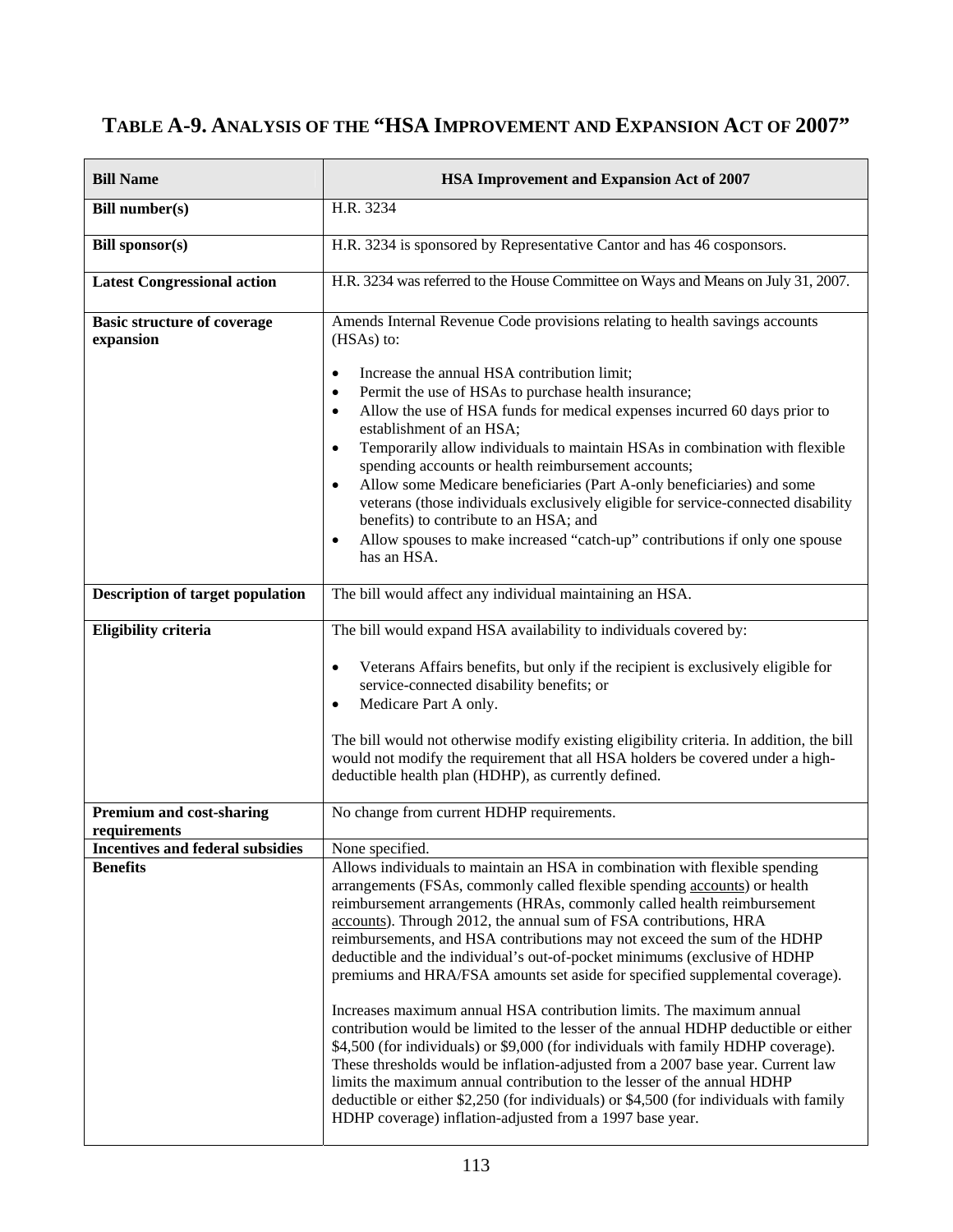## TABLE A-9. ANALYSIS OF THE "HSA IMPROVEMENT AND EXPANSION ACT OF 2007"

| Bill Name | HSA Improvement and Expansion Act of 2007 |
|---|---|
| **Bill number(s)** | H.R. 3234 |
| **Bill sponsor(s)** | H.R. 3234 is sponsored by Representative Cantor and has 46 cosponsors. |
| **Latest Congressional action** | H.R. 3234 was referred to the House Committee on Ways and Means on July 31, 2007. |
| **Basic structure of coverage expansion** | Amends Internal Revenue Code provisions relating to health savings accounts (HSAs) to:<br><br>• Increase the annual HSA contribution limit;<br>• Permit the use of HSAs to purchase health insurance;<br>• Allow the use of HSA funds for medical expenses incurred 60 days prior to establishment of an HSA;<br>• Temporarily allow individuals to maintain HSAs in combination with flexible spending accounts or health reimbursement accounts;<br>• Allow some Medicare beneficiaries (Part A-only beneficiaries) and some veterans (those individuals exclusively eligible for service-connected disability benefits) to contribute to an HSA; and<br>• Allow spouses to make increased "catch-up" contributions if only one spouse has an HSA. |
| **Description of target population** | The bill would affect any individual maintaining an HSA. |
| **Eligibility criteria** | The bill would expand HSA availability to individuals covered by:<br><br>• Veterans Affairs benefits, but only if the recipient is exclusively eligible for service-connected disability benefits; or<br>• Medicare Part A only.<br><br>The bill would not otherwise modify existing eligibility criteria. In addition, the bill would not modify the requirement that all HSA holders be covered under a high-deductible health plan (HDHP), as currently defined. |
| **Premium and cost-sharing requirements** | No change from current HDHP requirements. |
| **Incentives and federal subsidies** | None specified. |
| **Benefits** | Allows individuals to maintain an HSA in combination with flexible spending arrangements (FSAs, commonly called flexible spending accounts) or health reimbursement arrangements (HRAs, commonly called health reimbursement accounts). Through 2012, the annual sum of FSA contributions, HRA reimbursements, and HSA contributions may not exceed the sum of the HDHP deductible and the individual's out-of-pocket minimums (exclusive of HDHP premiums and HRA/FSA amounts set aside for specified supplemental coverage).<br><br>Increases maximum annual HSA contribution limits. The maximum annual contribution would be limited to the lesser of the annual HDHP deductible or either \$4,500 (for individuals) or \$9,000 (for individuals with family HDHP coverage). These thresholds would be inflation-adjusted from a 2007 base year. Current law limits the maximum annual contribution to the lesser of the annual HDHP deductible or either \$2,250 (for individuals) or \$4,500 (for individuals with family HDHP coverage) inflation-adjusted from a 1997 base year. |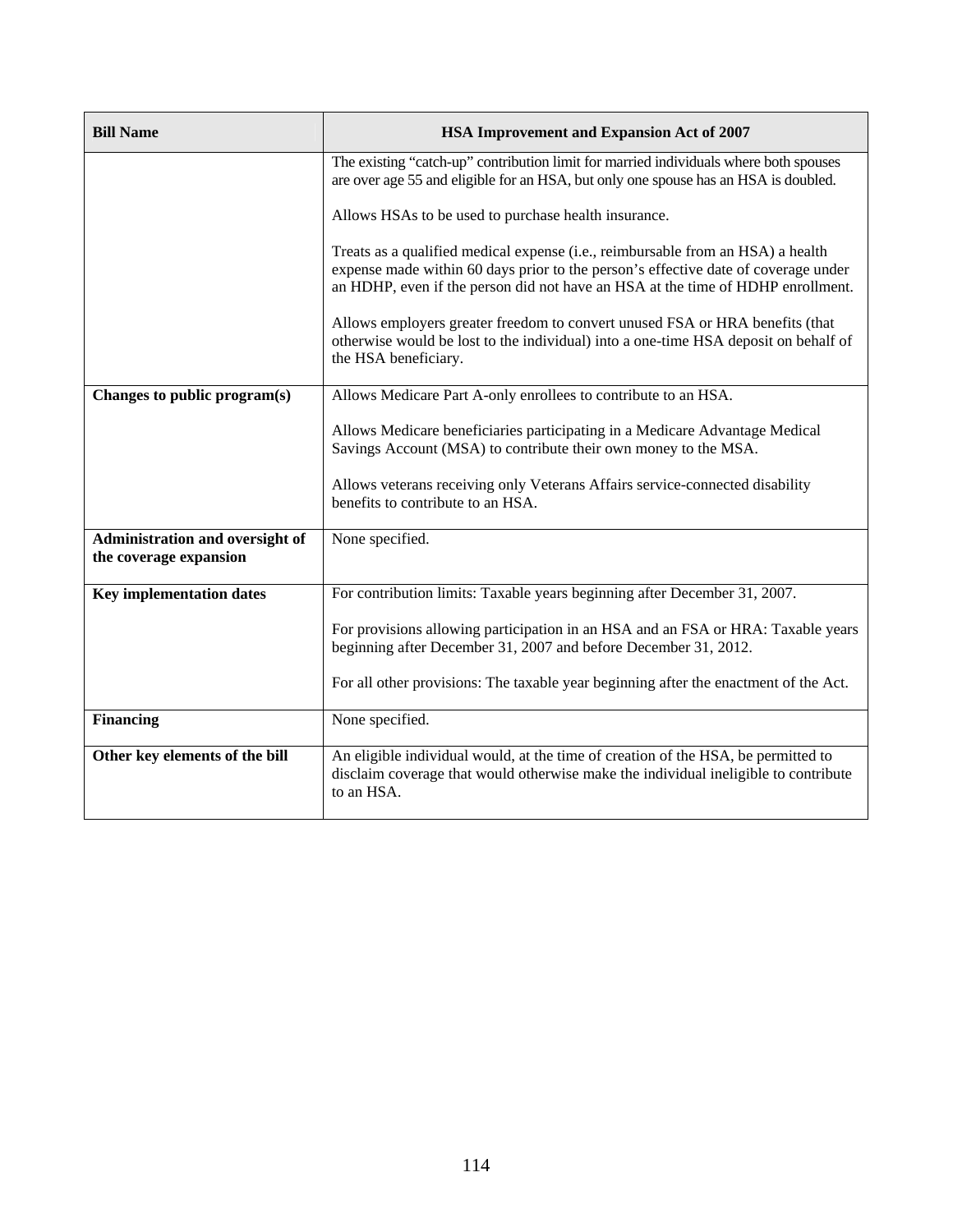| Bill Name | HSA Improvement and Expansion Act of 2007 |
|---|---|
| | The existing "catch-up" contribution limit for married individuals where both spouses are over age 55 and eligible for an HSA, but only one spouse has an HSA is doubled.<br><br>Allows HSAs to be used to purchase health insurance.<br><br>Treats as a qualified medical expense (i.e., reimbursable from an HSA) a health expense made within 60 days prior to the person's effective date of coverage under an HDHP, even if the person did not have an HSA at the time of HDHP enrollment.<br><br>Allows employers greater freedom to convert unused FSA or HRA benefits (that otherwise would be lost to the individual) into a one-time HSA deposit on behalf of the HSA beneficiary. |
| **Changes to public program(s)** | Allows Medicare Part A-only enrollees to contribute to an HSA.<br><br>Allows Medicare beneficiaries participating in a Medicare Advantage Medical Savings Account (MSA) to contribute their own money to the MSA.<br><br>Allows veterans receiving only Veterans Affairs service-connected disability benefits to contribute to an HSA. |
| **Administration and oversight of the coverage expansion** | None specified. |
| **Key implementation dates** | For contribution limits: Taxable years beginning after December 31, 2007.<br><br>For provisions allowing participation in an HSA and an FSA or HRA: Taxable years beginning after December 31, 2007 and before December 31, 2012.<br><br>For all other provisions: The taxable year beginning after the enactment of the Act. |
| **Financing** | None specified. |
| **Other key elements of the bill** | An eligible individual would, at the time of creation of the HSA, be permitted to disclaim coverage that would otherwise make the individual ineligible to contribute to an HSA. |